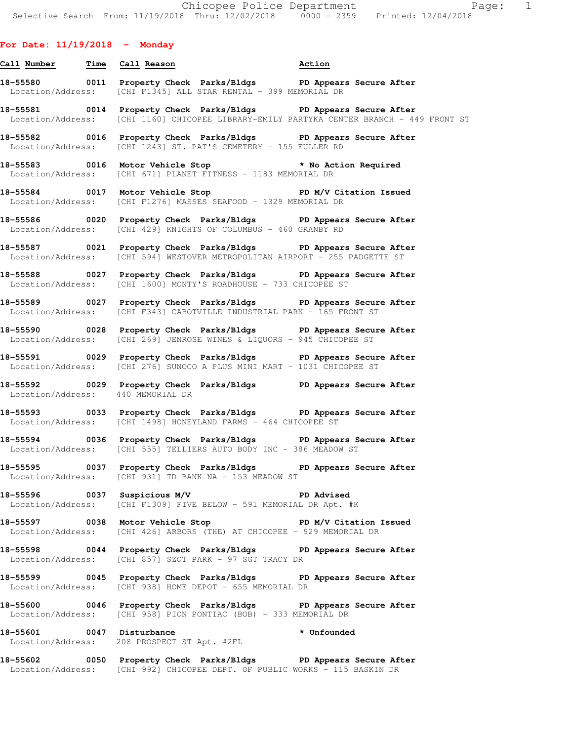Chicopee Police Department
Selective Search From: 11/19/2018 Thru: 12/02/2018 0000 - 2359 Printed: 12/04/2018

## For Date: 11/19/2018 - Monday

| Call Number | Time | Call Reason | Action |
|---|---|---|---|
| 18-55580 | 0011 | Property Check Parks/Bldgs | PD Appears Secure After |
| Location/Address: | | [CHI F1345] ALL STAR RENTAL - 399 MEMORIAL DR | |
| 18-55581 | 0014 | Property Check Parks/Bldgs | PD Appears Secure After |
| Location/Address: | | [CHI 1160] CHICOPEE LIBRARY-EMILY PARTYKA CENTER BRANCH - 449 FRONT ST | |
| 18-55582 | 0016 | Property Check Parks/Bldgs | PD Appears Secure After |
| Location/Address: | | [CHI 1243] ST. PAT'S CEMETERY - 155 FULLER RD | |
| 18-55583 | 0016 | Motor Vehicle Stop | * No Action Required |
| Location/Address: | | [CHI 671] PLANET FITNESS - 1183 MEMORIAL DR | |
| 18-55584 | 0017 | Motor Vehicle Stop | PD M/V Citation Issued |
| Location/Address: | | [CHI F1276] MASSES SEAFOOD - 1329 MEMORIAL DR | |
| 18-55586 | 0020 | Property Check Parks/Bldgs | PD Appears Secure After |
| Location/Address: | | [CHI 429] KNIGHTS OF COLUMBUS - 460 GRANBY RD | |
| 18-55587 | 0021 | Property Check Parks/Bldgs | PD Appears Secure After |
| Location/Address: | | [CHI 594] WESTOVER METROPOLITAN AIRPORT - 255 PADGETTE ST | |
| 18-55588 | 0027 | Property Check Parks/Bldgs | PD Appears Secure After |
| Location/Address: | | [CHI 1600] MONTY'S ROADHOUSE - 733 CHICOPEE ST | |
| 18-55589 | 0027 | Property Check Parks/Bldgs | PD Appears Secure After |
| Location/Address: | | [CHI F343] CABOTVILLE INDUSTRIAL PARK - 165 FRONT ST | |
| 18-55590 | 0028 | Property Check Parks/Bldgs | PD Appears Secure After |
| Location/Address: | | [CHI 269] JENROSE WINES & LIQUORS - 945 CHICOPEE ST | |
| 18-55591 | 0029 | Property Check Parks/Bldgs | PD Appears Secure After |
| Location/Address: | | [CHI 276] SUNOCO A PLUS MINI MART - 1031 CHICOPEE ST | |
| 18-55592 | 0029 | Property Check Parks/Bldgs | PD Appears Secure After |
| Location/Address: | | 440 MEMORIAL DR | |
| 18-55593 | 0033 | Property Check Parks/Bldgs | PD Appears Secure After |
| Location/Address: | | [CHI 1498] HONEYLAND FARMS - 464 CHICOPEE ST | |
| 18-55594 | 0036 | Property Check Parks/Bldgs | PD Appears Secure After |
| Location/Address: | | [CHI 555] TELLIERS AUTO BODY INC - 386 MEADOW ST | |
| 18-55595 | 0037 | Property Check Parks/Bldgs | PD Appears Secure After |
| Location/Address: | | [CHI 931] TD BANK NA - 153 MEADOW ST | |
| 18-55596 | 0037 | Suspicious M/V | PD Advised |
| Location/Address: | | [CHI F1309] FIVE BELOW - 591 MEMORIAL DR Apt. #K | |
| 18-55597 | 0038 | Motor Vehicle Stop | PD M/V Citation Issued |
| Location/Address: | | [CHI 426] ARBORS (THE) AT CHICOPEE - 929 MEMORIAL DR | |
| 18-55598 | 0044 | Property Check Parks/Bldgs | PD Appears Secure After |
| Location/Address: | | [CHI 857] SZOT PARK - 97 SGT TRACY DR | |
| 18-55599 | 0045 | Property Check Parks/Bldgs | PD Appears Secure After |
| Location/Address: | | [CHI 938] HOME DEPOT - 655 MEMORIAL DR | |
| 18-55600 | 0046 | Property Check Parks/Bldgs | PD Appears Secure After |
| Location/Address: | | [CHI 958] PION PONTIAC (BOB) - 333 MEMORIAL DR | |
| 18-55601 | 0047 | Disturbance | * Unfounded |
| Location/Address: | | 208 PROSPECT ST Apt. #2FL | |
| 18-55602 | 0050 | Property Check Parks/Bldgs | PD Appears Secure After |
| Location/Address: | | [CHI 992] CHICOPEE DEPT. OF PUBLIC WORKS - 115 BASKIN DR | |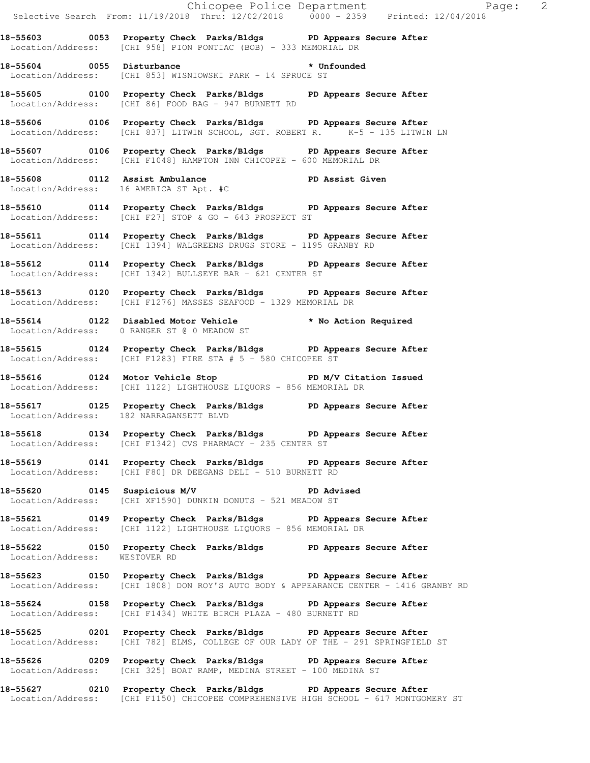**18-55603 0053 Property Check Parks/Bldgs PD Appears Secure After**
Location/Address: [CHI 958] PION PONTIAC (BOB) - 333 MEMORIAL DR

**18-55604 0055 Disturbance * Unfounded**
Location/Address: [CHI 853] WISNIOWSKI PARK - 14 SPRUCE ST

**18-55605 0100 Property Check Parks/Bldgs PD Appears Secure After**
Location/Address: [CHI 86] FOOD BAG - 947 BURNETT RD

**18-55606 0106 Property Check Parks/Bldgs PD Appears Secure After**
Location/Address: [CHI 837] LITWIN SCHOOL, SGT. ROBERT R. K-5 - 135 LITWIN LN

**18-55607 0106 Property Check Parks/Bldgs PD Appears Secure After**
Location/Address: [CHI F1048] HAMPTON INN CHICOPEE - 600 MEMORIAL DR

**18-55608 0112 Assist Ambulance PD Assist Given**
Location/Address: 16 AMERICA ST Apt. #C

**18-55610 0114 Property Check Parks/Bldgs PD Appears Secure After**
Location/Address: [CHI F27] STOP & GO - 643 PROSPECT ST

**18-55611 0114 Property Check Parks/Bldgs PD Appears Secure After**
Location/Address: [CHI 1394] WALGREENS DRUGS STORE - 1195 GRANBY RD

**18-55612 0114 Property Check Parks/Bldgs PD Appears Secure After**
Location/Address: [CHI 1342] BULLSEYE BAR - 621 CENTER ST

**18-55613 0120 Property Check Parks/Bldgs PD Appears Secure After**
Location/Address: [CHI F1276] MASSES SEAFOOD - 1329 MEMORIAL DR

**18-55614 0122 Disabled Motor Vehicle * No Action Required**
Location/Address: 0 RANGER ST @ 0 MEADOW ST

**18-55615 0124 Property Check Parks/Bldgs PD Appears Secure After**
Location/Address: [CHI F1283] FIRE STA # 5 - 580 CHICOPEE ST

**18-55616 0124 Motor Vehicle Stop PD M/V Citation Issued**
Location/Address: [CHI 1122] LIGHTHOUSE LIQUORS - 856 MEMORIAL DR

**18-55617 0125 Property Check Parks/Bldgs PD Appears Secure After**
Location/Address: 182 NARRAGANSETT BLVD

**18-55618 0134 Property Check Parks/Bldgs PD Appears Secure After**
Location/Address: [CHI F1342] CVS PHARMACY - 235 CENTER ST

**18-55619 0141 Property Check Parks/Bldgs PD Appears Secure After**
Location/Address: [CHI F80] DR DEEGANS DELI - 510 BURNETT RD

**18-55620 0145 Suspicious M/V PD Advised**
Location/Address: [CHI XF1590] DUNKIN DONUTS - 521 MEADOW ST

**18-55621 0149 Property Check Parks/Bldgs PD Appears Secure After**
Location/Address: [CHI 1122] LIGHTHOUSE LIQUORS - 856 MEMORIAL DR

**18-55622 0150 Property Check Parks/Bldgs PD Appears Secure After**
Location/Address: WESTOVER RD

**18-55623 0150 Property Check Parks/Bldgs PD Appears Secure After**
Location/Address: [CHI 1808] DON ROY'S AUTO BODY & APPEARANCE CENTER - 1416 GRANBY RD

**18-55624 0158 Property Check Parks/Bldgs PD Appears Secure After**
Location/Address: [CHI F1434] WHITE BIRCH PLAZA - 480 BURNETT RD

**18-55625 0201 Property Check Parks/Bldgs PD Appears Secure After**
Location/Address: [CHI 782] ELMS, COLLEGE OF OUR LADY OF THE - 291 SPRINGFIELD ST

**18-55626 0209 Property Check Parks/Bldgs PD Appears Secure After**
Location/Address: [CHI 325] BOAT RAMP, MEDINA STREET - 100 MEDINA ST

**18-55627 0210 Property Check Parks/Bldgs PD Appears Secure After**
Location/Address: [CHI F1150] CHICOPEE COMPREHENSIVE HIGH SCHOOL - 617 MONTGOMERY ST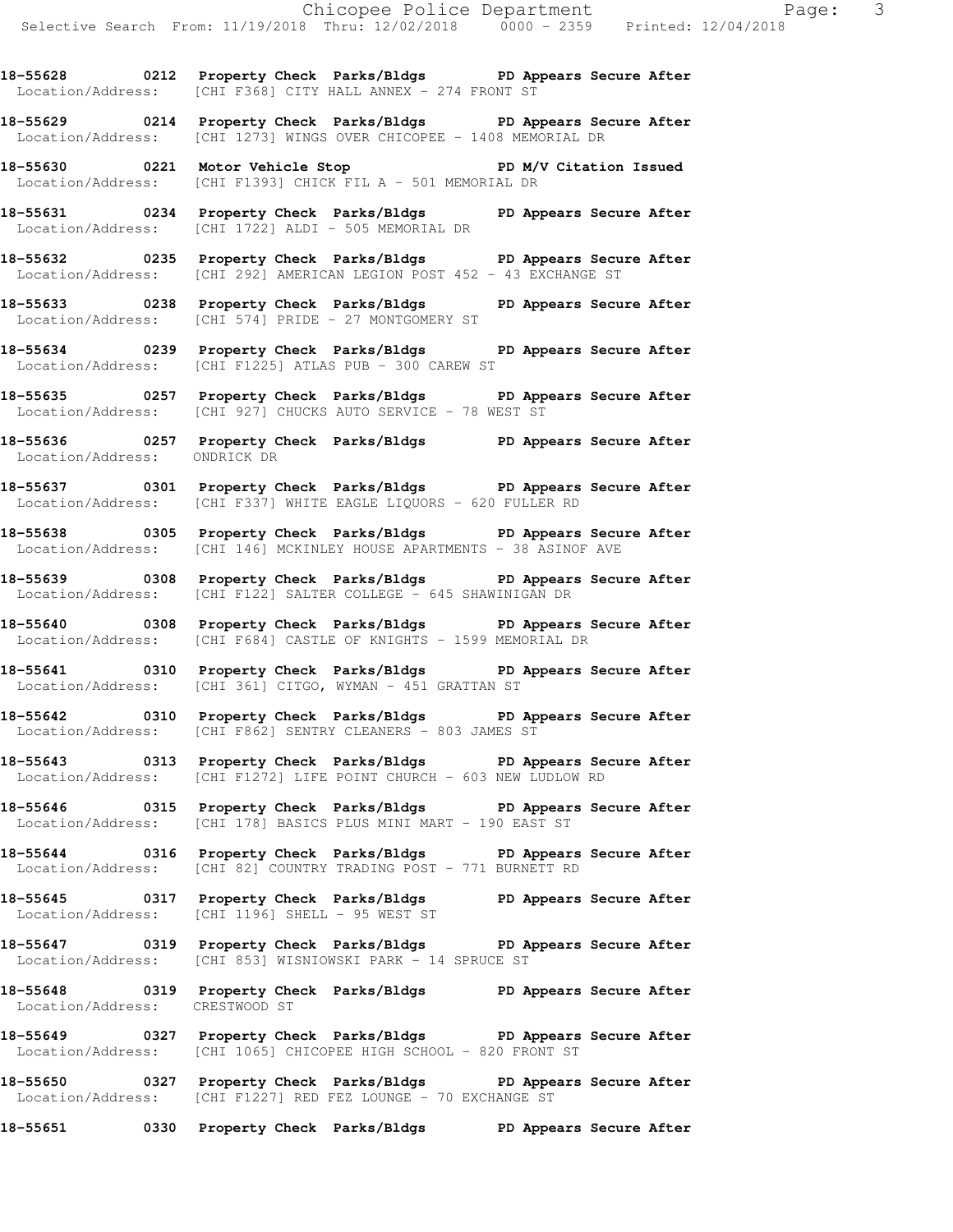**18-55628 0212 Property Check Parks/Bldgs PD Appears Secure After**
Location/Address: [CHI F368] CITY HALL ANNEX - 274 FRONT ST

**18-55629 0214 Property Check Parks/Bldgs PD Appears Secure After**
Location/Address: [CHI 1273] WINGS OVER CHICOPEE - 1408 MEMORIAL DR

**18-55630 0221 Motor Vehicle Stop PD M/V Citation Issued**
Location/Address: [CHI F1393] CHICK FIL A - 501 MEMORIAL DR

**18-55631 0234 Property Check Parks/Bldgs PD Appears Secure After**
Location/Address: [CHI 1722] ALDI - 505 MEMORIAL DR

**18-55632 0235 Property Check Parks/Bldgs PD Appears Secure After**
Location/Address: [CHI 292] AMERICAN LEGION POST 452 - 43 EXCHANGE ST

**18-55633 0238 Property Check Parks/Bldgs PD Appears Secure After**
Location/Address: [CHI 574] PRIDE - 27 MONTGOMERY ST

**18-55634 0239 Property Check Parks/Bldgs PD Appears Secure After**
Location/Address: [CHI F1225] ATLAS PUB - 300 CAREW ST

**18-55635 0257 Property Check Parks/Bldgs PD Appears Secure After**
Location/Address: [CHI 927] CHUCKS AUTO SERVICE - 78 WEST ST

**18-55636 0257 Property Check Parks/Bldgs PD Appears Secure After**
Location/Address: ONDRICK DR

**18-55637 0301 Property Check Parks/Bldgs PD Appears Secure After**
Location/Address: [CHI F337] WHITE EAGLE LIQUORS - 620 FULLER RD

**18-55638 0305 Property Check Parks/Bldgs PD Appears Secure After**
Location/Address: [CHI 146] MCKINLEY HOUSE APARTMENTS - 38 ASINOF AVE

**18-55639 0308 Property Check Parks/Bldgs PD Appears Secure After**
Location/Address: [CHI F122] SALTER COLLEGE - 645 SHAWINIGAN DR

**18-55640 0308 Property Check Parks/Bldgs PD Appears Secure After**
Location/Address: [CHI F684] CASTLE OF KNIGHTS - 1599 MEMORIAL DR

**18-55641 0310 Property Check Parks/Bldgs PD Appears Secure After**
Location/Address: [CHI 361] CITGO, WYMAN - 451 GRATTAN ST

**18-55642 0310 Property Check Parks/Bldgs PD Appears Secure After**
Location/Address: [CHI F862] SENTRY CLEANERS - 803 JAMES ST

**18-55643 0313 Property Check Parks/Bldgs PD Appears Secure After**
Location/Address: [CHI F1272] LIFE POINT CHURCH - 603 NEW LUDLOW RD

**18-55646 0315 Property Check Parks/Bldgs PD Appears Secure After**
Location/Address: [CHI 178] BASICS PLUS MINI MART - 190 EAST ST

**18-55644 0316 Property Check Parks/Bldgs PD Appears Secure After**
Location/Address: [CHI 82] COUNTRY TRADING POST - 771 BURNETT RD

**18-55645 0317 Property Check Parks/Bldgs PD Appears Secure After**
Location/Address: [CHI 1196] SHELL - 95 WEST ST

**18-55647 0319 Property Check Parks/Bldgs PD Appears Secure After**
Location/Address: [CHI 853] WISNIOWSKI PARK - 14 SPRUCE ST

**18-55648 0319 Property Check Parks/Bldgs PD Appears Secure After**
Location/Address: CRESTWOOD ST

**18-55649 0327 Property Check Parks/Bldgs PD Appears Secure After**
Location/Address: [CHI 1065] CHICOPEE HIGH SCHOOL - 820 FRONT ST

**18-55650 0327 Property Check Parks/Bldgs PD Appears Secure After**
Location/Address: [CHI F1227] RED FEZ LOUNGE - 70 EXCHANGE ST

**18-55651 0330 Property Check Parks/Bldgs PD Appears Secure After**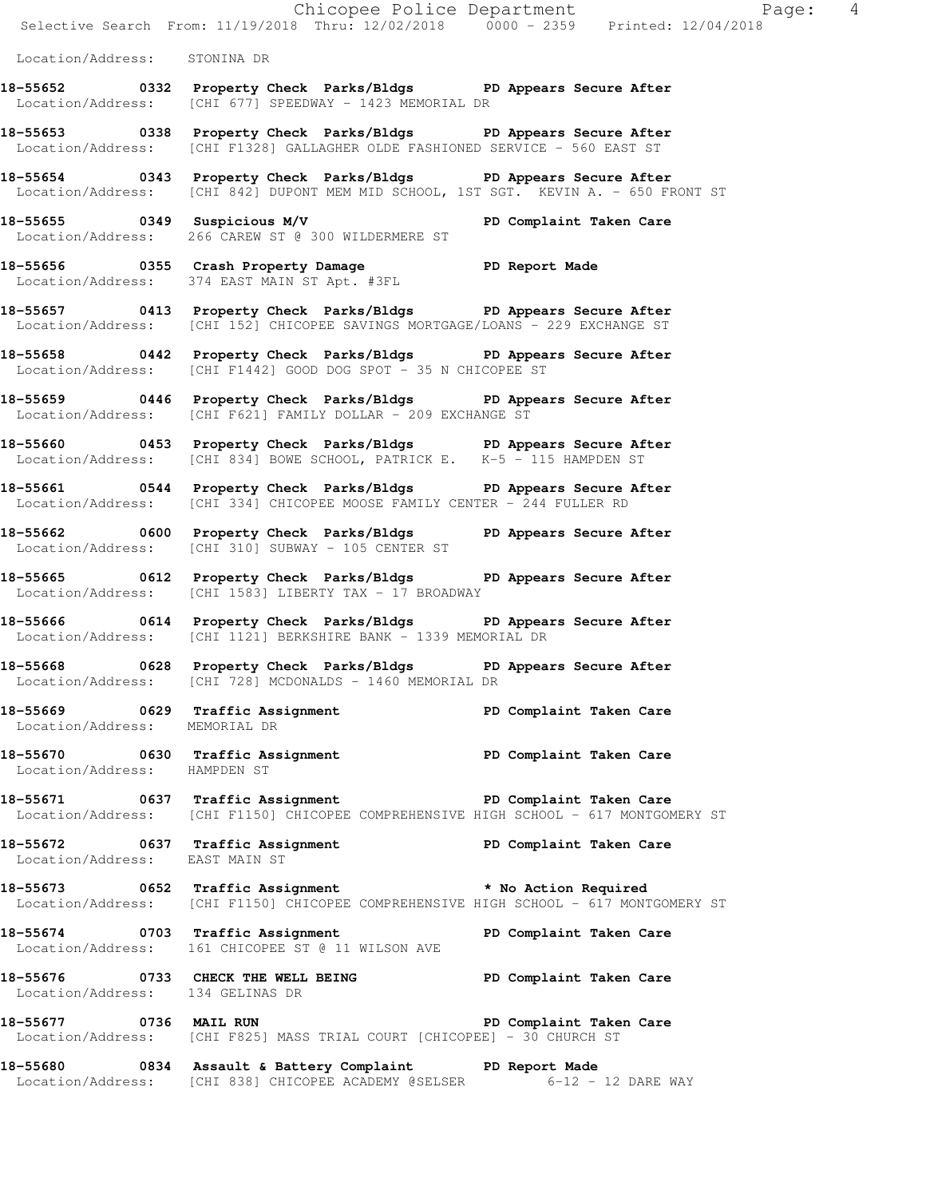Location/Address: STONINA DR

**18-55652 0332 Property Check Parks/Bldgs PD Appears Secure After**
Location/Address: [CHI 677] SPEEDWAY - 1423 MEMORIAL DR

**18-55653 0338 Property Check Parks/Bldgs PD Appears Secure After**
Location/Address: [CHI F1328] GALLAGHER OLDE FASHIONED SERVICE - 560 EAST ST

**18-55654 0343 Property Check Parks/Bldgs PD Appears Secure After**
Location/Address: [CHI 842] DUPONT MEM MID SCHOOL, 1ST SGT. KEVIN A. - 650 FRONT ST

**18-55655 0349 Suspicious M/V PD Complaint Taken Care**
Location/Address: 266 CAREW ST @ 300 WILDERMERE ST

**18-55656 0355 Crash Property Damage PD Report Made**
Location/Address: 374 EAST MAIN ST Apt. #3FL

**18-55657 0413 Property Check Parks/Bldgs PD Appears Secure After**
Location/Address: [CHI 152] CHICOPEE SAVINGS MORTGAGE/LOANS - 229 EXCHANGE ST

**18-55658 0442 Property Check Parks/Bldgs PD Appears Secure After**
Location/Address: [CHI F1442] GOOD DOG SPOT - 35 N CHICOPEE ST

**18-55659 0446 Property Check Parks/Bldgs PD Appears Secure After**
Location/Address: [CHI F621] FAMILY DOLLAR - 209 EXCHANGE ST

**18-55660 0453 Property Check Parks/Bldgs PD Appears Secure After**
Location/Address: [CHI 834] BOWE SCHOOL, PATRICK E. K-5 - 115 HAMPDEN ST

**18-55661 0544 Property Check Parks/Bldgs PD Appears Secure After**
Location/Address: [CHI 334] CHICOPEE MOOSE FAMILY CENTER - 244 FULLER RD

**18-55662 0600 Property Check Parks/Bldgs PD Appears Secure After**
Location/Address: [CHI 310] SUBWAY - 105 CENTER ST

**18-55665 0612 Property Check Parks/Bldgs PD Appears Secure After**
Location/Address: [CHI 1583] LIBERTY TAX - 17 BROADWAY

**18-55666 0614 Property Check Parks/Bldgs PD Appears Secure After**
Location/Address: [CHI 1121] BERKSHIRE BANK - 1339 MEMORIAL DR

**18-55668 0628 Property Check Parks/Bldgs PD Appears Secure After**
Location/Address: [CHI 728] MCDONALDS - 1460 MEMORIAL DR

**18-55669 0629 Traffic Assignment PD Complaint Taken Care**
Location/Address: MEMORIAL DR

**18-55670 0630 Traffic Assignment PD Complaint Taken Care**
Location/Address: HAMPDEN ST

**18-55671 0637 Traffic Assignment PD Complaint Taken Care**
Location/Address: [CHI F1150] CHICOPEE COMPREHENSIVE HIGH SCHOOL - 617 MONTGOMERY ST

**18-55672 0637 Traffic Assignment PD Complaint Taken Care**
Location/Address: EAST MAIN ST

**18-55673 0652 Traffic Assignment * No Action Required**
Location/Address: [CHI F1150] CHICOPEE COMPREHENSIVE HIGH SCHOOL - 617 MONTGOMERY ST

**18-55674 0703 Traffic Assignment PD Complaint Taken Care**
Location/Address: 161 CHICOPEE ST @ 11 WILSON AVE

**18-55676 0733 CHECK THE WELL BEING PD Complaint Taken Care**
Location/Address: 134 GELINAS DR

**18-55677 0736 MAIL RUN PD Complaint Taken Care**
Location/Address: [CHI F825] MASS TRIAL COURT [CHICOPEE] - 30 CHURCH ST

**18-55680 0834 Assault & Battery Complaint PD Report Made**
Location/Address: [CHI 838] CHICOPEE ACADEMY @SELSER 6-12 - 12 DARE WAY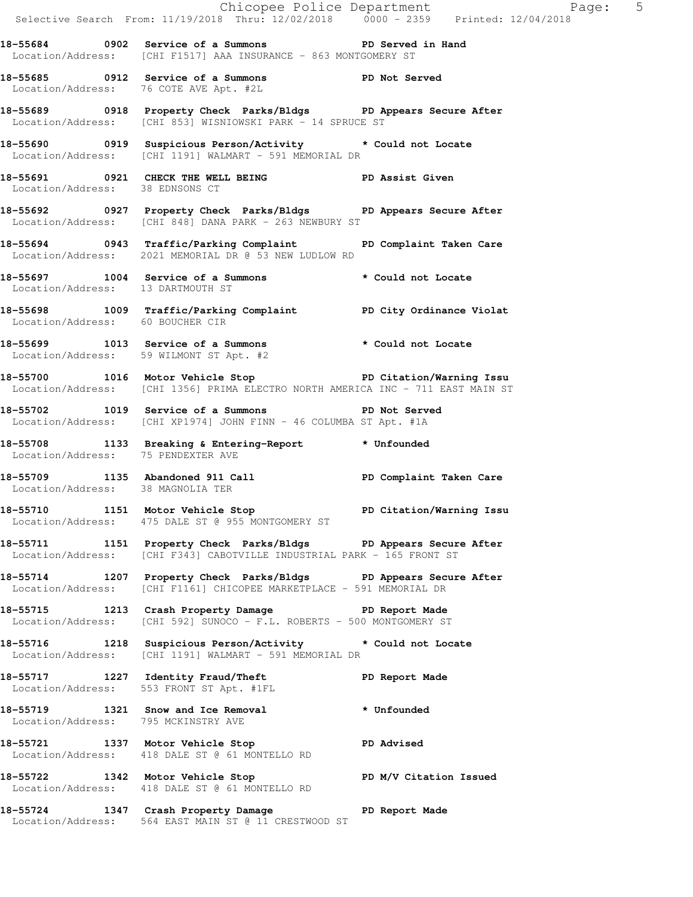18-55684 0902 Service of a Summons PD Served in Hand
Location/Address: [CHI F1517] AAA INSURANCE - 863 MONTGOMERY ST

18-55685 0912 Service of a Summons PD Not Served
Location/Address: 76 COTE AVE Apt. #2L

18-55689 0918 Property Check Parks/Bldgs PD Appears Secure After
Location/Address: [CHI 853] WISNIOWSKI PARK - 14 SPRUCE ST

18-55690 0919 Suspicious Person/Activity * Could not Locate
Location/Address: [CHI 1191] WALMART - 591 MEMORIAL DR

18-55691 0921 CHECK THE WELL BEING PD Assist Given
Location/Address: 38 EDNSONS CT

18-55692 0927 Property Check Parks/Bldgs PD Appears Secure After
Location/Address: [CHI 848] DANA PARK - 263 NEWBURY ST

18-55694 0943 Traffic/Parking Complaint PD Complaint Taken Care
Location/Address: 2021 MEMORIAL DR @ 53 NEW LUDLOW RD

18-55697 1004 Service of a Summons * Could not Locate
Location/Address: 13 DARTMOUTH ST

18-55698 1009 Traffic/Parking Complaint PD City Ordinance Violat
Location/Address: 60 BOUCHER CIR

18-55699 1013 Service of a Summons * Could not Locate
Location/Address: 59 WILMONT ST Apt. #2

18-55700 1016 Motor Vehicle Stop PD Citation/Warning Issu
Location/Address: [CHI 1356] PRIMA ELECTRO NORTH AMERICA INC - 711 EAST MAIN ST

18-55702 1019 Service of a Summons PD Not Served
Location/Address: [CHI XP1974] JOHN FINN - 46 COLUMBA ST Apt. #1A

18-55708 1133 Breaking & Entering-Report * Unfounded
Location/Address: 75 PENDEXTER AVE

18-55709 1135 Abandoned 911 Call PD Complaint Taken Care
Location/Address: 38 MAGNOLIA TER

18-55710 1151 Motor Vehicle Stop PD Citation/Warning Issu
Location/Address: 475 DALE ST @ 955 MONTGOMERY ST

18-55711 1151 Property Check Parks/Bldgs PD Appears Secure After
Location/Address: [CHI F343] CABOTVILLE INDUSTRIAL PARK - 165 FRONT ST

18-55714 1207 Property Check Parks/Bldgs PD Appears Secure After
Location/Address: [CHI F1161] CHICOPEE MARKETPLACE - 591 MEMORIAL DR

18-55715 1213 Crash Property Damage PD Report Made
Location/Address: [CHI 592] SUNOCO - F.L. ROBERTS - 500 MONTGOMERY ST

18-55716 1218 Suspicious Person/Activity * Could not Locate
Location/Address: [CHI 1191] WALMART - 591 MEMORIAL DR

18-55717 1227 Identity Fraud/Theft PD Report Made
Location/Address: 553 FRONT ST Apt. #1FL

18-55719 1321 Snow and Ice Removal * Unfounded
Location/Address: 795 MCKINSTRY AVE

18-55721 1337 Motor Vehicle Stop PD Advised
Location/Address: 418 DALE ST @ 61 MONTELLO RD

18-55722 1342 Motor Vehicle Stop PD M/V Citation Issued
Location/Address: 418 DALE ST @ 61 MONTELLO RD

18-55724 1347 Crash Property Damage PD Report Made
Location/Address: 564 EAST MAIN ST @ 11 CRESTWOOD ST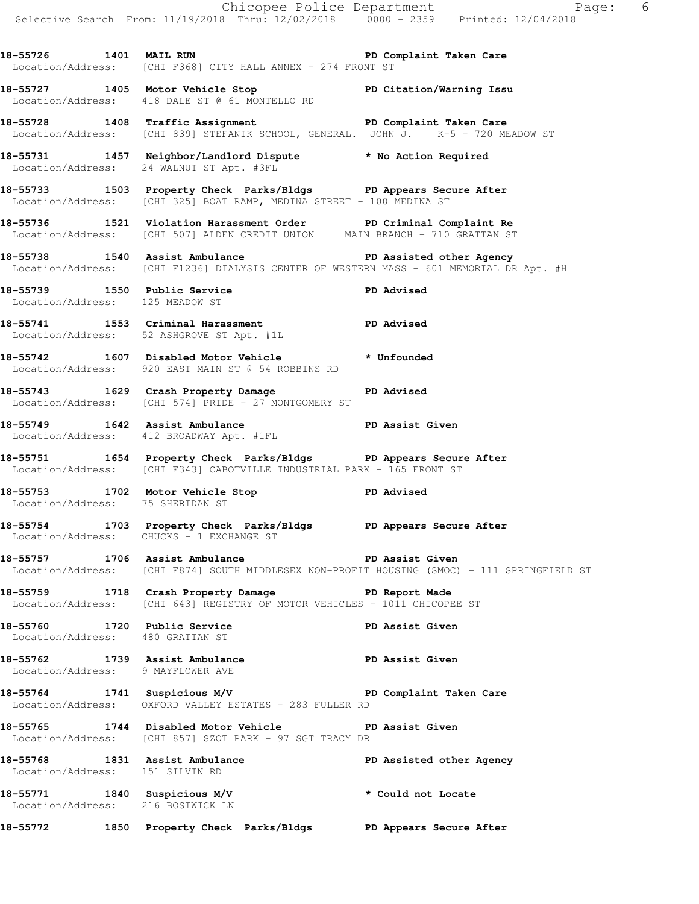18-55726 1401 MAIL RUN PD Complaint Taken Care
Location/Address: [CHI F368] CITY HALL ANNEX - 274 FRONT ST

18-55727 1405 Motor Vehicle Stop PD Citation/Warning Issu
Location/Address: 418 DALE ST @ 61 MONTELLO RD

18-55728 1408 Traffic Assignment PD Complaint Taken Care
Location/Address: [CHI 839] STEFANIK SCHOOL, GENERAL. JOHN J. K-5 - 720 MEADOW ST

18-55731 1457 Neighbor/Landlord Dispute * No Action Required
Location/Address: 24 WALNUT ST Apt. #3FL

18-55733 1503 Property Check Parks/Bldgs PD Appears Secure After
Location/Address: [CHI 325] BOAT RAMP, MEDINA STREET - 100 MEDINA ST

18-55736 1521 Violation Harassment Order PD Criminal Complaint Re
Location/Address: [CHI 507] ALDEN CREDIT UNION MAIN BRANCH - 710 GRATTAN ST

18-55738 1540 Assist Ambulance PD Assisted other Agency
Location/Address: [CHI F1236] DIALYSIS CENTER OF WESTERN MASS - 601 MEMORIAL DR Apt. #H

18-55739 1550 Public Service PD Advised
Location/Address: 125 MEADOW ST

18-55741 1553 Criminal Harassment PD Advised
Location/Address: 52 ASHGROVE ST Apt. #1L

18-55742 1607 Disabled Motor Vehicle * Unfounded
Location/Address: 920 EAST MAIN ST @ 54 ROBBINS RD

18-55743 1629 Crash Property Damage PD Advised
Location/Address: [CHI 574] PRIDE - 27 MONTGOMERY ST

18-55749 1642 Assist Ambulance PD Assist Given
Location/Address: 412 BROADWAY Apt. #1FL

18-55751 1654 Property Check Parks/Bldgs PD Appears Secure After
Location/Address: [CHI F343] CABOTVILLE INDUSTRIAL PARK - 165 FRONT ST

18-55753 1702 Motor Vehicle Stop PD Advised
Location/Address: 75 SHERIDAN ST

18-55754 1703 Property Check Parks/Bldgs PD Appears Secure After
Location/Address: CHUCKS - 1 EXCHANGE ST

18-55757 1706 Assist Ambulance PD Assist Given
Location/Address: [CHI F874] SOUTH MIDDLESEX NON-PROFIT HOUSING (SMOC) - 111 SPRINGFIELD ST

18-55759 1718 Crash Property Damage PD Report Made
Location/Address: [CHI 643] REGISTRY OF MOTOR VEHICLES - 1011 CHICOPEE ST

18-55760 1720 Public Service PD Assist Given
Location/Address: 480 GRATTAN ST

18-55762 1739 Assist Ambulance PD Assist Given
Location/Address: 9 MAYFLOWER AVE

18-55764 1741 Suspicious M/V PD Complaint Taken Care
Location/Address: OXFORD VALLEY ESTATES - 283 FULLER RD

18-55765 1744 Disabled Motor Vehicle PD Assist Given
Location/Address: [CHI 857] SZOT PARK - 97 SGT TRACY DR

18-55768 1831 Assist Ambulance PD Assisted other Agency
Location/Address: 151 SILVIN RD

18-55771 1840 Suspicious M/V * Could not Locate
Location/Address: 216 BOSTWICK LN

18-55772 1850 Property Check Parks/Bldgs PD Appears Secure After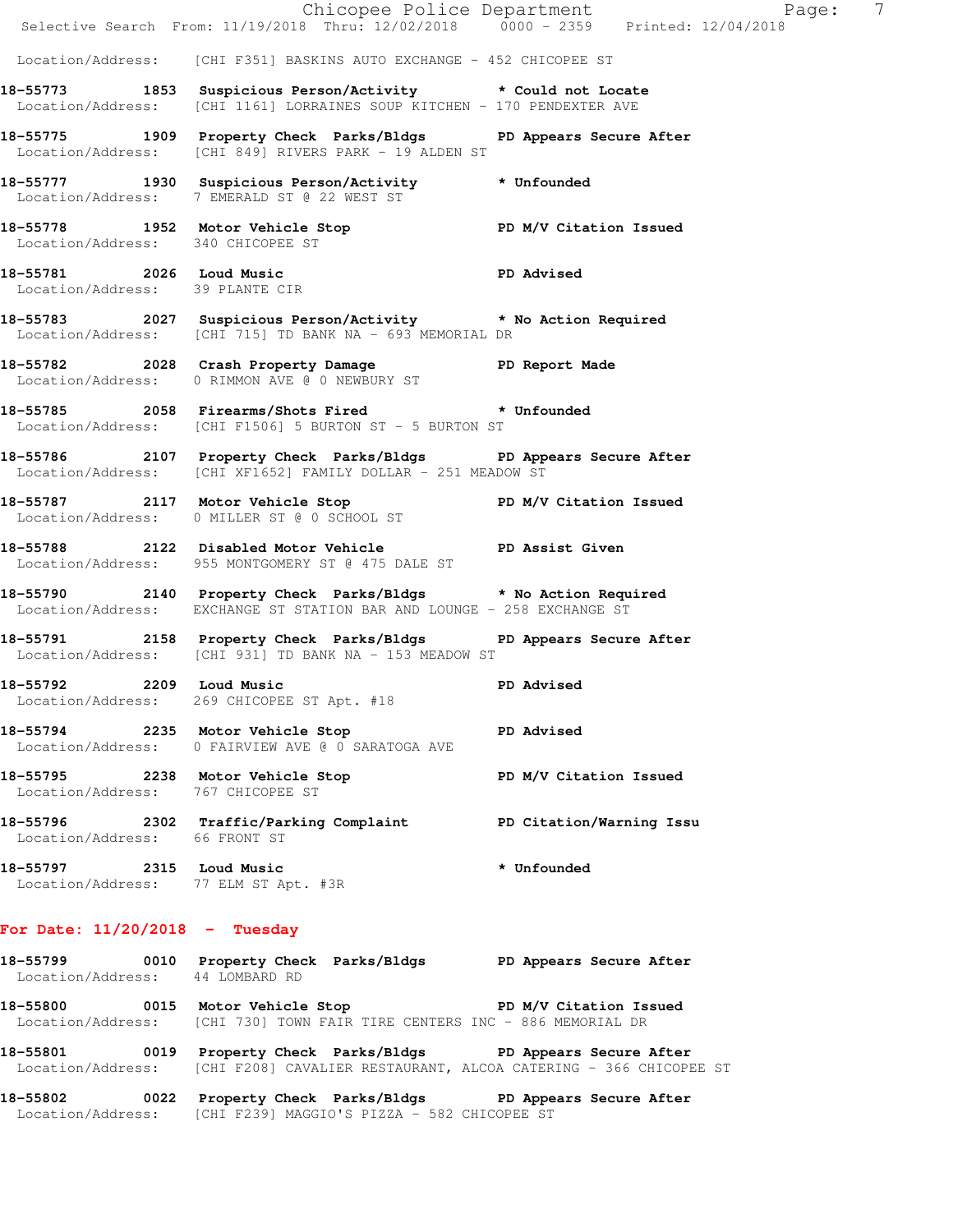Location/Address: [CHI F351] BASKINS AUTO EXCHANGE - 452 CHICOPEE ST

**18-55773 1853 Suspicious Person/Activity * Could not Locate**
Location/Address: [CHI 1161] LORRAINES SOUP KITCHEN - 170 PENDEXTER AVE

**18-55775 1909 Property Check Parks/Bldgs PD Appears Secure After**
Location/Address: [CHI 849] RIVERS PARK - 19 ALDEN ST

**18-55777 1930 Suspicious Person/Activity * Unfounded**
Location/Address: 7 EMERALD ST @ 22 WEST ST

**18-55778 1952 Motor Vehicle Stop PD M/V Citation Issued**
Location/Address: 340 CHICOPEE ST

**18-55781 2026 Loud Music PD Advised**
Location/Address: 39 PLANTE CIR

**18-55783 2027 Suspicious Person/Activity * No Action Required**
Location/Address: [CHI 715] TD BANK NA - 693 MEMORIAL DR

**18-55782 2028 Crash Property Damage PD Report Made**
Location/Address: 0 RIMMON AVE @ 0 NEWBURY ST

**18-55785 2058 Firearms/Shots Fired * Unfounded**
Location/Address: [CHI F1506] 5 BURTON ST - 5 BURTON ST

**18-55786 2107 Property Check Parks/Bldgs PD Appears Secure After**
Location/Address: [CHI XF1652] FAMILY DOLLAR - 251 MEADOW ST

**18-55787 2117 Motor Vehicle Stop PD M/V Citation Issued**
Location/Address: 0 MILLER ST @ 0 SCHOOL ST

**18-55788 2122 Disabled Motor Vehicle PD Assist Given**
Location/Address: 955 MONTGOMERY ST @ 475 DALE ST

**18-55790 2140 Property Check Parks/Bldgs * No Action Required**
Location/Address: EXCHANGE ST STATION BAR AND LOUNGE - 258 EXCHANGE ST

**18-55791 2158 Property Check Parks/Bldgs PD Appears Secure After**
Location/Address: [CHI 931] TD BANK NA - 153 MEADOW ST

**18-55792 2209 Loud Music PD Advised**
Location/Address: 269 CHICOPEE ST Apt. #18

**18-55794 2235 Motor Vehicle Stop PD Advised**
Location/Address: 0 FAIRVIEW AVE @ 0 SARATOGA AVE

**18-55795 2238 Motor Vehicle Stop PD M/V Citation Issued**
Location/Address: 767 CHICOPEE ST

**18-55796 2302 Traffic/Parking Complaint PD Citation/Warning Issu**
Location/Address: 66 FRONT ST

**18-55797 2315 Loud Music * Unfounded**
Location/Address: 77 ELM ST Apt. #3R

## For Date: 11/20/2018 - Tuesday

**18-55799 0010 Property Check Parks/Bldgs PD Appears Secure After**
Location/Address: 44 LOMBARD RD

**18-55800 0015 Motor Vehicle Stop PD M/V Citation Issued**
Location/Address: [CHI 730] TOWN FAIR TIRE CENTERS INC - 886 MEMORIAL DR

**18-55801 0019 Property Check Parks/Bldgs PD Appears Secure After**
Location/Address: [CHI F208] CAVALIER RESTAURANT, ALCOA CATERING - 366 CHICOPEE ST

**18-55802 0022 Property Check Parks/Bldgs PD Appears Secure After**
Location/Address: [CHI F239] MAGGIO'S PIZZA - 582 CHICOPEE ST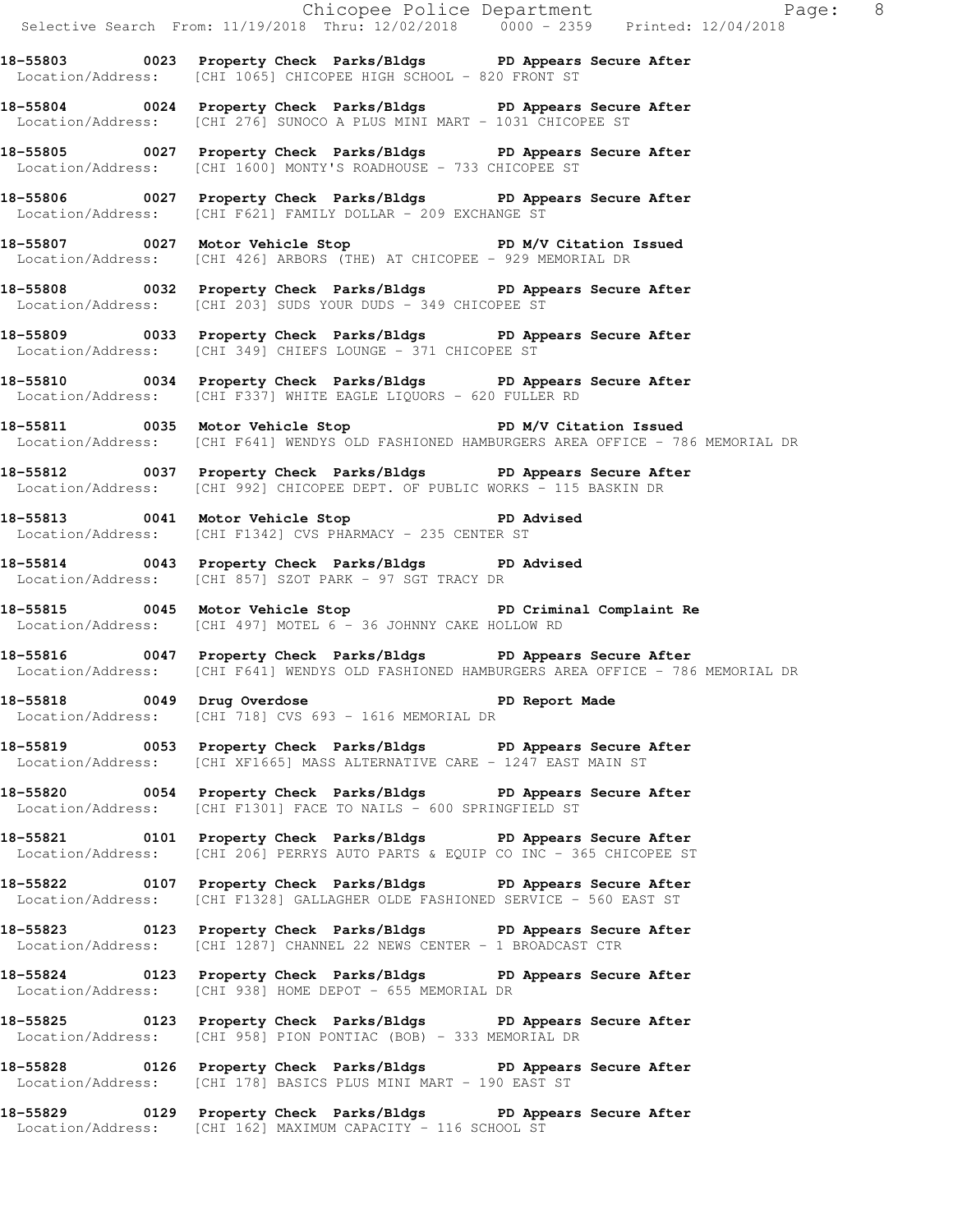**18-55803 0023 Property Check Parks/Bldgs PD Appears Secure After**
Location/Address: [CHI 1065] CHICOPEE HIGH SCHOOL - 820 FRONT ST

**18-55804 0024 Property Check Parks/Bldgs PD Appears Secure After**
Location/Address: [CHI 276] SUNOCO A PLUS MINI MART - 1031 CHICOPEE ST

**18-55805 0027 Property Check Parks/Bldgs PD Appears Secure After**
Location/Address: [CHI 1600] MONTY'S ROADHOUSE - 733 CHICOPEE ST

**18-55806 0027 Property Check Parks/Bldgs PD Appears Secure After**
Location/Address: [CHI F621] FAMILY DOLLAR - 209 EXCHANGE ST

**18-55807 0027 Motor Vehicle Stop PD M/V Citation Issued**
Location/Address: [CHI 426] ARBORS (THE) AT CHICOPEE - 929 MEMORIAL DR

**18-55808 0032 Property Check Parks/Bldgs PD Appears Secure After**
Location/Address: [CHI 203] SUDS YOUR DUDS - 349 CHICOPEE ST

**18-55809 0033 Property Check Parks/Bldgs PD Appears Secure After**
Location/Address: [CHI 349] CHIEFS LOUNGE - 371 CHICOPEE ST

**18-55810 0034 Property Check Parks/Bldgs PD Appears Secure After**
Location/Address: [CHI F337] WHITE EAGLE LIQUORS - 620 FULLER RD

**18-55811 0035 Motor Vehicle Stop PD M/V Citation Issued**
Location/Address: [CHI F641] WENDYS OLD FASHIONED HAMBURGERS AREA OFFICE - 786 MEMORIAL DR

**18-55812 0037 Property Check Parks/Bldgs PD Appears Secure After**
Location/Address: [CHI 992] CHICOPEE DEPT. OF PUBLIC WORKS - 115 BASKIN DR

**18-55813 0041 Motor Vehicle Stop PD Advised**
Location/Address: [CHI F1342] CVS PHARMACY - 235 CENTER ST

**18-55814 0043 Property Check Parks/Bldgs PD Advised**
Location/Address: [CHI 857] SZOT PARK - 97 SGT TRACY DR

**18-55815 0045 Motor Vehicle Stop PD Criminal Complaint Re**
Location/Address: [CHI 497] MOTEL 6 - 36 JOHNNY CAKE HOLLOW RD

**18-55816 0047 Property Check Parks/Bldgs PD Appears Secure After**
Location/Address: [CHI F641] WENDYS OLD FASHIONED HAMBURGERS AREA OFFICE - 786 MEMORIAL DR

**18-55818 0049 Drug Overdose PD Report Made**
Location/Address: [CHI 718] CVS 693 - 1616 MEMORIAL DR

**18-55819 0053 Property Check Parks/Bldgs PD Appears Secure After**
Location/Address: [CHI XF1665] MASS ALTERNATIVE CARE - 1247 EAST MAIN ST

**18-55820 0054 Property Check Parks/Bldgs PD Appears Secure After**
Location/Address: [CHI F1301] FACE TO NAILS - 600 SPRINGFIELD ST

**18-55821 0101 Property Check Parks/Bldgs PD Appears Secure After**
Location/Address: [CHI 206] PERRYS AUTO PARTS & EQUIP CO INC - 365 CHICOPEE ST

**18-55822 0107 Property Check Parks/Bldgs PD Appears Secure After**
Location/Address: [CHI F1328] GALLAGHER OLDE FASHIONED SERVICE - 560 EAST ST

**18-55823 0123 Property Check Parks/Bldgs PD Appears Secure After**
Location/Address: [CHI 1287] CHANNEL 22 NEWS CENTER - 1 BROADCAST CTR

**18-55824 0123 Property Check Parks/Bldgs PD Appears Secure After**
Location/Address: [CHI 938] HOME DEPOT - 655 MEMORIAL DR

**18-55825 0123 Property Check Parks/Bldgs PD Appears Secure After**
Location/Address: [CHI 958] PION PONTIAC (BOB) - 333 MEMORIAL DR

**18-55828 0126 Property Check Parks/Bldgs PD Appears Secure After**
Location/Address: [CHI 178] BASICS PLUS MINI MART - 190 EAST ST

**18-55829 0129 Property Check Parks/Bldgs PD Appears Secure After**
Location/Address: [CHI 162] MAXIMUM CAPACITY - 116 SCHOOL ST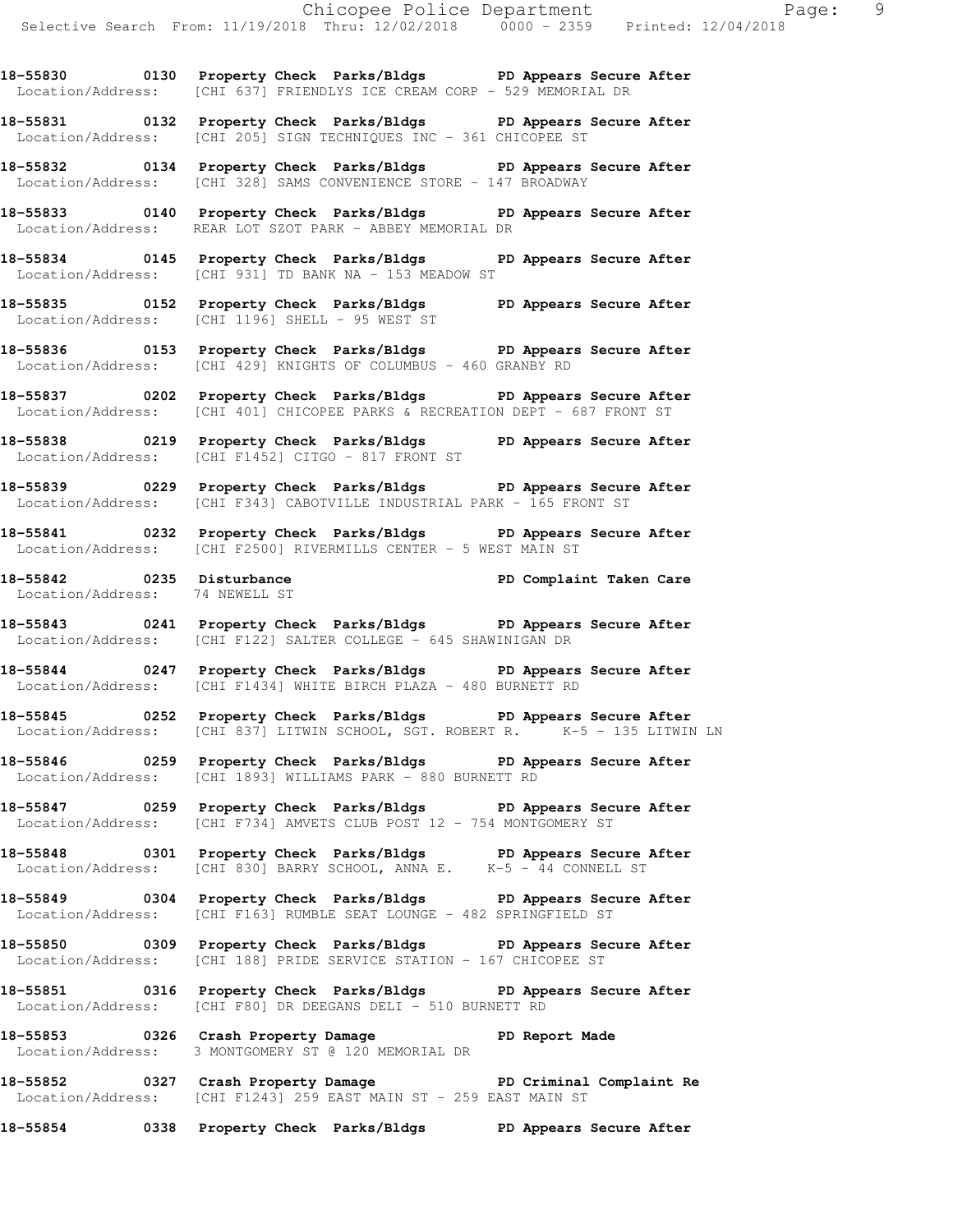**18-55830 0130 Property Check Parks/Bldgs PD Appears Secure After**
Location/Address: [CHI 637] FRIENDLYS ICE CREAM CORP - 529 MEMORIAL DR

**18-55831 0132 Property Check Parks/Bldgs PD Appears Secure After**
Location/Address: [CHI 205] SIGN TECHNIQUES INC - 361 CHICOPEE ST

**18-55832 0134 Property Check Parks/Bldgs PD Appears Secure After**
Location/Address: [CHI 328] SAMS CONVENIENCE STORE - 147 BROADWAY

**18-55833 0140 Property Check Parks/Bldgs PD Appears Secure After**
Location/Address: REAR LOT SZOT PARK - ABBEY MEMORIAL DR

**18-55834 0145 Property Check Parks/Bldgs PD Appears Secure After**
Location/Address: [CHI 931] TD BANK NA - 153 MEADOW ST

**18-55835 0152 Property Check Parks/Bldgs PD Appears Secure After**
Location/Address: [CHI 1196] SHELL - 95 WEST ST

**18-55836 0153 Property Check Parks/Bldgs PD Appears Secure After**
Location/Address: [CHI 429] KNIGHTS OF COLUMBUS - 460 GRANBY RD

**18-55837 0202 Property Check Parks/Bldgs PD Appears Secure After**
Location/Address: [CHI 401] CHICOPEE PARKS & RECREATION DEPT - 687 FRONT ST

**18-55838 0219 Property Check Parks/Bldgs PD Appears Secure After**
Location/Address: [CHI F1452] CITGO - 817 FRONT ST

**18-55839 0229 Property Check Parks/Bldgs PD Appears Secure After**
Location/Address: [CHI F343] CABOTVILLE INDUSTRIAL PARK - 165 FRONT ST

**18-55841 0232 Property Check Parks/Bldgs PD Appears Secure After**
Location/Address: [CHI F2500] RIVERMILLS CENTER - 5 WEST MAIN ST

**18-55842 0235 Disturbance PD Complaint Taken Care**
Location/Address: 74 NEWELL ST

**18-55843 0241 Property Check Parks/Bldgs PD Appears Secure After**
Location/Address: [CHI F122] SALTER COLLEGE - 645 SHAWINIGAN DR

**18-55844 0247 Property Check Parks/Bldgs PD Appears Secure After**
Location/Address: [CHI F1434] WHITE BIRCH PLAZA - 480 BURNETT RD

**18-55845 0252 Property Check Parks/Bldgs PD Appears Secure After**
Location/Address: [CHI 837] LITWIN SCHOOL, SGT. ROBERT R. K-5 - 135 LITWIN LN

**18-55846 0259 Property Check Parks/Bldgs PD Appears Secure After**
Location/Address: [CHI 1893] WILLIAMS PARK - 880 BURNETT RD

**18-55847 0259 Property Check Parks/Bldgs PD Appears Secure After**
Location/Address: [CHI F734] AMVETS CLUB POST 12 - 754 MONTGOMERY ST

**18-55848 0301 Property Check Parks/Bldgs PD Appears Secure After**
Location/Address: [CHI 830] BARRY SCHOOL, ANNA E. K-5 - 44 CONNELL ST

**18-55849 0304 Property Check Parks/Bldgs PD Appears Secure After**
Location/Address: [CHI F163] RUMBLE SEAT LOUNGE - 482 SPRINGFIELD ST

**18-55850 0309 Property Check Parks/Bldgs PD Appears Secure After**
Location/Address: [CHI 188] PRIDE SERVICE STATION - 167 CHICOPEE ST

**18-55851 0316 Property Check Parks/Bldgs PD Appears Secure After**
Location/Address: [CHI F80] DR DEEGANS DELI - 510 BURNETT RD

**18-55853 0326 Crash Property Damage PD Report Made**
Location/Address: 3 MONTGOMERY ST @ 120 MEMORIAL DR

**18-55852 0327 Crash Property Damage PD Criminal Complaint Re**
Location/Address: [CHI F1243] 259 EAST MAIN ST - 259 EAST MAIN ST

**18-55854 0338 Property Check Parks/Bldgs PD Appears Secure After**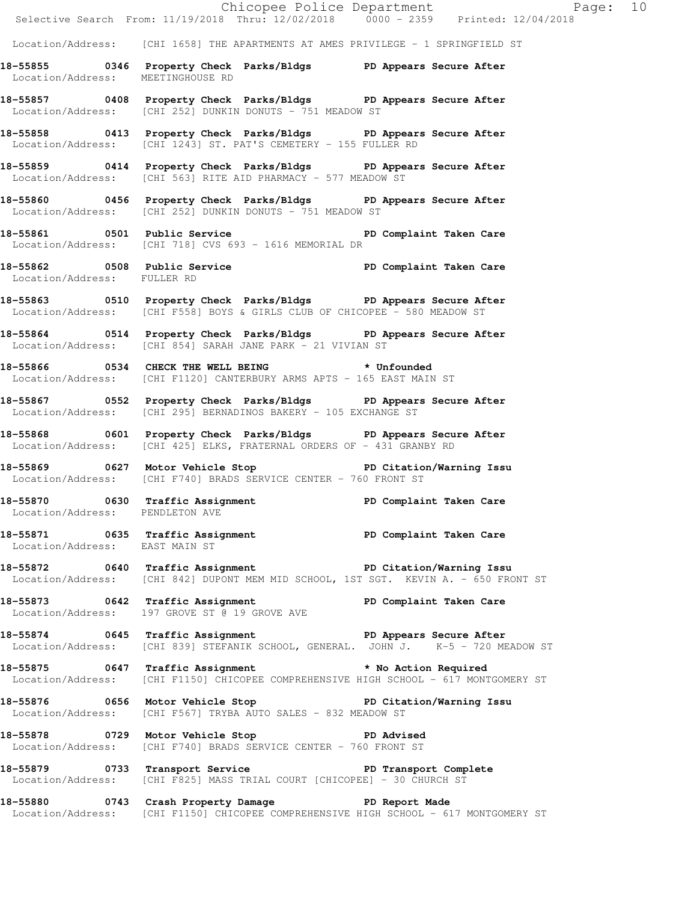Location/Address: [CHI 1658] THE APARTMENTS AT AMES PRIVILEGE - 1 SPRINGFIELD ST

**18-55855 0346 Property Check Parks/Bldgs PD Appears Secure After**
Location/Address: MEETINGHOUSE RD

**18-55857 0408 Property Check Parks/Bldgs PD Appears Secure After**
Location/Address: [CHI 252] DUNKIN DONUTS - 751 MEADOW ST

**18-55858 0413 Property Check Parks/Bldgs PD Appears Secure After**
Location/Address: [CHI 1243] ST. PAT'S CEMETERY - 155 FULLER RD

**18-55859 0414 Property Check Parks/Bldgs PD Appears Secure After**
Location/Address: [CHI 563] RITE AID PHARMACY - 577 MEADOW ST

**18-55860 0456 Property Check Parks/Bldgs PD Appears Secure After**
Location/Address: [CHI 252] DUNKIN DONUTS - 751 MEADOW ST

**18-55861 0501 Public Service PD Complaint Taken Care**
Location/Address: [CHI 718] CVS 693 - 1616 MEMORIAL DR

**18-55862 0508 Public Service PD Complaint Taken Care**
Location/Address: FULLER RD

**18-55863 0510 Property Check Parks/Bldgs PD Appears Secure After**
Location/Address: [CHI F558] BOYS & GIRLS CLUB OF CHICOPEE - 580 MEADOW ST

**18-55864 0514 Property Check Parks/Bldgs PD Appears Secure After**
Location/Address: [CHI 854] SARAH JANE PARK - 21 VIVIAN ST

**18-55866 0534 CHECK THE WELL BEING * Unfounded**
Location/Address: [CHI F1120] CANTERBURY ARMS APTS - 165 EAST MAIN ST

**18-55867 0552 Property Check Parks/Bldgs PD Appears Secure After**
Location/Address: [CHI 295] BERNADINOS BAKERY - 105 EXCHANGE ST

**18-55868 0601 Property Check Parks/Bldgs PD Appears Secure After**
Location/Address: [CHI 425] ELKS, FRATERNAL ORDERS OF - 431 GRANBY RD

**18-55869 0627 Motor Vehicle Stop PD Citation/Warning Issu**
Location/Address: [CHI F740] BRADS SERVICE CENTER - 760 FRONT ST

**18-55870 0630 Traffic Assignment PD Complaint Taken Care**
Location/Address: PENDLETON AVE

**18-55871 0635 Traffic Assignment PD Complaint Taken Care**
Location/Address: EAST MAIN ST

**18-55872 0640 Traffic Assignment PD Citation/Warning Issu**
Location/Address: [CHI 842] DUPONT MEM MID SCHOOL, 1ST SGT. KEVIN A. - 650 FRONT ST

**18-55873 0642 Traffic Assignment PD Complaint Taken Care**
Location/Address: 197 GROVE ST @ 19 GROVE AVE

**18-55874 0645 Traffic Assignment PD Appears Secure After**
Location/Address: [CHI 839] STEFANIK SCHOOL, GENERAL. JOHN J. K-5 - 720 MEADOW ST

**18-55875 0647 Traffic Assignment * No Action Required**
Location/Address: [CHI F1150] CHICOPEE COMPREHENSIVE HIGH SCHOOL - 617 MONTGOMERY ST

**18-55876 0656 Motor Vehicle Stop PD Citation/Warning Issu**
Location/Address: [CHI F567] TRYBA AUTO SALES - 832 MEADOW ST

**18-55878 0729 Motor Vehicle Stop PD Advised**
Location/Address: [CHI F740] BRADS SERVICE CENTER - 760 FRONT ST

**18-55879 0733 Transport Service PD Transport Complete**
Location/Address: [CHI F825] MASS TRIAL COURT [CHICOPEE] - 30 CHURCH ST

**18-55880 0743 Crash Property Damage PD Report Made**
Location/Address: [CHI F1150] CHICOPEE COMPREHENSIVE HIGH SCHOOL - 617 MONTGOMERY ST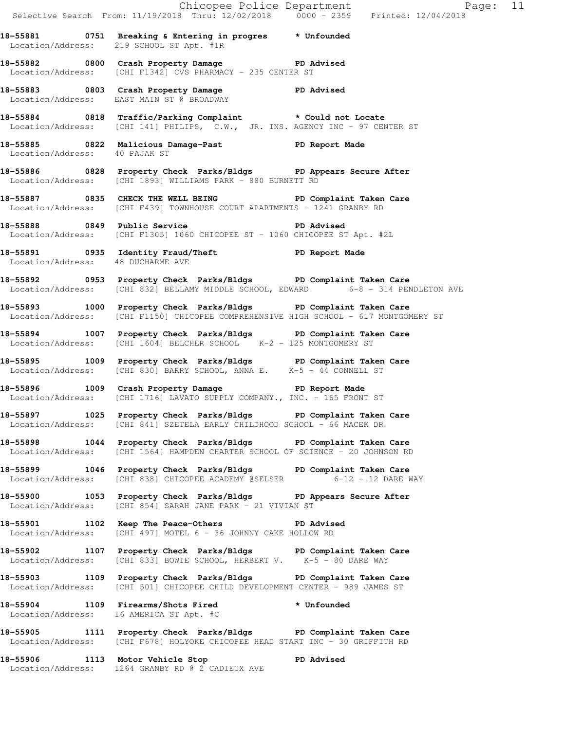18-55881 0751 Breaking & Entering in progres * Unfounded
Location/Address: 219 SCHOOL ST Apt. #1R

18-55882 0800 Crash Property Damage PD Advised
Location/Address: [CHI F1342] CVS PHARMACY - 235 CENTER ST

18-55883 0803 Crash Property Damage PD Advised
Location/Address: EAST MAIN ST @ BROADWAY

18-55884 0818 Traffic/Parking Complaint * Could not Locate
Location/Address: [CHI 141] PHILIPS, C.W., JR. INS. AGENCY INC - 97 CENTER ST

18-55885 0822 Malicious Damage-Past PD Report Made
Location/Address: 40 PAJAK ST

18-55886 0828 Property Check Parks/Bldgs PD Appears Secure After
Location/Address: [CHI 1893] WILLIAMS PARK - 880 BURNETT RD

18-55887 0835 CHECK THE WELL BEING PD Complaint Taken Care
Location/Address: [CHI F439] TOWNHOUSE COURT APARTMENTS - 1241 GRANBY RD

18-55888 0849 Public Service PD Advised
Location/Address: [CHI F1305] 1060 CHICOPEE ST - 1060 CHICOPEE ST Apt. #2L

18-55891 0935 Identity Fraud/Theft PD Report Made
Location/Address: 48 DUCHARME AVE

18-55892 0953 Property Check Parks/Bldgs PD Complaint Taken Care
Location/Address: [CHI 832] BELLAMY MIDDLE SCHOOL, EDWARD 6-8 - 314 PENDLETON AVE

18-55893 1000 Property Check Parks/Bldgs PD Complaint Taken Care
Location/Address: [CHI F1150] CHICOPEE COMPREHENSIVE HIGH SCHOOL - 617 MONTGOMERY ST

18-55894 1007 Property Check Parks/Bldgs PD Complaint Taken Care
Location/Address: [CHI 1604] BELCHER SCHOOL K-2 - 125 MONTGOMERY ST

18-55895 1009 Property Check Parks/Bldgs PD Complaint Taken Care
Location/Address: [CHI 830] BARRY SCHOOL, ANNA E. K-5 - 44 CONNELL ST

18-55896 1009 Crash Property Damage PD Report Made
Location/Address: [CHI 1716] LAVATO SUPPLY COMPANY., INC. - 165 FRONT ST

18-55897 1025 Property Check Parks/Bldgs PD Complaint Taken Care
Location/Address: [CHI 841] SZETELA EARLY CHILDHOOD SCHOOL - 66 MACEK DR

18-55898 1044 Property Check Parks/Bldgs PD Complaint Taken Care
Location/Address: [CHI 1564] HAMPDEN CHARTER SCHOOL OF SCIENCE - 20 JOHNSON RD

18-55899 1046 Property Check Parks/Bldgs PD Complaint Taken Care
Location/Address: [CHI 838] CHICOPEE ACADEMY @SELSER 6-12 - 12 DARE WAY

18-55900 1053 Property Check Parks/Bldgs PD Appears Secure After
Location/Address: [CHI 854] SARAH JANE PARK - 21 VIVIAN ST

18-55901 1102 Keep The Peace-Others PD Advised
Location/Address: [CHI 497] MOTEL 6 - 36 JOHNNY CAKE HOLLOW RD

18-55902 1107 Property Check Parks/Bldgs PD Complaint Taken Care
Location/Address: [CHI 833] BOWIE SCHOOL, HERBERT V. K-5 - 80 DARE WAY

18-55903 1109 Property Check Parks/Bldgs PD Complaint Taken Care
Location/Address: [CHI 501] CHICOPEE CHILD DEVELOPMENT CENTER - 989 JAMES ST

18-55904 1109 Firearms/Shots Fired * Unfounded
Location/Address: 16 AMERICA ST Apt. #C

18-55905 1111 Property Check Parks/Bldgs PD Complaint Taken Care
Location/Address: [CHI F678] HOLYOKE CHICOPEE HEAD START INC - 30 GRIFFITH RD

18-55906 1113 Motor Vehicle Stop PD Advised
Location/Address: 1264 GRANBY RD @ 2 CADIEUX AVE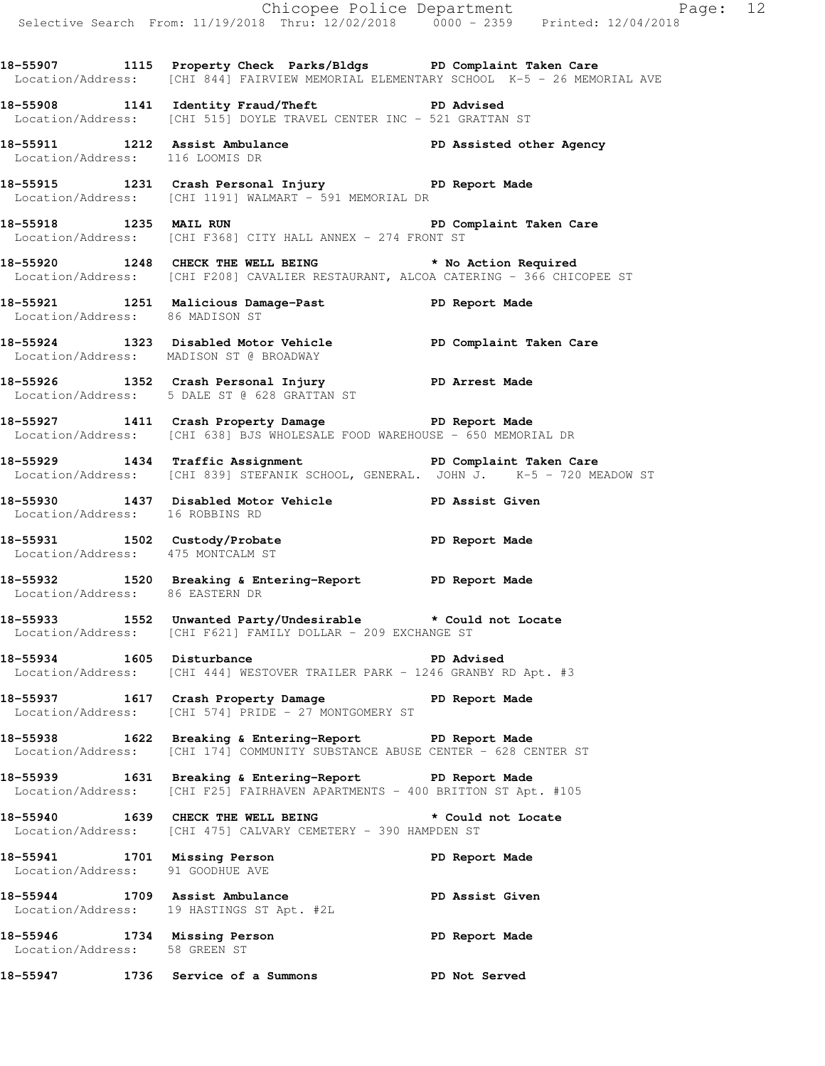18-55907 1115 Property Check Parks/Bldgs PD Complaint Taken Care
Location/Address: [CHI 844] FAIRVIEW MEMORIAL ELEMENTARY SCHOOL K-5 - 26 MEMORIAL AVE

18-55908 1141 Identity Fraud/Theft PD Advised
Location/Address: [CHI 515] DOYLE TRAVEL CENTER INC - 521 GRATTAN ST

18-55911 1212 Assist Ambulance PD Assisted other Agency
Location/Address: 116 LOOMIS DR

18-55915 1231 Crash Personal Injury PD Report Made
Location/Address: [CHI 1191] WALMART - 591 MEMORIAL DR

18-55918 1235 MAIL RUN PD Complaint Taken Care
Location/Address: [CHI F368] CITY HALL ANNEX - 274 FRONT ST

18-55920 1248 CHECK THE WELL BEING * No Action Required
Location/Address: [CHI F208] CAVALIER RESTAURANT, ALCOA CATERING - 366 CHICOPEE ST

18-55921 1251 Malicious Damage-Past PD Report Made
Location/Address: 86 MADISON ST

18-55924 1323 Disabled Motor Vehicle PD Complaint Taken Care
Location/Address: MADISON ST @ BROADWAY

18-55926 1352 Crash Personal Injury PD Arrest Made
Location/Address: 5 DALE ST @ 628 GRATTAN ST

18-55927 1411 Crash Property Damage PD Report Made
Location/Address: [CHI 638] BJS WHOLESALE FOOD WAREHOUSE - 650 MEMORIAL DR

18-55929 1434 Traffic Assignment PD Complaint Taken Care
Location/Address: [CHI 839] STEFANIK SCHOOL, GENERAL. JOHN J. K-5 - 720 MEADOW ST

18-55930 1437 Disabled Motor Vehicle PD Assist Given
Location/Address: 16 ROBBINS RD

18-55931 1502 Custody/Probate PD Report Made
Location/Address: 475 MONTCALM ST

18-55932 1520 Breaking & Entering-Report PD Report Made
Location/Address: 86 EASTERN DR

18-55933 1552 Unwanted Party/Undesirable * Could not Locate
Location/Address: [CHI F621] FAMILY DOLLAR - 209 EXCHANGE ST

18-55934 1605 Disturbance PD Advised
Location/Address: [CHI 444] WESTOVER TRAILER PARK - 1246 GRANBY RD Apt. #3

18-55937 1617 Crash Property Damage PD Report Made
Location/Address: [CHI 574] PRIDE - 27 MONTGOMERY ST

18-55938 1622 Breaking & Entering-Report PD Report Made
Location/Address: [CHI 174] COMMUNITY SUBSTANCE ABUSE CENTER - 628 CENTER ST

18-55939 1631 Breaking & Entering-Report PD Report Made
Location/Address: [CHI F25] FAIRHAVEN APARTMENTS - 400 BRITTON ST Apt. #105

18-55940 1639 CHECK THE WELL BEING * Could not Locate
Location/Address: [CHI 475] CALVARY CEMETERY - 390 HAMPDEN ST

18-55941 1701 Missing Person PD Report Made
Location/Address: 91 GOODHUE AVE

18-55944 1709 Assist Ambulance PD Assist Given
Location/Address: 19 HASTINGS ST Apt. #2L

18-55946 1734 Missing Person PD Report Made
Location/Address: 58 GREEN ST

18-55947 1736 Service of a Summons PD Not Served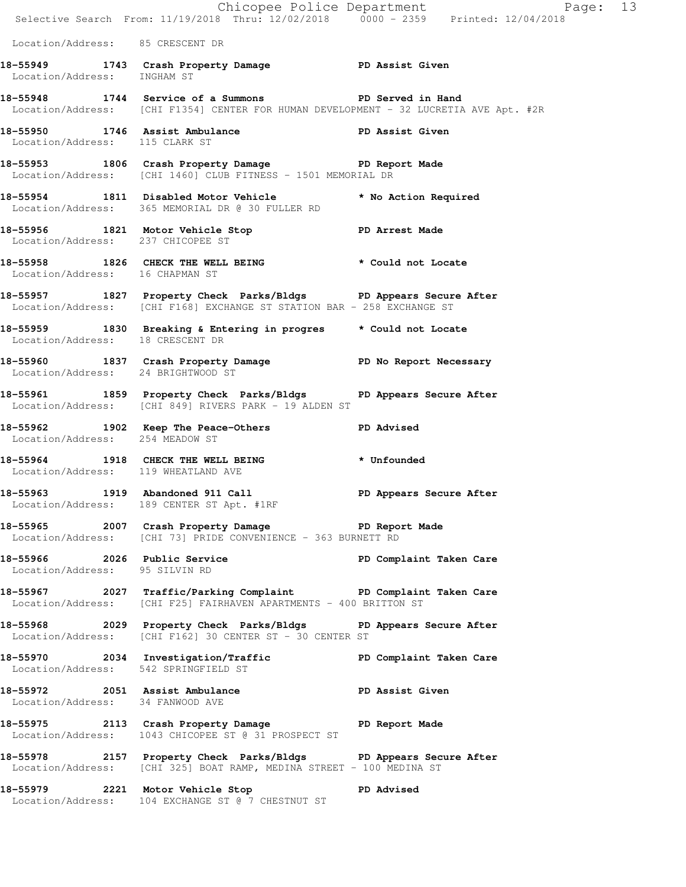Location/Address: 85 CRESCENT DR

**18-55949 1743 Crash Property Damage** PD Assist Given
Location/Address: INGHAM ST

**18-55948 1744 Service of a Summons** PD Served in Hand
Location/Address: [CHI F1354] CENTER FOR HUMAN DEVELOPMENT - 32 LUCRETIA AVE Apt. #2R

**18-55950 1746 Assist Ambulance** PD Assist Given
Location/Address: 115 CLARK ST

**18-55953 1806 Crash Property Damage** PD Report Made
Location/Address: [CHI 1460] CLUB FITNESS - 1501 MEMORIAL DR

**18-55954 1811 Disabled Motor Vehicle** * No Action Required
Location/Address: 365 MEMORIAL DR @ 30 FULLER RD

**18-55956 1821 Motor Vehicle Stop** PD Arrest Made
Location/Address: 237 CHICOPEE ST

**18-55958 1826 CHECK THE WELL BEING** * Could not Locate
Location/Address: 16 CHAPMAN ST

**18-55957 1827 Property Check Parks/Bldgs** PD Appears Secure After
Location/Address: [CHI F168] EXCHANGE ST STATION BAR - 258 EXCHANGE ST

**18-55959 1830 Breaking & Entering in progres** * Could not Locate
Location/Address: 18 CRESCENT DR

**18-55960 1837 Crash Property Damage** PD No Report Necessary
Location/Address: 24 BRIGHTWOOD ST

**18-55961 1859 Property Check Parks/Bldgs** PD Appears Secure After
Location/Address: [CHI 849] RIVERS PARK - 19 ALDEN ST

**18-55962 1902 Keep The Peace-Others** PD Advised
Location/Address: 254 MEADOW ST

**18-55964 1918 CHECK THE WELL BEING** * Unfounded
Location/Address: 119 WHEATLAND AVE

**18-55963 1919 Abandoned 911 Call** PD Appears Secure After
Location/Address: 189 CENTER ST Apt. #1RF

**18-55965 2007 Crash Property Damage** PD Report Made
Location/Address: [CHI 73] PRIDE CONVENIENCE - 363 BURNETT RD

**18-55966 2026 Public Service** PD Complaint Taken Care
Location/Address: 95 SILVIN RD

**18-55967 2027 Traffic/Parking Complaint** PD Complaint Taken Care
Location/Address: [CHI F25] FAIRHAVEN APARTMENTS - 400 BRITTON ST

**18-55968 2029 Property Check Parks/Bldgs** PD Appears Secure After
Location/Address: [CHI F162] 30 CENTER ST - 30 CENTER ST

**18-55970 2034 Investigation/Traffic** PD Complaint Taken Care
Location/Address: 542 SPRINGFIELD ST

**18-55972 2051 Assist Ambulance** PD Assist Given
Location/Address: 34 FANWOOD AVE

**18-55975 2113 Crash Property Damage** PD Report Made
Location/Address: 1043 CHICOPEE ST @ 31 PROSPECT ST

**18-55978 2157 Property Check Parks/Bldgs** PD Appears Secure After
Location/Address: [CHI 325] BOAT RAMP, MEDINA STREET - 100 MEDINA ST

**18-55979 2221 Motor Vehicle Stop** PD Advised
Location/Address: 104 EXCHANGE ST @ 7 CHESTNUT ST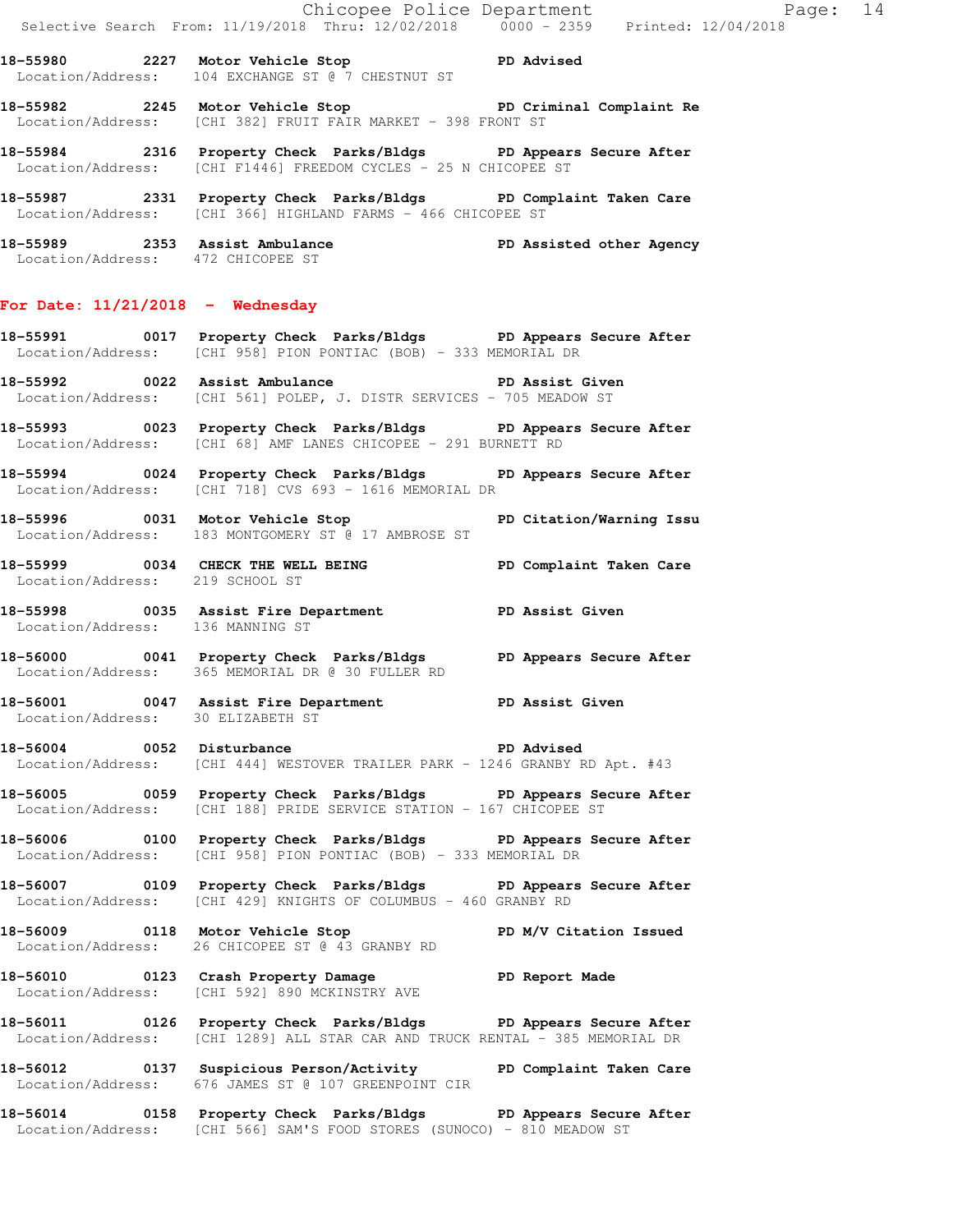18-55980 2227 Motor Vehicle Stop PD Advised
Location/Address: 104 EXCHANGE ST @ 7 CHESTNUT ST

18-55982 2245 Motor Vehicle Stop PD Criminal Complaint Re
Location/Address: [CHI 382] FRUIT FAIR MARKET - 398 FRONT ST

18-55984 2316 Property Check Parks/Bldgs PD Appears Secure After
Location/Address: [CHI F1446] FREEDOM CYCLES - 25 N CHICOPEE ST

18-55987 2331 Property Check Parks/Bldgs PD Complaint Taken Care
Location/Address: [CHI 366] HIGHLAND FARMS - 466 CHICOPEE ST

18-55989 2353 Assist Ambulance PD Assisted other Agency
Location/Address: 472 CHICOPEE ST

## For Date: 11/21/2018 - Wednesday

18-55991 0017 Property Check Parks/Bldgs PD Appears Secure After
Location/Address: [CHI 958] PION PONTIAC (BOB) - 333 MEMORIAL DR

18-55992 0022 Assist Ambulance PD Assist Given
Location/Address: [CHI 561] POLEP, J. DISTR SERVICES - 705 MEADOW ST

18-55993 0023 Property Check Parks/Bldgs PD Appears Secure After
Location/Address: [CHI 68] AMF LANES CHICOPEE - 291 BURNETT RD

18-55994 0024 Property Check Parks/Bldgs PD Appears Secure After
Location/Address: [CHI 718] CVS 693 - 1616 MEMORIAL DR

18-55996 0031 Motor Vehicle Stop PD Citation/Warning Issu
Location/Address: 183 MONTGOMERY ST @ 17 AMBROSE ST

18-55999 0034 CHECK THE WELL BEING PD Complaint Taken Care
Location/Address: 219 SCHOOL ST

18-55998 0035 Assist Fire Department PD Assist Given
Location/Address: 136 MANNING ST

18-56000 0041 Property Check Parks/Bldgs PD Appears Secure After
Location/Address: 365 MEMORIAL DR @ 30 FULLER RD

18-56001 0047 Assist Fire Department PD Assist Given
Location/Address: 30 ELIZABETH ST

18-56004 0052 Disturbance PD Advised
Location/Address: [CHI 444] WESTOVER TRAILER PARK - 1246 GRANBY RD Apt. #43

18-56005 0059 Property Check Parks/Bldgs PD Appears Secure After
Location/Address: [CHI 188] PRIDE SERVICE STATION - 167 CHICOPEE ST

18-56006 0100 Property Check Parks/Bldgs PD Appears Secure After
Location/Address: [CHI 958] PION PONTIAC (BOB) - 333 MEMORIAL DR

18-56007 0109 Property Check Parks/Bldgs PD Appears Secure After
Location/Address: [CHI 429] KNIGHTS OF COLUMBUS - 460 GRANBY RD

18-56009 0118 Motor Vehicle Stop PD M/V Citation Issued
Location/Address: 26 CHICOPEE ST @ 43 GRANBY RD

18-56010 0123 Crash Property Damage PD Report Made
Location/Address: [CHI 592] 890 MCKINSTRY AVE

18-56011 0126 Property Check Parks/Bldgs PD Appears Secure After
Location/Address: [CHI 1289] ALL STAR CAR AND TRUCK RENTAL - 385 MEMORIAL DR

18-56012 0137 Suspicious Person/Activity PD Complaint Taken Care
Location/Address: 676 JAMES ST @ 107 GREENPOINT CIR

18-56014 0158 Property Check Parks/Bldgs PD Appears Secure After
Location/Address: [CHI 566] SAM'S FOOD STORES (SUNOCO) - 810 MEADOW ST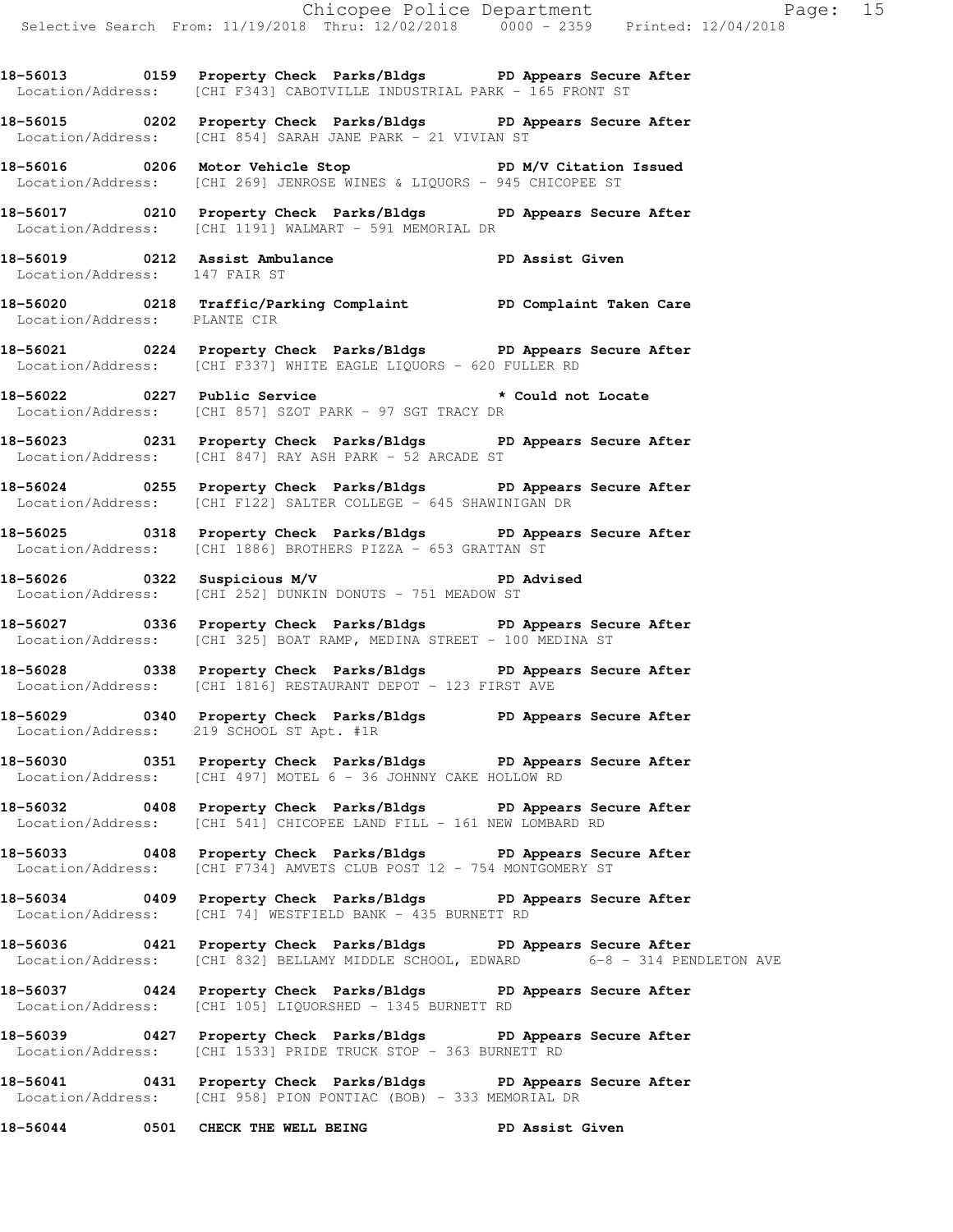**18-56013 0159 Property Check Parks/Bldgs PD Appears Secure After**
Location/Address: [CHI F343] CABOTVILLE INDUSTRIAL PARK - 165 FRONT ST

**18-56015 0202 Property Check Parks/Bldgs PD Appears Secure After**
Location/Address: [CHI 854] SARAH JANE PARK - 21 VIVIAN ST

**18-56016 0206 Motor Vehicle Stop PD M/V Citation Issued**
Location/Address: [CHI 269] JENROSE WINES & LIQUORS - 945 CHICOPEE ST

**18-56017 0210 Property Check Parks/Bldgs PD Appears Secure After**
Location/Address: [CHI 1191] WALMART - 591 MEMORIAL DR

**18-56019 0212 Assist Ambulance PD Assist Given**
Location/Address: 147 FAIR ST

**18-56020 0218 Traffic/Parking Complaint PD Complaint Taken Care**
Location/Address: PLANTE CIR

**18-56021 0224 Property Check Parks/Bldgs PD Appears Secure After**
Location/Address: [CHI F337] WHITE EAGLE LIQUORS - 620 FULLER RD

**18-56022 0227 Public Service * Could not Locate**
Location/Address: [CHI 857] SZOT PARK - 97 SGT TRACY DR

**18-56023 0231 Property Check Parks/Bldgs PD Appears Secure After**
Location/Address: [CHI 847] RAY ASH PARK - 52 ARCADE ST

**18-56024 0255 Property Check Parks/Bldgs PD Appears Secure After**
Location/Address: [CHI F122] SALTER COLLEGE - 645 SHAWINIGAN DR

**18-56025 0318 Property Check Parks/Bldgs PD Appears Secure After**
Location/Address: [CHI 1886] BROTHERS PIZZA - 653 GRATTAN ST

**18-56026 0322 Suspicious M/V PD Advised**
Location/Address: [CHI 252] DUNKIN DONUTS - 751 MEADOW ST

**18-56027 0336 Property Check Parks/Bldgs PD Appears Secure After**
Location/Address: [CHI 325] BOAT RAMP, MEDINA STREET - 100 MEDINA ST

**18-56028 0338 Property Check Parks/Bldgs PD Appears Secure After**
Location/Address: [CHI 1816] RESTAURANT DEPOT - 123 FIRST AVE

**18-56029 0340 Property Check Parks/Bldgs PD Appears Secure After**
Location/Address: 219 SCHOOL ST Apt. #1R

**18-56030 0351 Property Check Parks/Bldgs PD Appears Secure After**
Location/Address: [CHI 497] MOTEL 6 - 36 JOHNNY CAKE HOLLOW RD

**18-56032 0408 Property Check Parks/Bldgs PD Appears Secure After**
Location/Address: [CHI 541] CHICOPEE LAND FILL - 161 NEW LOMBARD RD

**18-56033 0408 Property Check Parks/Bldgs PD Appears Secure After**
Location/Address: [CHI F734] AMVETS CLUB POST 12 - 754 MONTGOMERY ST

**18-56034 0409 Property Check Parks/Bldgs PD Appears Secure After**
Location/Address: [CHI 74] WESTFIELD BANK - 435 BURNETT RD

**18-56036 0421 Property Check Parks/Bldgs PD Appears Secure After**
Location/Address: [CHI 832] BELLAMY MIDDLE SCHOOL, EDWARD 6-8 - 314 PENDLETON AVE

**18-56037 0424 Property Check Parks/Bldgs PD Appears Secure After**
Location/Address: [CHI 105] LIQUORSHED - 1345 BURNETT RD

**18-56039 0427 Property Check Parks/Bldgs PD Appears Secure After**
Location/Address: [CHI 1533] PRIDE TRUCK STOP - 363 BURNETT RD

**18-56041 0431 Property Check Parks/Bldgs PD Appears Secure After**
Location/Address: [CHI 958] PION PONTIAC (BOB) - 333 MEMORIAL DR

**18-56044 0501 CHECK THE WELL BEING PD Assist Given**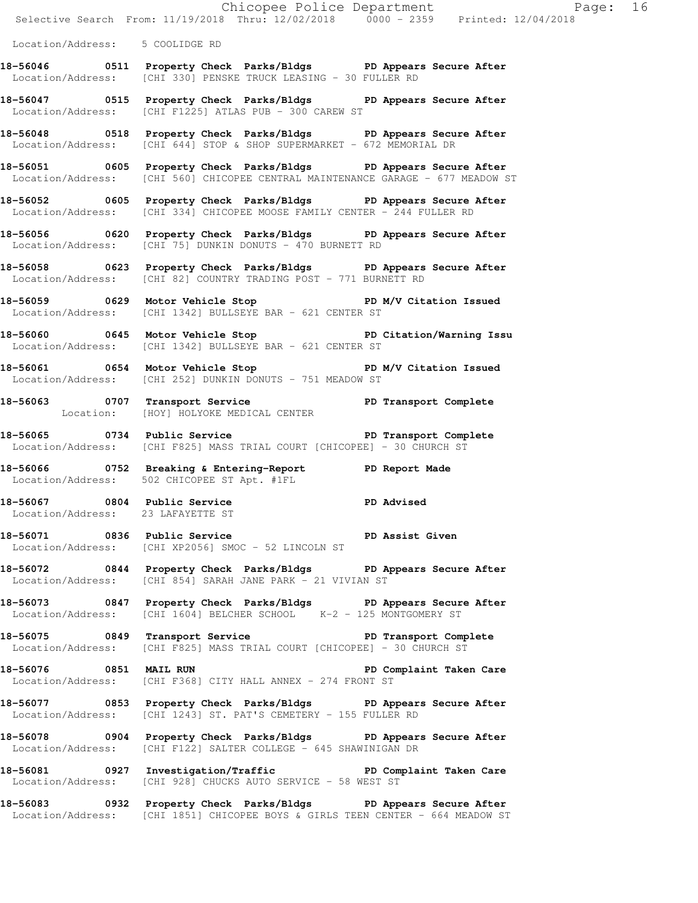Location/Address: 5 COOLIDGE RD

**18-56046 0511 Property Check Parks/Bldgs PD Appears Secure After**
Location/Address: [CHI 330] PENSKE TRUCK LEASING - 30 FULLER RD

**18-56047 0515 Property Check Parks/Bldgs PD Appears Secure After**
Location/Address: [CHI F1225] ATLAS PUB - 300 CAREW ST

**18-56048 0518 Property Check Parks/Bldgs PD Appears Secure After**
Location/Address: [CHI 644] STOP & SHOP SUPERMARKET - 672 MEMORIAL DR

**18-56051 0605 Property Check Parks/Bldgs PD Appears Secure After**
Location/Address: [CHI 560] CHICOPEE CENTRAL MAINTENANCE GARAGE - 677 MEADOW ST

**18-56052 0605 Property Check Parks/Bldgs PD Appears Secure After**
Location/Address: [CHI 334] CHICOPEE MOOSE FAMILY CENTER - 244 FULLER RD

**18-56056 0620 Property Check Parks/Bldgs PD Appears Secure After**
Location/Address: [CHI 75] DUNKIN DONUTS - 470 BURNETT RD

**18-56058 0623 Property Check Parks/Bldgs PD Appears Secure After**
Location/Address: [CHI 82] COUNTRY TRADING POST - 771 BURNETT RD

**18-56059 0629 Motor Vehicle Stop PD M/V Citation Issued**
Location/Address: [CHI 1342] BULLSEYE BAR - 621 CENTER ST

**18-56060 0645 Motor Vehicle Stop PD Citation/Warning Issu**
Location/Address: [CHI 1342] BULLSEYE BAR - 621 CENTER ST

**18-56061 0654 Motor Vehicle Stop PD M/V Citation Issued**
Location/Address: [CHI 252] DUNKIN DONUTS - 751 MEADOW ST

**18-56063 0707 Transport Service PD Transport Complete**
Location: [HOY] HOLYOKE MEDICAL CENTER

**18-56065 0734 Public Service PD Transport Complete**
Location/Address: [CHI F825] MASS TRIAL COURT [CHICOPEE] - 30 CHURCH ST

**18-56066 0752 Breaking & Entering-Report PD Report Made**
Location/Address: 502 CHICOPEE ST Apt. #1FL

**18-56067 0804 Public Service PD Advised**
Location/Address: 23 LAFAYETTE ST

**18-56071 0836 Public Service PD Assist Given**
Location/Address: [CHI XP2056] SMOC - 52 LINCOLN ST

**18-56072 0844 Property Check Parks/Bldgs PD Appears Secure After**
Location/Address: [CHI 854] SARAH JANE PARK - 21 VIVIAN ST

**18-56073 0847 Property Check Parks/Bldgs PD Appears Secure After**
Location/Address: [CHI 1604] BELCHER SCHOOL K-2 - 125 MONTGOMERY ST

**18-56075 0849 Transport Service PD Transport Complete**
Location/Address: [CHI F825] MASS TRIAL COURT [CHICOPEE] - 30 CHURCH ST

**18-56076 0851 MAIL RUN PD Complaint Taken Care**
Location/Address: [CHI F368] CITY HALL ANNEX - 274 FRONT ST

**18-56077 0853 Property Check Parks/Bldgs PD Appears Secure After**
Location/Address: [CHI 1243] ST. PAT'S CEMETERY - 155 FULLER RD

**18-56078 0904 Property Check Parks/Bldgs PD Appears Secure After**
Location/Address: [CHI F122] SALTER COLLEGE - 645 SHAWINIGAN DR

**18-56081 0927 Investigation/Traffic PD Complaint Taken Care**
Location/Address: [CHI 928] CHUCKS AUTO SERVICE - 58 WEST ST

**18-56083 0932 Property Check Parks/Bldgs PD Appears Secure After**
Location/Address: [CHI 1851] CHICOPEE BOYS & GIRLS TEEN CENTER - 664 MEADOW ST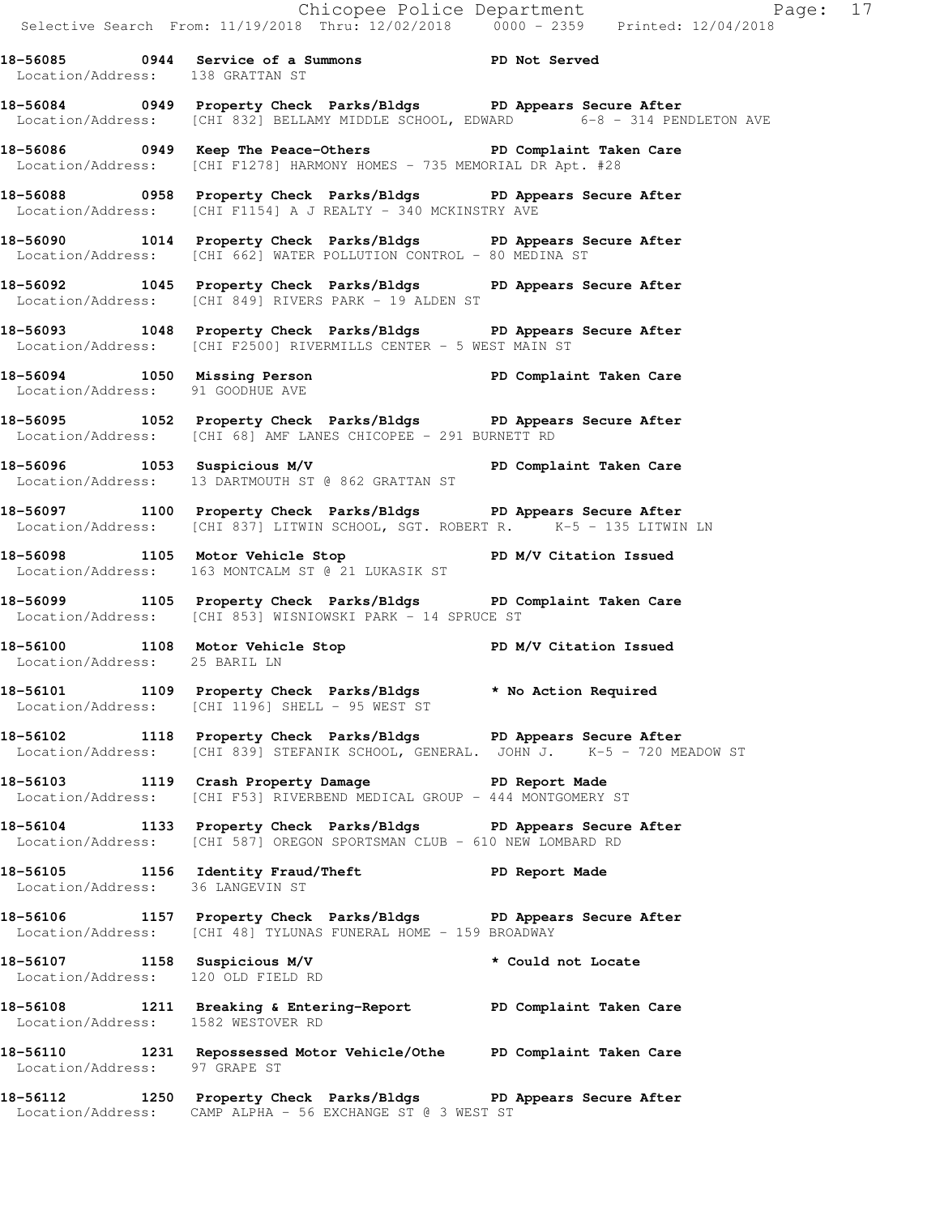**18-56085 0944 Service of a Summons PD Not Served**
Location/Address: 138 GRATTAN ST

**18-56084 0949 Property Check Parks/Bldgs PD Appears Secure After**
Location/Address: [CHI 832] BELLAMY MIDDLE SCHOOL, EDWARD 6-8 - 314 PENDLETON AVE

**18-56086 0949 Keep The Peace-Others PD Complaint Taken Care**
Location/Address: [CHI F1278] HARMONY HOMES - 735 MEMORIAL DR Apt. #28

**18-56088 0958 Property Check Parks/Bldgs PD Appears Secure After**
Location/Address: [CHI F1154] A J REALTY - 340 MCKINSTRY AVE

**18-56090 1014 Property Check Parks/Bldgs PD Appears Secure After**
Location/Address: [CHI 662] WATER POLLUTION CONTROL - 80 MEDINA ST

**18-56092 1045 Property Check Parks/Bldgs PD Appears Secure After**
Location/Address: [CHI 849] RIVERS PARK - 19 ALDEN ST

**18-56093 1048 Property Check Parks/Bldgs PD Appears Secure After**
Location/Address: [CHI F2500] RIVERMILLS CENTER - 5 WEST MAIN ST

**18-56094 1050 Missing Person PD Complaint Taken Care**
Location/Address: 91 GOODHUE AVE

**18-56095 1052 Property Check Parks/Bldgs PD Appears Secure After**
Location/Address: [CHI 68] AMF LANES CHICOPEE - 291 BURNETT RD

**18-56096 1053 Suspicious M/V PD Complaint Taken Care**
Location/Address: 13 DARTMOUTH ST @ 862 GRATTAN ST

**18-56097 1100 Property Check Parks/Bldgs PD Appears Secure After**
Location/Address: [CHI 837] LITWIN SCHOOL, SGT. ROBERT R. K-5 - 135 LITWIN LN

**18-56098 1105 Motor Vehicle Stop PD M/V Citation Issued**
Location/Address: 163 MONTCALM ST @ 21 LUKASIK ST

**18-56099 1105 Property Check Parks/Bldgs PD Complaint Taken Care**
Location/Address: [CHI 853] WISNIOWSKI PARK - 14 SPRUCE ST

**18-56100 1108 Motor Vehicle Stop PD M/V Citation Issued**
Location/Address: 25 BARIL LN

**18-56101 1109 Property Check Parks/Bldgs * No Action Required**
Location/Address: [CHI 1196] SHELL - 95 WEST ST

**18-56102 1118 Property Check Parks/Bldgs PD Appears Secure After**
Location/Address: [CHI 839] STEFANIK SCHOOL, GENERAL. JOHN J. K-5 - 720 MEADOW ST

**18-56103 1119 Crash Property Damage PD Report Made**
Location/Address: [CHI F53] RIVERBEND MEDICAL GROUP - 444 MONTGOMERY ST

**18-56104 1133 Property Check Parks/Bldgs PD Appears Secure After**
Location/Address: [CHI 587] OREGON SPORTSMAN CLUB - 610 NEW LOMBARD RD

**18-56105 1156 Identity Fraud/Theft PD Report Made**
Location/Address: 36 LANGEVIN ST

**18-56106 1157 Property Check Parks/Bldgs PD Appears Secure After**
Location/Address: [CHI 48] TYLUNAS FUNERAL HOME - 159 BROADWAY

**18-56107 1158 Suspicious M/V * Could not Locate**
Location/Address: 120 OLD FIELD RD

**18-56108 1211 Breaking & Entering-Report PD Complaint Taken Care**
Location/Address: 1582 WESTOVER RD

**18-56110 1231 Repossessed Motor Vehicle/Othe PD Complaint Taken Care**
Location/Address: 97 GRAPE ST

**18-56112 1250 Property Check Parks/Bldgs PD Appears Secure After**
Location/Address: CAMP ALPHA - 56 EXCHANGE ST @ 3 WEST ST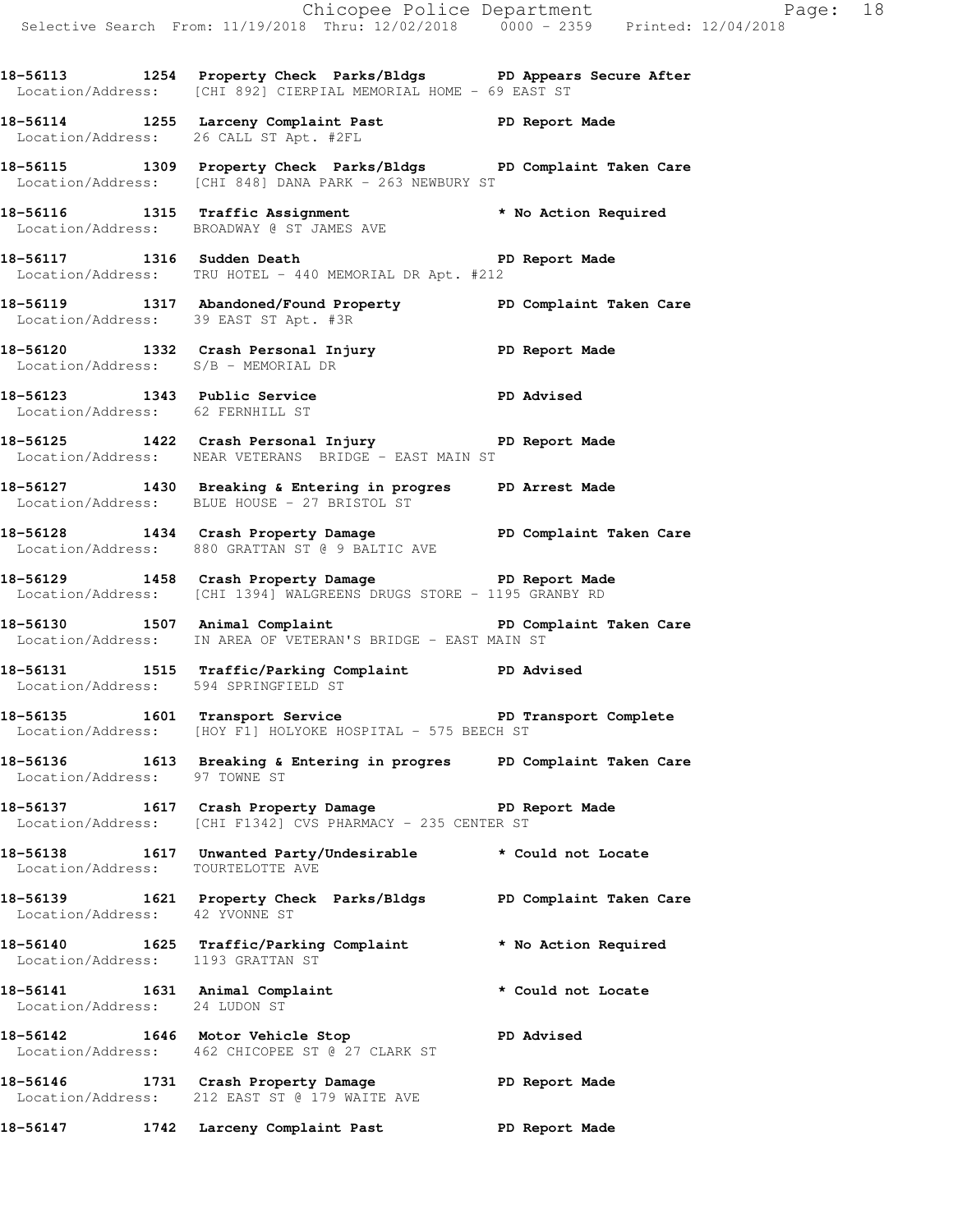18-56113 1254 Property Check Parks/Bldgs PD Appears Secure After
Location/Address: [CHI 892] CIERPIAL MEMORIAL HOME - 69 EAST ST

18-56114 1255 Larceny Complaint Past PD Report Made
Location/Address: 26 CALL ST Apt. #2FL

18-56115 1309 Property Check Parks/Bldgs PD Complaint Taken Care
Location/Address: [CHI 848] DANA PARK - 263 NEWBURY ST

18-56116 1315 Traffic Assignment * No Action Required
Location/Address: BROADWAY @ ST JAMES AVE

18-56117 1316 Sudden Death PD Report Made
Location/Address: TRU HOTEL - 440 MEMORIAL DR Apt. #212

18-56119 1317 Abandoned/Found Property PD Complaint Taken Care
Location/Address: 39 EAST ST Apt. #3R

18-56120 1332 Crash Personal Injury PD Report Made
Location/Address: S/B - MEMORIAL DR

18-56123 1343 Public Service PD Advised
Location/Address: 62 FERNHILL ST

18-56125 1422 Crash Personal Injury PD Report Made
Location/Address: NEAR VETERANS BRIDGE - EAST MAIN ST

18-56127 1430 Breaking & Entering in progres PD Arrest Made
Location/Address: BLUE HOUSE - 27 BRISTOL ST

18-56128 1434 Crash Property Damage PD Complaint Taken Care
Location/Address: 880 GRATTAN ST @ 9 BALTIC AVE

18-56129 1458 Crash Property Damage PD Report Made
Location/Address: [CHI 1394] WALGREENS DRUGS STORE - 1195 GRANBY RD

18-56130 1507 Animal Complaint PD Complaint Taken Care
Location/Address: IN AREA OF VETERAN'S BRIDGE - EAST MAIN ST

18-56131 1515 Traffic/Parking Complaint PD Advised
Location/Address: 594 SPRINGFIELD ST

18-56135 1601 Transport Service PD Transport Complete
Location/Address: [HOY F1] HOLYOKE HOSPITAL - 575 BEECH ST

18-56136 1613 Breaking & Entering in progres PD Complaint Taken Care
Location/Address: 97 TOWNE ST

18-56137 1617 Crash Property Damage PD Report Made
Location/Address: [CHI F1342] CVS PHARMACY - 235 CENTER ST

18-56138 1617 Unwanted Party/Undesirable * Could not Locate
Location/Address: TOURTELOTTE AVE

18-56139 1621 Property Check Parks/Bldgs PD Complaint Taken Care
Location/Address: 42 YVONNE ST

18-56140 1625 Traffic/Parking Complaint * No Action Required
Location/Address: 1193 GRATTAN ST

18-56141 1631 Animal Complaint * Could not Locate
Location/Address: 24 LUDON ST

18-56142 1646 Motor Vehicle Stop PD Advised
Location/Address: 462 CHICOPEE ST @ 27 CLARK ST

18-56146 1731 Crash Property Damage PD Report Made
Location/Address: 212 EAST ST @ 179 WAITE AVE

18-56147 1742 Larceny Complaint Past PD Report Made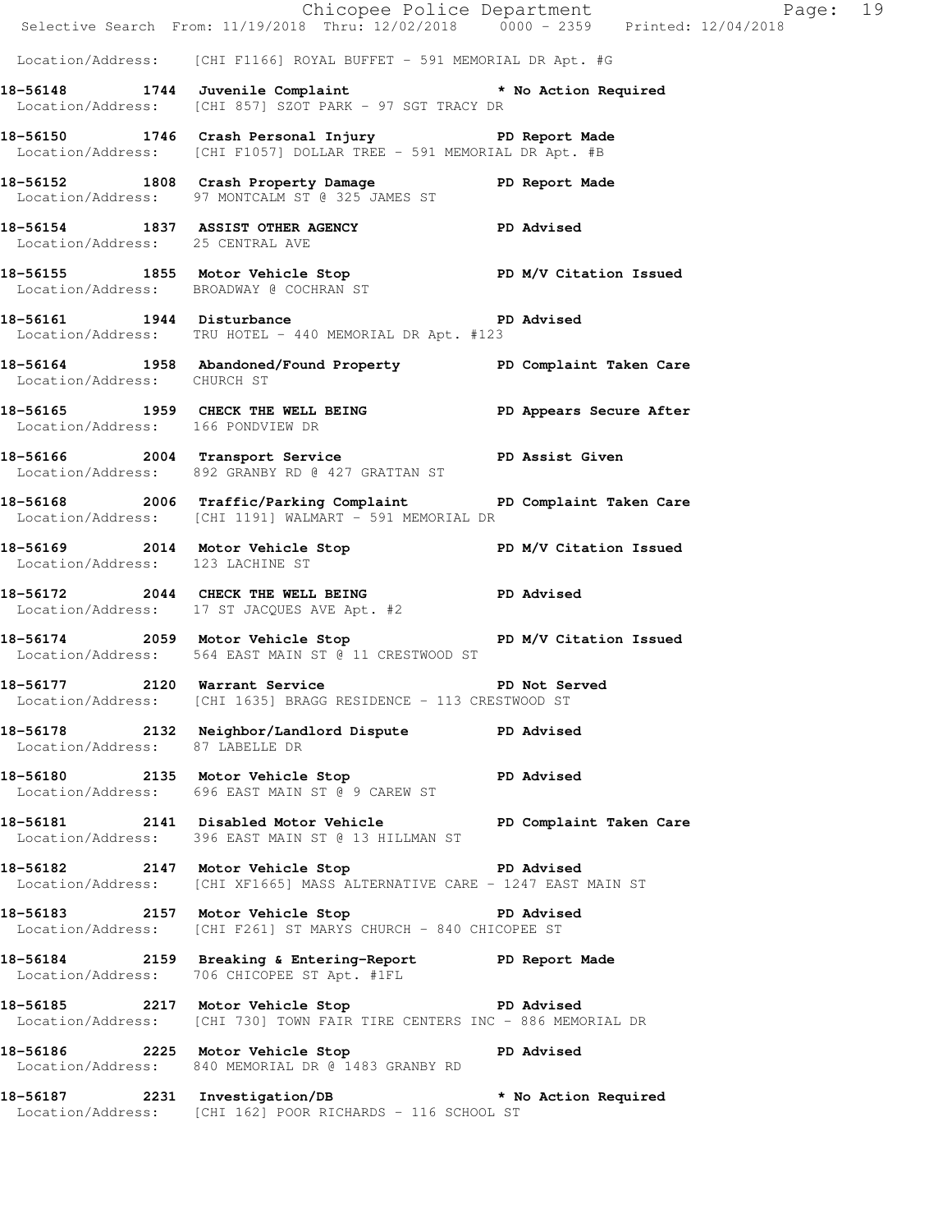Location/Address: [CHI F1166] ROYAL BUFFET - 591 MEMORIAL DR Apt. #G

**18-56148 1744 Juvenile Complaint * No Action Required**
Location/Address: [CHI 857] SZOT PARK - 97 SGT TRACY DR

**18-56150 1746 Crash Personal Injury PD Report Made**
Location/Address: [CHI F1057] DOLLAR TREE - 591 MEMORIAL DR Apt. #B

**18-56152 1808 Crash Property Damage PD Report Made**
Location/Address: 97 MONTCALM ST @ 325 JAMES ST

**18-56154 1837 ASSIST OTHER AGENCY PD Advised**
Location/Address: 25 CENTRAL AVE

**18-56155 1855 Motor Vehicle Stop PD M/V Citation Issued**
Location/Address: BROADWAY @ COCHRAN ST

**18-56161 1944 Disturbance PD Advised**
Location/Address: TRU HOTEL - 440 MEMORIAL DR Apt. #123

**18-56164 1958 Abandoned/Found Property PD Complaint Taken Care**
Location/Address: CHURCH ST

**18-56165 1959 CHECK THE WELL BEING PD Appears Secure After**
Location/Address: 166 PONDVIEW DR

**18-56166 2004 Transport Service PD Assist Given**
Location/Address: 892 GRANBY RD @ 427 GRATTAN ST

**18-56168 2006 Traffic/Parking Complaint PD Complaint Taken Care**
Location/Address: [CHI 1191] WALMART - 591 MEMORIAL DR

**18-56169 2014 Motor Vehicle Stop PD M/V Citation Issued**
Location/Address: 123 LACHINE ST

**18-56172 2044 CHECK THE WELL BEING PD Advised**
Location/Address: 17 ST JACQUES AVE Apt. #2

**18-56174 2059 Motor Vehicle Stop PD M/V Citation Issued**
Location/Address: 564 EAST MAIN ST @ 11 CRESTWOOD ST

**18-56177 2120 Warrant Service PD Not Served**
Location/Address: [CHI 1635] BRAGG RESIDENCE - 113 CRESTWOOD ST

**18-56178 2132 Neighbor/Landlord Dispute PD Advised**
Location/Address: 87 LABELLE DR

**18-56180 2135 Motor Vehicle Stop PD Advised**
Location/Address: 696 EAST MAIN ST @ 9 CAREW ST

**18-56181 2141 Disabled Motor Vehicle PD Complaint Taken Care**
Location/Address: 396 EAST MAIN ST @ 13 HILLMAN ST

**18-56182 2147 Motor Vehicle Stop PD Advised**
Location/Address: [CHI XF1665] MASS ALTERNATIVE CARE - 1247 EAST MAIN ST

**18-56183 2157 Motor Vehicle Stop PD Advised**
Location/Address: [CHI F261] ST MARYS CHURCH - 840 CHICOPEE ST

**18-56184 2159 Breaking & Entering-Report PD Report Made**
Location/Address: 706 CHICOPEE ST Apt. #1FL

**18-56185 2217 Motor Vehicle Stop PD Advised**
Location/Address: [CHI 730] TOWN FAIR TIRE CENTERS INC - 886 MEMORIAL DR

**18-56186 2225 Motor Vehicle Stop PD Advised**
Location/Address: 840 MEMORIAL DR @ 1483 GRANBY RD

**18-56187 2231 Investigation/DB * No Action Required**
Location/Address: [CHI 162] POOR RICHARDS - 116 SCHOOL ST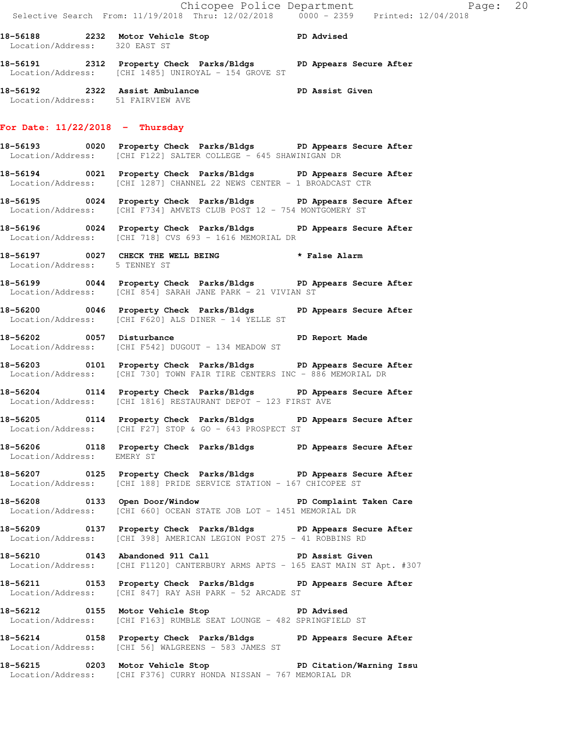18-56188 2232 Motor Vehicle Stop PD Advised
Location/Address: 320 EAST ST

18-56191 2312 Property Check Parks/Bldgs PD Appears Secure After
Location/Address: [CHI 1485] UNIROYAL - 154 GROVE ST

18-56192 2322 Assist Ambulance PD Assist Given
Location/Address: 51 FAIRVIEW AVE

## For Date: 11/22/2018 - Thursday

18-56193 0020 Property Check Parks/Bldgs PD Appears Secure After
Location/Address: [CHI F122] SALTER COLLEGE - 645 SHAWINIGAN DR

18-56194 0021 Property Check Parks/Bldgs PD Appears Secure After
Location/Address: [CHI 1287] CHANNEL 22 NEWS CENTER - 1 BROADCAST CTR

18-56195 0024 Property Check Parks/Bldgs PD Appears Secure After
Location/Address: [CHI F734] AMVETS CLUB POST 12 - 754 MONTGOMERY ST

18-56196 0024 Property Check Parks/Bldgs PD Appears Secure After
Location/Address: [CHI 718] CVS 693 - 1616 MEMORIAL DR

18-56197 0027 CHECK THE WELL BEING * False Alarm
Location/Address: 5 TENNEY ST

18-56199 0044 Property Check Parks/Bldgs PD Appears Secure After
Location/Address: [CHI 854] SARAH JANE PARK - 21 VIVIAN ST

18-56200 0046 Property Check Parks/Bldgs PD Appears Secure After
Location/Address: [CHI F620] ALS DINER - 14 YELLE ST

18-56202 0057 Disturbance PD Report Made
Location/Address: [CHI F542] DUGOUT - 134 MEADOW ST

18-56203 0101 Property Check Parks/Bldgs PD Appears Secure After
Location/Address: [CHI 730] TOWN FAIR TIRE CENTERS INC - 886 MEMORIAL DR

18-56204 0114 Property Check Parks/Bldgs PD Appears Secure After
Location/Address: [CHI 1816] RESTAURANT DEPOT - 123 FIRST AVE

18-56205 0114 Property Check Parks/Bldgs PD Appears Secure After
Location/Address: [CHI F27] STOP & GO - 643 PROSPECT ST

18-56206 0118 Property Check Parks/Bldgs PD Appears Secure After
Location/Address: EMERY ST

18-56207 0125 Property Check Parks/Bldgs PD Appears Secure After
Location/Address: [CHI 188] PRIDE SERVICE STATION - 167 CHICOPEE ST

18-56208 0133 Open Door/Window PD Complaint Taken Care
Location/Address: [CHI 660] OCEAN STATE JOB LOT - 1451 MEMORIAL DR

18-56209 0137 Property Check Parks/Bldgs PD Appears Secure After
Location/Address: [CHI 398] AMERICAN LEGION POST 275 - 41 ROBBINS RD

18-56210 0143 Abandoned 911 Call PD Assist Given
Location/Address: [CHI F1120] CANTERBURY ARMS APTS - 165 EAST MAIN ST Apt. #307

18-56211 0153 Property Check Parks/Bldgs PD Appears Secure After
Location/Address: [CHI 847] RAY ASH PARK - 52 ARCADE ST

18-56212 0155 Motor Vehicle Stop PD Advised
Location/Address: [CHI F163] RUMBLE SEAT LOUNGE - 482 SPRINGFIELD ST

18-56214 0158 Property Check Parks/Bldgs PD Appears Secure After
Location/Address: [CHI 56] WALGREENS - 583 JAMES ST

18-56215 0203 Motor Vehicle Stop PD Citation/Warning Issu
Location/Address: [CHI F376] CURRY HONDA NISSAN - 767 MEMORIAL DR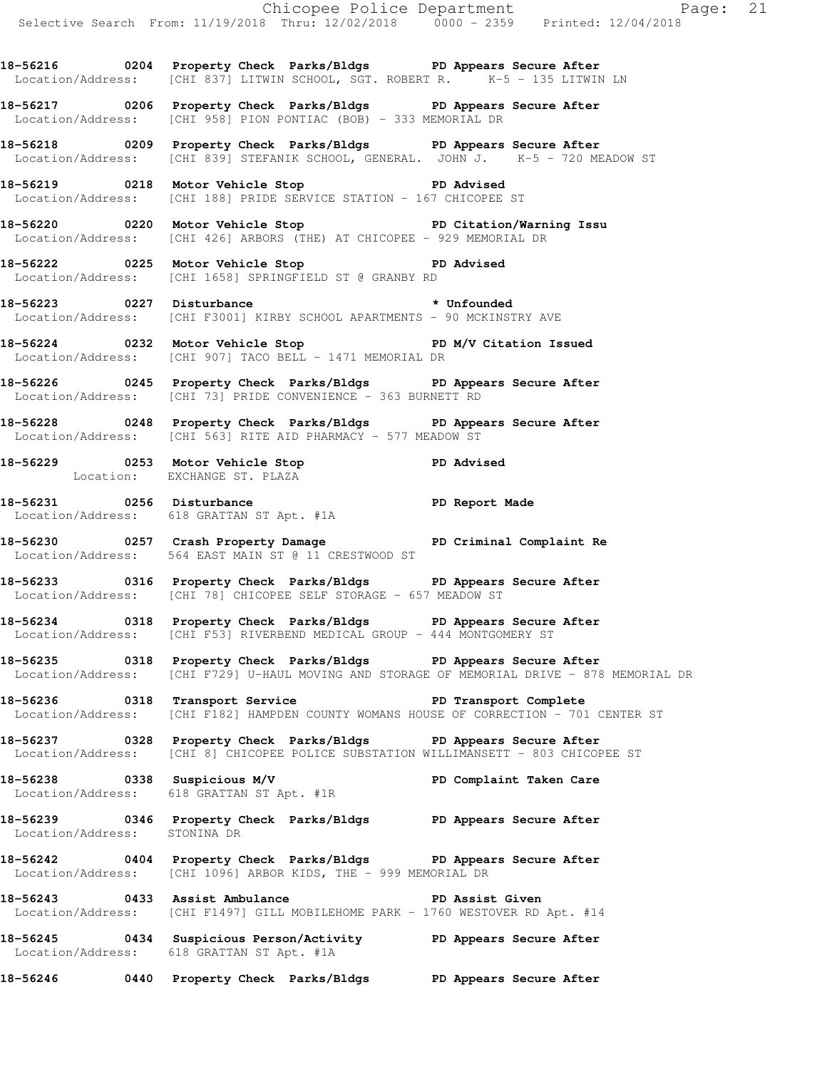**18-56216 0204 Property Check Parks/Bldgs PD Appears Secure After**
Location/Address: [CHI 837] LITWIN SCHOOL, SGT. ROBERT R. K-5 - 135 LITWIN LN

**18-56217 0206 Property Check Parks/Bldgs PD Appears Secure After**
Location/Address: [CHI 958] PION PONTIAC (BOB) - 333 MEMORIAL DR

**18-56218 0209 Property Check Parks/Bldgs PD Appears Secure After**
Location/Address: [CHI 839] STEFANIK SCHOOL, GENERAL. JOHN J. K-5 - 720 MEADOW ST

**18-56219 0218 Motor Vehicle Stop PD Advised**
Location/Address: [CHI 188] PRIDE SERVICE STATION - 167 CHICOPEE ST

**18-56220 0220 Motor Vehicle Stop PD Citation/Warning Issu**
Location/Address: [CHI 426] ARBORS (THE) AT CHICOPEE - 929 MEMORIAL DR

**18-56222 0225 Motor Vehicle Stop PD Advised**
Location/Address: [CHI 1658] SPRINGFIELD ST @ GRANBY RD

**18-56223 0227 Disturbance * Unfounded**
Location/Address: [CHI F3001] KIRBY SCHOOL APARTMENTS - 90 MCKINSTRY AVE

**18-56224 0232 Motor Vehicle Stop PD M/V Citation Issued**
Location/Address: [CHI 907] TACO BELL - 1471 MEMORIAL DR

**18-56226 0245 Property Check Parks/Bldgs PD Appears Secure After**
Location/Address: [CHI 73] PRIDE CONVENIENCE - 363 BURNETT RD

**18-56228 0248 Property Check Parks/Bldgs PD Appears Secure After**
Location/Address: [CHI 563] RITE AID PHARMACY - 577 MEADOW ST

**18-56229 0253 Motor Vehicle Stop PD Advised**
Location: EXCHANGE ST. PLAZA

**18-56231 0256 Disturbance PD Report Made**
Location/Address: 618 GRATTAN ST Apt. #1A

**18-56230 0257 Crash Property Damage PD Criminal Complaint Re**
Location/Address: 564 EAST MAIN ST @ 11 CRESTWOOD ST

**18-56233 0316 Property Check Parks/Bldgs PD Appears Secure After**
Location/Address: [CHI 78] CHICOPEE SELF STORAGE - 657 MEADOW ST

**18-56234 0318 Property Check Parks/Bldgs PD Appears Secure After**
Location/Address: [CHI F53] RIVERBEND MEDICAL GROUP - 444 MONTGOMERY ST

**18-56235 0318 Property Check Parks/Bldgs PD Appears Secure After**
Location/Address: [CHI F729] U-HAUL MOVING AND STORAGE OF MEMORIAL DRIVE - 878 MEMORIAL DR

**18-56236 0318 Transport Service PD Transport Complete**
Location/Address: [CHI F182] HAMPDEN COUNTY WOMANS HOUSE OF CORRECTION - 701 CENTER ST

**18-56237 0328 Property Check Parks/Bldgs PD Appears Secure After**
Location/Address: [CHI 8] CHICOPEE POLICE SUBSTATION WILLIMANSETT - 803 CHICOPEE ST

**18-56238 0338 Suspicious M/V PD Complaint Taken Care**
Location/Address: 618 GRATTAN ST Apt. #1R

**18-56239 0346 Property Check Parks/Bldgs PD Appears Secure After**
Location/Address: STONINA DR

**18-56242 0404 Property Check Parks/Bldgs PD Appears Secure After**
Location/Address: [CHI 1096] ARBOR KIDS, THE - 999 MEMORIAL DR

**18-56243 0433 Assist Ambulance PD Assist Given**
Location/Address: [CHI F1497] GILL MOBILEHOME PARK - 1760 WESTOVER RD Apt. #14

**18-56245 0434 Suspicious Person/Activity PD Appears Secure After**
Location/Address: 618 GRATTAN ST Apt. #1A

**18-56246 0440 Property Check Parks/Bldgs PD Appears Secure After**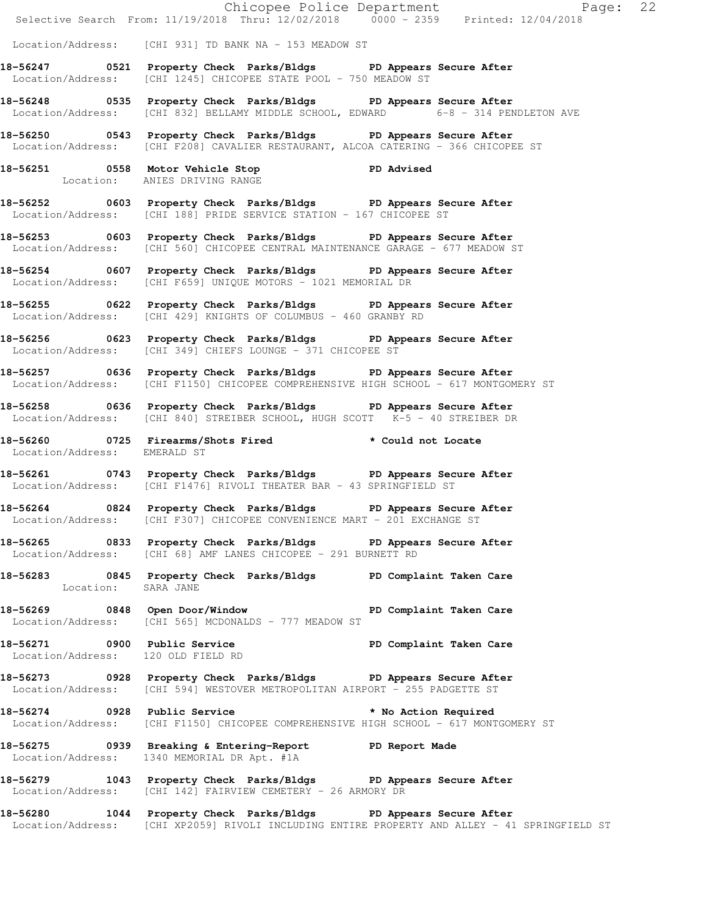Location/Address: [CHI 931] TD BANK NA - 153 MEADOW ST

**18-56247 0521 Property Check Parks/Bldgs PD Appears Secure After**
Location/Address: [CHI 1245] CHICOPEE STATE POOL - 750 MEADOW ST

**18-56248 0535 Property Check Parks/Bldgs PD Appears Secure After**
Location/Address: [CHI 832] BELLAMY MIDDLE SCHOOL, EDWARD 6-8 - 314 PENDLETON AVE

**18-56250 0543 Property Check Parks/Bldgs PD Appears Secure After**
Location/Address: [CHI F208] CAVALIER RESTAURANT, ALCOA CATERING - 366 CHICOPEE ST

**18-56251 0558 Motor Vehicle Stop PD Advised**
Location: ANIES DRIVING RANGE

**18-56252 0603 Property Check Parks/Bldgs PD Appears Secure After**
Location/Address: [CHI 188] PRIDE SERVICE STATION - 167 CHICOPEE ST

**18-56253 0603 Property Check Parks/Bldgs PD Appears Secure After**
Location/Address: [CHI 560] CHICOPEE CENTRAL MAINTENANCE GARAGE - 677 MEADOW ST

**18-56254 0607 Property Check Parks/Bldgs PD Appears Secure After**
Location/Address: [CHI F659] UNIQUE MOTORS - 1021 MEMORIAL DR

**18-56255 0622 Property Check Parks/Bldgs PD Appears Secure After**
Location/Address: [CHI 429] KNIGHTS OF COLUMBUS - 460 GRANBY RD

**18-56256 0623 Property Check Parks/Bldgs PD Appears Secure After**
Location/Address: [CHI 349] CHIEFS LOUNGE - 371 CHICOPEE ST

**18-56257 0636 Property Check Parks/Bldgs PD Appears Secure After**
Location/Address: [CHI F1150] CHICOPEE COMPREHENSIVE HIGH SCHOOL - 617 MONTGOMERY ST

**18-56258 0636 Property Check Parks/Bldgs PD Appears Secure After**
Location/Address: [CHI 840] STREIBER SCHOOL, HUGH SCOTT K-5 - 40 STREIBER DR

**18-56260 0725 Firearms/Shots Fired * Could not Locate**
Location/Address: EMERALD ST

**18-56261 0743 Property Check Parks/Bldgs PD Appears Secure After**
Location/Address: [CHI F1476] RIVOLI THEATER BAR - 43 SPRINGFIELD ST

**18-56264 0824 Property Check Parks/Bldgs PD Appears Secure After**
Location/Address: [CHI F307] CHICOPEE CONVENIENCE MART - 201 EXCHANGE ST

**18-56265 0833 Property Check Parks/Bldgs PD Appears Secure After**
Location/Address: [CHI 68] AMF LANES CHICOPEE - 291 BURNETT RD

**18-56283 0845 Property Check Parks/Bldgs PD Complaint Taken Care**
Location: SARA JANE

**18-56269 0848 Open Door/Window PD Complaint Taken Care**
Location/Address: [CHI 565] MCDONALDS - 777 MEADOW ST

**18-56271 0900 Public Service PD Complaint Taken Care**
Location/Address: 120 OLD FIELD RD

**18-56273 0928 Property Check Parks/Bldgs PD Appears Secure After**
Location/Address: [CHI 594] WESTOVER METROPOLITAN AIRPORT - 255 PADGETTE ST

**18-56274 0928 Public Service * No Action Required**
Location/Address: [CHI F1150] CHICOPEE COMPREHENSIVE HIGH SCHOOL - 617 MONTGOMERY ST

**18-56275 0939 Breaking & Entering-Report PD Report Made**
Location/Address: 1340 MEMORIAL DR Apt. #1A

**18-56279 1043 Property Check Parks/Bldgs PD Appears Secure After**
Location/Address: [CHI 142] FAIRVIEW CEMETERY - 26 ARMORY DR

**18-56280 1044 Property Check Parks/Bldgs PD Appears Secure After**
Location/Address: [CHI XP2059] RIVOLI INCLUDING ENTIRE PROPERTY AND ALLEY - 41 SPRINGFIELD ST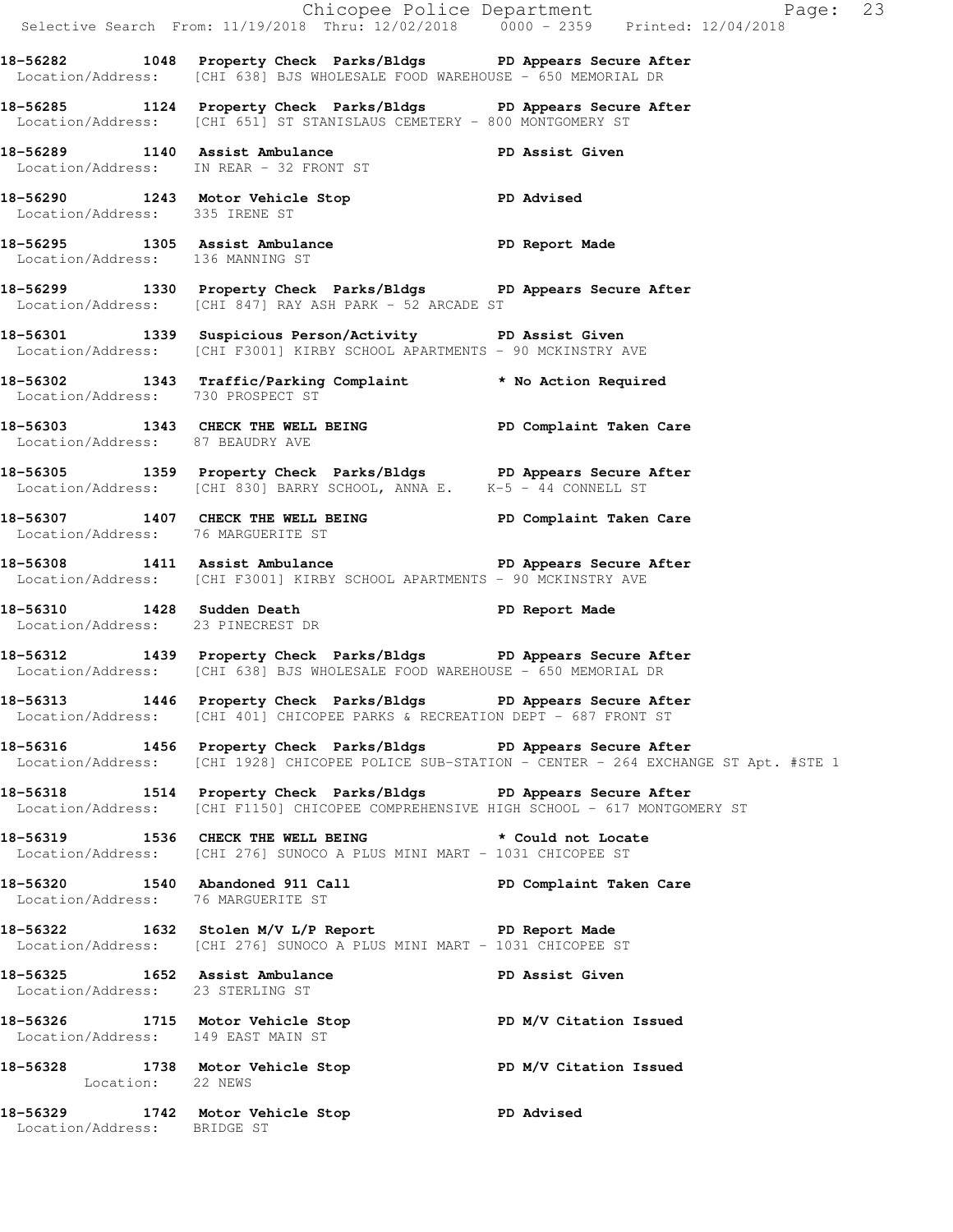**18-56282 1048 Property Check Parks/Bldgs PD Appears Secure After**
Location/Address: [CHI 638] BJS WHOLESALE FOOD WAREHOUSE - 650 MEMORIAL DR

**18-56285 1124 Property Check Parks/Bldgs PD Appears Secure After**
Location/Address: [CHI 651] ST STANISLAUS CEMETERY - 800 MONTGOMERY ST

**18-56289 1140 Assist Ambulance PD Assist Given**
Location/Address: IN REAR - 32 FRONT ST

**18-56290 1243 Motor Vehicle Stop PD Advised**
Location/Address: 335 IRENE ST

**18-56295 1305 Assist Ambulance PD Report Made**
Location/Address: 136 MANNING ST

**18-56299 1330 Property Check Parks/Bldgs PD Appears Secure After**
Location/Address: [CHI 847] RAY ASH PARK - 52 ARCADE ST

**18-56301 1339 Suspicious Person/Activity PD Assist Given**
Location/Address: [CHI F3001] KIRBY SCHOOL APARTMENTS - 90 MCKINSTRY AVE

**18-56302 1343 Traffic/Parking Complaint * No Action Required**
Location/Address: 730 PROSPECT ST

**18-56303 1343 CHECK THE WELL BEING PD Complaint Taken Care**
Location/Address: 87 BEAUDRY AVE

**18-56305 1359 Property Check Parks/Bldgs PD Appears Secure After**
Location/Address: [CHI 830] BARRY SCHOOL, ANNA E. K-5 - 44 CONNELL ST

**18-56307 1407 CHECK THE WELL BEING PD Complaint Taken Care**
Location/Address: 76 MARGUERITE ST

**18-56308 1411 Assist Ambulance PD Appears Secure After**
Location/Address: [CHI F3001] KIRBY SCHOOL APARTMENTS - 90 MCKINSTRY AVE

**18-56310 1428 Sudden Death PD Report Made**
Location/Address: 23 PINECREST DR

**18-56312 1439 Property Check Parks/Bldgs PD Appears Secure After**
Location/Address: [CHI 638] BJS WHOLESALE FOOD WAREHOUSE - 650 MEMORIAL DR

**18-56313 1446 Property Check Parks/Bldgs PD Appears Secure After**
Location/Address: [CHI 401] CHICOPEE PARKS & RECREATION DEPT - 687 FRONT ST

**18-56316 1456 Property Check Parks/Bldgs PD Appears Secure After**
Location/Address: [CHI 1928] CHICOPEE POLICE SUB-STATION - CENTER - 264 EXCHANGE ST Apt. #STE 1

**18-56318 1514 Property Check Parks/Bldgs PD Appears Secure After**
Location/Address: [CHI F1150] CHICOPEE COMPREHENSIVE HIGH SCHOOL - 617 MONTGOMERY ST

**18-56319 1536 CHECK THE WELL BEING * Could not Locate**
Location/Address: [CHI 276] SUNOCO A PLUS MINI MART - 1031 CHICOPEE ST

**18-56320 1540 Abandoned 911 Call PD Complaint Taken Care**
Location/Address: 76 MARGUERITE ST

**18-56322 1632 Stolen M/V L/P Report PD Report Made**
Location/Address: [CHI 276] SUNOCO A PLUS MINI MART - 1031 CHICOPEE ST

**18-56325 1652 Assist Ambulance PD Assist Given**
Location/Address: 23 STERLING ST

**18-56326 1715 Motor Vehicle Stop PD M/V Citation Issued**
Location/Address: 149 EAST MAIN ST

**18-56328 1738 Motor Vehicle Stop PD M/V Citation Issued**
Location: 22 NEWS

**18-56329 1742 Motor Vehicle Stop PD Advised**
Location/Address: BRIDGE ST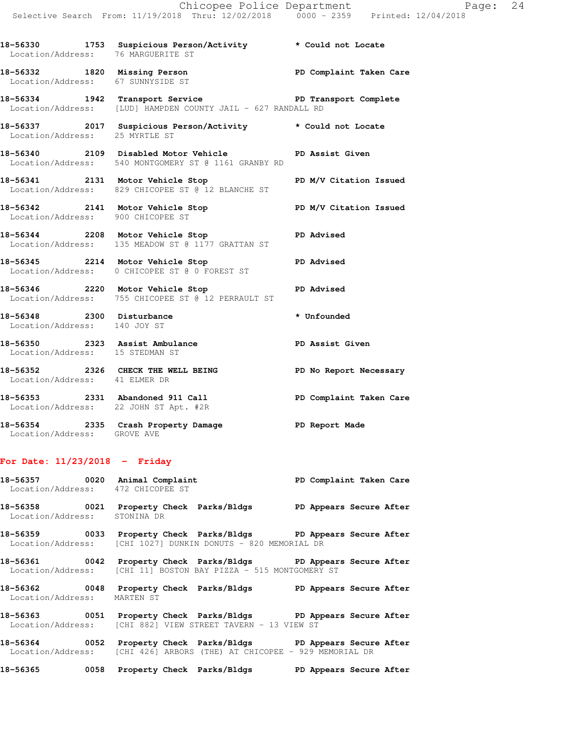18-56330 1753 Suspicious Person/Activity * Could not Locate
Location/Address: 76 MARGUERITE ST

18-56332 1820 Missing Person PD Complaint Taken Care
Location/Address: 67 SUNNYSIDE ST

18-56334 1942 Transport Service PD Transport Complete
Location/Address: [LUD] HAMPDEN COUNTY JAIL - 627 RANDALL RD

18-56337 2017 Suspicious Person/Activity * Could not Locate
Location/Address: 25 MYRTLE ST

18-56340 2109 Disabled Motor Vehicle PD Assist Given
Location/Address: 540 MONTGOMERY ST @ 1161 GRANBY RD

18-56341 2131 Motor Vehicle Stop PD M/V Citation Issued
Location/Address: 829 CHICOPEE ST @ 12 BLANCHE ST

18-56342 2141 Motor Vehicle Stop PD M/V Citation Issued
Location/Address: 900 CHICOPEE ST

18-56344 2208 Motor Vehicle Stop PD Advised
Location/Address: 135 MEADOW ST @ 1177 GRATTAN ST

18-56345 2214 Motor Vehicle Stop PD Advised
Location/Address: 0 CHICOPEE ST @ 0 FOREST ST

18-56346 2220 Motor Vehicle Stop PD Advised
Location/Address: 755 CHICOPEE ST @ 12 PERRAULT ST

18-56348 2300 Disturbance * Unfounded
Location/Address: 140 JOY ST

18-56350 2323 Assist Ambulance PD Assist Given
Location/Address: 15 STEDMAN ST

18-56352 2326 CHECK THE WELL BEING PD No Report Necessary
Location/Address: 41 ELMER DR

18-56353 2331 Abandoned 911 Call PD Complaint Taken Care
Location/Address: 22 JOHN ST Apt. #2R

18-56354 2335 Crash Property Damage PD Report Made
Location/Address: GROVE AVE

**For Date: 11/23/2018 - Friday**

18-56357 0020 Animal Complaint PD Complaint Taken Care
Location/Address: 472 CHICOPEE ST

18-56358 0021 Property Check Parks/Bldgs PD Appears Secure After
Location/Address: STONINA DR

18-56359 0033 Property Check Parks/Bldgs PD Appears Secure After
Location/Address: [CHI 1027] DUNKIN DONUTS - 820 MEMORIAL DR

18-56361 0042 Property Check Parks/Bldgs PD Appears Secure After
Location/Address: [CHI 11] BOSTON BAY PIZZA - 515 MONTGOMERY ST

18-56362 0048 Property Check Parks/Bldgs PD Appears Secure After
Location/Address: MARTEN ST

18-56363 0051 Property Check Parks/Bldgs PD Appears Secure After
Location/Address: [CHI 882] VIEW STREET TAVERN - 13 VIEW ST

18-56364 0052 Property Check Parks/Bldgs PD Appears Secure After
Location/Address: [CHI 426] ARBORS (THE) AT CHICOPEE - 929 MEMORIAL DR

18-56365 0058 Property Check Parks/Bldgs PD Appears Secure After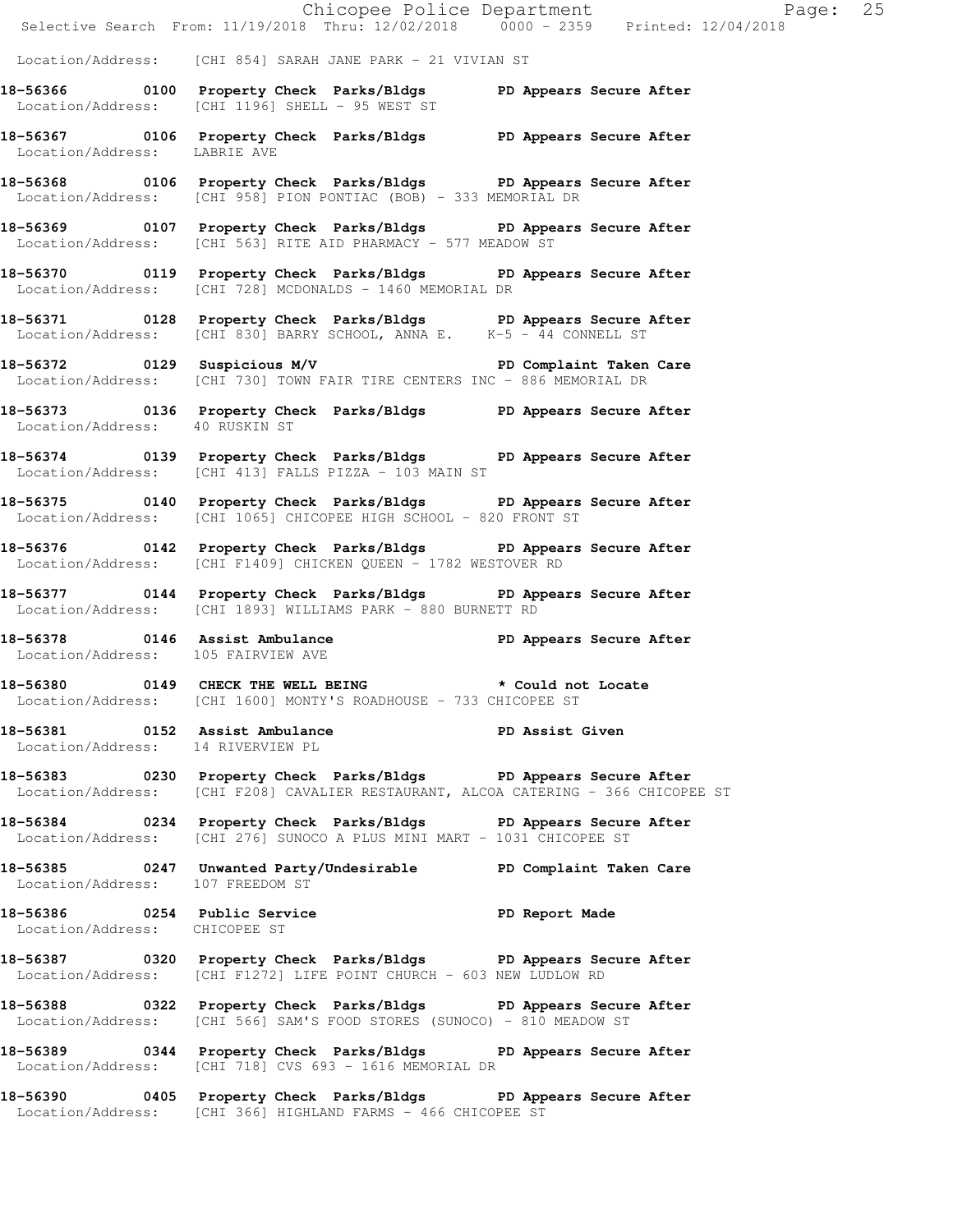Location/Address: [CHI 854] SARAH JANE PARK - 21 VIVIAN ST

**18-56366 0100 Property Check Parks/Bldgs PD Appears Secure After**
Location/Address: [CHI 1196] SHELL - 95 WEST ST

**18-56367 0106 Property Check Parks/Bldgs PD Appears Secure After**
Location/Address: LABRIE AVE

**18-56368 0106 Property Check Parks/Bldgs PD Appears Secure After**
Location/Address: [CHI 958] PION PONTIAC (BOB) - 333 MEMORIAL DR

**18-56369 0107 Property Check Parks/Bldgs PD Appears Secure After**
Location/Address: [CHI 563] RITE AID PHARMACY - 577 MEADOW ST

**18-56370 0119 Property Check Parks/Bldgs PD Appears Secure After**
Location/Address: [CHI 728] MCDONALDS - 1460 MEMORIAL DR

**18-56371 0128 Property Check Parks/Bldgs PD Appears Secure After**
Location/Address: [CHI 830] BARRY SCHOOL, ANNA E. K-5 - 44 CONNELL ST

**18-56372 0129 Suspicious M/V PD Complaint Taken Care**
Location/Address: [CHI 730] TOWN FAIR TIRE CENTERS INC - 886 MEMORIAL DR

**18-56373 0136 Property Check Parks/Bldgs PD Appears Secure After**
Location/Address: 40 RUSKIN ST

**18-56374 0139 Property Check Parks/Bldgs PD Appears Secure After**
Location/Address: [CHI 413] FALLS PIZZA - 103 MAIN ST

**18-56375 0140 Property Check Parks/Bldgs PD Appears Secure After**
Location/Address: [CHI 1065] CHICOPEE HIGH SCHOOL - 820 FRONT ST

**18-56376 0142 Property Check Parks/Bldgs PD Appears Secure After**
Location/Address: [CHI F1409] CHICKEN QUEEN - 1782 WESTOVER RD

**18-56377 0144 Property Check Parks/Bldgs PD Appears Secure After**
Location/Address: [CHI 1893] WILLIAMS PARK - 880 BURNETT RD

**18-56378 0146 Assist Ambulance PD Appears Secure After**
Location/Address: 105 FAIRVIEW AVE

**18-56380 0149 CHECK THE WELL BEING * Could not Locate**
Location/Address: [CHI 1600] MONTY'S ROADHOUSE - 733 CHICOPEE ST

**18-56381 0152 Assist Ambulance PD Assist Given**
Location/Address: 14 RIVERVIEW PL

**18-56383 0230 Property Check Parks/Bldgs PD Appears Secure After**
Location/Address: [CHI F208] CAVALIER RESTAURANT, ALCOA CATERING - 366 CHICOPEE ST

**18-56384 0234 Property Check Parks/Bldgs PD Appears Secure After**
Location/Address: [CHI 276] SUNOCO A PLUS MINI MART - 1031 CHICOPEE ST

**18-56385 0247 Unwanted Party/Undesirable PD Complaint Taken Care**
Location/Address: 107 FREEDOM ST

**18-56386 0254 Public Service PD Report Made**
Location/Address: CHICOPEE ST

**18-56387 0320 Property Check Parks/Bldgs PD Appears Secure After**
Location/Address: [CHI F1272] LIFE POINT CHURCH - 603 NEW LUDLOW RD

**18-56388 0322 Property Check Parks/Bldgs PD Appears Secure After**
Location/Address: [CHI 566] SAM'S FOOD STORES (SUNOCO) - 810 MEADOW ST

**18-56389 0344 Property Check Parks/Bldgs PD Appears Secure After**
Location/Address: [CHI 718] CVS 693 - 1616 MEMORIAL DR

**18-56390 0405 Property Check Parks/Bldgs PD Appears Secure After**
Location/Address: [CHI 366] HIGHLAND FARMS - 466 CHICOPEE ST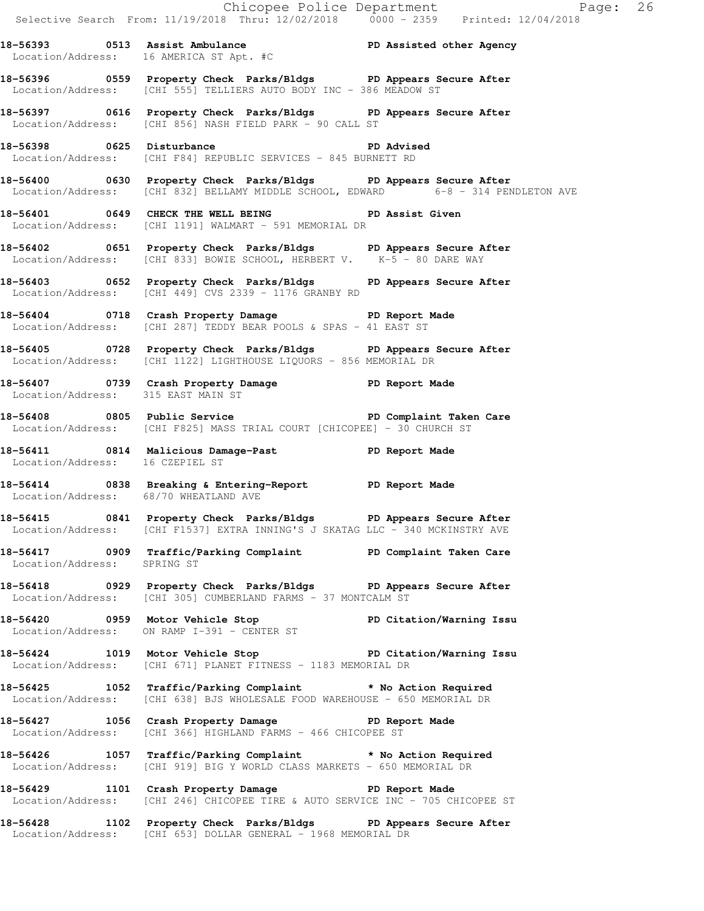18-56393 0513 Assist Ambulance PD Assisted other Agency
Location/Address: 16 AMERICA ST Apt. #C

18-56396 0559 Property Check Parks/Bldgs PD Appears Secure After
Location/Address: [CHI 555] TELLIERS AUTO BODY INC - 386 MEADOW ST

18-56397 0616 Property Check Parks/Bldgs PD Appears Secure After
Location/Address: [CHI 856] NASH FIELD PARK - 90 CALL ST

18-56398 0625 Disturbance PD Advised
Location/Address: [CHI F84] REPUBLIC SERVICES - 845 BURNETT RD

18-56400 0630 Property Check Parks/Bldgs PD Appears Secure After
Location/Address: [CHI 832] BELLAMY MIDDLE SCHOOL, EDWARD 6-8 - 314 PENDLETON AVE

18-56401 0649 CHECK THE WELL BEING PD Assist Given
Location/Address: [CHI 1191] WALMART - 591 MEMORIAL DR

18-56402 0651 Property Check Parks/Bldgs PD Appears Secure After
Location/Address: [CHI 833] BOWIE SCHOOL, HERBERT V. K-5 - 80 DARE WAY

18-56403 0652 Property Check Parks/Bldgs PD Appears Secure After
Location/Address: [CHI 449] CVS 2339 - 1176 GRANBY RD

18-56404 0718 Crash Property Damage PD Report Made
Location/Address: [CHI 287] TEDDY BEAR POOLS & SPAS - 41 EAST ST

18-56405 0728 Property Check Parks/Bldgs PD Appears Secure After
Location/Address: [CHI 1122] LIGHTHOUSE LIQUORS - 856 MEMORIAL DR

18-56407 0739 Crash Property Damage PD Report Made
Location/Address: 315 EAST MAIN ST

18-56408 0805 Public Service PD Complaint Taken Care
Location/Address: [CHI F825] MASS TRIAL COURT [CHICOPEE] - 30 CHURCH ST

18-56411 0814 Malicious Damage-Past PD Report Made
Location/Address: 16 CZEPIEL ST

18-56414 0838 Breaking & Entering-Report PD Report Made
Location/Address: 68/70 WHEATLAND AVE

18-56415 0841 Property Check Parks/Bldgs PD Appears Secure After
Location/Address: [CHI F1537] EXTRA INNING'S J SKATAG LLC - 340 MCKINSTRY AVE

18-56417 0909 Traffic/Parking Complaint PD Complaint Taken Care
Location/Address: SPRING ST

18-56418 0929 Property Check Parks/Bldgs PD Appears Secure After
Location/Address: [CHI 305] CUMBERLAND FARMS - 37 MONTCALM ST

18-56420 0959 Motor Vehicle Stop PD Citation/Warning Issu
Location/Address: ON RAMP I-391 - CENTER ST

18-56424 1019 Motor Vehicle Stop PD Citation/Warning Issu
Location/Address: [CHI 671] PLANET FITNESS - 1183 MEMORIAL DR

18-56425 1052 Traffic/Parking Complaint * No Action Required
Location/Address: [CHI 638] BJS WHOLESALE FOOD WAREHOUSE - 650 MEMORIAL DR

18-56427 1056 Crash Property Damage PD Report Made
Location/Address: [CHI 366] HIGHLAND FARMS - 466 CHICOPEE ST

18-56426 1057 Traffic/Parking Complaint * No Action Required
Location/Address: [CHI 919] BIG Y WORLD CLASS MARKETS - 650 MEMORIAL DR

18-56429 1101 Crash Property Damage PD Report Made
Location/Address: [CHI 246] CHICOPEE TIRE & AUTO SERVICE INC - 705 CHICOPEE ST

18-56428 1102 Property Check Parks/Bldgs PD Appears Secure After
Location/Address: [CHI 653] DOLLAR GENERAL - 1968 MEMORIAL DR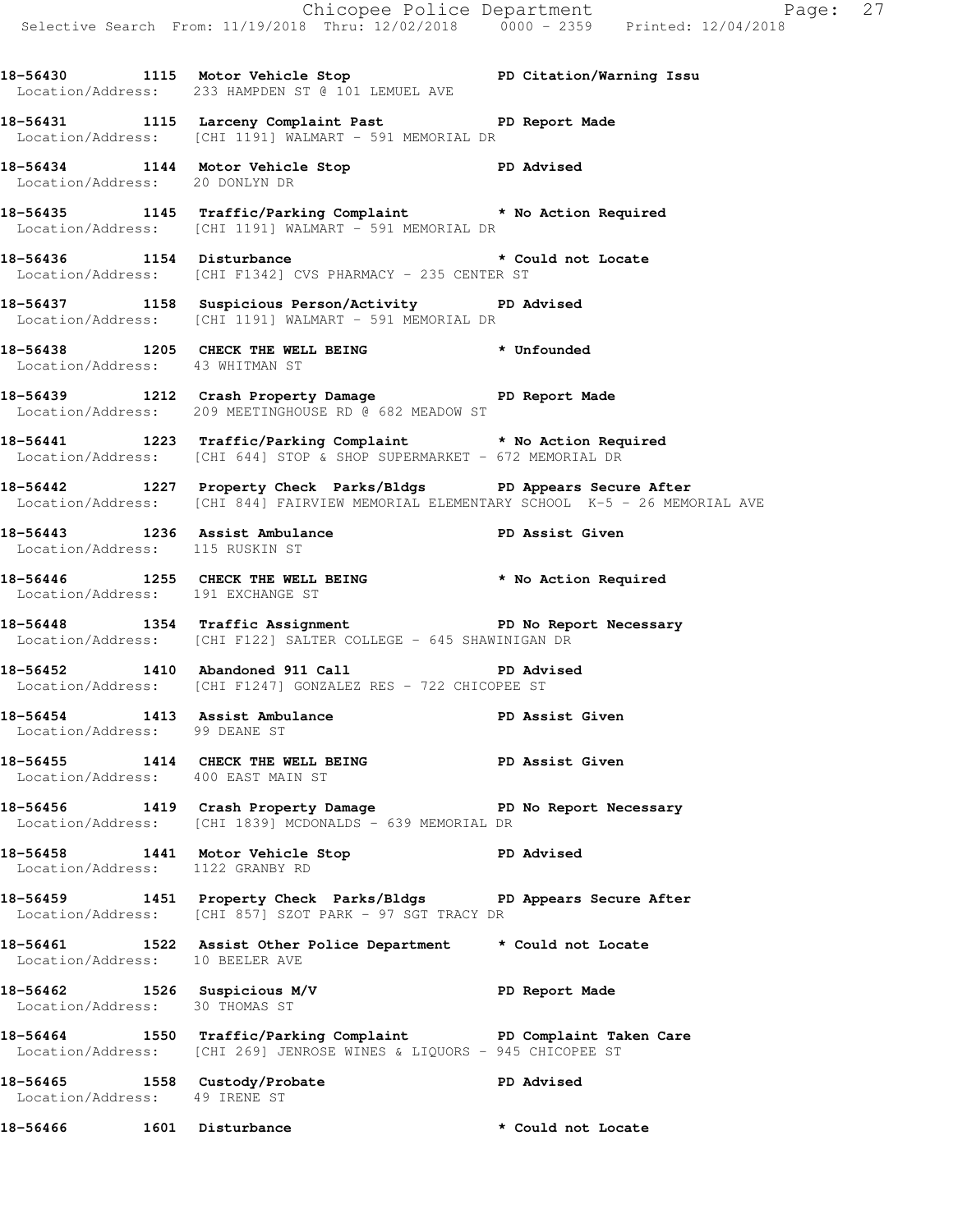**18-56430 1115 Motor Vehicle Stop PD Citation/Warning Issu**
Location/Address: 233 HAMPDEN ST @ 101 LEMUEL AVE

**18-56431 1115 Larceny Complaint Past PD Report Made**
Location/Address: [CHI 1191] WALMART - 591 MEMORIAL DR

**18-56434 1144 Motor Vehicle Stop PD Advised**
Location/Address: 20 DONLYN DR

**18-56435 1145 Traffic/Parking Complaint * No Action Required**
Location/Address: [CHI 1191] WALMART - 591 MEMORIAL DR

**18-56436 1154 Disturbance * Could not Locate**
Location/Address: [CHI F1342] CVS PHARMACY - 235 CENTER ST

**18-56437 1158 Suspicious Person/Activity PD Advised**
Location/Address: [CHI 1191] WALMART - 591 MEMORIAL DR

**18-56438 1205 CHECK THE WELL BEING * Unfounded**
Location/Address: 43 WHITMAN ST

**18-56439 1212 Crash Property Damage PD Report Made**
Location/Address: 209 MEETINGHOUSE RD @ 682 MEADOW ST

**18-56441 1223 Traffic/Parking Complaint * No Action Required**
Location/Address: [CHI 644] STOP & SHOP SUPERMARKET - 672 MEMORIAL DR

**18-56442 1227 Property Check Parks/Bldgs PD Appears Secure After**
Location/Address: [CHI 844] FAIRVIEW MEMORIAL ELEMENTARY SCHOOL K-5 - 26 MEMORIAL AVE

**18-56443 1236 Assist Ambulance PD Assist Given**
Location/Address: 115 RUSKIN ST

**18-56446 1255 CHECK THE WELL BEING * No Action Required**
Location/Address: 191 EXCHANGE ST

**18-56448 1354 Traffic Assignment PD No Report Necessary**
Location/Address: [CHI F122] SALTER COLLEGE - 645 SHAWINIGAN DR

**18-56452 1410 Abandoned 911 Call PD Advised**
Location/Address: [CHI F1247] GONZALEZ RES - 722 CHICOPEE ST

**18-56454 1413 Assist Ambulance PD Assist Given**
Location/Address: 99 DEANE ST

**18-56455 1414 CHECK THE WELL BEING PD Assist Given**
Location/Address: 400 EAST MAIN ST

**18-56456 1419 Crash Property Damage PD No Report Necessary**
Location/Address: [CHI 1839] MCDONALDS - 639 MEMORIAL DR

**18-56458 1441 Motor Vehicle Stop PD Advised**
Location/Address: 1122 GRANBY RD

**18-56459 1451 Property Check Parks/Bldgs PD Appears Secure After**
Location/Address: [CHI 857] SZOT PARK - 97 SGT TRACY DR

**18-56461 1522 Assist Other Police Department * Could not Locate**
Location/Address: 10 BEELER AVE

**18-56462 1526 Suspicious M/V PD Report Made**
Location/Address: 30 THOMAS ST

**18-56464 1550 Traffic/Parking Complaint PD Complaint Taken Care**
Location/Address: [CHI 269] JENROSE WINES & LIQUORS - 945 CHICOPEE ST

**18-56465 1558 Custody/Probate PD Advised**
Location/Address: 49 IRENE ST

**18-56466 1601 Disturbance * Could not Locate**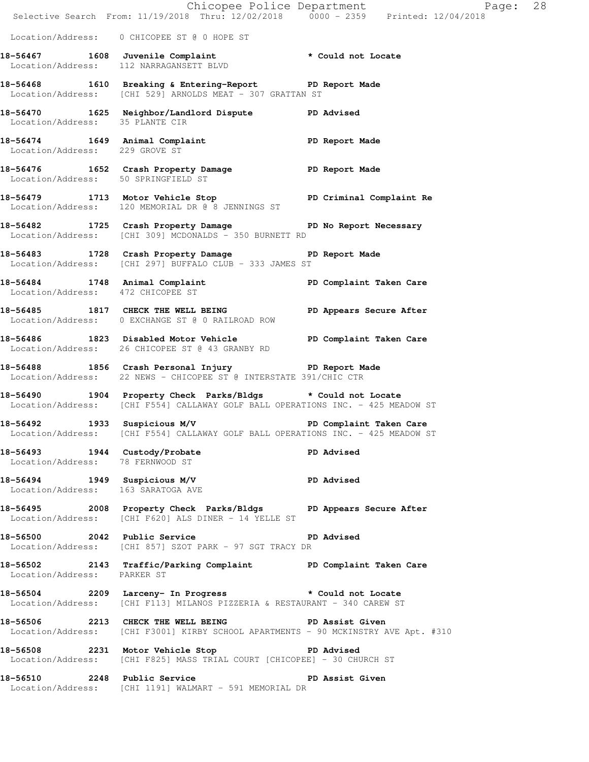Location/Address: 0 CHICOPEE ST @ 0 HOPE ST

**18-56467 1608 Juvenile Complaint** * Could not Locate
Location/Address: 112 NARRAGANSETT BLVD

**18-56468 1610 Breaking & Entering-Report** PD Report Made
Location/Address: [CHI 529] ARNOLDS MEAT - 307 GRATTAN ST

**18-56470 1625 Neighbor/Landlord Dispute** PD Advised
Location/Address: 35 PLANTE CIR

**18-56474 1649 Animal Complaint** PD Report Made
Location/Address: 229 GROVE ST

**18-56476 1652 Crash Property Damage** PD Report Made
Location/Address: 50 SPRINGFIELD ST

**18-56479 1713 Motor Vehicle Stop** PD Criminal Complaint Re
Location/Address: 120 MEMORIAL DR @ 8 JENNINGS ST

**18-56482 1725 Crash Property Damage** PD No Report Necessary
Location/Address: [CHI 309] MCDONALDS - 350 BURNETT RD

**18-56483 1728 Crash Property Damage** PD Report Made
Location/Address: [CHI 297] BUFFALO CLUB - 333 JAMES ST

**18-56484 1748 Animal Complaint** PD Complaint Taken Care
Location/Address: 472 CHICOPEE ST

**18-56485 1817 CHECK THE WELL BEING** PD Appears Secure After
Location/Address: 0 EXCHANGE ST @ 0 RAILROAD ROW

**18-56486 1823 Disabled Motor Vehicle** PD Complaint Taken Care
Location/Address: 26 CHICOPEE ST @ 43 GRANBY RD

**18-56488 1856 Crash Personal Injury** PD Report Made
Location/Address: 22 NEWS - CHICOPEE ST @ INTERSTATE 391/CHIC CTR

**18-56490 1904 Property Check Parks/Bldgs** * Could not Locate
Location/Address: [CHI F554] CALLAWAY GOLF BALL OPERATIONS INC. - 425 MEADOW ST

**18-56492 1933 Suspicious M/V** PD Complaint Taken Care
Location/Address: [CHI F554] CALLAWAY GOLF BALL OPERATIONS INC. - 425 MEADOW ST

**18-56493 1944 Custody/Probate** PD Advised
Location/Address: 78 FERNWOOD ST

**18-56494 1949 Suspicious M/V** PD Advised
Location/Address: 163 SARATOGA AVE

**18-56495 2008 Property Check Parks/Bldgs** PD Appears Secure After
Location/Address: [CHI F620] ALS DINER - 14 YELLE ST

**18-56500 2042 Public Service** PD Advised
Location/Address: [CHI 857] SZOT PARK - 97 SGT TRACY DR

**18-56502 2143 Traffic/Parking Complaint** PD Complaint Taken Care
Location/Address: PARKER ST

**18-56504 2209 Larceny- In Progress** * Could not Locate
Location/Address: [CHI F113] MILANOS PIZZERIA & RESTAURANT - 340 CAREW ST

**18-56506 2213 CHECK THE WELL BEING** PD Assist Given
Location/Address: [CHI F3001] KIRBY SCHOOL APARTMENTS - 90 MCKINSTRY AVE Apt. #310

**18-56508 2231 Motor Vehicle Stop** PD Advised
Location/Address: [CHI F825] MASS TRIAL COURT [CHICOPEE] - 30 CHURCH ST

**18-56510 2248 Public Service** PD Assist Given
Location/Address: [CHI 1191] WALMART - 591 MEMORIAL DR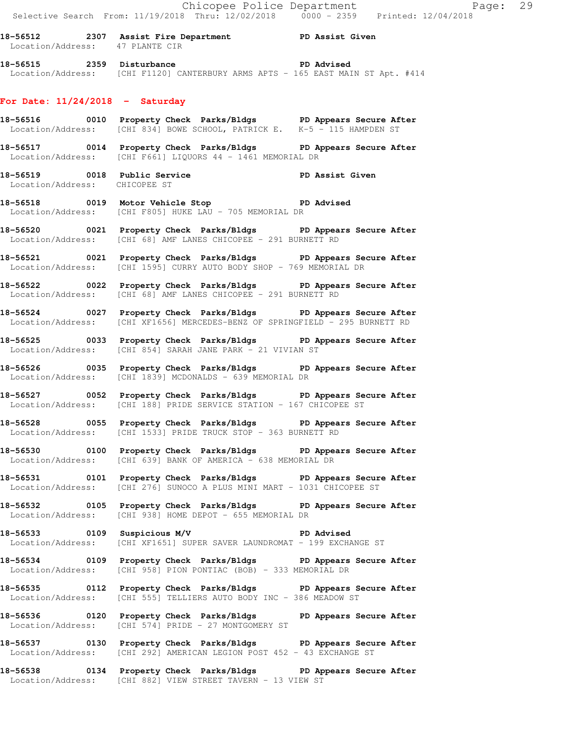18-56512 2307 Assist Fire Department PD Assist Given
Location/Address: 47 PLANTE CIR

18-56515 2359 Disturbance PD Advised
Location/Address: [CHI F1120] CANTERBURY ARMS APTS - 165 EAST MAIN ST Apt. #414

## For Date: 11/24/2018 - Saturday

18-56516 0010 Property Check Parks/Bldgs PD Appears Secure After
Location/Address: [CHI 834] BOWE SCHOOL, PATRICK E. K-5 - 115 HAMPDEN ST

18-56517 0014 Property Check Parks/Bldgs PD Appears Secure After
Location/Address: [CHI F661] LIQUORS 44 - 1461 MEMORIAL DR

18-56519 0018 Public Service PD Assist Given
Location/Address: CHICOPEE ST

18-56518 0019 Motor Vehicle Stop PD Advised
Location/Address: [CHI F805] HUKE LAU - 705 MEMORIAL DR

18-56520 0021 Property Check Parks/Bldgs PD Appears Secure After
Location/Address: [CHI 68] AMF LANES CHICOPEE - 291 BURNETT RD

18-56521 0021 Property Check Parks/Bldgs PD Appears Secure After
Location/Address: [CHI 1595] CURRY AUTO BODY SHOP - 769 MEMORIAL DR

18-56522 0022 Property Check Parks/Bldgs PD Appears Secure After
Location/Address: [CHI 68] AMF LANES CHICOPEE - 291 BURNETT RD

18-56524 0027 Property Check Parks/Bldgs PD Appears Secure After
Location/Address: [CHI XF1656] MERCEDES-BENZ OF SPRINGFIELD - 295 BURNETT RD

18-56525 0033 Property Check Parks/Bldgs PD Appears Secure After
Location/Address: [CHI 854] SARAH JANE PARK - 21 VIVIAN ST

18-56526 0035 Property Check Parks/Bldgs PD Appears Secure After
Location/Address: [CHI 1839] MCDONALDS - 639 MEMORIAL DR

18-56527 0052 Property Check Parks/Bldgs PD Appears Secure After
Location/Address: [CHI 188] PRIDE SERVICE STATION - 167 CHICOPEE ST

18-56528 0055 Property Check Parks/Bldgs PD Appears Secure After
Location/Address: [CHI 1533] PRIDE TRUCK STOP - 363 BURNETT RD

18-56530 0100 Property Check Parks/Bldgs PD Appears Secure After
Location/Address: [CHI 639] BANK OF AMERICA - 638 MEMORIAL DR

18-56531 0101 Property Check Parks/Bldgs PD Appears Secure After
Location/Address: [CHI 276] SUNOCO A PLUS MINI MART - 1031 CHICOPEE ST

18-56532 0105 Property Check Parks/Bldgs PD Appears Secure After
Location/Address: [CHI 938] HOME DEPOT - 655 MEMORIAL DR

18-56533 0109 Suspicious M/V PD Advised
Location/Address: [CHI XF1651] SUPER SAVER LAUNDROMAT - 199 EXCHANGE ST

18-56534 0109 Property Check Parks/Bldgs PD Appears Secure After
Location/Address: [CHI 958] PION PONTIAC (BOB) - 333 MEMORIAL DR

18-56535 0112 Property Check Parks/Bldgs PD Appears Secure After
Location/Address: [CHI 555] TELLIERS AUTO BODY INC - 386 MEADOW ST

18-56536 0120 Property Check Parks/Bldgs PD Appears Secure After
Location/Address: [CHI 574] PRIDE - 27 MONTGOMERY ST

18-56537 0130 Property Check Parks/Bldgs PD Appears Secure After
Location/Address: [CHI 292] AMERICAN LEGION POST 452 - 43 EXCHANGE ST

18-56538 0134 Property Check Parks/Bldgs PD Appears Secure After
Location/Address: [CHI 882] VIEW STREET TAVERN - 13 VIEW ST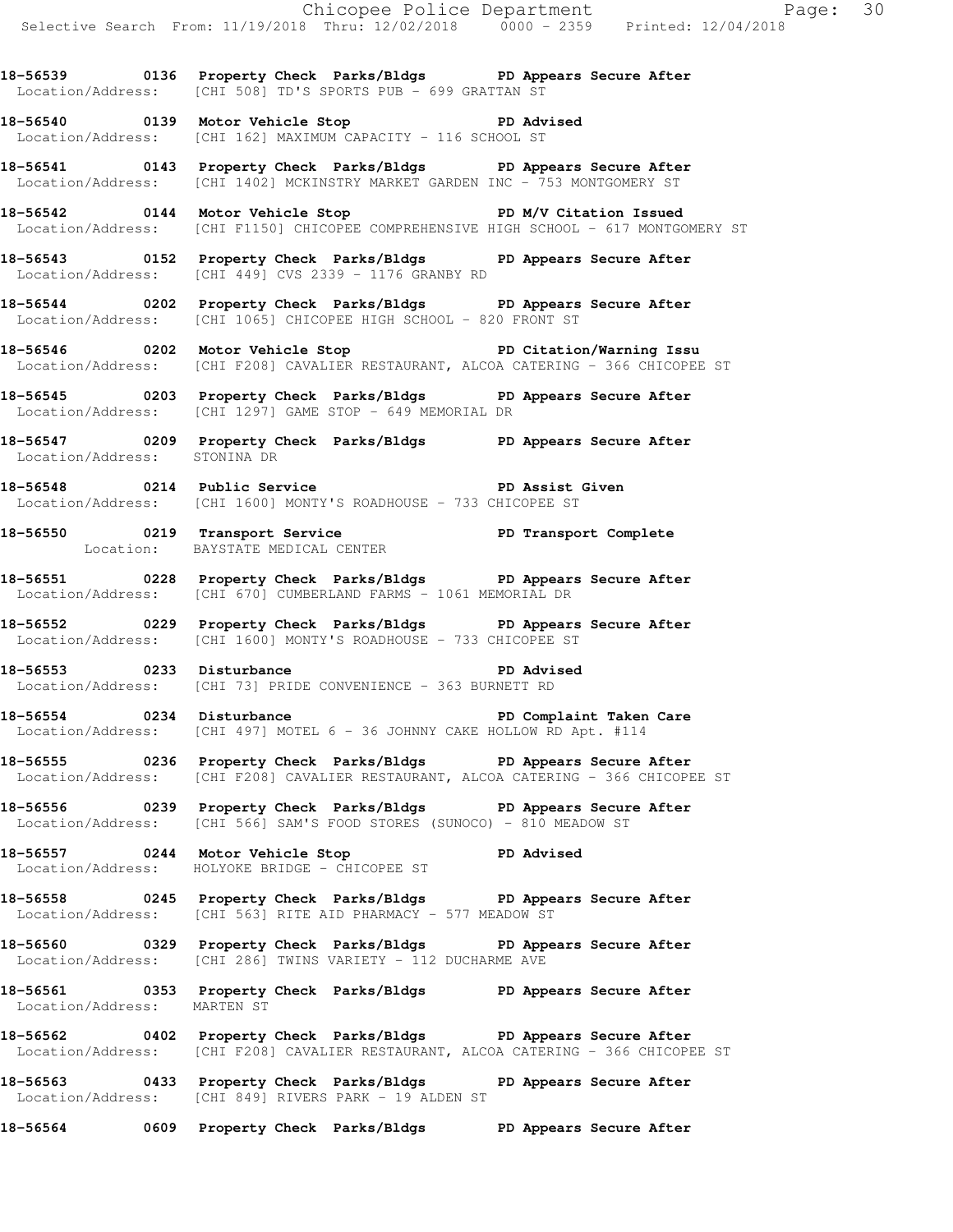**18-56539 0136 Property Check Parks/Bldgs PD Appears Secure After**
Location/Address: [CHI 508] TD'S SPORTS PUB - 699 GRATTAN ST

**18-56540 0139 Motor Vehicle Stop PD Advised**
Location/Address: [CHI 162] MAXIMUM CAPACITY - 116 SCHOOL ST

**18-56541 0143 Property Check Parks/Bldgs PD Appears Secure After**
Location/Address: [CHI 1402] MCKINSTRY MARKET GARDEN INC - 753 MONTGOMERY ST

**18-56542 0144 Motor Vehicle Stop PD M/V Citation Issued**
Location/Address: [CHI F1150] CHICOPEE COMPREHENSIVE HIGH SCHOOL - 617 MONTGOMERY ST

**18-56543 0152 Property Check Parks/Bldgs PD Appears Secure After**
Location/Address: [CHI 449] CVS 2339 - 1176 GRANBY RD

**18-56544 0202 Property Check Parks/Bldgs PD Appears Secure After**
Location/Address: [CHI 1065] CHICOPEE HIGH SCHOOL - 820 FRONT ST

**18-56546 0202 Motor Vehicle Stop PD Citation/Warning Issu**
Location/Address: [CHI F208] CAVALIER RESTAURANT, ALCOA CATERING - 366 CHICOPEE ST

**18-56545 0203 Property Check Parks/Bldgs PD Appears Secure After**
Location/Address: [CHI 1297] GAME STOP - 649 MEMORIAL DR

**18-56547 0209 Property Check Parks/Bldgs PD Appears Secure After**
Location/Address: STONINA DR

**18-56548 0214 Public Service PD Assist Given**
Location/Address: [CHI 1600] MONTY'S ROADHOUSE - 733 CHICOPEE ST

**18-56550 0219 Transport Service PD Transport Complete**
Location: BAYSTATE MEDICAL CENTER

**18-56551 0228 Property Check Parks/Bldgs PD Appears Secure After**
Location/Address: [CHI 670] CUMBERLAND FARMS - 1061 MEMORIAL DR

**18-56552 0229 Property Check Parks/Bldgs PD Appears Secure After**
Location/Address: [CHI 1600] MONTY'S ROADHOUSE - 733 CHICOPEE ST

**18-56553 0233 Disturbance PD Advised**
Location/Address: [CHI 73] PRIDE CONVENIENCE - 363 BURNETT RD

**18-56554 0234 Disturbance PD Complaint Taken Care**
Location/Address: [CHI 497] MOTEL 6 - 36 JOHNNY CAKE HOLLOW RD Apt. #114

**18-56555 0236 Property Check Parks/Bldgs PD Appears Secure After**
Location/Address: [CHI F208] CAVALIER RESTAURANT, ALCOA CATERING - 366 CHICOPEE ST

**18-56556 0239 Property Check Parks/Bldgs PD Appears Secure After**
Location/Address: [CHI 566] SAM'S FOOD STORES (SUNOCO) - 810 MEADOW ST

**18-56557 0244 Motor Vehicle Stop PD Advised**
Location/Address: HOLYOKE BRIDGE - CHICOPEE ST

**18-56558 0245 Property Check Parks/Bldgs PD Appears Secure After**
Location/Address: [CHI 563] RITE AID PHARMACY - 577 MEADOW ST

**18-56560 0329 Property Check Parks/Bldgs PD Appears Secure After**
Location/Address: [CHI 286] TWINS VARIETY - 112 DUCHARME AVE

**18-56561 0353 Property Check Parks/Bldgs PD Appears Secure After**
Location/Address: MARTEN ST

**18-56562 0402 Property Check Parks/Bldgs PD Appears Secure After**
Location/Address: [CHI F208] CAVALIER RESTAURANT, ALCOA CATERING - 366 CHICOPEE ST

**18-56563 0433 Property Check Parks/Bldgs PD Appears Secure After**
Location/Address: [CHI 849] RIVERS PARK - 19 ALDEN ST

**18-56564 0609 Property Check Parks/Bldgs PD Appears Secure After**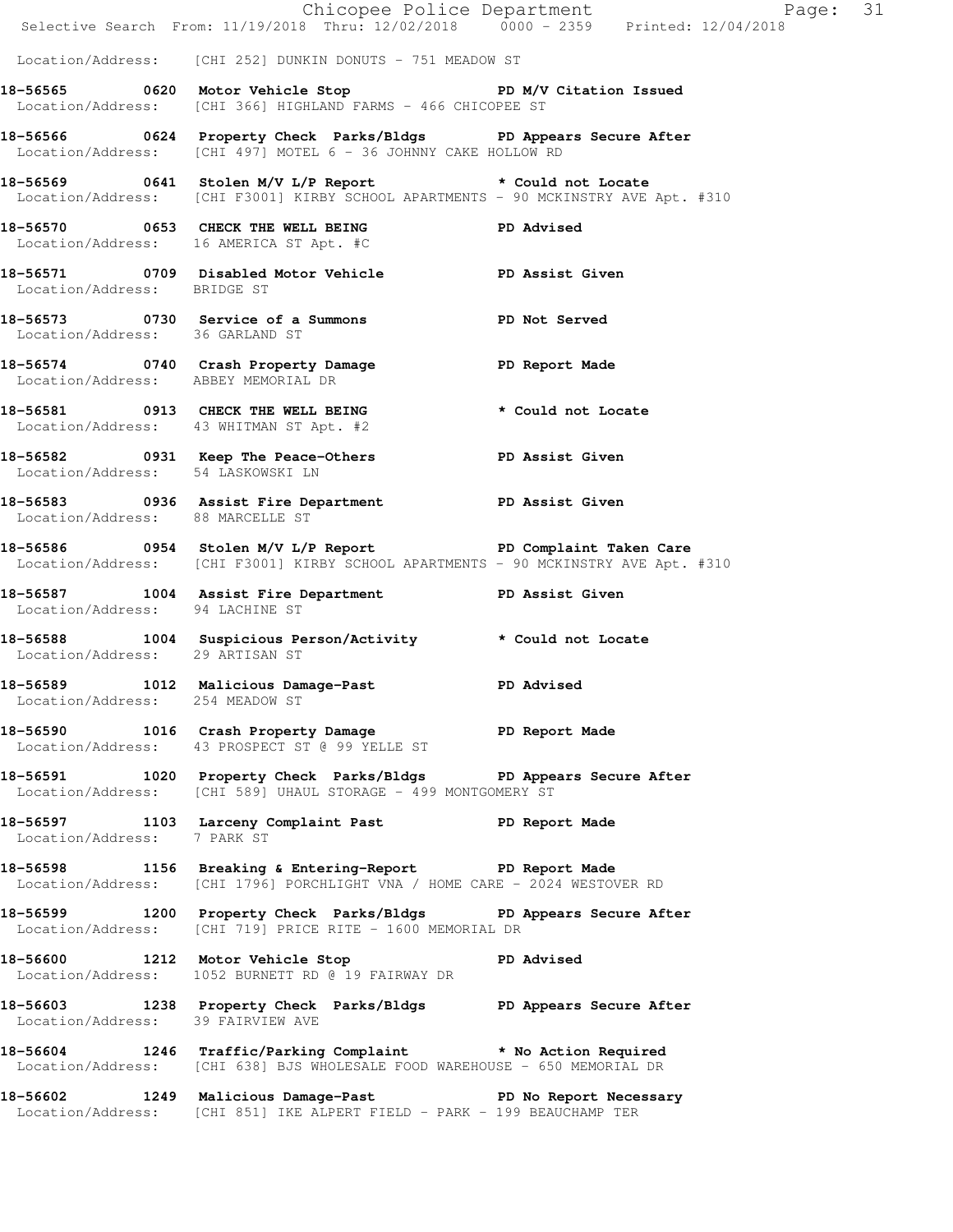Location/Address: [CHI 252] DUNKIN DONUTS - 751 MEADOW ST

**18-56565 0620 Motor Vehicle Stop PD M/V Citation Issued**
Location/Address: [CHI 366] HIGHLAND FARMS - 466 CHICOPEE ST

**18-56566 0624 Property Check Parks/Bldgs PD Appears Secure After**
Location/Address: [CHI 497] MOTEL 6 - 36 JOHNNY CAKE HOLLOW RD

**18-56569 0641 Stolen M/V L/P Report * Could not Locate**
Location/Address: [CHI F3001] KIRBY SCHOOL APARTMENTS - 90 MCKINSTRY AVE Apt. #310

**18-56570 0653 CHECK THE WELL BEING PD Advised**
Location/Address: 16 AMERICA ST Apt. #C

**18-56571 0709 Disabled Motor Vehicle PD Assist Given**
Location/Address: BRIDGE ST

**18-56573 0730 Service of a Summons PD Not Served**
Location/Address: 36 GARLAND ST

**18-56574 0740 Crash Property Damage PD Report Made**
Location/Address: ABBEY MEMORIAL DR

**18-56581 0913 CHECK THE WELL BEING * Could not Locate**
Location/Address: 43 WHITMAN ST Apt. #2

**18-56582 0931 Keep The Peace-Others PD Assist Given**
Location/Address: 54 LASKOWSKI LN

**18-56583 0936 Assist Fire Department PD Assist Given**
Location/Address: 88 MARCELLE ST

**18-56586 0954 Stolen M/V L/P Report PD Complaint Taken Care**
Location/Address: [CHI F3001] KIRBY SCHOOL APARTMENTS - 90 MCKINSTRY AVE Apt. #310

**18-56587 1004 Assist Fire Department PD Assist Given**
Location/Address: 94 LACHINE ST

**18-56588 1004 Suspicious Person/Activity * Could not Locate**
Location/Address: 29 ARTISAN ST

**18-56589 1012 Malicious Damage-Past PD Advised**
Location/Address: 254 MEADOW ST

**18-56590 1016 Crash Property Damage PD Report Made**
Location/Address: 43 PROSPECT ST @ 99 YELLE ST

**18-56591 1020 Property Check Parks/Bldgs PD Appears Secure After**
Location/Address: [CHI 589] UHAUL STORAGE - 499 MONTGOMERY ST

**18-56597 1103 Larceny Complaint Past PD Report Made**
Location/Address: 7 PARK ST

**18-56598 1156 Breaking & Entering-Report PD Report Made**
Location/Address: [CHI 1796] PORCHLIGHT VNA / HOME CARE - 2024 WESTOVER RD

**18-56599 1200 Property Check Parks/Bldgs PD Appears Secure After**
Location/Address: [CHI 719] PRICE RITE - 1600 MEMORIAL DR

**18-56600 1212 Motor Vehicle Stop PD Advised**
Location/Address: 1052 BURNETT RD @ 19 FAIRWAY DR

**18-56603 1238 Property Check Parks/Bldgs PD Appears Secure After**
Location/Address: 39 FAIRVIEW AVE

**18-56604 1246 Traffic/Parking Complaint * No Action Required**
Location/Address: [CHI 638] BJS WHOLESALE FOOD WAREHOUSE - 650 MEMORIAL DR

**18-56602 1249 Malicious Damage-Past PD No Report Necessary**
Location/Address: [CHI 851] IKE ALPERT FIELD - PARK - 199 BEAUCHAMP TER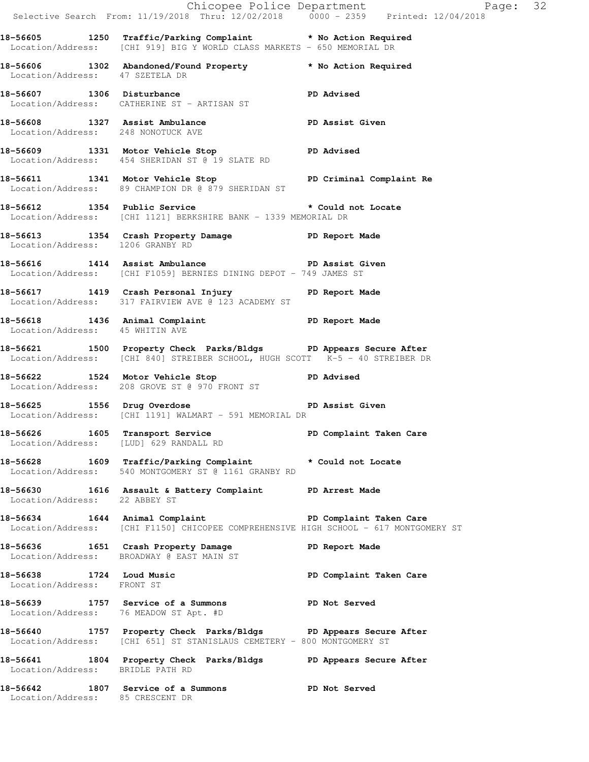**18-56605 1250 Traffic/Parking Complaint \* No Action Required**
Location/Address: [CHI 919] BIG Y WORLD CLASS MARKETS - 650 MEMORIAL DR

**18-56606 1302 Abandoned/Found Property \* No Action Required**
Location/Address: 47 SZETELA DR

**18-56607 1306 Disturbance PD Advised**
Location/Address: CATHERINE ST - ARTISAN ST

**18-56608 1327 Assist Ambulance PD Assist Given**
Location/Address: 248 NONOTUCK AVE

**18-56609 1331 Motor Vehicle Stop PD Advised**
Location/Address: 454 SHERIDAN ST @ 19 SLATE RD

**18-56611 1341 Motor Vehicle Stop PD Criminal Complaint Re**
Location/Address: 89 CHAMPION DR @ 879 SHERIDAN ST

**18-56612 1354 Public Service \* Could not Locate**
Location/Address: [CHI 1121] BERKSHIRE BANK - 1339 MEMORIAL DR

**18-56613 1354 Crash Property Damage PD Report Made**
Location/Address: 1206 GRANBY RD

**18-56616 1414 Assist Ambulance PD Assist Given**
Location/Address: [CHI F1059] BERNIES DINING DEPOT - 749 JAMES ST

**18-56617 1419 Crash Personal Injury PD Report Made**
Location/Address: 317 FAIRVIEW AVE @ 123 ACADEMY ST

**18-56618 1436 Animal Complaint PD Report Made**
Location/Address: 45 WHITIN AVE

**18-56621 1500 Property Check Parks/Bldgs PD Appears Secure After**
Location/Address: [CHI 840] STREIBER SCHOOL, HUGH SCOTT K-5 - 40 STREIBER DR

**18-56622 1524 Motor Vehicle Stop PD Advised**
Location/Address: 208 GROVE ST @ 970 FRONT ST

**18-56625 1556 Drug Overdose PD Assist Given**
Location/Address: [CHI 1191] WALMART - 591 MEMORIAL DR

**18-56626 1605 Transport Service PD Complaint Taken Care**
Location/Address: [LUD] 629 RANDALL RD

**18-56628 1609 Traffic/Parking Complaint \* Could not Locate**
Location/Address: 540 MONTGOMERY ST @ 1161 GRANBY RD

**18-56630 1616 Assault & Battery Complaint PD Arrest Made**
Location/Address: 22 ABBEY ST

**18-56634 1644 Animal Complaint PD Complaint Taken Care**
Location/Address: [CHI F1150] CHICOPEE COMPREHENSIVE HIGH SCHOOL - 617 MONTGOMERY ST

**18-56636 1651 Crash Property Damage PD Report Made**
Location/Address: BROADWAY @ EAST MAIN ST

**18-56638 1724 Loud Music PD Complaint Taken Care**
Location/Address: FRONT ST

**18-56639 1757 Service of a Summons PD Not Served**
Location/Address: 76 MEADOW ST Apt. #D

**18-56640 1757 Property Check Parks/Bldgs PD Appears Secure After**
Location/Address: [CHI 651] ST STANISLAUS CEMETERY - 800 MONTGOMERY ST

**18-56641 1804 Property Check Parks/Bldgs PD Appears Secure After**
Location/Address: BRIDLE PATH RD

**18-56642 1807 Service of a Summons PD Not Served**
Location/Address: 85 CRESCENT DR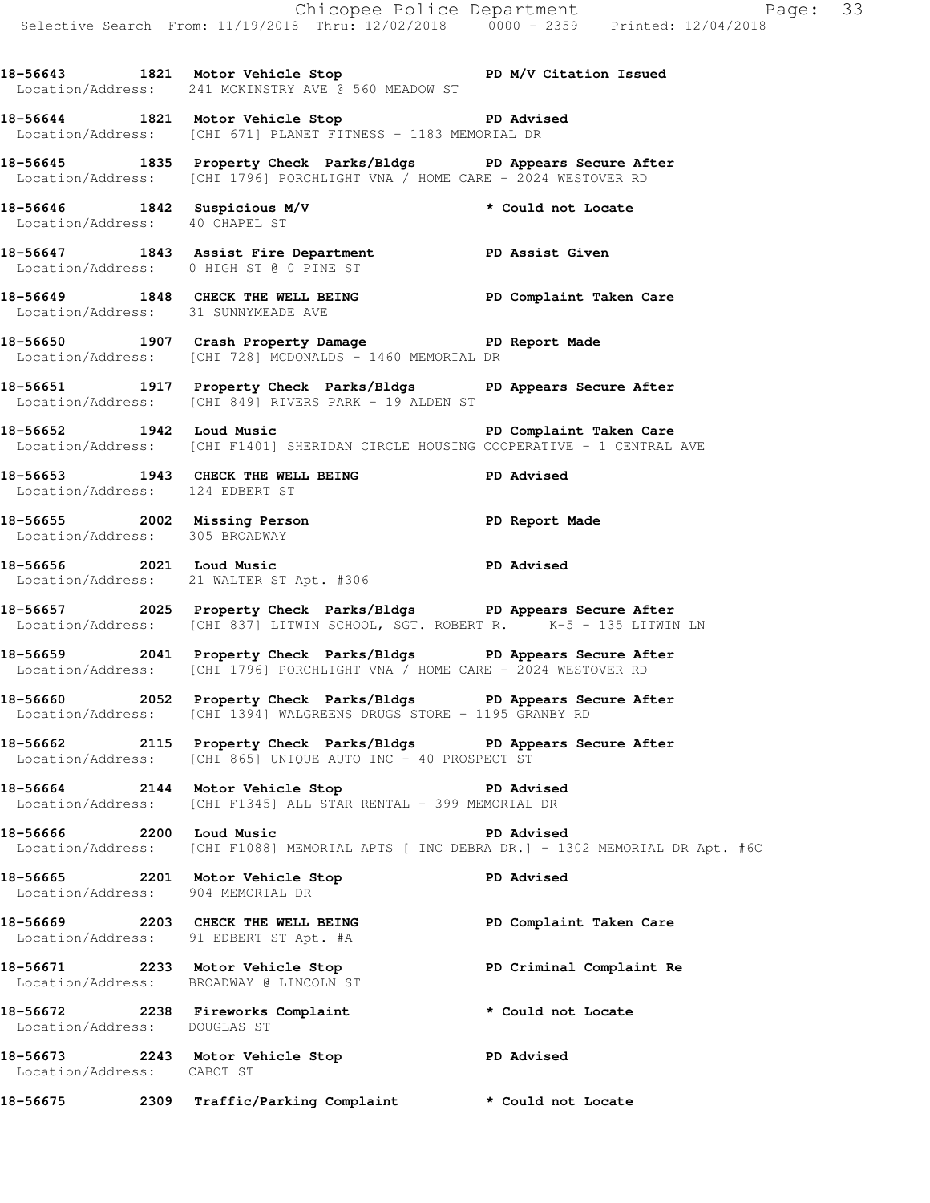**18-56643 1821 Motor Vehicle Stop PD M/V Citation Issued**
Location/Address: 241 MCKINSTRY AVE @ 560 MEADOW ST

**18-56644 1821 Motor Vehicle Stop PD Advised**
Location/Address: [CHI 671] PLANET FITNESS - 1183 MEMORIAL DR

**18-56645 1835 Property Check Parks/Bldgs PD Appears Secure After**
Location/Address: [CHI 1796] PORCHLIGHT VNA / HOME CARE - 2024 WESTOVER RD

**18-56646 1842 Suspicious M/V * Could not Locate**
Location/Address: 40 CHAPEL ST

**18-56647 1843 Assist Fire Department PD Assist Given**
Location/Address: 0 HIGH ST @ 0 PINE ST

**18-56649 1848 CHECK THE WELL BEING PD Complaint Taken Care**
Location/Address: 31 SUNNYMEADE AVE

**18-56650 1907 Crash Property Damage PD Report Made**
Location/Address: [CHI 728] MCDONALDS - 1460 MEMORIAL DR

**18-56651 1917 Property Check Parks/Bldgs PD Appears Secure After**
Location/Address: [CHI 849] RIVERS PARK - 19 ALDEN ST

**18-56652 1942 Loud Music PD Complaint Taken Care**
Location/Address: [CHI F1401] SHERIDAN CIRCLE HOUSING COOPERATIVE - 1 CENTRAL AVE

**18-56653 1943 CHECK THE WELL BEING PD Advised**
Location/Address: 124 EDBERT ST

**18-56655 2002 Missing Person PD Report Made**
Location/Address: 305 BROADWAY

**18-56656 2021 Loud Music PD Advised**
Location/Address: 21 WALTER ST Apt. #306

**18-56657 2025 Property Check Parks/Bldgs PD Appears Secure After**
Location/Address: [CHI 837] LITWIN SCHOOL, SGT. ROBERT R. K-5 - 135 LITWIN LN

**18-56659 2041 Property Check Parks/Bldgs PD Appears Secure After**
Location/Address: [CHI 1796] PORCHLIGHT VNA / HOME CARE - 2024 WESTOVER RD

**18-56660 2052 Property Check Parks/Bldgs PD Appears Secure After**
Location/Address: [CHI 1394] WALGREENS DRUGS STORE - 1195 GRANBY RD

**18-56662 2115 Property Check Parks/Bldgs PD Appears Secure After**
Location/Address: [CHI 865] UNIQUE AUTO INC - 40 PROSPECT ST

**18-56664 2144 Motor Vehicle Stop PD Advised**
Location/Address: [CHI F1345] ALL STAR RENTAL - 399 MEMORIAL DR

**18-56666 2200 Loud Music PD Advised**
Location/Address: [CHI F1088] MEMORIAL APTS [ INC DEBRA DR.] - 1302 MEMORIAL DR Apt. #6C

**18-56665 2201 Motor Vehicle Stop PD Advised**
Location/Address: 904 MEMORIAL DR

**18-56669 2203 CHECK THE WELL BEING PD Complaint Taken Care**
Location/Address: 91 EDBERT ST Apt. #A

**18-56671 2233 Motor Vehicle Stop PD Criminal Complaint Re**
Location/Address: BROADWAY @ LINCOLN ST

**18-56672 2238 Fireworks Complaint * Could not Locate**
Location/Address: DOUGLAS ST

**18-56673 2243 Motor Vehicle Stop PD Advised**
Location/Address: CABOT ST

**18-56675 2309 Traffic/Parking Complaint * Could not Locate**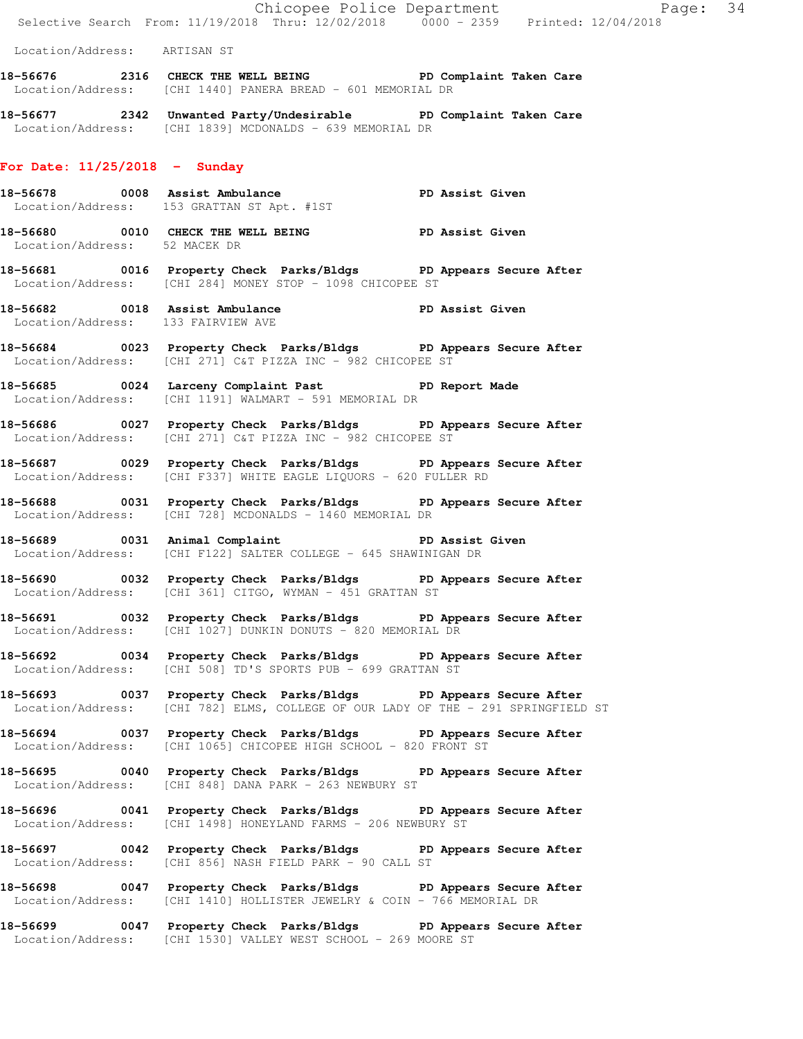Location/Address: ARTISAN ST

**18-56676 2316 CHECK THE WELL BEING PD Complaint Taken Care**
Location/Address: [CHI 1440] PANERA BREAD - 601 MEMORIAL DR

**18-56677 2342 Unwanted Party/Undesirable PD Complaint Taken Care**
Location/Address: [CHI 1839] MCDONALDS - 639 MEMORIAL DR

## For Date: 11/25/2018 - Sunday

**18-56678 0008 Assist Ambulance PD Assist Given**
Location/Address: 153 GRATTAN ST Apt. #1ST

**18-56680 0010 CHECK THE WELL BEING PD Assist Given**
Location/Address: 52 MACEK DR

**18-56681 0016 Property Check Parks/Bldgs PD Appears Secure After**
Location/Address: [CHI 284] MONEY STOP - 1098 CHICOPEE ST

**18-56682 0018 Assist Ambulance PD Assist Given**
Location/Address: 133 FAIRVIEW AVE

**18-56684 0023 Property Check Parks/Bldgs PD Appears Secure After**
Location/Address: [CHI 271] C&T PIZZA INC - 982 CHICOPEE ST

**18-56685 0024 Larceny Complaint Past PD Report Made**
Location/Address: [CHI 1191] WALMART - 591 MEMORIAL DR

**18-56686 0027 Property Check Parks/Bldgs PD Appears Secure After**
Location/Address: [CHI 271] C&T PIZZA INC - 982 CHICOPEE ST

**18-56687 0029 Property Check Parks/Bldgs PD Appears Secure After**
Location/Address: [CHI F337] WHITE EAGLE LIQUORS - 620 FULLER RD

**18-56688 0031 Property Check Parks/Bldgs PD Appears Secure After**
Location/Address: [CHI 728] MCDONALDS - 1460 MEMORIAL DR

**18-56689 0031 Animal Complaint PD Assist Given**
Location/Address: [CHI F122] SALTER COLLEGE - 645 SHAWINIGAN DR

**18-56690 0032 Property Check Parks/Bldgs PD Appears Secure After**
Location/Address: [CHI 361] CITGO, WYMAN - 451 GRATTAN ST

**18-56691 0032 Property Check Parks/Bldgs PD Appears Secure After**
Location/Address: [CHI 1027] DUNKIN DONUTS - 820 MEMORIAL DR

**18-56692 0034 Property Check Parks/Bldgs PD Appears Secure After**
Location/Address: [CHI 508] TD'S SPORTS PUB - 699 GRATTAN ST

**18-56693 0037 Property Check Parks/Bldgs PD Appears Secure After**
Location/Address: [CHI 782] ELMS, COLLEGE OF OUR LADY OF THE - 291 SPRINGFIELD ST

**18-56694 0037 Property Check Parks/Bldgs PD Appears Secure After**
Location/Address: [CHI 1065] CHICOPEE HIGH SCHOOL - 820 FRONT ST

**18-56695 0040 Property Check Parks/Bldgs PD Appears Secure After**
Location/Address: [CHI 848] DANA PARK - 263 NEWBURY ST

**18-56696 0041 Property Check Parks/Bldgs PD Appears Secure After**
Location/Address: [CHI 1498] HONEYLAND FARMS - 206 NEWBURY ST

**18-56697 0042 Property Check Parks/Bldgs PD Appears Secure After**
Location/Address: [CHI 856] NASH FIELD PARK - 90 CALL ST

**18-56698 0047 Property Check Parks/Bldgs PD Appears Secure After**
Location/Address: [CHI 1410] HOLLISTER JEWELRY & COIN - 766 MEMORIAL DR

**18-56699 0047 Property Check Parks/Bldgs PD Appears Secure After**
Location/Address: [CHI 1530] VALLEY WEST SCHOOL - 269 MOORE ST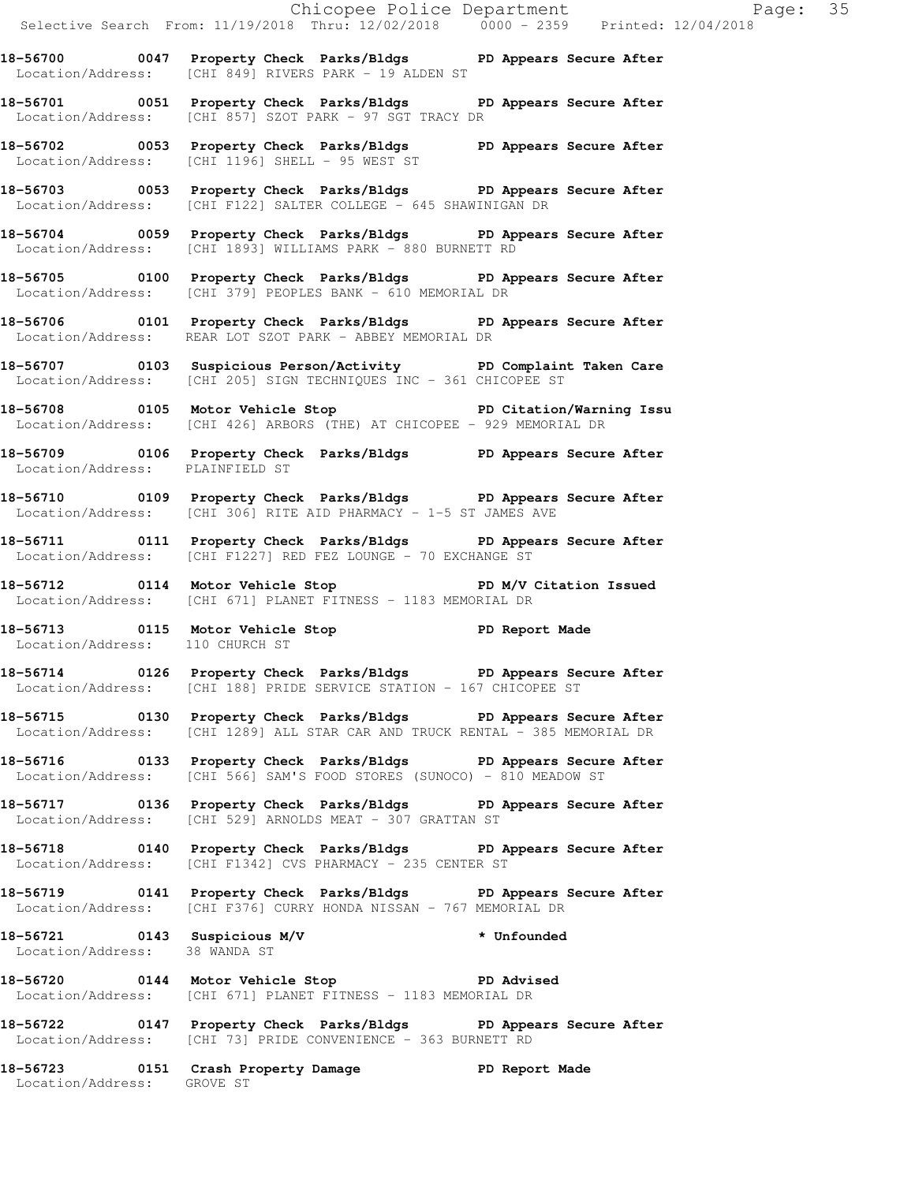**18-56700 0047 Property Check Parks/Bldgs PD Appears Secure After**
Location/Address: [CHI 849] RIVERS PARK - 19 ALDEN ST

**18-56701 0051 Property Check Parks/Bldgs PD Appears Secure After**
Location/Address: [CHI 857] SZOT PARK - 97 SGT TRACY DR

**18-56702 0053 Property Check Parks/Bldgs PD Appears Secure After**
Location/Address: [CHI 1196] SHELL - 95 WEST ST

**18-56703 0053 Property Check Parks/Bldgs PD Appears Secure After**
Location/Address: [CHI F122] SALTER COLLEGE - 645 SHAWINIGAN DR

**18-56704 0059 Property Check Parks/Bldgs PD Appears Secure After**
Location/Address: [CHI 1893] WILLIAMS PARK - 880 BURNETT RD

**18-56705 0100 Property Check Parks/Bldgs PD Appears Secure After**
Location/Address: [CHI 379] PEOPLES BANK - 610 MEMORIAL DR

**18-56706 0101 Property Check Parks/Bldgs PD Appears Secure After**
Location/Address: REAR LOT SZOT PARK - ABBEY MEMORIAL DR

**18-56707 0103 Suspicious Person/Activity PD Complaint Taken Care**
Location/Address: [CHI 205] SIGN TECHNIQUES INC - 361 CHICOPEE ST

**18-56708 0105 Motor Vehicle Stop PD Citation/Warning Issu**
Location/Address: [CHI 426] ARBORS (THE) AT CHICOPEE - 929 MEMORIAL DR

**18-56709 0106 Property Check Parks/Bldgs PD Appears Secure After**
Location/Address: PLAINFIELD ST

**18-56710 0109 Property Check Parks/Bldgs PD Appears Secure After**
Location/Address: [CHI 306] RITE AID PHARMACY - 1-5 ST JAMES AVE

**18-56711 0111 Property Check Parks/Bldgs PD Appears Secure After**
Location/Address: [CHI F1227] RED FEZ LOUNGE - 70 EXCHANGE ST

**18-56712 0114 Motor Vehicle Stop PD M/V Citation Issued**
Location/Address: [CHI 671] PLANET FITNESS - 1183 MEMORIAL DR

**18-56713 0115 Motor Vehicle Stop PD Report Made**
Location/Address: 110 CHURCH ST

**18-56714 0126 Property Check Parks/Bldgs PD Appears Secure After**
Location/Address: [CHI 188] PRIDE SERVICE STATION - 167 CHICOPEE ST

**18-56715 0130 Property Check Parks/Bldgs PD Appears Secure After**
Location/Address: [CHI 1289] ALL STAR CAR AND TRUCK RENTAL - 385 MEMORIAL DR

**18-56716 0133 Property Check Parks/Bldgs PD Appears Secure After**
Location/Address: [CHI 566] SAM'S FOOD STORES (SUNOCO) - 810 MEADOW ST

**18-56717 0136 Property Check Parks/Bldgs PD Appears Secure After**
Location/Address: [CHI 529] ARNOLDS MEAT - 307 GRATTAN ST

**18-56718 0140 Property Check Parks/Bldgs PD Appears Secure After**
Location/Address: [CHI F1342] CVS PHARMACY - 235 CENTER ST

**18-56719 0141 Property Check Parks/Bldgs PD Appears Secure After**
Location/Address: [CHI F376] CURRY HONDA NISSAN - 767 MEMORIAL DR

**18-56721 0143 Suspicious M/V * Unfounded**
Location/Address: 38 WANDA ST

**18-56720 0144 Motor Vehicle Stop PD Advised**
Location/Address: [CHI 671] PLANET FITNESS - 1183 MEMORIAL DR

**18-56722 0147 Property Check Parks/Bldgs PD Appears Secure After**
Location/Address: [CHI 73] PRIDE CONVENIENCE - 363 BURNETT RD

**18-56723 0151 Crash Property Damage PD Report Made**
Location/Address: GROVE ST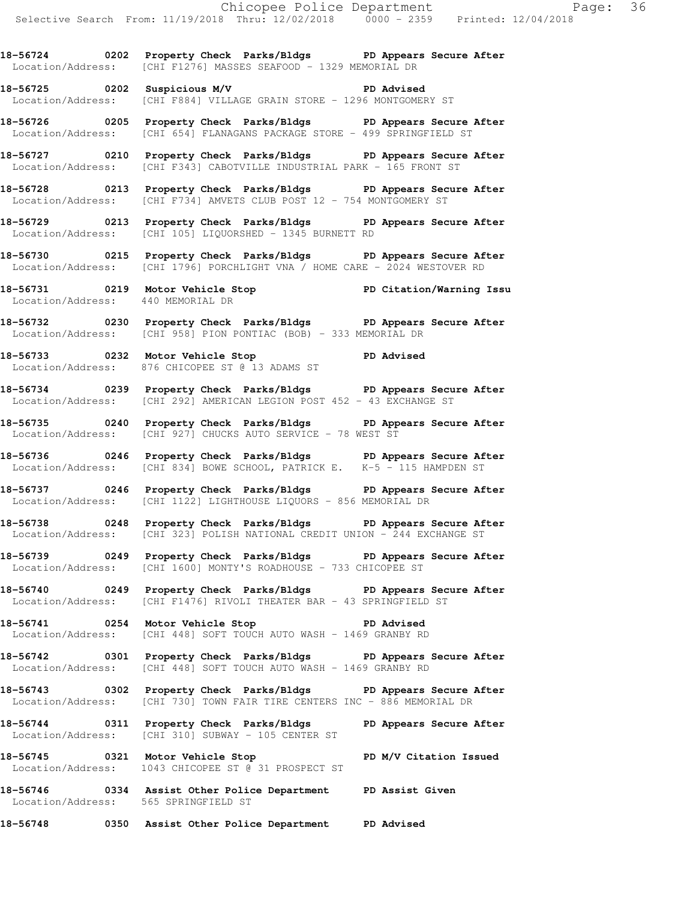**18-56724 0202 Property Check Parks/Bldgs PD Appears Secure After**
Location/Address: [CHI F1276] MASSES SEAFOOD - 1329 MEMORIAL DR

**18-56725 0202 Suspicious M/V PD Advised**
Location/Address: [CHI F884] VILLAGE GRAIN STORE - 1296 MONTGOMERY ST

**18-56726 0205 Property Check Parks/Bldgs PD Appears Secure After**
Location/Address: [CHI 654] FLANAGANS PACKAGE STORE - 499 SPRINGFIELD ST

**18-56727 0210 Property Check Parks/Bldgs PD Appears Secure After**
Location/Address: [CHI F343] CABOTVILLE INDUSTRIAL PARK - 165 FRONT ST

**18-56728 0213 Property Check Parks/Bldgs PD Appears Secure After**
Location/Address: [CHI F734] AMVETS CLUB POST 12 - 754 MONTGOMERY ST

**18-56729 0213 Property Check Parks/Bldgs PD Appears Secure After**
Location/Address: [CHI 105] LIQUORSHED - 1345 BURNETT RD

**18-56730 0215 Property Check Parks/Bldgs PD Appears Secure After**
Location/Address: [CHI 1796] PORCHLIGHT VNA / HOME CARE - 2024 WESTOVER RD

**18-56731 0219 Motor Vehicle Stop PD Citation/Warning Issu**
Location/Address: 440 MEMORIAL DR

**18-56732 0230 Property Check Parks/Bldgs PD Appears Secure After**
Location/Address: [CHI 958] PION PONTIAC (BOB) - 333 MEMORIAL DR

**18-56733 0232 Motor Vehicle Stop PD Advised**
Location/Address: 876 CHICOPEE ST @ 13 ADAMS ST

**18-56734 0239 Property Check Parks/Bldgs PD Appears Secure After**
Location/Address: [CHI 292] AMERICAN LEGION POST 452 - 43 EXCHANGE ST

**18-56735 0240 Property Check Parks/Bldgs PD Appears Secure After**
Location/Address: [CHI 927] CHUCKS AUTO SERVICE - 78 WEST ST

**18-56736 0246 Property Check Parks/Bldgs PD Appears Secure After**
Location/Address: [CHI 834] BOWE SCHOOL, PATRICK E. K-5 - 115 HAMPDEN ST

**18-56737 0246 Property Check Parks/Bldgs PD Appears Secure After**
Location/Address: [CHI 1122] LIGHTHOUSE LIQUORS - 856 MEMORIAL DR

**18-56738 0248 Property Check Parks/Bldgs PD Appears Secure After**
Location/Address: [CHI 323] POLISH NATIONAL CREDIT UNION - 244 EXCHANGE ST

**18-56739 0249 Property Check Parks/Bldgs PD Appears Secure After**
Location/Address: [CHI 1600] MONTY'S ROADHOUSE - 733 CHICOPEE ST

**18-56740 0249 Property Check Parks/Bldgs PD Appears Secure After**
Location/Address: [CHI F1476] RIVOLI THEATER BAR - 43 SPRINGFIELD ST

**18-56741 0254 Motor Vehicle Stop PD Advised**
Location/Address: [CHI 448] SOFT TOUCH AUTO WASH - 1469 GRANBY RD

**18-56742 0301 Property Check Parks/Bldgs PD Appears Secure After**
Location/Address: [CHI 448] SOFT TOUCH AUTO WASH - 1469 GRANBY RD

**18-56743 0302 Property Check Parks/Bldgs PD Appears Secure After**
Location/Address: [CHI 730] TOWN FAIR TIRE CENTERS INC - 886 MEMORIAL DR

**18-56744 0311 Property Check Parks/Bldgs PD Appears Secure After**
Location/Address: [CHI 310] SUBWAY - 105 CENTER ST

**18-56745 0321 Motor Vehicle Stop PD M/V Citation Issued**
Location/Address: 1043 CHICOPEE ST @ 31 PROSPECT ST

**18-56746 0334 Assist Other Police Department PD Assist Given**
Location/Address: 565 SPRINGFIELD ST

**18-56748 0350 Assist Other Police Department PD Advised**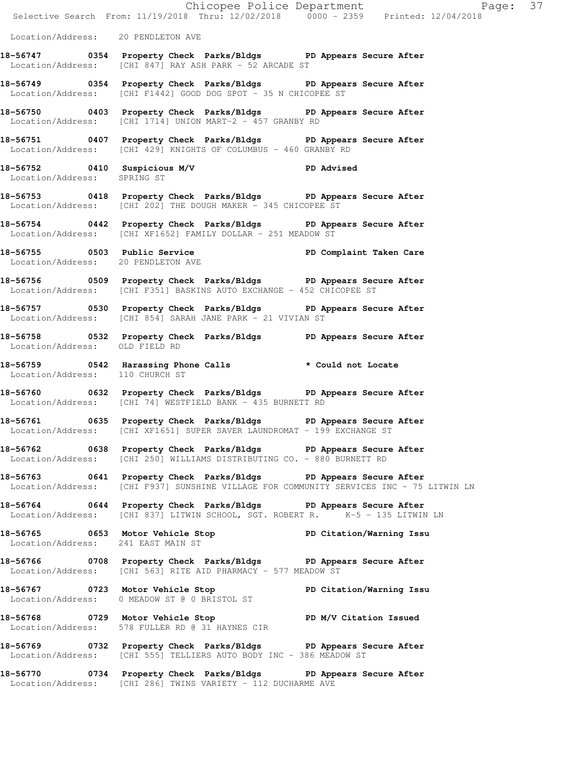Location/Address: 20 PENDLETON AVE

**18-56747 0354 Property Check Parks/Bldgs PD Appears Secure After**
Location/Address: [CHI 847] RAY ASH PARK - 52 ARCADE ST

**18-56749 0354 Property Check Parks/Bldgs PD Appears Secure After**
Location/Address: [CHI F1442] GOOD DOG SPOT - 35 N CHICOPEE ST

**18-56750 0403 Property Check Parks/Bldgs PD Appears Secure After**
Location/Address: [CHI 1714] UNION MART-2 - 457 GRANBY RD

**18-56751 0407 Property Check Parks/Bldgs PD Appears Secure After**
Location/Address: [CHI 429] KNIGHTS OF COLUMBUS - 460 GRANBY RD

**18-56752 0410 Suspicious M/V PD Advised**
Location/Address: SPRING ST

**18-56753 0418 Property Check Parks/Bldgs PD Appears Secure After**
Location/Address: [CHI 202] THE DOUGH MAKER - 345 CHICOPEE ST

**18-56754 0442 Property Check Parks/Bldgs PD Appears Secure After**
Location/Address: [CHI XF1652] FAMILY DOLLAR - 251 MEADOW ST

**18-56755 0503 Public Service PD Complaint Taken Care**
Location/Address: 20 PENDLETON AVE

**18-56756 0509 Property Check Parks/Bldgs PD Appears Secure After**
Location/Address: [CHI F351] BASKINS AUTO EXCHANGE - 452 CHICOPEE ST

**18-56757 0530 Property Check Parks/Bldgs PD Appears Secure After**
Location/Address: [CHI 854] SARAH JANE PARK - 21 VIVIAN ST

**18-56758 0532 Property Check Parks/Bldgs PD Appears Secure After**
Location/Address: OLD FIELD RD

**18-56759 0542 Harassing Phone Calls * Could not Locate**
Location/Address: 110 CHURCH ST

**18-56760 0632 Property Check Parks/Bldgs PD Appears Secure After**
Location/Address: [CHI 74] WESTFIELD BANK - 435 BURNETT RD

**18-56761 0635 Property Check Parks/Bldgs PD Appears Secure After**
Location/Address: [CHI XF1651] SUPER SAVER LAUNDROMAT - 199 EXCHANGE ST

**18-56762 0638 Property Check Parks/Bldgs PD Appears Secure After**
Location/Address: [CHI 250] WILLIAMS DISTRIBUTING CO. - 880 BURNETT RD

**18-56763 0641 Property Check Parks/Bldgs PD Appears Secure After**
Location/Address: [CHI F937] SUNSHINE VILLAGE FOR COMMUNITY SERVICES INC - 75 LITWIN LN

**18-56764 0644 Property Check Parks/Bldgs PD Appears Secure After**
Location/Address: [CHI 837] LITWIN SCHOOL, SGT. ROBERT R. K-5 - 135 LITWIN LN

**18-56765 0653 Motor Vehicle Stop PD Citation/Warning Issu**
Location/Address: 241 EAST MAIN ST

**18-56766 0708 Property Check Parks/Bldgs PD Appears Secure After**
Location/Address: [CHI 563] RITE AID PHARMACY - 577 MEADOW ST

**18-56767 0723 Motor Vehicle Stop PD Citation/Warning Issu**
Location/Address: 0 MEADOW ST @ 0 BRISTOL ST

**18-56768 0729 Motor Vehicle Stop PD M/V Citation Issued**
Location/Address: 578 FULLER RD @ 31 HAYNES CIR

**18-56769 0732 Property Check Parks/Bldgs PD Appears Secure After**
Location/Address: [CHI 555] TELLIERS AUTO BODY INC - 386 MEADOW ST

**18-56770 0734 Property Check Parks/Bldgs PD Appears Secure After**
Location/Address: [CHI 286] TWINS VARIETY - 112 DUCHARME AVE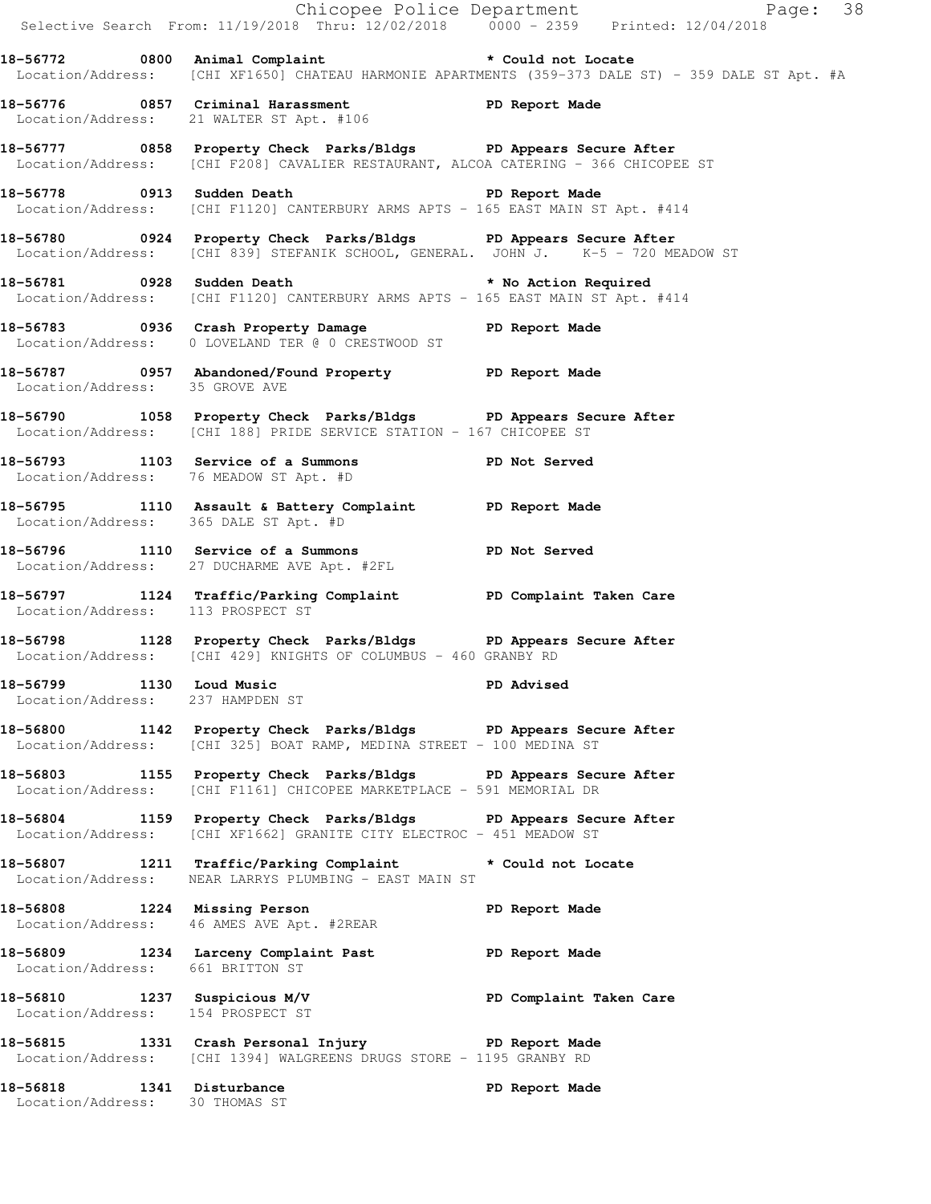**18-56772 0800 Animal Complaint** * Could not Locate
Location/Address: [CHI XF1650] CHATEAU HARMONIE APARTMENTS (359-373 DALE ST) - 359 DALE ST Apt. #A

**18-56776 0857 Criminal Harassment** PD Report Made
Location/Address: 21 WALTER ST Apt. #106

**18-56777 0858 Property Check Parks/Bldgs** PD Appears Secure After
Location/Address: [CHI F208] CAVALIER RESTAURANT, ALCOA CATERING - 366 CHICOPEE ST

**18-56778 0913 Sudden Death** PD Report Made
Location/Address: [CHI F1120] CANTERBURY ARMS APTS - 165 EAST MAIN ST Apt. #414

**18-56780 0924 Property Check Parks/Bldgs** PD Appears Secure After
Location/Address: [CHI 839] STEFANIK SCHOOL, GENERAL. JOHN J. K-5 - 720 MEADOW ST

**18-56781 0928 Sudden Death** * No Action Required
Location/Address: [CHI F1120] CANTERBURY ARMS APTS - 165 EAST MAIN ST Apt. #414

**18-56783 0936 Crash Property Damage** PD Report Made
Location/Address: 0 LOVELAND TER @ 0 CRESTWOOD ST

**18-56787 0957 Abandoned/Found Property** PD Report Made
Location/Address: 35 GROVE AVE

**18-56790 1058 Property Check Parks/Bldgs** PD Appears Secure After
Location/Address: [CHI 188] PRIDE SERVICE STATION - 167 CHICOPEE ST

**18-56793 1103 Service of a Summons** PD Not Served
Location/Address: 76 MEADOW ST Apt. #D

**18-56795 1110 Assault & Battery Complaint** PD Report Made
Location/Address: 365 DALE ST Apt. #D

**18-56796 1110 Service of a Summons** PD Not Served
Location/Address: 27 DUCHARME AVE Apt. #2FL

**18-56797 1124 Traffic/Parking Complaint** PD Complaint Taken Care
Location/Address: 113 PROSPECT ST

**18-56798 1128 Property Check Parks/Bldgs** PD Appears Secure After
Location/Address: [CHI 429] KNIGHTS OF COLUMBUS - 460 GRANBY RD

**18-56799 1130 Loud Music** PD Advised
Location/Address: 237 HAMPDEN ST

**18-56800 1142 Property Check Parks/Bldgs** PD Appears Secure After
Location/Address: [CHI 325] BOAT RAMP, MEDINA STREET - 100 MEDINA ST

**18-56803 1155 Property Check Parks/Bldgs** PD Appears Secure After
Location/Address: [CHI F1161] CHICOPEE MARKETPLACE - 591 MEMORIAL DR

**18-56804 1159 Property Check Parks/Bldgs** PD Appears Secure After
Location/Address: [CHI XF1662] GRANITE CITY ELECTROC - 451 MEADOW ST

**18-56807 1211 Traffic/Parking Complaint** * Could not Locate
Location/Address: NEAR LARRYS PLUMBING - EAST MAIN ST

**18-56808 1224 Missing Person** PD Report Made
Location/Address: 46 AMES AVE Apt. #2REAR

**18-56809 1234 Larceny Complaint Past** PD Report Made
Location/Address: 661 BRITTON ST

**18-56810 1237 Suspicious M/V** PD Complaint Taken Care
Location/Address: 154 PROSPECT ST

**18-56815 1331 Crash Personal Injury** PD Report Made
Location/Address: [CHI 1394] WALGREENS DRUGS STORE - 1195 GRANBY RD

**18-56818 1341 Disturbance** PD Report Made
Location/Address: 30 THOMAS ST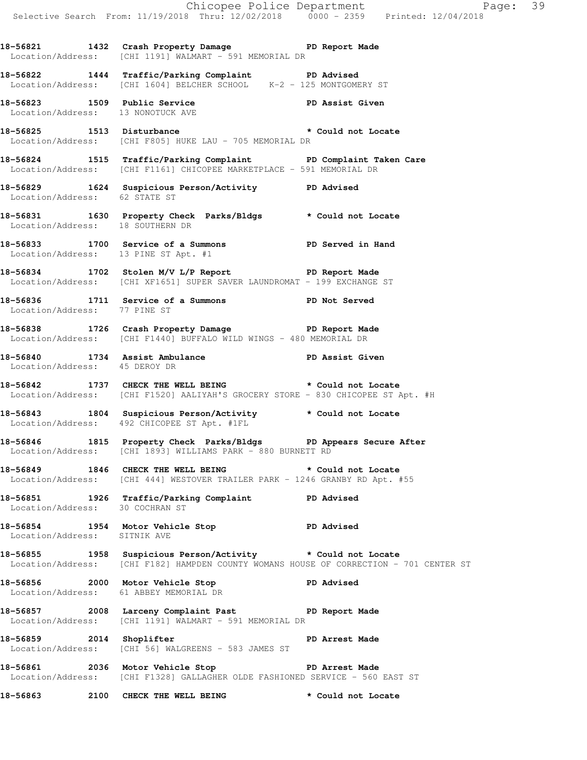18-56821 1432 Crash Property Damage PD Report Made
Location/Address: [CHI 1191] WALMART - 591 MEMORIAL DR

18-56822 1444 Traffic/Parking Complaint PD Advised
Location/Address: [CHI 1604] BELCHER SCHOOL K-2 - 125 MONTGOMERY ST

18-56823 1509 Public Service PD Assist Given
Location/Address: 13 NONOTUCK AVE

18-56825 1513 Disturbance * Could not Locate
Location/Address: [CHI F805] HUKE LAU - 705 MEMORIAL DR

18-56824 1515 Traffic/Parking Complaint PD Complaint Taken Care
Location/Address: [CHI F1161] CHICOPEE MARKETPLACE - 591 MEMORIAL DR

18-56829 1624 Suspicious Person/Activity PD Advised
Location/Address: 62 STATE ST

18-56831 1630 Property Check Parks/Bldgs * Could not Locate
Location/Address: 18 SOUTHERN DR

18-56833 1700 Service of a Summons PD Served in Hand
Location/Address: 13 PINE ST Apt. #1

18-56834 1702 Stolen M/V L/P Report PD Report Made
Location/Address: [CHI XF1651] SUPER SAVER LAUNDROMAT - 199 EXCHANGE ST

18-56836 1711 Service of a Summons PD Not Served
Location/Address: 77 PINE ST

18-56838 1726 Crash Property Damage PD Report Made
Location/Address: [CHI F1440] BUFFALO WILD WINGS - 480 MEMORIAL DR

18-56840 1734 Assist Ambulance PD Assist Given
Location/Address: 45 DEROY DR

18-56842 1737 CHECK THE WELL BEING * Could not Locate
Location/Address: [CHI F1520] AALIYAH'S GROCERY STORE - 830 CHICOPEE ST Apt. #H

18-56843 1804 Suspicious Person/Activity * Could not Locate
Location/Address: 492 CHICOPEE ST Apt. #1FL

18-56846 1815 Property Check Parks/Bldgs PD Appears Secure After
Location/Address: [CHI 1893] WILLIAMS PARK - 880 BURNETT RD

18-56849 1846 CHECK THE WELL BEING * Could not Locate
Location/Address: [CHI 444] WESTOVER TRAILER PARK - 1246 GRANBY RD Apt. #55

18-56851 1926 Traffic/Parking Complaint PD Advised
Location/Address: 30 COCHRAN ST

18-56854 1954 Motor Vehicle Stop PD Advised
Location/Address: SITNIK AVE

18-56855 1958 Suspicious Person/Activity * Could not Locate
Location/Address: [CHI F182] HAMPDEN COUNTY WOMANS HOUSE OF CORRECTION - 701 CENTER ST

18-56856 2000 Motor Vehicle Stop PD Advised
Location/Address: 61 ABBEY MEMORIAL DR

18-56857 2008 Larceny Complaint Past PD Report Made
Location/Address: [CHI 1191] WALMART - 591 MEMORIAL DR

18-56859 2014 Shoplifter PD Arrest Made
Location/Address: [CHI 56] WALGREENS - 583 JAMES ST

18-56861 2036 Motor Vehicle Stop PD Arrest Made
Location/Address: [CHI F1328] GALLAGHER OLDE FASHIONED SERVICE - 560 EAST ST

18-56863 2100 CHECK THE WELL BEING * Could not Locate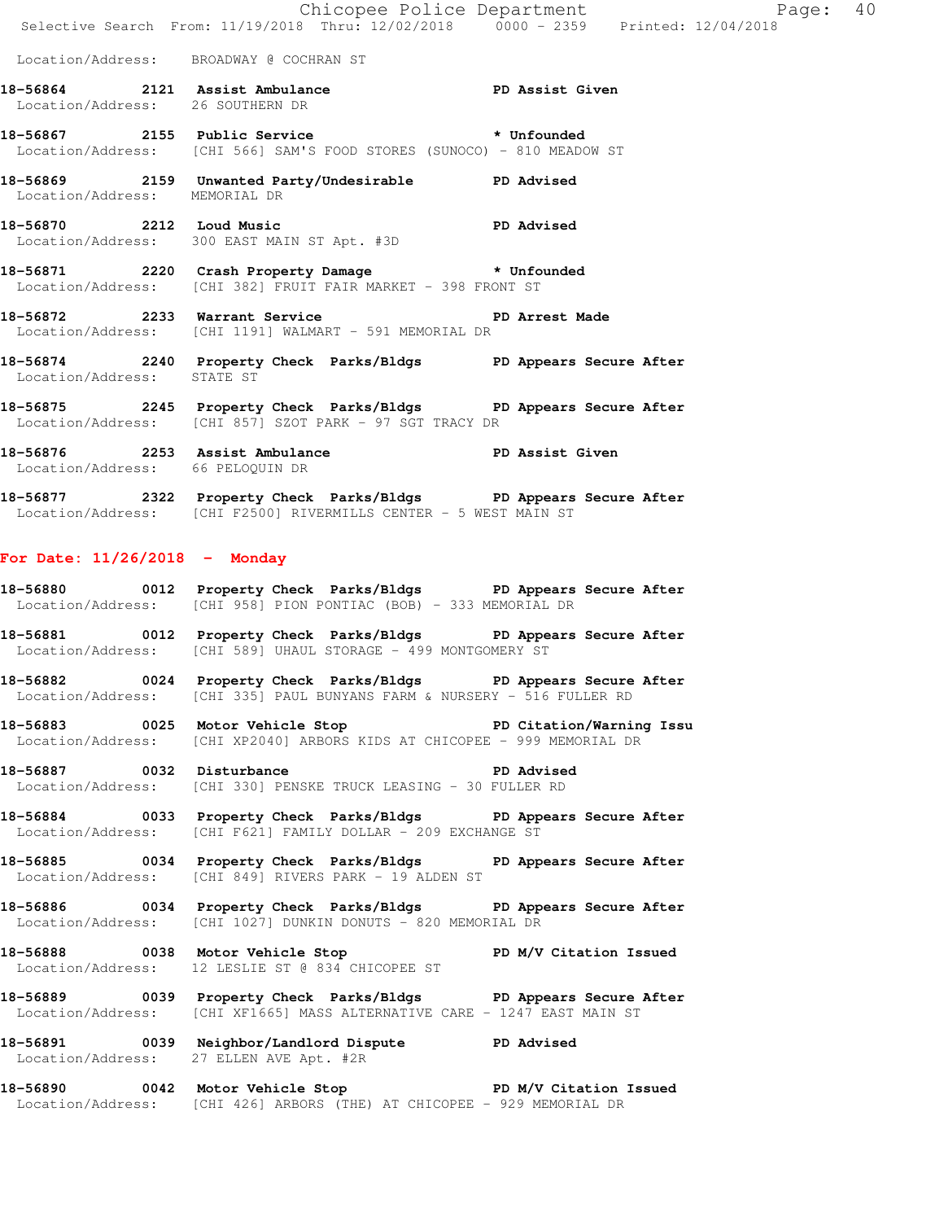Location/Address: BROADWAY @ COCHRAN ST

**18-56864 2121 Assist Ambulance PD Assist Given**
Location/Address: 26 SOUTHERN DR

**18-56867 2155 Public Service * Unfounded**
Location/Address: [CHI 566] SAM'S FOOD STORES (SUNOCO) - 810 MEADOW ST

**18-56869 2159 Unwanted Party/Undesirable PD Advised**
Location/Address: MEMORIAL DR

**18-56870 2212 Loud Music PD Advised**
Location/Address: 300 EAST MAIN ST Apt. #3D

**18-56871 2220 Crash Property Damage * Unfounded**
Location/Address: [CHI 382] FRUIT FAIR MARKET - 398 FRONT ST

**18-56872 2233 Warrant Service PD Arrest Made**
Location/Address: [CHI 1191] WALMART - 591 MEMORIAL DR

**18-56874 2240 Property Check Parks/Bldgs PD Appears Secure After**
Location/Address: STATE ST

**18-56875 2245 Property Check Parks/Bldgs PD Appears Secure After**
Location/Address: [CHI 857] SZOT PARK - 97 SGT TRACY DR

**18-56876 2253 Assist Ambulance PD Assist Given**
Location/Address: 66 PELOQUIN DR

**18-56877 2322 Property Check Parks/Bldgs PD Appears Secure After**
Location/Address: [CHI F2500] RIVERMILLS CENTER - 5 WEST MAIN ST

## For Date: 11/26/2018 - Monday

**18-56880 0012 Property Check Parks/Bldgs PD Appears Secure After**
Location/Address: [CHI 958] PION PONTIAC (BOB) - 333 MEMORIAL DR

**18-56881 0012 Property Check Parks/Bldgs PD Appears Secure After**
Location/Address: [CHI 589] UHAUL STORAGE - 499 MONTGOMERY ST

**18-56882 0024 Property Check Parks/Bldgs PD Appears Secure After**
Location/Address: [CHI 335] PAUL BUNYANS FARM & NURSERY - 516 FULLER RD

**18-56883 0025 Motor Vehicle Stop PD Citation/Warning Issu**
Location/Address: [CHI XP2040] ARBORS KIDS AT CHICOPEE - 999 MEMORIAL DR

**18-56887 0032 Disturbance PD Advised**
Location/Address: [CHI 330] PENSKE TRUCK LEASING - 30 FULLER RD

**18-56884 0033 Property Check Parks/Bldgs PD Appears Secure After**
Location/Address: [CHI F621] FAMILY DOLLAR - 209 EXCHANGE ST

**18-56885 0034 Property Check Parks/Bldgs PD Appears Secure After**
Location/Address: [CHI 849] RIVERS PARK - 19 ALDEN ST

**18-56886 0034 Property Check Parks/Bldgs PD Appears Secure After**
Location/Address: [CHI 1027] DUNKIN DONUTS - 820 MEMORIAL DR

**18-56888 0038 Motor Vehicle Stop PD M/V Citation Issued**
Location/Address: 12 LESLIE ST @ 834 CHICOPEE ST

**18-56889 0039 Property Check Parks/Bldgs PD Appears Secure After**
Location/Address: [CHI XF1665] MASS ALTERNATIVE CARE - 1247 EAST MAIN ST

**18-56891 0039 Neighbor/Landlord Dispute PD Advised**
Location/Address: 27 ELLEN AVE Apt. #2R

**18-56890 0042 Motor Vehicle Stop PD M/V Citation Issued**
Location/Address: [CHI 426] ARBORS (THE) AT CHICOPEE - 929 MEMORIAL DR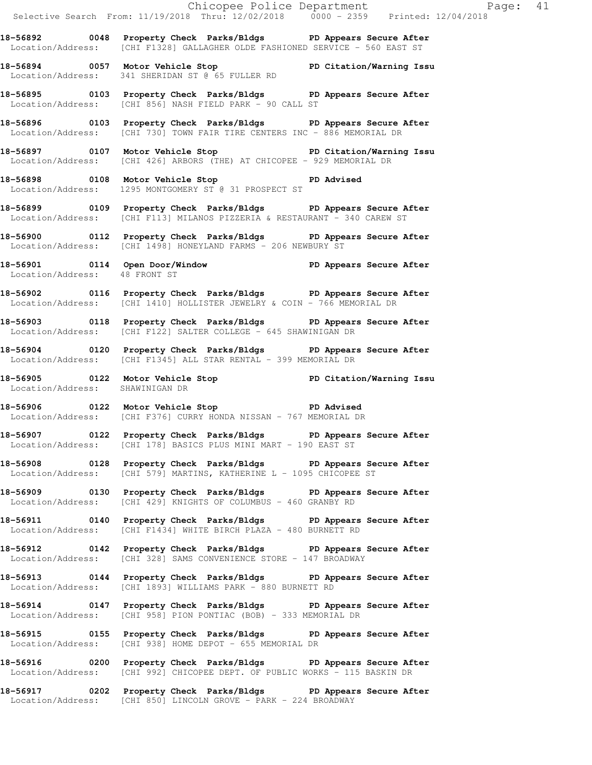18-56892 0048 Property Check Parks/Bldgs PD Appears Secure After
Location/Address: [CHI F1328] GALLAGHER OLDE FASHIONED SERVICE - 560 EAST ST

18-56894 0057 Motor Vehicle Stop PD Citation/Warning Issu
Location/Address: 341 SHERIDAN ST @ 65 FULLER RD

18-56895 0103 Property Check Parks/Bldgs PD Appears Secure After
Location/Address: [CHI 856] NASH FIELD PARK - 90 CALL ST

18-56896 0103 Property Check Parks/Bldgs PD Appears Secure After
Location/Address: [CHI 730] TOWN FAIR TIRE CENTERS INC - 886 MEMORIAL DR

18-56897 0107 Motor Vehicle Stop PD Citation/Warning Issu
Location/Address: [CHI 426] ARBORS (THE) AT CHICOPEE - 929 MEMORIAL DR

18-56898 0108 Motor Vehicle Stop PD Advised
Location/Address: 1295 MONTGOMERY ST @ 31 PROSPECT ST

18-56899 0109 Property Check Parks/Bldgs PD Appears Secure After
Location/Address: [CHI F113] MILANOS PIZZERIA & RESTAURANT - 340 CAREW ST

18-56900 0112 Property Check Parks/Bldgs PD Appears Secure After
Location/Address: [CHI 1498] HONEYLAND FARMS - 206 NEWBURY ST

18-56901 0114 Open Door/Window PD Appears Secure After
Location/Address: 48 FRONT ST

18-56902 0116 Property Check Parks/Bldgs PD Appears Secure After
Location/Address: [CHI 1410] HOLLISTER JEWELRY & COIN - 766 MEMORIAL DR

18-56903 0118 Property Check Parks/Bldgs PD Appears Secure After
Location/Address: [CHI F122] SALTER COLLEGE - 645 SHAWINIGAN DR

18-56904 0120 Property Check Parks/Bldgs PD Appears Secure After
Location/Address: [CHI F1345] ALL STAR RENTAL - 399 MEMORIAL DR

18-56905 0122 Motor Vehicle Stop PD Citation/Warning Issu
Location/Address: SHAWINIGAN DR

18-56906 0122 Motor Vehicle Stop PD Advised
Location/Address: [CHI F376] CURRY HONDA NISSAN - 767 MEMORIAL DR

18-56907 0122 Property Check Parks/Bldgs PD Appears Secure After
Location/Address: [CHI 178] BASICS PLUS MINI MART - 190 EAST ST

18-56908 0128 Property Check Parks/Bldgs PD Appears Secure After
Location/Address: [CHI 579] MARTINS, KATHERINE L - 1095 CHICOPEE ST

18-56909 0130 Property Check Parks/Bldgs PD Appears Secure After
Location/Address: [CHI 429] KNIGHTS OF COLUMBUS - 460 GRANBY RD

18-56911 0140 Property Check Parks/Bldgs PD Appears Secure After
Location/Address: [CHI F1434] WHITE BIRCH PLAZA - 480 BURNETT RD

18-56912 0142 Property Check Parks/Bldgs PD Appears Secure After
Location/Address: [CHI 328] SAMS CONVENIENCE STORE - 147 BROADWAY

18-56913 0144 Property Check Parks/Bldgs PD Appears Secure After
Location/Address: [CHI 1893] WILLIAMS PARK - 880 BURNETT RD

18-56914 0147 Property Check Parks/Bldgs PD Appears Secure After
Location/Address: [CHI 958] PION PONTIAC (BOB) - 333 MEMORIAL DR

18-56915 0155 Property Check Parks/Bldgs PD Appears Secure After
Location/Address: [CHI 938] HOME DEPOT - 655 MEMORIAL DR

18-56916 0200 Property Check Parks/Bldgs PD Appears Secure After
Location/Address: [CHI 992] CHICOPEE DEPT. OF PUBLIC WORKS - 115 BASKIN DR

18-56917 0202 Property Check Parks/Bldgs PD Appears Secure After
Location/Address: [CHI 850] LINCOLN GROVE - PARK - 224 BROADWAY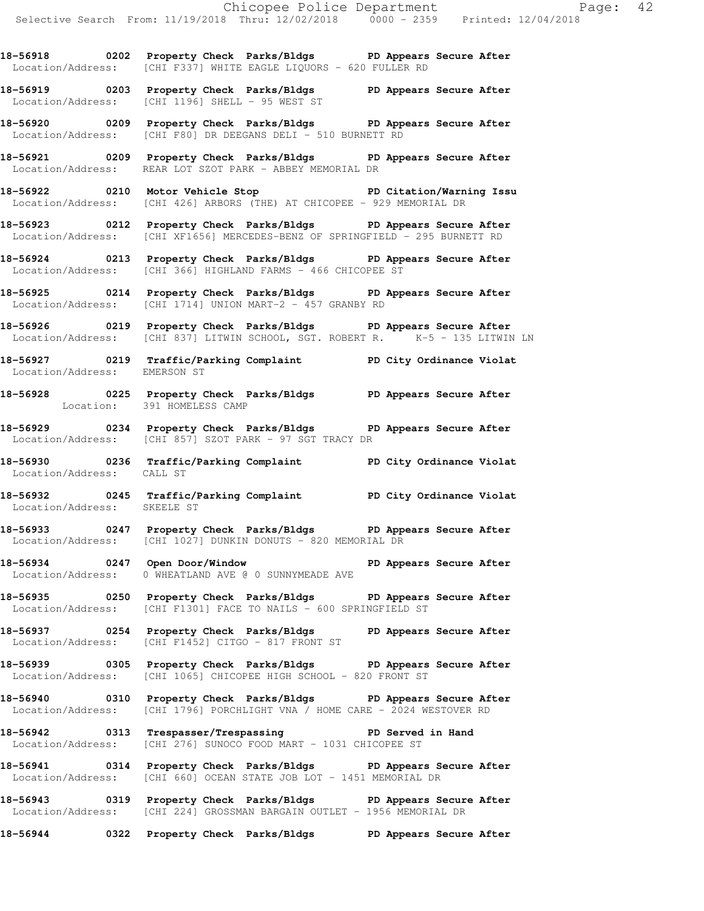**18-56918 0202 Property Check Parks/Bldgs PD Appears Secure After**
Location/Address: [CHI F337] WHITE EAGLE LIQUORS - 620 FULLER RD

**18-56919 0203 Property Check Parks/Bldgs PD Appears Secure After**
Location/Address: [CHI 1196] SHELL - 95 WEST ST

**18-56920 0209 Property Check Parks/Bldgs PD Appears Secure After**
Location/Address: [CHI F80] DR DEEGANS DELI - 510 BURNETT RD

**18-56921 0209 Property Check Parks/Bldgs PD Appears Secure After**
Location/Address: REAR LOT SZOT PARK - ABBEY MEMORIAL DR

**18-56922 0210 Motor Vehicle Stop PD Citation/Warning Issu**
Location/Address: [CHI 426] ARBORS (THE) AT CHICOPEE - 929 MEMORIAL DR

**18-56923 0212 Property Check Parks/Bldgs PD Appears Secure After**
Location/Address: [CHI XF1656] MERCEDES-BENZ OF SPRINGFIELD - 295 BURNETT RD

**18-56924 0213 Property Check Parks/Bldgs PD Appears Secure After**
Location/Address: [CHI 366] HIGHLAND FARMS - 466 CHICOPEE ST

**18-56925 0214 Property Check Parks/Bldgs PD Appears Secure After**
Location/Address: [CHI 1714] UNION MART-2 - 457 GRANBY RD

**18-56926 0219 Property Check Parks/Bldgs PD Appears Secure After**
Location/Address: [CHI 837] LITWIN SCHOOL, SGT. ROBERT R. K-5 - 135 LITWIN LN

**18-56927 0219 Traffic/Parking Complaint PD City Ordinance Violat**
Location/Address: EMERSON ST

**18-56928 0225 Property Check Parks/Bldgs PD Appears Secure After**
Location: 391 HOMELESS CAMP

**18-56929 0234 Property Check Parks/Bldgs PD Appears Secure After**
Location/Address: [CHI 857] SZOT PARK - 97 SGT TRACY DR

**18-56930 0236 Traffic/Parking Complaint PD City Ordinance Violat**
Location/Address: CALL ST

**18-56932 0245 Traffic/Parking Complaint PD City Ordinance Violat**
Location/Address: SKEELE ST

**18-56933 0247 Property Check Parks/Bldgs PD Appears Secure After**
Location/Address: [CHI 1027] DUNKIN DONUTS - 820 MEMORIAL DR

**18-56934 0247 Open Door/Window PD Appears Secure After**
Location/Address: 0 WHEATLAND AVE @ 0 SUNNYMEADE AVE

**18-56935 0250 Property Check Parks/Bldgs PD Appears Secure After**
Location/Address: [CHI F1301] FACE TO NAILS - 600 SPRINGFIELD ST

**18-56937 0254 Property Check Parks/Bldgs PD Appears Secure After**
Location/Address: [CHI F1452] CITGO - 817 FRONT ST

**18-56939 0305 Property Check Parks/Bldgs PD Appears Secure After**
Location/Address: [CHI 1065] CHICOPEE HIGH SCHOOL - 820 FRONT ST

**18-56940 0310 Property Check Parks/Bldgs PD Appears Secure After**
Location/Address: [CHI 1796] PORCHLIGHT VNA / HOME CARE - 2024 WESTOVER RD

**18-56942 0313 Trespasser/Trespassing PD Served in Hand**
Location/Address: [CHI 276] SUNOCO FOOD MART - 1031 CHICOPEE ST

**18-56941 0314 Property Check Parks/Bldgs PD Appears Secure After**
Location/Address: [CHI 660] OCEAN STATE JOB LOT - 1451 MEMORIAL DR

**18-56943 0319 Property Check Parks/Bldgs PD Appears Secure After**
Location/Address: [CHI 224] GROSSMAN BARGAIN OUTLET - 1956 MEMORIAL DR

**18-56944 0322 Property Check Parks/Bldgs PD Appears Secure After**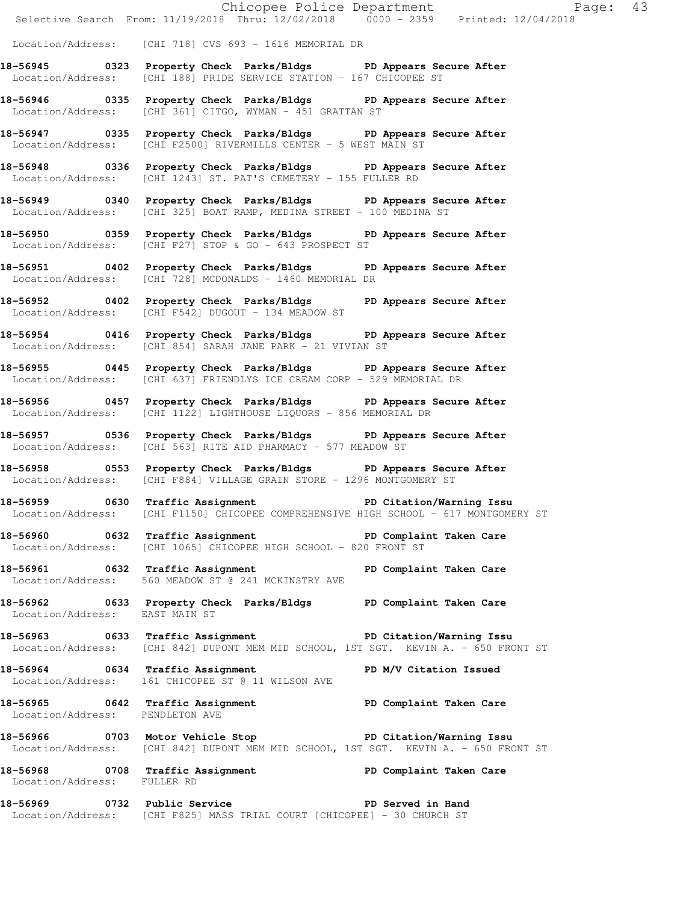Location/Address: [CHI 718] CVS 693 - 1616 MEMORIAL DR

**18-56945 0323 Property Check Parks/Bldgs PD Appears Secure After**
Location/Address: [CHI 188] PRIDE SERVICE STATION - 167 CHICOPEE ST

**18-56946 0335 Property Check Parks/Bldgs PD Appears Secure After**
Location/Address: [CHI 361] CITGO, WYMAN - 451 GRATTAN ST

**18-56947 0335 Property Check Parks/Bldgs PD Appears Secure After**
Location/Address: [CHI F2500] RIVERMILLS CENTER - 5 WEST MAIN ST

**18-56948 0336 Property Check Parks/Bldgs PD Appears Secure After**
Location/Address: [CHI 1243] ST. PAT'S CEMETERY - 155 FULLER RD

**18-56949 0340 Property Check Parks/Bldgs PD Appears Secure After**
Location/Address: [CHI 325] BOAT RAMP, MEDINA STREET - 100 MEDINA ST

**18-56950 0359 Property Check Parks/Bldgs PD Appears Secure After**
Location/Address: [CHI F27] STOP & GO - 643 PROSPECT ST

**18-56951 0402 Property Check Parks/Bldgs PD Appears Secure After**
Location/Address: [CHI 728] MCDONALDS - 1460 MEMORIAL DR

**18-56952 0402 Property Check Parks/Bldgs PD Appears Secure After**
Location/Address: [CHI F542] DUGOUT - 134 MEADOW ST

**18-56954 0416 Property Check Parks/Bldgs PD Appears Secure After**
Location/Address: [CHI 854] SARAH JANE PARK - 21 VIVIAN ST

**18-56955 0445 Property Check Parks/Bldgs PD Appears Secure After**
Location/Address: [CHI 637] FRIENDLYS ICE CREAM CORP - 529 MEMORIAL DR

**18-56956 0457 Property Check Parks/Bldgs PD Appears Secure After**
Location/Address: [CHI 1122] LIGHTHOUSE LIQUORS - 856 MEMORIAL DR

**18-56957 0536 Property Check Parks/Bldgs PD Appears Secure After**
Location/Address: [CHI 563] RITE AID PHARMACY - 577 MEADOW ST

**18-56958 0553 Property Check Parks/Bldgs PD Appears Secure After**
Location/Address: [CHI F884] VILLAGE GRAIN STORE - 1296 MONTGOMERY ST

**18-56959 0630 Traffic Assignment PD Citation/Warning Issu**
Location/Address: [CHI F1150] CHICOPEE COMPREHENSIVE HIGH SCHOOL - 617 MONTGOMERY ST

**18-56960 0632 Traffic Assignment PD Complaint Taken Care**
Location/Address: [CHI 1065] CHICOPEE HIGH SCHOOL - 820 FRONT ST

**18-56961 0632 Traffic Assignment PD Complaint Taken Care**
Location/Address: 560 MEADOW ST @ 241 MCKINSTRY AVE

**18-56962 0633 Property Check Parks/Bldgs PD Complaint Taken Care**
Location/Address: EAST MAIN ST

**18-56963 0633 Traffic Assignment PD Citation/Warning Issu**
Location/Address: [CHI 842] DUPONT MEM MID SCHOOL, 1ST SGT. KEVIN A. - 650 FRONT ST

**18-56964 0634 Traffic Assignment PD M/V Citation Issued**
Location/Address: 161 CHICOPEE ST @ 11 WILSON AVE

**18-56965 0642 Traffic Assignment PD Complaint Taken Care**
Location/Address: PENDLETON AVE

**18-56966 0703 Motor Vehicle Stop PD Citation/Warning Issu**
Location/Address: [CHI 842] DUPONT MEM MID SCHOOL, 1ST SGT. KEVIN A. - 650 FRONT ST

**18-56968 0708 Traffic Assignment PD Complaint Taken Care**
Location/Address: FULLER RD

**18-56969 0732 Public Service PD Served in Hand**
Location/Address: [CHI F825] MASS TRIAL COURT [CHICOPEE] - 30 CHURCH ST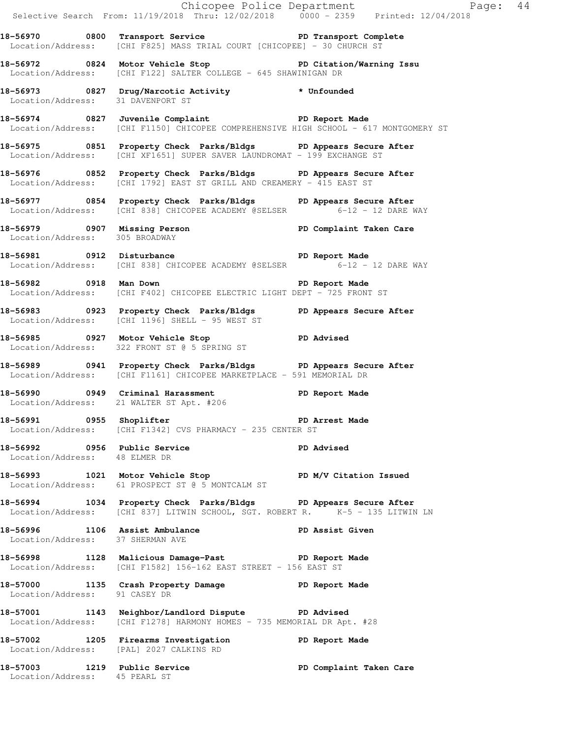**18-56970 0800 Transport Service PD Transport Complete**
Location/Address: [CHI F825] MASS TRIAL COURT [CHICOPEE] - 30 CHURCH ST

**18-56972 0824 Motor Vehicle Stop PD Citation/Warning Issu**
Location/Address: [CHI F122] SALTER COLLEGE - 645 SHAWINIGAN DR

**18-56973 0827 Drug/Narcotic Activity * Unfounded**
Location/Address: 31 DAVENPORT ST

**18-56974 0827 Juvenile Complaint PD Report Made**
Location/Address: [CHI F1150] CHICOPEE COMPREHENSIVE HIGH SCHOOL - 617 MONTGOMERY ST

**18-56975 0851 Property Check Parks/Bldgs PD Appears Secure After**
Location/Address: [CHI XF1651] SUPER SAVER LAUNDROMAT - 199 EXCHANGE ST

**18-56976 0852 Property Check Parks/Bldgs PD Appears Secure After**
Location/Address: [CHI 1792] EAST ST GRILL AND CREAMERY - 415 EAST ST

**18-56977 0854 Property Check Parks/Bldgs PD Appears Secure After**
Location/Address: [CHI 838] CHICOPEE ACADEMY @SELSER 6-12 - 12 DARE WAY

**18-56979 0907 Missing Person PD Complaint Taken Care**
Location/Address: 305 BROADWAY

**18-56981 0912 Disturbance PD Report Made**
Location/Address: [CHI 838] CHICOPEE ACADEMY @SELSER 6-12 - 12 DARE WAY

**18-56982 0918 Man Down PD Report Made**
Location/Address: [CHI F402] CHICOPEE ELECTRIC LIGHT DEPT - 725 FRONT ST

**18-56983 0923 Property Check Parks/Bldgs PD Appears Secure After**
Location/Address: [CHI 1196] SHELL - 95 WEST ST

**18-56985 0927 Motor Vehicle Stop PD Advised**
Location/Address: 322 FRONT ST @ 5 SPRING ST

**18-56989 0941 Property Check Parks/Bldgs PD Appears Secure After**
Location/Address: [CHI F1161] CHICOPEE MARKETPLACE - 591 MEMORIAL DR

**18-56990 0949 Criminal Harassment PD Report Made**
Location/Address: 21 WALTER ST Apt. #206

**18-56991 0955 Shoplifter PD Arrest Made**
Location/Address: [CHI F1342] CVS PHARMACY - 235 CENTER ST

**18-56992 0956 Public Service PD Advised**
Location/Address: 48 ELMER DR

**18-56993 1021 Motor Vehicle Stop PD M/V Citation Issued**
Location/Address: 61 PROSPECT ST @ 5 MONTCALM ST

**18-56994 1034 Property Check Parks/Bldgs PD Appears Secure After**
Location/Address: [CHI 837] LITWIN SCHOOL, SGT. ROBERT R. K-5 - 135 LITWIN LN

**18-56996 1106 Assist Ambulance PD Assist Given**
Location/Address: 37 SHERMAN AVE

**18-56998 1128 Malicious Damage-Past PD Report Made**
Location/Address: [CHI F1582] 156-162 EAST STREET - 156 EAST ST

**18-57000 1135 Crash Property Damage PD Report Made**
Location/Address: 91 CASEY DR

**18-57001 1143 Neighbor/Landlord Dispute PD Advised**
Location/Address: [CHI F1278] HARMONY HOMES - 735 MEMORIAL DR Apt. #28

**18-57002 1205 Firearms Investigation PD Report Made**
Location/Address: [PAL] 2027 CALKINS RD

**18-57003 1219 Public Service PD Complaint Taken Care**
Location/Address: 45 PEARL ST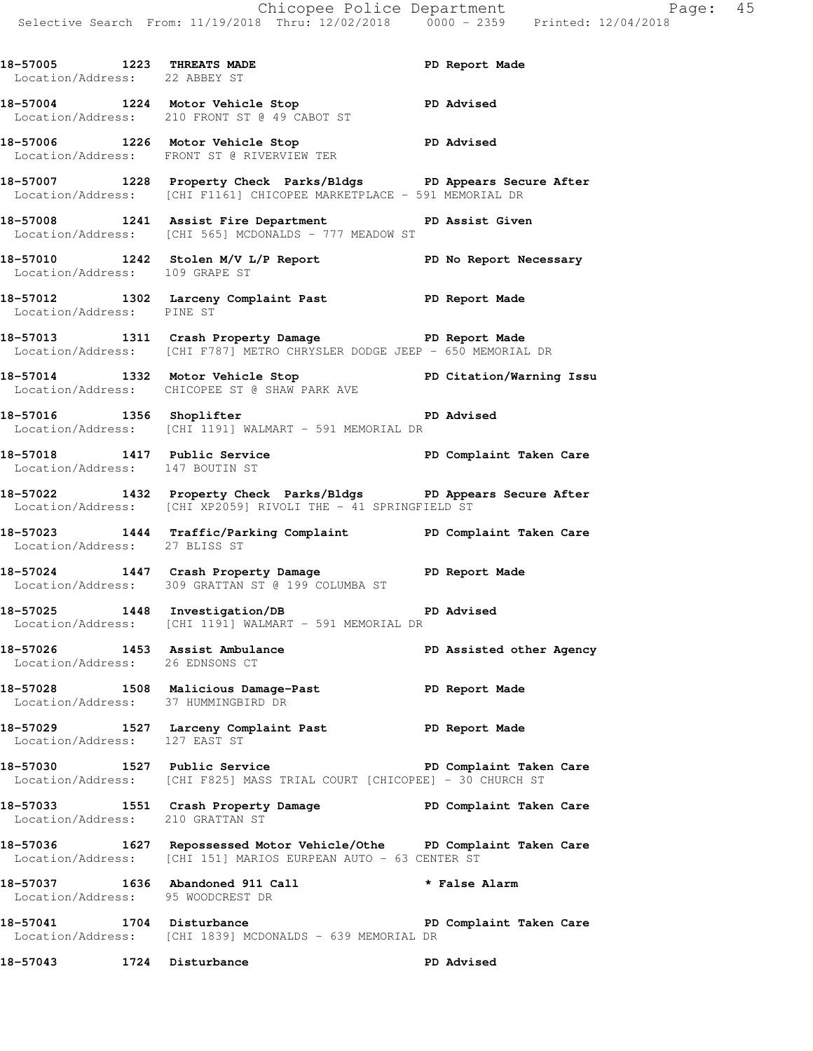18-57005 1223 THREATS MADE PD Report Made
Location/Address: 22 ABBEY ST

18-57004 1224 Motor Vehicle Stop PD Advised
Location/Address: 210 FRONT ST @ 49 CABOT ST

18-57006 1226 Motor Vehicle Stop PD Advised
Location/Address: FRONT ST @ RIVERVIEW TER

18-57007 1228 Property Check Parks/Bldgs PD Appears Secure After
Location/Address: [CHI F1161] CHICOPEE MARKETPLACE - 591 MEMORIAL DR

18-57008 1241 Assist Fire Department PD Assist Given
Location/Address: [CHI 565] MCDONALDS - 777 MEADOW ST

18-57010 1242 Stolen M/V L/P Report PD No Report Necessary
Location/Address: 109 GRAPE ST

18-57012 1302 Larceny Complaint Past PD Report Made
Location/Address: PINE ST

18-57013 1311 Crash Property Damage PD Report Made
Location/Address: [CHI F787] METRO CHRYSLER DODGE JEEP - 650 MEMORIAL DR

18-57014 1332 Motor Vehicle Stop PD Citation/Warning Issu
Location/Address: CHICOPEE ST @ SHAW PARK AVE

18-57016 1356 Shoplifter PD Advised
Location/Address: [CHI 1191] WALMART - 591 MEMORIAL DR

18-57018 1417 Public Service PD Complaint Taken Care
Location/Address: 147 BOUTIN ST

18-57022 1432 Property Check Parks/Bldgs PD Appears Secure After
Location/Address: [CHI XP2059] RIVOLI THE - 41 SPRINGFIELD ST

18-57023 1444 Traffic/Parking Complaint PD Complaint Taken Care
Location/Address: 27 BLISS ST

18-57024 1447 Crash Property Damage PD Report Made
Location/Address: 309 GRATTAN ST @ 199 COLUMBA ST

18-57025 1448 Investigation/DB PD Advised
Location/Address: [CHI 1191] WALMART - 591 MEMORIAL DR

18-57026 1453 Assist Ambulance PD Assisted other Agency
Location/Address: 26 EDNSONS CT

18-57028 1508 Malicious Damage-Past PD Report Made
Location/Address: 37 HUMMINGBIRD DR

18-57029 1527 Larceny Complaint Past PD Report Made
Location/Address: 127 EAST ST

18-57030 1527 Public Service PD Complaint Taken Care
Location/Address: [CHI F825] MASS TRIAL COURT [CHICOPEE] - 30 CHURCH ST

18-57033 1551 Crash Property Damage PD Complaint Taken Care
Location/Address: 210 GRATTAN ST

18-57036 1627 Repossessed Motor Vehicle/Othe PD Complaint Taken Care
Location/Address: [CHI 151] MARIOS EURPEAN AUTO - 63 CENTER ST

18-57037 1636 Abandoned 911 Call * False Alarm
Location/Address: 95 WOODCREST DR

18-57041 1704 Disturbance PD Complaint Taken Care
Location/Address: [CHI 1839] MCDONALDS - 639 MEMORIAL DR

18-57043 1724 Disturbance PD Advised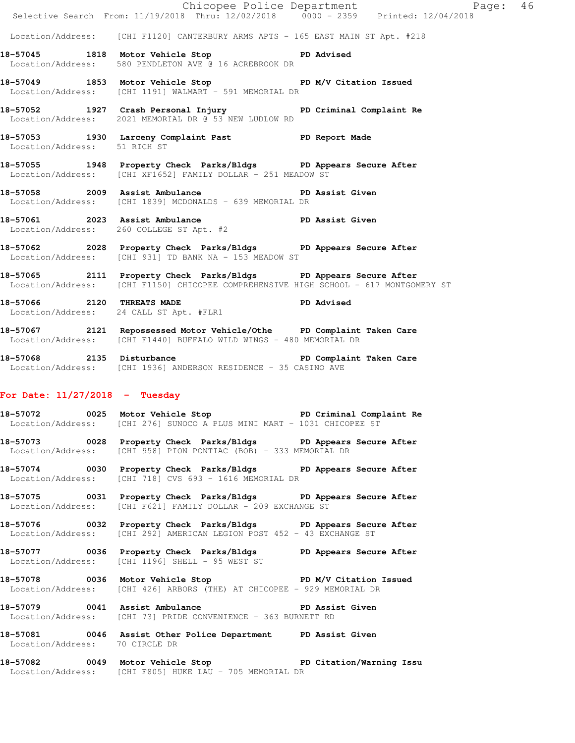Location/Address: [CHI F1120] CANTERBURY ARMS APTS - 165 EAST MAIN ST Apt. #218

**18-57045 1818 Motor Vehicle Stop PD Advised**
Location/Address: 580 PENDLETON AVE @ 16 ACREBROOK DR

**18-57049 1853 Motor Vehicle Stop PD M/V Citation Issued**
Location/Address: [CHI 1191] WALMART - 591 MEMORIAL DR

**18-57052 1927 Crash Personal Injury PD Criminal Complaint Re**
Location/Address: 2021 MEMORIAL DR @ 53 NEW LUDLOW RD

**18-57053 1930 Larceny Complaint Past PD Report Made**
Location/Address: 51 RICH ST

**18-57055 1948 Property Check Parks/Bldgs PD Appears Secure After**
Location/Address: [CHI XF1652] FAMILY DOLLAR - 251 MEADOW ST

**18-57058 2009 Assist Ambulance PD Assist Given**
Location/Address: [CHI 1839] MCDONALDS - 639 MEMORIAL DR

**18-57061 2023 Assist Ambulance PD Assist Given**
Location/Address: 260 COLLEGE ST Apt. #2

**18-57062 2028 Property Check Parks/Bldgs PD Appears Secure After**
Location/Address: [CHI 931] TD BANK NA - 153 MEADOW ST

**18-57065 2111 Property Check Parks/Bldgs PD Appears Secure After**
Location/Address: [CHI F1150] CHICOPEE COMPREHENSIVE HIGH SCHOOL - 617 MONTGOMERY ST

**18-57066 2120 THREATS MADE PD Advised**
Location/Address: 24 CALL ST Apt. #FLR1

**18-57067 2121 Repossessed Motor Vehicle/Othe PD Complaint Taken Care**
Location/Address: [CHI F1440] BUFFALO WILD WINGS - 480 MEMORIAL DR

**18-57068 2135 Disturbance PD Complaint Taken Care**
Location/Address: [CHI 1936] ANDERSON RESIDENCE - 35 CASINO AVE

## For Date: 11/27/2018 - Tuesday

**18-57072 0025 Motor Vehicle Stop PD Criminal Complaint Re**
Location/Address: [CHI 276] SUNOCO A PLUS MINI MART - 1031 CHICOPEE ST

**18-57073 0028 Property Check Parks/Bldgs PD Appears Secure After**
Location/Address: [CHI 958] PION PONTIAC (BOB) - 333 MEMORIAL DR

**18-57074 0030 Property Check Parks/Bldgs PD Appears Secure After**
Location/Address: [CHI 718] CVS 693 - 1616 MEMORIAL DR

**18-57075 0031 Property Check Parks/Bldgs PD Appears Secure After**
Location/Address: [CHI F621] FAMILY DOLLAR - 209 EXCHANGE ST

**18-57076 0032 Property Check Parks/Bldgs PD Appears Secure After**
Location/Address: [CHI 292] AMERICAN LEGION POST 452 - 43 EXCHANGE ST

**18-57077 0036 Property Check Parks/Bldgs PD Appears Secure After**
Location/Address: [CHI 1196] SHELL - 95 WEST ST

**18-57078 0036 Motor Vehicle Stop PD M/V Citation Issued**
Location/Address: [CHI 426] ARBORS (THE) AT CHICOPEE - 929 MEMORIAL DR

**18-57079 0041 Assist Ambulance PD Assist Given**
Location/Address: [CHI 73] PRIDE CONVENIENCE - 363 BURNETT RD

**18-57081 0046 Assist Other Police Department PD Assist Given**
Location/Address: 70 CIRCLE DR

**18-57082 0049 Motor Vehicle Stop PD Citation/Warning Issu**
Location/Address: [CHI F805] HUKE LAU - 705 MEMORIAL DR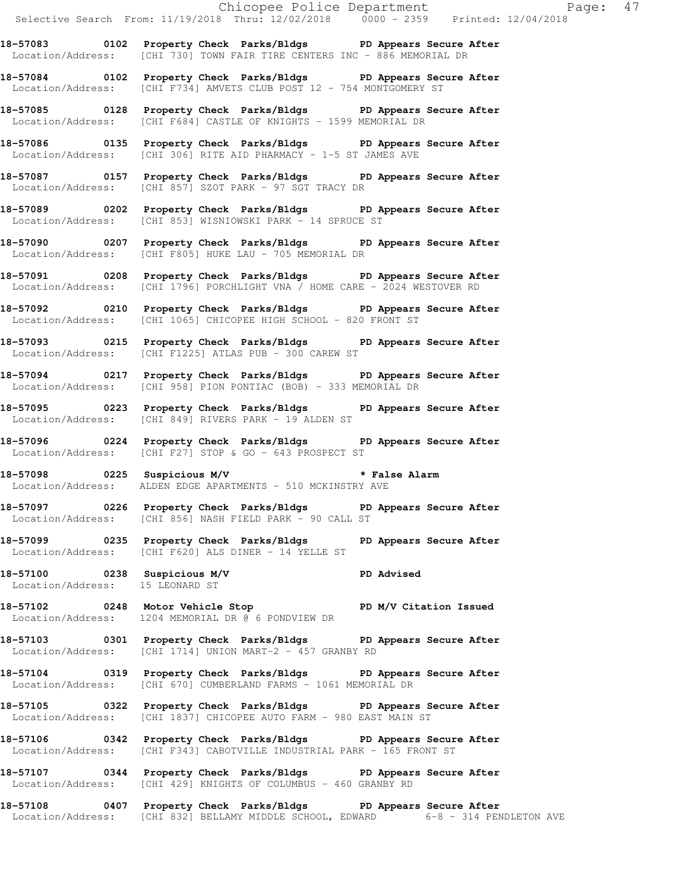**18-57083 0102 Property Check Parks/Bldgs PD Appears Secure After**
Location/Address: [CHI 730] TOWN FAIR TIRE CENTERS INC - 886 MEMORIAL DR

**18-57084 0102 Property Check Parks/Bldgs PD Appears Secure After**
Location/Address: [CHI F734] AMVETS CLUB POST 12 - 754 MONTGOMERY ST

**18-57085 0128 Property Check Parks/Bldgs PD Appears Secure After**
Location/Address: [CHI F684] CASTLE OF KNIGHTS - 1599 MEMORIAL DR

**18-57086 0135 Property Check Parks/Bldgs PD Appears Secure After**
Location/Address: [CHI 306] RITE AID PHARMACY - 1-5 ST JAMES AVE

**18-57087 0157 Property Check Parks/Bldgs PD Appears Secure After**
Location/Address: [CHI 857] SZOT PARK - 97 SGT TRACY DR

**18-57089 0202 Property Check Parks/Bldgs PD Appears Secure After**
Location/Address: [CHI 853] WISNIOWSKI PARK - 14 SPRUCE ST

**18-57090 0207 Property Check Parks/Bldgs PD Appears Secure After**
Location/Address: [CHI F805] HUKE LAU - 705 MEMORIAL DR

**18-57091 0208 Property Check Parks/Bldgs PD Appears Secure After**
Location/Address: [CHI 1796] PORCHLIGHT VNA / HOME CARE - 2024 WESTOVER RD

**18-57092 0210 Property Check Parks/Bldgs PD Appears Secure After**
Location/Address: [CHI 1065] CHICOPEE HIGH SCHOOL - 820 FRONT ST

**18-57093 0215 Property Check Parks/Bldgs PD Appears Secure After**
Location/Address: [CHI F1225] ATLAS PUB - 300 CAREW ST

**18-57094 0217 Property Check Parks/Bldgs PD Appears Secure After**
Location/Address: [CHI 958] PION PONTIAC (BOB) - 333 MEMORIAL DR

**18-57095 0223 Property Check Parks/Bldgs PD Appears Secure After**
Location/Address: [CHI 849] RIVERS PARK - 19 ALDEN ST

**18-57096 0224 Property Check Parks/Bldgs PD Appears Secure After**
Location/Address: [CHI F27] STOP & GO - 643 PROSPECT ST

**18-57098 0225 Suspicious M/V * False Alarm**
Location/Address: ALDEN EDGE APARTMENTS - 510 MCKINSTRY AVE

**18-57097 0226 Property Check Parks/Bldgs PD Appears Secure After**
Location/Address: [CHI 856] NASH FIELD PARK - 90 CALL ST

**18-57099 0235 Property Check Parks/Bldgs PD Appears Secure After**
Location/Address: [CHI F620] ALS DINER - 14 YELLE ST

**18-57100 0238 Suspicious M/V PD Advised**
Location/Address: 15 LEONARD ST

**18-57102 0248 Motor Vehicle Stop PD M/V Citation Issued**
Location/Address: 1204 MEMORIAL DR @ 6 PONDVIEW DR

**18-57103 0301 Property Check Parks/Bldgs PD Appears Secure After**
Location/Address: [CHI 1714] UNION MART-2 - 457 GRANBY RD

**18-57104 0319 Property Check Parks/Bldgs PD Appears Secure After**
Location/Address: [CHI 670] CUMBERLAND FARMS - 1061 MEMORIAL DR

**18-57105 0322 Property Check Parks/Bldgs PD Appears Secure After**
Location/Address: [CHI 1837] CHICOPEE AUTO FARM - 980 EAST MAIN ST

**18-57106 0342 Property Check Parks/Bldgs PD Appears Secure After**
Location/Address: [CHI F343] CABOTVILLE INDUSTRIAL PARK - 165 FRONT ST

**18-57107 0344 Property Check Parks/Bldgs PD Appears Secure After**
Location/Address: [CHI 429] KNIGHTS OF COLUMBUS - 460 GRANBY RD

**18-57108 0407 Property Check Parks/Bldgs PD Appears Secure After**
Location/Address: [CHI 832] BELLAMY MIDDLE SCHOOL, EDWARD 6-8 - 314 PENDLETON AVE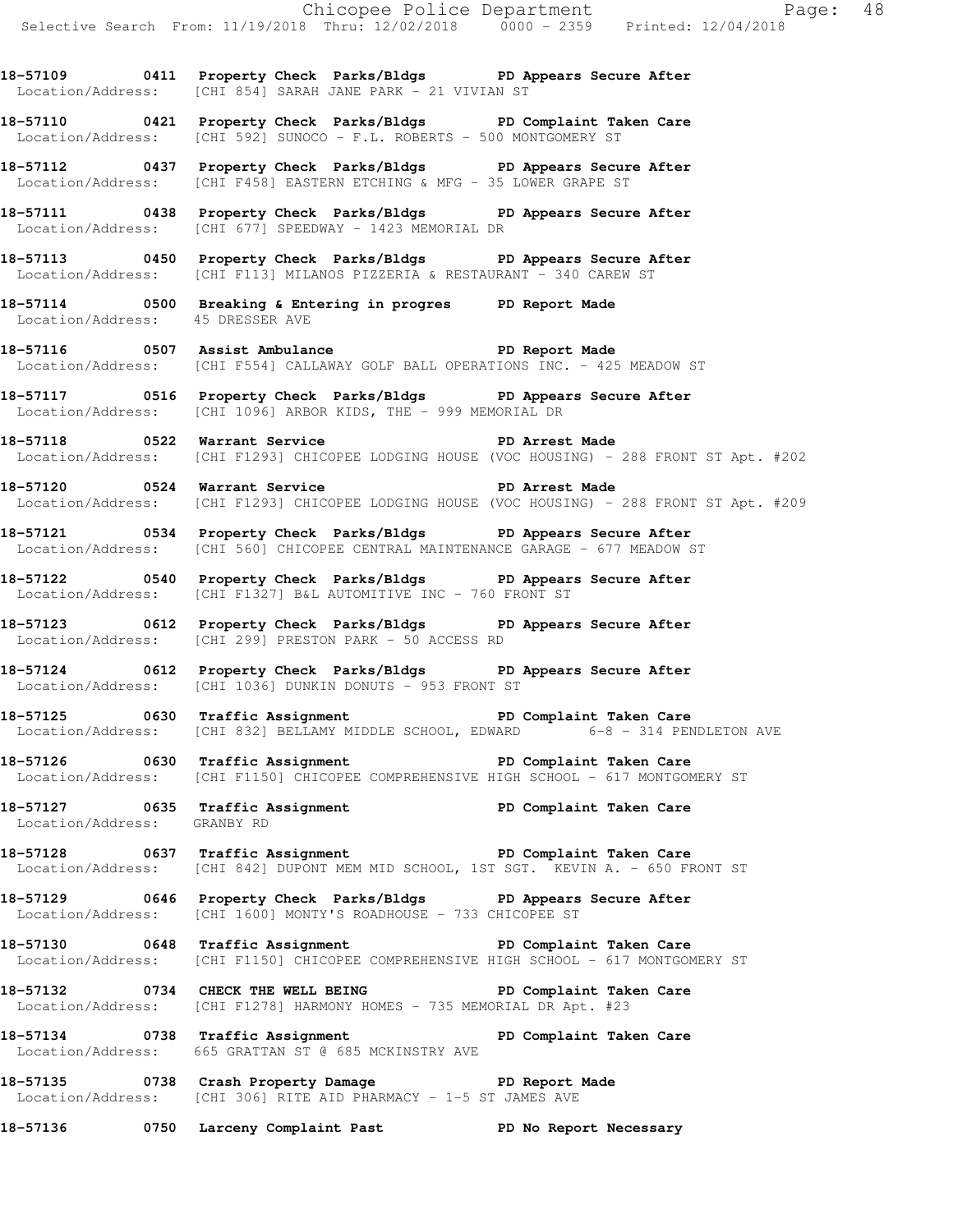18-57109 0411 Property Check Parks/Bldgs PD Appears Secure After
Location/Address: [CHI 854] SARAH JANE PARK - 21 VIVIAN ST

18-57110 0421 Property Check Parks/Bldgs PD Complaint Taken Care
Location/Address: [CHI 592] SUNOCO - F.L. ROBERTS - 500 MONTGOMERY ST

18-57112 0437 Property Check Parks/Bldgs PD Appears Secure After
Location/Address: [CHI F458] EASTERN ETCHING & MFG - 35 LOWER GRAPE ST

18-57111 0438 Property Check Parks/Bldgs PD Appears Secure After
Location/Address: [CHI 677] SPEEDWAY - 1423 MEMORIAL DR

18-57113 0450 Property Check Parks/Bldgs PD Appears Secure After
Location/Address: [CHI F113] MILANOS PIZZERIA & RESTAURANT - 340 CAREW ST

18-57114 0500 Breaking & Entering in progres PD Report Made
Location/Address: 45 DRESSER AVE

18-57116 0507 Assist Ambulance PD Report Made
Location/Address: [CHI F554] CALLAWAY GOLF BALL OPERATIONS INC. - 425 MEADOW ST

18-57117 0516 Property Check Parks/Bldgs PD Appears Secure After
Location/Address: [CHI 1096] ARBOR KIDS, THE - 999 MEMORIAL DR

18-57118 0522 Warrant Service PD Arrest Made
Location/Address: [CHI F1293] CHICOPEE LODGING HOUSE (VOC HOUSING) - 288 FRONT ST Apt. #202

18-57120 0524 Warrant Service PD Arrest Made
Location/Address: [CHI F1293] CHICOPEE LODGING HOUSE (VOC HOUSING) - 288 FRONT ST Apt. #209

18-57121 0534 Property Check Parks/Bldgs PD Appears Secure After
Location/Address: [CHI 560] CHICOPEE CENTRAL MAINTENANCE GARAGE - 677 MEADOW ST

18-57122 0540 Property Check Parks/Bldgs PD Appears Secure After
Location/Address: [CHI F1327] B&L AUTOMITIVE INC - 760 FRONT ST

18-57123 0612 Property Check Parks/Bldgs PD Appears Secure After
Location/Address: [CHI 299] PRESTON PARK - 50 ACCESS RD

18-57124 0612 Property Check Parks/Bldgs PD Appears Secure After
Location/Address: [CHI 1036] DUNKIN DONUTS - 953 FRONT ST

18-57125 0630 Traffic Assignment PD Complaint Taken Care
Location/Address: [CHI 832] BELLAMY MIDDLE SCHOOL, EDWARD 6-8 - 314 PENDLETON AVE

18-57126 0630 Traffic Assignment PD Complaint Taken Care
Location/Address: [CHI F1150] CHICOPEE COMPREHENSIVE HIGH SCHOOL - 617 MONTGOMERY ST

18-57127 0635 Traffic Assignment PD Complaint Taken Care
Location/Address: GRANBY RD

18-57128 0637 Traffic Assignment PD Complaint Taken Care
Location/Address: [CHI 842] DUPONT MEM MID SCHOOL, 1ST SGT. KEVIN A. - 650 FRONT ST

18-57129 0646 Property Check Parks/Bldgs PD Appears Secure After
Location/Address: [CHI 1600] MONTY'S ROADHOUSE - 733 CHICOPEE ST

18-57130 0648 Traffic Assignment PD Complaint Taken Care
Location/Address: [CHI F1150] CHICOPEE COMPREHENSIVE HIGH SCHOOL - 617 MONTGOMERY ST

18-57132 0734 CHECK THE WELL BEING PD Complaint Taken Care
Location/Address: [CHI F1278] HARMONY HOMES - 735 MEMORIAL DR Apt. #23

18-57134 0738 Traffic Assignment PD Complaint Taken Care
Location/Address: 665 GRATTAN ST @ 685 MCKINSTRY AVE

18-57135 0738 Crash Property Damage PD Report Made
Location/Address: [CHI 306] RITE AID PHARMACY - 1-5 ST JAMES AVE

18-57136 0750 Larceny Complaint Past PD No Report Necessary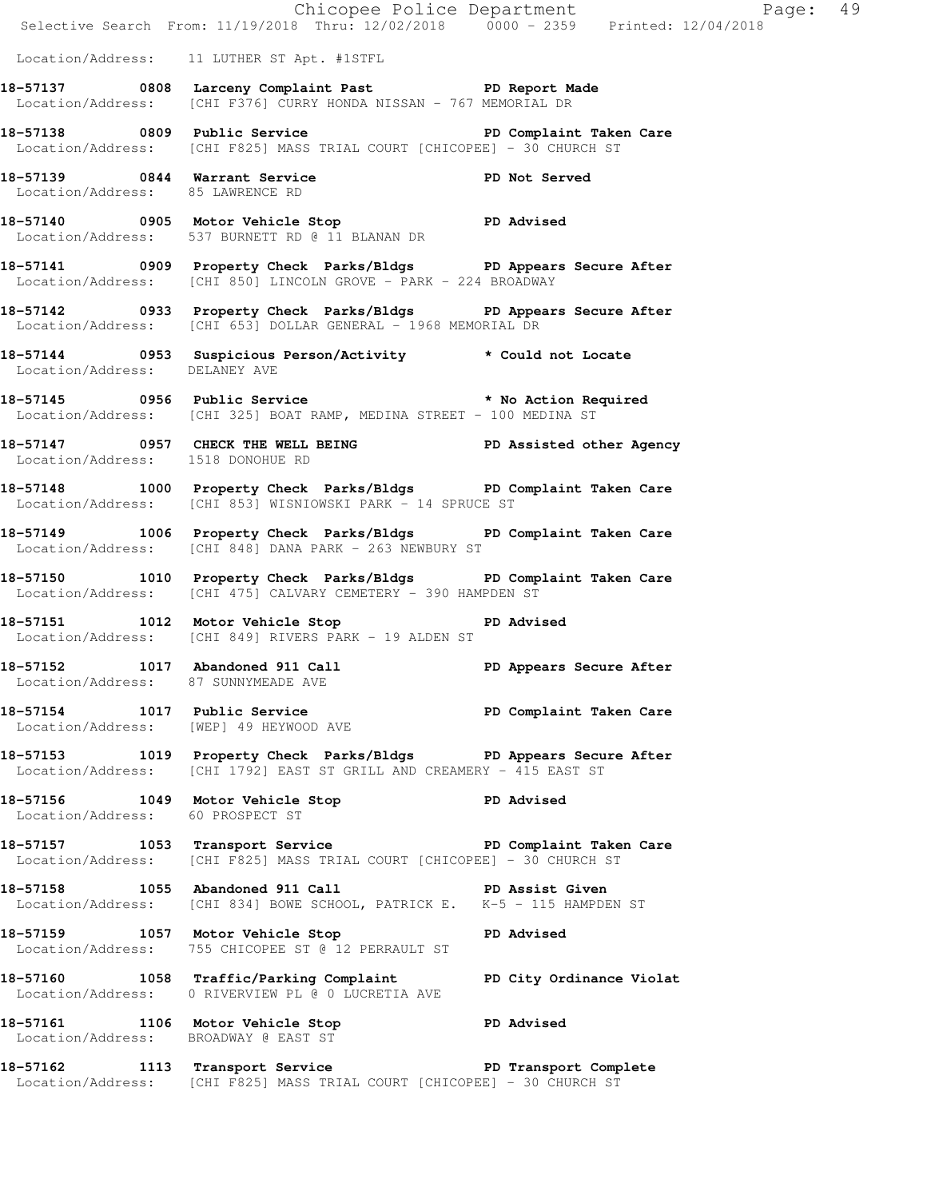Location/Address: 11 LUTHER ST Apt. #1STFL

**18-57137 0808 Larceny Complaint Past PD Report Made**
Location/Address: [CHI F376] CURRY HONDA NISSAN - 767 MEMORIAL DR

**18-57138 0809 Public Service PD Complaint Taken Care**
Location/Address: [CHI F825] MASS TRIAL COURT [CHICOPEE] - 30 CHURCH ST

**18-57139 0844 Warrant Service PD Not Served**
Location/Address: 85 LAWRENCE RD

**18-57140 0905 Motor Vehicle Stop PD Advised**
Location/Address: 537 BURNETT RD @ 11 BLANAN DR

**18-57141 0909 Property Check Parks/Bldgs PD Appears Secure After**
Location/Address: [CHI 850] LINCOLN GROVE - PARK - 224 BROADWAY

**18-57142 0933 Property Check Parks/Bldgs PD Appears Secure After**
Location/Address: [CHI 653] DOLLAR GENERAL - 1968 MEMORIAL DR

**18-57144 0953 Suspicious Person/Activity * Could not Locate**
Location/Address: DELANEY AVE

**18-57145 0956 Public Service * No Action Required**
Location/Address: [CHI 325] BOAT RAMP, MEDINA STREET - 100 MEDINA ST

**18-57147 0957 CHECK THE WELL BEING PD Assisted other Agency**
Location/Address: 1518 DONOHUE RD

**18-57148 1000 Property Check Parks/Bldgs PD Complaint Taken Care**
Location/Address: [CHI 853] WISNIOWSKI PARK - 14 SPRUCE ST

**18-57149 1006 Property Check Parks/Bldgs PD Complaint Taken Care**
Location/Address: [CHI 848] DANA PARK - 263 NEWBURY ST

**18-57150 1010 Property Check Parks/Bldgs PD Complaint Taken Care**
Location/Address: [CHI 475] CALVARY CEMETERY - 390 HAMPDEN ST

**18-57151 1012 Motor Vehicle Stop PD Advised**
Location/Address: [CHI 849] RIVERS PARK - 19 ALDEN ST

**18-57152 1017 Abandoned 911 Call PD Appears Secure After**
Location/Address: 87 SUNNYMEADE AVE

**18-57154 1017 Public Service PD Complaint Taken Care**
Location/Address: [WEP] 49 HEYWOOD AVE

**18-57153 1019 Property Check Parks/Bldgs PD Appears Secure After**
Location/Address: [CHI 1792] EAST ST GRILL AND CREAMERY - 415 EAST ST

**18-57156 1049 Motor Vehicle Stop PD Advised**
Location/Address: 60 PROSPECT ST

**18-57157 1053 Transport Service PD Complaint Taken Care**
Location/Address: [CHI F825] MASS TRIAL COURT [CHICOPEE] - 30 CHURCH ST

**18-57158 1055 Abandoned 911 Call PD Assist Given**
Location/Address: [CHI 834] BOWE SCHOOL, PATRICK E. K-5 - 115 HAMPDEN ST

**18-57159 1057 Motor Vehicle Stop PD Advised**
Location/Address: 755 CHICOPEE ST @ 12 PERRAULT ST

**18-57160 1058 Traffic/Parking Complaint PD City Ordinance Violat**
Location/Address: 0 RIVERVIEW PL @ 0 LUCRETIA AVE

**18-57161 1106 Motor Vehicle Stop PD Advised**
Location/Address: BROADWAY @ EAST ST

**18-57162 1113 Transport Service PD Transport Complete**
Location/Address: [CHI F825] MASS TRIAL COURT [CHICOPEE] - 30 CHURCH ST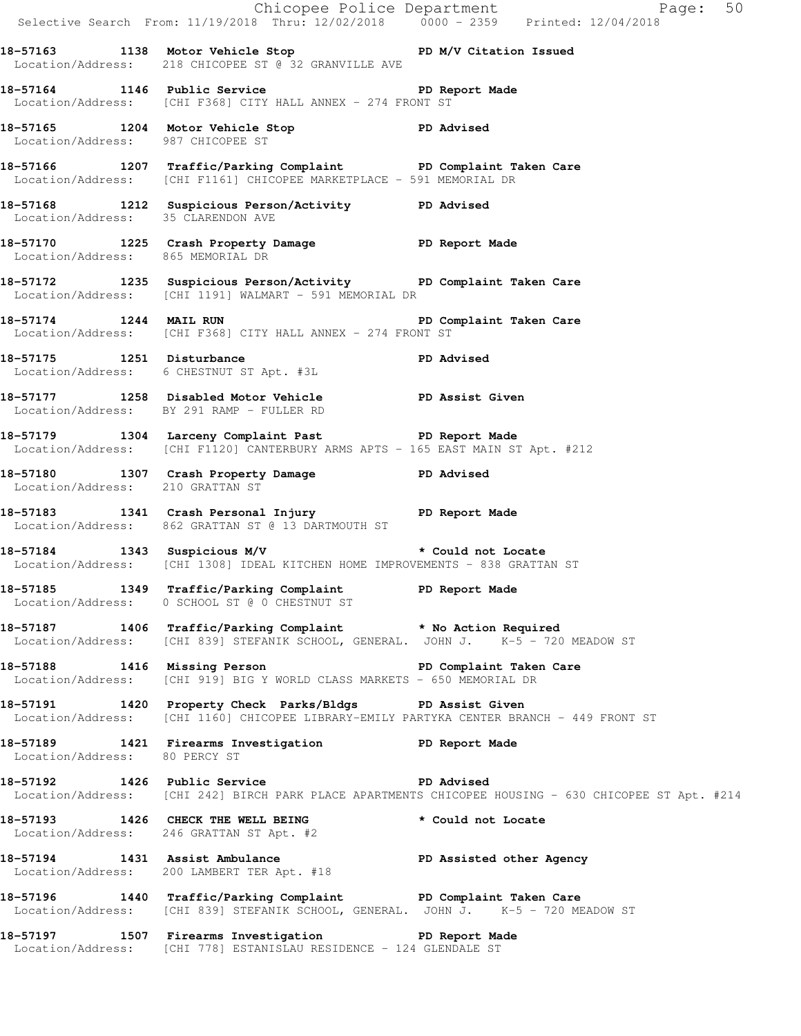18-57163 1138 Motor Vehicle Stop PD M/V Citation Issued
Location/Address: 218 CHICOPEE ST @ 32 GRANVILLE AVE

18-57164 1146 Public Service PD Report Made
Location/Address: [CHI F368] CITY HALL ANNEX - 274 FRONT ST

18-57165 1204 Motor Vehicle Stop PD Advised
Location/Address: 987 CHICOPEE ST

18-57166 1207 Traffic/Parking Complaint PD Complaint Taken Care
Location/Address: [CHI F1161] CHICOPEE MARKETPLACE - 591 MEMORIAL DR

18-57168 1212 Suspicious Person/Activity PD Advised
Location/Address: 35 CLARENDON AVE

18-57170 1225 Crash Property Damage PD Report Made
Location/Address: 865 MEMORIAL DR

18-57172 1235 Suspicious Person/Activity PD Complaint Taken Care
Location/Address: [CHI 1191] WALMART - 591 MEMORIAL DR

18-57174 1244 MAIL RUN PD Complaint Taken Care
Location/Address: [CHI F368] CITY HALL ANNEX - 274 FRONT ST

18-57175 1251 Disturbance PD Advised
Location/Address: 6 CHESTNUT ST Apt. #3L

18-57177 1258 Disabled Motor Vehicle PD Assist Given
Location/Address: BY 291 RAMP - FULLER RD

18-57179 1304 Larceny Complaint Past PD Report Made
Location/Address: [CHI F1120] CANTERBURY ARMS APTS - 165 EAST MAIN ST Apt. #212

18-57180 1307 Crash Property Damage PD Advised
Location/Address: 210 GRATTAN ST

18-57183 1341 Crash Personal Injury PD Report Made
Location/Address: 862 GRATTAN ST @ 13 DARTMOUTH ST

18-57184 1343 Suspicious M/V * Could not Locate
Location/Address: [CHI 1308] IDEAL KITCHEN HOME IMPROVEMENTS - 838 GRATTAN ST

18-57185 1349 Traffic/Parking Complaint PD Report Made
Location/Address: 0 SCHOOL ST @ 0 CHESTNUT ST

18-57187 1406 Traffic/Parking Complaint * No Action Required
Location/Address: [CHI 839] STEFANIK SCHOOL, GENERAL. JOHN J. K-5 - 720 MEADOW ST

18-57188 1416 Missing Person PD Complaint Taken Care
Location/Address: [CHI 919] BIG Y WORLD CLASS MARKETS - 650 MEMORIAL DR

18-57191 1420 Property Check Parks/Bldgs PD Assist Given
Location/Address: [CHI 1160] CHICOPEE LIBRARY-EMILY PARTYKA CENTER BRANCH - 449 FRONT ST

18-57189 1421 Firearms Investigation PD Report Made
Location/Address: 80 PERCY ST

18-57192 1426 Public Service PD Advised
Location/Address: [CHI 242] BIRCH PARK PLACE APARTMENTS CHICOPEE HOUSING - 630 CHICOPEE ST Apt. #214

18-57193 1426 CHECK THE WELL BEING * Could not Locate
Location/Address: 246 GRATTAN ST Apt. #2

18-57194 1431 Assist Ambulance PD Assisted other Agency
Location/Address: 200 LAMBERT TER Apt. #18

18-57196 1440 Traffic/Parking Complaint PD Complaint Taken Care
Location/Address: [CHI 839] STEFANIK SCHOOL, GENERAL. JOHN J. K-5 - 720 MEADOW ST

18-57197 1507 Firearms Investigation PD Report Made
Location/Address: [CHI 778] ESTANISLAU RESIDENCE - 124 GLENDALE ST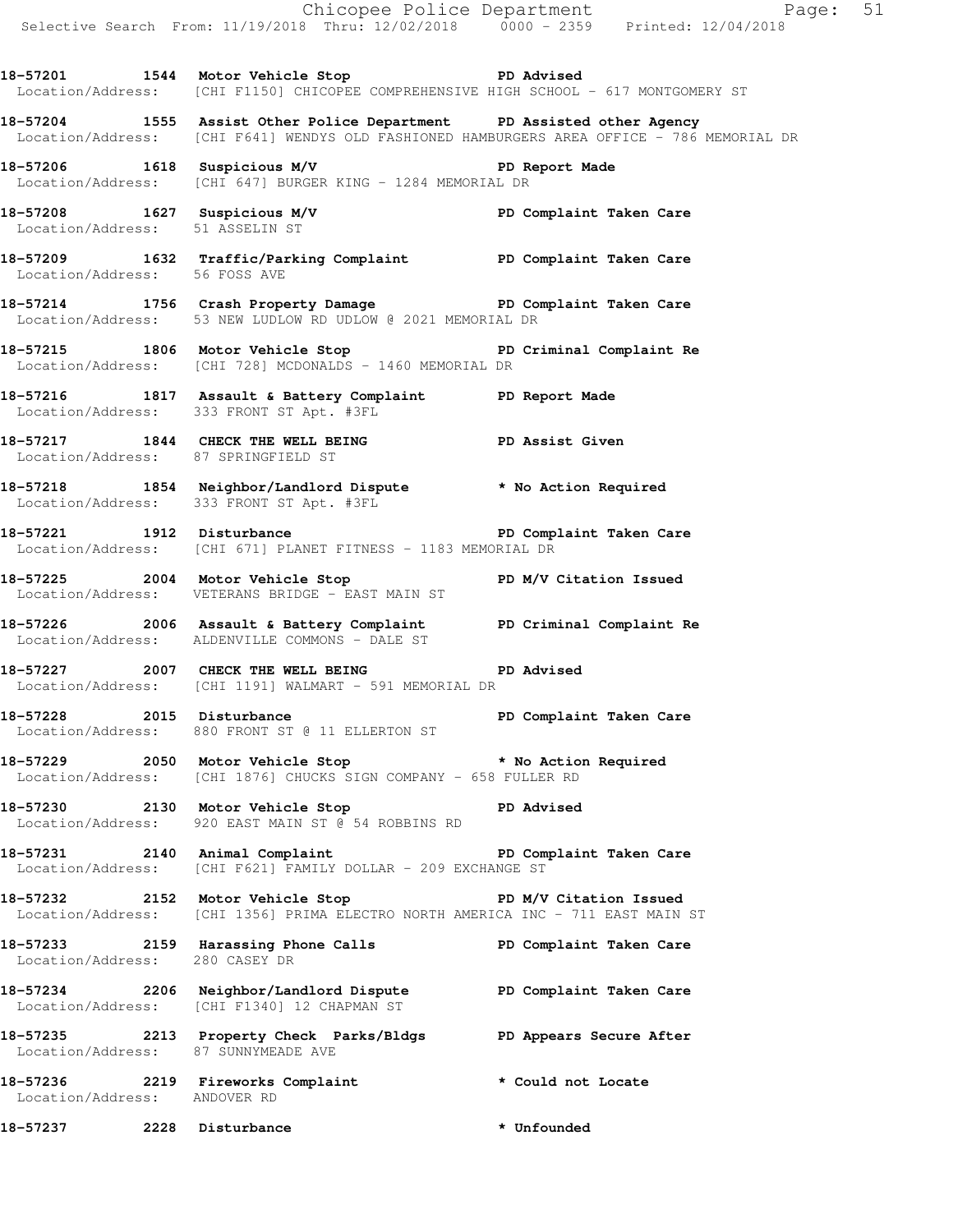**18-57201 1544 Motor Vehicle Stop PD Advised**
Location/Address: [CHI F1150] CHICOPEE COMPREHENSIVE HIGH SCHOOL - 617 MONTGOMERY ST

**18-57204 1555 Assist Other Police Department PD Assisted other Agency**
Location/Address: [CHI F641] WENDYS OLD FASHIONED HAMBURGERS AREA OFFICE - 786 MEMORIAL DR

**18-57206 1618 Suspicious M/V PD Report Made**
Location/Address: [CHI 647] BURGER KING - 1284 MEMORIAL DR

**18-57208 1627 Suspicious M/V PD Complaint Taken Care**
Location/Address: 51 ASSELIN ST

**18-57209 1632 Traffic/Parking Complaint PD Complaint Taken Care**
Location/Address: 56 FOSS AVE

**18-57214 1756 Crash Property Damage PD Complaint Taken Care**
Location/Address: 53 NEW LUDLOW RD UDLOW @ 2021 MEMORIAL DR

**18-57215 1806 Motor Vehicle Stop PD Criminal Complaint Re**
Location/Address: [CHI 728] MCDONALDS - 1460 MEMORIAL DR

**18-57216 1817 Assault & Battery Complaint PD Report Made**
Location/Address: 333 FRONT ST Apt. #3FL

**18-57217 1844 CHECK THE WELL BEING PD Assist Given**
Location/Address: 87 SPRINGFIELD ST

**18-57218 1854 Neighbor/Landlord Dispute * No Action Required**
Location/Address: 333 FRONT ST Apt. #3FL

**18-57221 1912 Disturbance PD Complaint Taken Care**
Location/Address: [CHI 671] PLANET FITNESS - 1183 MEMORIAL DR

**18-57225 2004 Motor Vehicle Stop PD M/V Citation Issued**
Location/Address: VETERANS BRIDGE - EAST MAIN ST

**18-57226 2006 Assault & Battery Complaint PD Criminal Complaint Re**
Location/Address: ALDENVILLE COMMONS - DALE ST

**18-57227 2007 CHECK THE WELL BEING PD Advised**
Location/Address: [CHI 1191] WALMART - 591 MEMORIAL DR

**18-57228 2015 Disturbance PD Complaint Taken Care**
Location/Address: 880 FRONT ST @ 11 ELLERTON ST

**18-57229 2050 Motor Vehicle Stop * No Action Required**
Location/Address: [CHI 1876] CHUCKS SIGN COMPANY - 658 FULLER RD

**18-57230 2130 Motor Vehicle Stop PD Advised**
Location/Address: 920 EAST MAIN ST @ 54 ROBBINS RD

**18-57231 2140 Animal Complaint PD Complaint Taken Care**
Location/Address: [CHI F621] FAMILY DOLLAR - 209 EXCHANGE ST

**18-57232 2152 Motor Vehicle Stop PD M/V Citation Issued**
Location/Address: [CHI 1356] PRIMA ELECTRO NORTH AMERICA INC - 711 EAST MAIN ST

**18-57233 2159 Harassing Phone Calls PD Complaint Taken Care**
Location/Address: 280 CASEY DR

**18-57234 2206 Neighbor/Landlord Dispute PD Complaint Taken Care**
Location/Address: [CHI F1340] 12 CHAPMAN ST

**18-57235 2213 Property Check Parks/Bldgs PD Appears Secure After**
Location/Address: 87 SUNNYMEADE AVE

**18-57236 2219 Fireworks Complaint * Could not Locate**
Location/Address: ANDOVER RD

**18-57237 2228 Disturbance * Unfounded**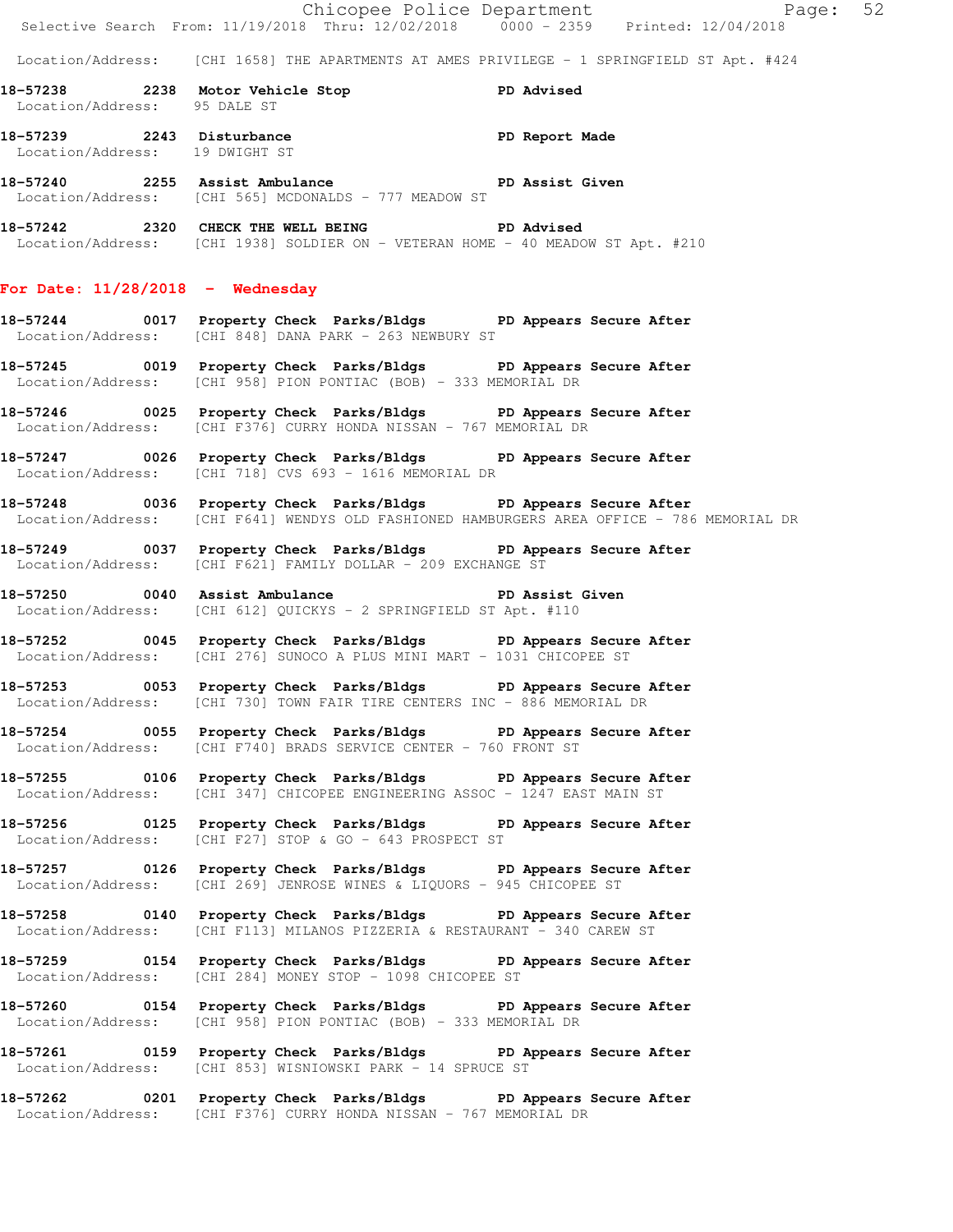Location/Address: [CHI 1658] THE APARTMENTS AT AMES PRIVILEGE - 1 SPRINGFIELD ST Apt. #424

**18-57238 2238 Motor Vehicle Stop PD Advised**
Location/Address: 95 DALE ST

**18-57239 2243 Disturbance PD Report Made**
Location/Address: 19 DWIGHT ST

**18-57240 2255 Assist Ambulance PD Assist Given**
Location/Address: [CHI 565] MCDONALDS - 777 MEADOW ST

**18-57242 2320 CHECK THE WELL BEING PD Advised**
Location/Address: [CHI 1938] SOLDIER ON - VETERAN HOME - 40 MEADOW ST Apt. #210

## For Date: 11/28/2018 - Wednesday

**18-57244 0017 Property Check Parks/Bldgs PD Appears Secure After**
Location/Address: [CHI 848] DANA PARK - 263 NEWBURY ST

**18-57245 0019 Property Check Parks/Bldgs PD Appears Secure After**
Location/Address: [CHI 958] PION PONTIAC (BOB) - 333 MEMORIAL DR

**18-57246 0025 Property Check Parks/Bldgs PD Appears Secure After**
Location/Address: [CHI F376] CURRY HONDA NISSAN - 767 MEMORIAL DR

**18-57247 0026 Property Check Parks/Bldgs PD Appears Secure After**
Location/Address: [CHI 718] CVS 693 - 1616 MEMORIAL DR

**18-57248 0036 Property Check Parks/Bldgs PD Appears Secure After**
Location/Address: [CHI F641] WENDYS OLD FASHIONED HAMBURGERS AREA OFFICE - 786 MEMORIAL DR

**18-57249 0037 Property Check Parks/Bldgs PD Appears Secure After**
Location/Address: [CHI F621] FAMILY DOLLAR - 209 EXCHANGE ST

**18-57250 0040 Assist Ambulance PD Assist Given**
Location/Address: [CHI 612] QUICKYS - 2 SPRINGFIELD ST Apt. #110

**18-57252 0045 Property Check Parks/Bldgs PD Appears Secure After**
Location/Address: [CHI 276] SUNOCO A PLUS MINI MART - 1031 CHICOPEE ST

**18-57253 0053 Property Check Parks/Bldgs PD Appears Secure After**
Location/Address: [CHI 730] TOWN FAIR TIRE CENTERS INC - 886 MEMORIAL DR

**18-57254 0055 Property Check Parks/Bldgs PD Appears Secure After**
Location/Address: [CHI F740] BRADS SERVICE CENTER - 760 FRONT ST

**18-57255 0106 Property Check Parks/Bldgs PD Appears Secure After**
Location/Address: [CHI 347] CHICOPEE ENGINEERING ASSOC - 1247 EAST MAIN ST

**18-57256 0125 Property Check Parks/Bldgs PD Appears Secure After**
Location/Address: [CHI F27] STOP & GO - 643 PROSPECT ST

**18-57257 0126 Property Check Parks/Bldgs PD Appears Secure After**
Location/Address: [CHI 269] JENROSE WINES & LIQUORS - 945 CHICOPEE ST

**18-57258 0140 Property Check Parks/Bldgs PD Appears Secure After**
Location/Address: [CHI F113] MILANOS PIZZERIA & RESTAURANT - 340 CAREW ST

**18-57259 0154 Property Check Parks/Bldgs PD Appears Secure After**
Location/Address: [CHI 284] MONEY STOP - 1098 CHICOPEE ST

**18-57260 0154 Property Check Parks/Bldgs PD Appears Secure After**
Location/Address: [CHI 958] PION PONTIAC (BOB) - 333 MEMORIAL DR

**18-57261 0159 Property Check Parks/Bldgs PD Appears Secure After**
Location/Address: [CHI 853] WISNIOWSKI PARK - 14 SPRUCE ST

**18-57262 0201 Property Check Parks/Bldgs PD Appears Secure After**
Location/Address: [CHI F376] CURRY HONDA NISSAN - 767 MEMORIAL DR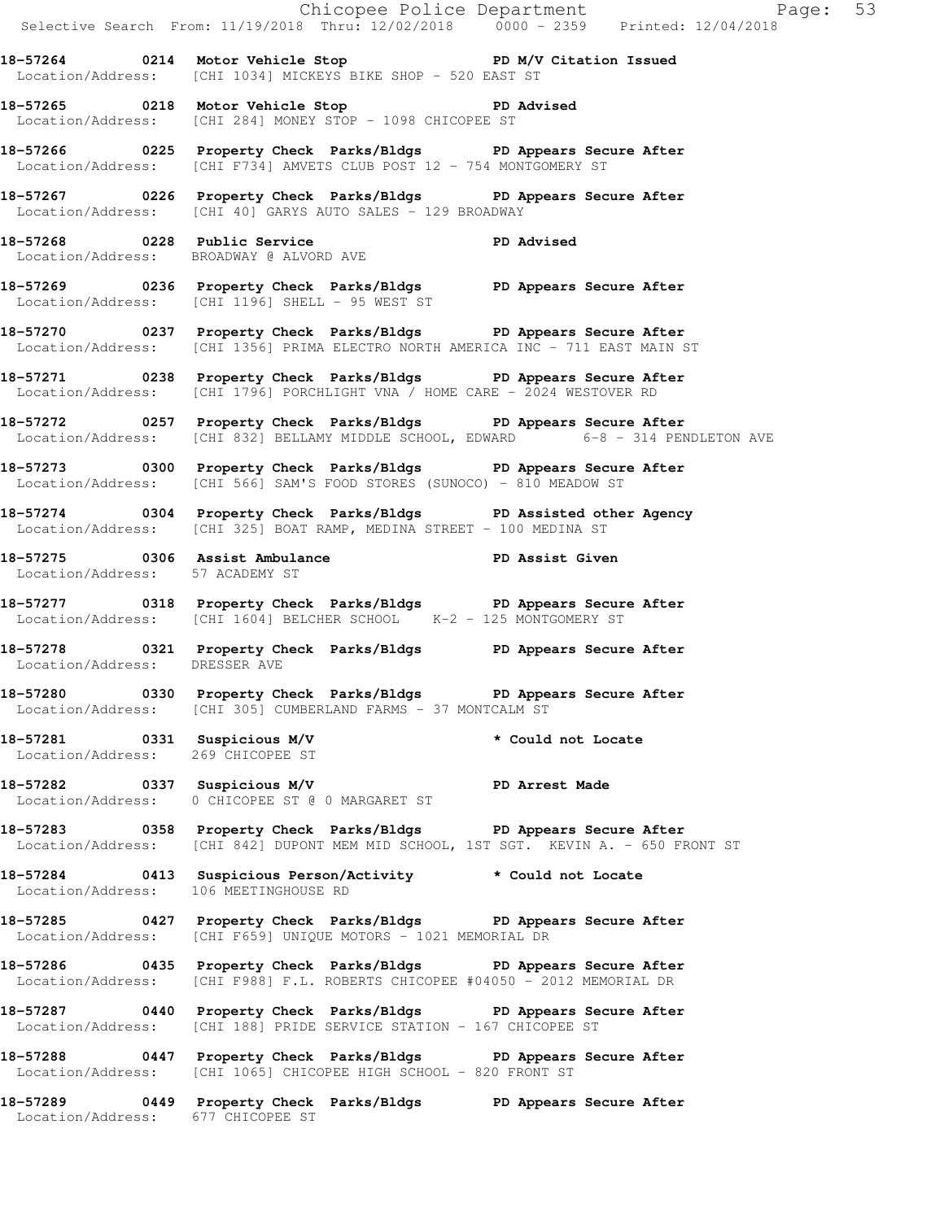**18-57264 0214 Motor Vehicle Stop PD M/V Citation Issued**
Location/Address: [CHI 1034] MICKEYS BIKE SHOP - 520 EAST ST

**18-57265 0218 Motor Vehicle Stop PD Advised**
Location/Address: [CHI 284] MONEY STOP - 1098 CHICOPEE ST

**18-57266 0225 Property Check Parks/Bldgs PD Appears Secure After**
Location/Address: [CHI F734] AMVETS CLUB POST 12 - 754 MONTGOMERY ST

**18-57267 0226 Property Check Parks/Bldgs PD Appears Secure After**
Location/Address: [CHI 40] GARYS AUTO SALES - 129 BROADWAY

**18-57268 0228 Public Service PD Advised**
Location/Address: BROADWAY @ ALVORD AVE

**18-57269 0236 Property Check Parks/Bldgs PD Appears Secure After**
Location/Address: [CHI 1196] SHELL - 95 WEST ST

**18-57270 0237 Property Check Parks/Bldgs PD Appears Secure After**
Location/Address: [CHI 1356] PRIMA ELECTRO NORTH AMERICA INC - 711 EAST MAIN ST

**18-57271 0238 Property Check Parks/Bldgs PD Appears Secure After**
Location/Address: [CHI 1796] PORCHLIGHT VNA / HOME CARE - 2024 WESTOVER RD

**18-57272 0257 Property Check Parks/Bldgs PD Appears Secure After**
Location/Address: [CHI 832] BELLAMY MIDDLE SCHOOL, EDWARD 6-8 - 314 PENDLETON AVE

**18-57273 0300 Property Check Parks/Bldgs PD Appears Secure After**
Location/Address: [CHI 566] SAM'S FOOD STORES (SUNOCO) - 810 MEADOW ST

**18-57274 0304 Property Check Parks/Bldgs PD Assisted other Agency**
Location/Address: [CHI 325] BOAT RAMP, MEDINA STREET - 100 MEDINA ST

**18-57275 0306 Assist Ambulance PD Assist Given**
Location/Address: 57 ACADEMY ST

**18-57277 0318 Property Check Parks/Bldgs PD Appears Secure After**
Location/Address: [CHI 1604] BELCHER SCHOOL K-2 - 125 MONTGOMERY ST

**18-57278 0321 Property Check Parks/Bldgs PD Appears Secure After**
Location/Address: DRESSER AVE

**18-57280 0330 Property Check Parks/Bldgs PD Appears Secure After**
Location/Address: [CHI 305] CUMBERLAND FARMS - 37 MONTCALM ST

**18-57281 0331 Suspicious M/V * Could not Locate**
Location/Address: 269 CHICOPEE ST

**18-57282 0337 Suspicious M/V PD Arrest Made**
Location/Address: 0 CHICOPEE ST @ 0 MARGARET ST

**18-57283 0358 Property Check Parks/Bldgs PD Appears Secure After**
Location/Address: [CHI 842] DUPONT MEM MID SCHOOL, 1ST SGT. KEVIN A. - 650 FRONT ST

**18-57284 0413 Suspicious Person/Activity * Could not Locate**
Location/Address: 106 MEETINGHOUSE RD

**18-57285 0427 Property Check Parks/Bldgs PD Appears Secure After**
Location/Address: [CHI F659] UNIQUE MOTORS - 1021 MEMORIAL DR

**18-57286 0435 Property Check Parks/Bldgs PD Appears Secure After**
Location/Address: [CHI F988] F.L. ROBERTS CHICOPEE #04050 - 2012 MEMORIAL DR

**18-57287 0440 Property Check Parks/Bldgs PD Appears Secure After**
Location/Address: [CHI 188] PRIDE SERVICE STATION - 167 CHICOPEE ST

**18-57288 0447 Property Check Parks/Bldgs PD Appears Secure After**
Location/Address: [CHI 1065] CHICOPEE HIGH SCHOOL - 820 FRONT ST

**18-57289 0449 Property Check Parks/Bldgs PD Appears Secure After**
Location/Address: 677 CHICOPEE ST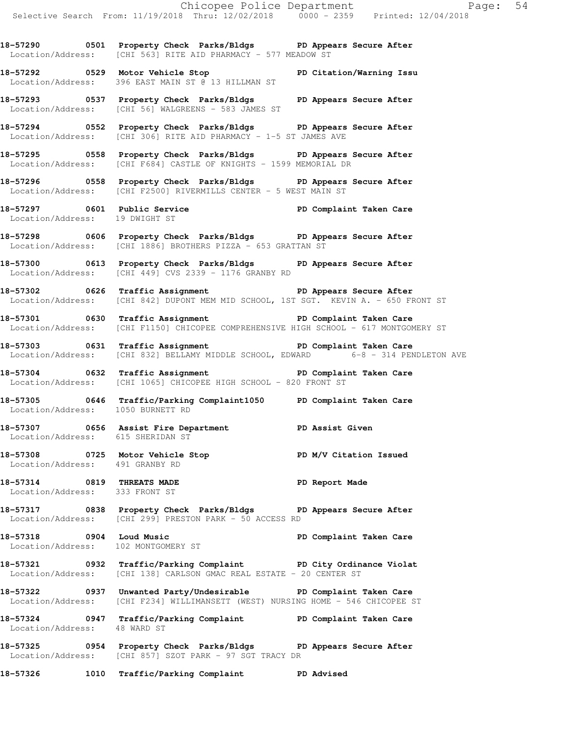**18-57290 0501 Property Check Parks/Bldgs PD Appears Secure After**
Location/Address: [CHI 563] RITE AID PHARMACY - 577 MEADOW ST

**18-57292 0529 Motor Vehicle Stop PD Citation/Warning Issu**
Location/Address: 396 EAST MAIN ST @ 13 HILLMAN ST

**18-57293 0537 Property Check Parks/Bldgs PD Appears Secure After**
Location/Address: [CHI 56] WALGREENS - 583 JAMES ST

**18-57294 0552 Property Check Parks/Bldgs PD Appears Secure After**
Location/Address: [CHI 306] RITE AID PHARMACY - 1-5 ST JAMES AVE

**18-57295 0558 Property Check Parks/Bldgs PD Appears Secure After**
Location/Address: [CHI F684] CASTLE OF KNIGHTS - 1599 MEMORIAL DR

**18-57296 0558 Property Check Parks/Bldgs PD Appears Secure After**
Location/Address: [CHI F2500] RIVERMILLS CENTER - 5 WEST MAIN ST

**18-57297 0601 Public Service PD Complaint Taken Care**
Location/Address: 19 DWIGHT ST

**18-57298 0606 Property Check Parks/Bldgs PD Appears Secure After**
Location/Address: [CHI 1886] BROTHERS PIZZA - 653 GRATTAN ST

**18-57300 0613 Property Check Parks/Bldgs PD Appears Secure After**
Location/Address: [CHI 449] CVS 2339 - 1176 GRANBY RD

**18-57302 0626 Traffic Assignment PD Appears Secure After**
Location/Address: [CHI 842] DUPONT MEM MID SCHOOL, 1ST SGT. KEVIN A. - 650 FRONT ST

**18-57301 0630 Traffic Assignment PD Complaint Taken Care**
Location/Address: [CHI F1150] CHICOPEE COMPREHENSIVE HIGH SCHOOL - 617 MONTGOMERY ST

**18-57303 0631 Traffic Assignment PD Complaint Taken Care**
Location/Address: [CHI 832] BELLAMY MIDDLE SCHOOL, EDWARD 6-8 - 314 PENDLETON AVE

**18-57304 0632 Traffic Assignment PD Complaint Taken Care**
Location/Address: [CHI 1065] CHICOPEE HIGH SCHOOL - 820 FRONT ST

**18-57305 0646 Traffic/Parking Complaint1050 PD Complaint Taken Care**
Location/Address: 1050 BURNETT RD

**18-57307 0656 Assist Fire Department PD Assist Given**
Location/Address: 615 SHERIDAN ST

**18-57308 0725 Motor Vehicle Stop PD M/V Citation Issued**
Location/Address: 491 GRANBY RD

**18-57314 0819 THREATS MADE PD Report Made**
Location/Address: 333 FRONT ST

**18-57317 0838 Property Check Parks/Bldgs PD Appears Secure After**
Location/Address: [CHI 299] PRESTON PARK - 50 ACCESS RD

**18-57318 0904 Loud Music PD Complaint Taken Care**
Location/Address: 102 MONTGOMERY ST

**18-57321 0932 Traffic/Parking Complaint PD City Ordinance Violat**
Location/Address: [CHI 138] CARLSON GMAC REAL ESTATE - 20 CENTER ST

**18-57322 0937 Unwanted Party/Undesirable PD Complaint Taken Care**
Location/Address: [CHI F234] WILLIMANSETT (WEST) NURSING HOME - 546 CHICOPEE ST

**18-57324 0947 Traffic/Parking Complaint PD Complaint Taken Care**
Location/Address: 48 WARD ST

**18-57325 0954 Property Check Parks/Bldgs PD Appears Secure After**
Location/Address: [CHI 857] SZOT PARK - 97 SGT TRACY DR

**18-57326 1010 Traffic/Parking Complaint PD Advised**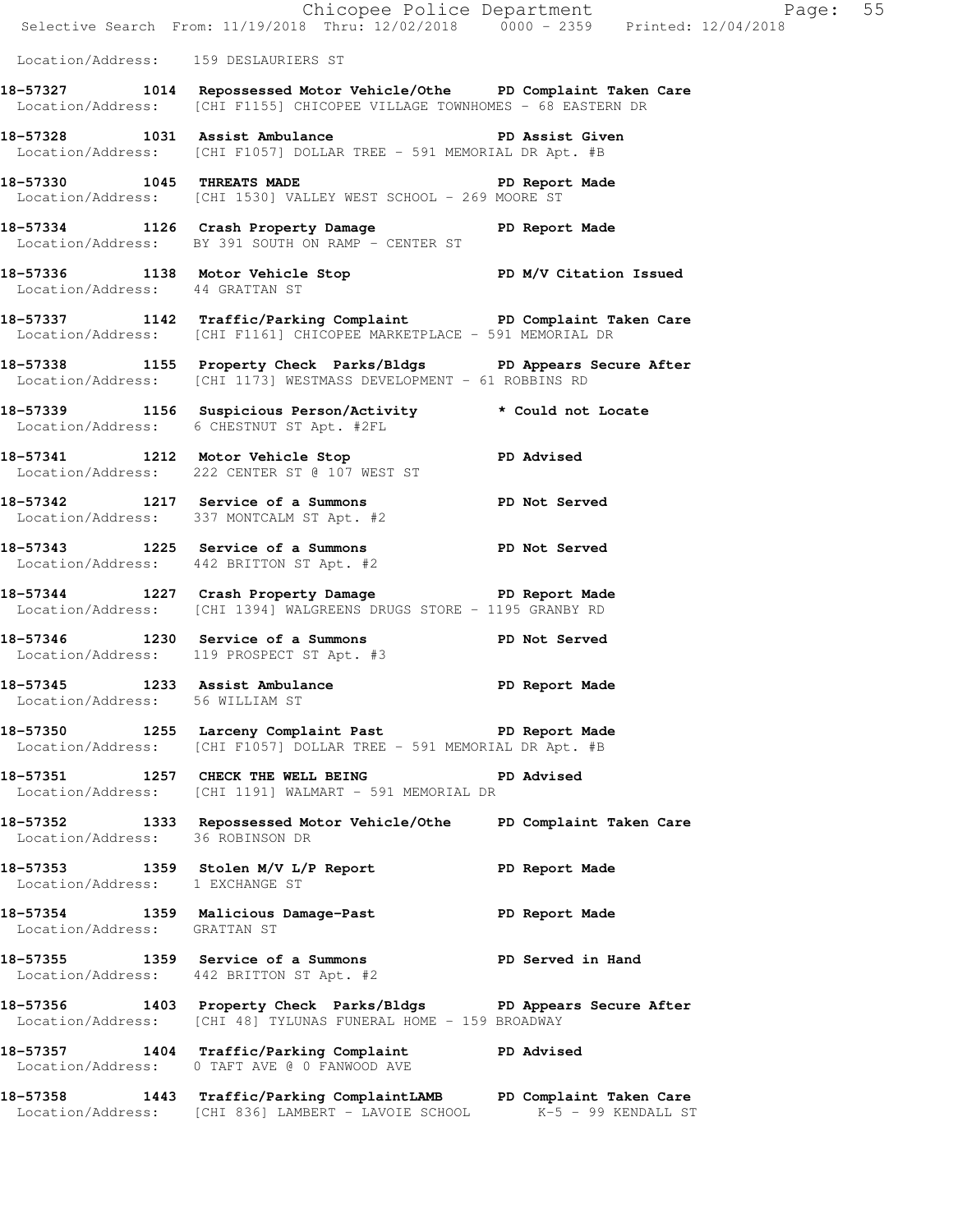Location/Address: 159 DESLAURIERS ST

**18-57327 1014 Repossessed Motor Vehicle/Othe PD Complaint Taken Care**
Location/Address: [CHI F1155] CHICOPEE VILLAGE TOWNHOMES - 68 EASTERN DR

**18-57328 1031 Assist Ambulance PD Assist Given**
Location/Address: [CHI F1057] DOLLAR TREE - 591 MEMORIAL DR Apt. #B

**18-57330 1045 THREATS MADE PD Report Made**
Location/Address: [CHI 1530] VALLEY WEST SCHOOL - 269 MOORE ST

**18-57334 1126 Crash Property Damage PD Report Made**
Location/Address: BY 391 SOUTH ON RAMP - CENTER ST

**18-57336 1138 Motor Vehicle Stop PD M/V Citation Issued**
Location/Address: 44 GRATTAN ST

**18-57337 1142 Traffic/Parking Complaint PD Complaint Taken Care**
Location/Address: [CHI F1161] CHICOPEE MARKETPLACE - 591 MEMORIAL DR

**18-57338 1155 Property Check Parks/Bldgs PD Appears Secure After**
Location/Address: [CHI 1173] WESTMASS DEVELOPMENT - 61 ROBBINS RD

**18-57339 1156 Suspicious Person/Activity * Could not Locate**
Location/Address: 6 CHESTNUT ST Apt. #2FL

**18-57341 1212 Motor Vehicle Stop PD Advised**
Location/Address: 222 CENTER ST @ 107 WEST ST

**18-57342 1217 Service of a Summons PD Not Served**
Location/Address: 337 MONTCALM ST Apt. #2

**18-57343 1225 Service of a Summons PD Not Served**
Location/Address: 442 BRITTON ST Apt. #2

**18-57344 1227 Crash Property Damage PD Report Made**
Location/Address: [CHI 1394] WALGREENS DRUGS STORE - 1195 GRANBY RD

**18-57346 1230 Service of a Summons PD Not Served**
Location/Address: 119 PROSPECT ST Apt. #3

**18-57345 1233 Assist Ambulance PD Report Made**
Location/Address: 56 WILLIAM ST

**18-57350 1255 Larceny Complaint Past PD Report Made**
Location/Address: [CHI F1057] DOLLAR TREE - 591 MEMORIAL DR Apt. #B

**18-57351 1257 CHECK THE WELL BEING PD Advised**
Location/Address: [CHI 1191] WALMART - 591 MEMORIAL DR

**18-57352 1333 Repossessed Motor Vehicle/Othe PD Complaint Taken Care**
Location/Address: 36 ROBINSON DR

**18-57353 1359 Stolen M/V L/P Report PD Report Made**
Location/Address: 1 EXCHANGE ST

**18-57354 1359 Malicious Damage-Past PD Report Made**
Location/Address: GRATTAN ST

**18-57355 1359 Service of a Summons PD Served in Hand**
Location/Address: 442 BRITTON ST Apt. #2

**18-57356 1403 Property Check Parks/Bldgs PD Appears Secure After**
Location/Address: [CHI 48] TYLUNAS FUNERAL HOME - 159 BROADWAY

**18-57357 1404 Traffic/Parking Complaint PD Advised**
Location/Address: 0 TAFT AVE @ 0 FANWOOD AVE

**18-57358 1443 Traffic/Parking ComplaintLAMB PD Complaint Taken Care**
Location/Address: [CHI 836] LAMBERT - LAVOIE SCHOOL K-5 - 99 KENDALL ST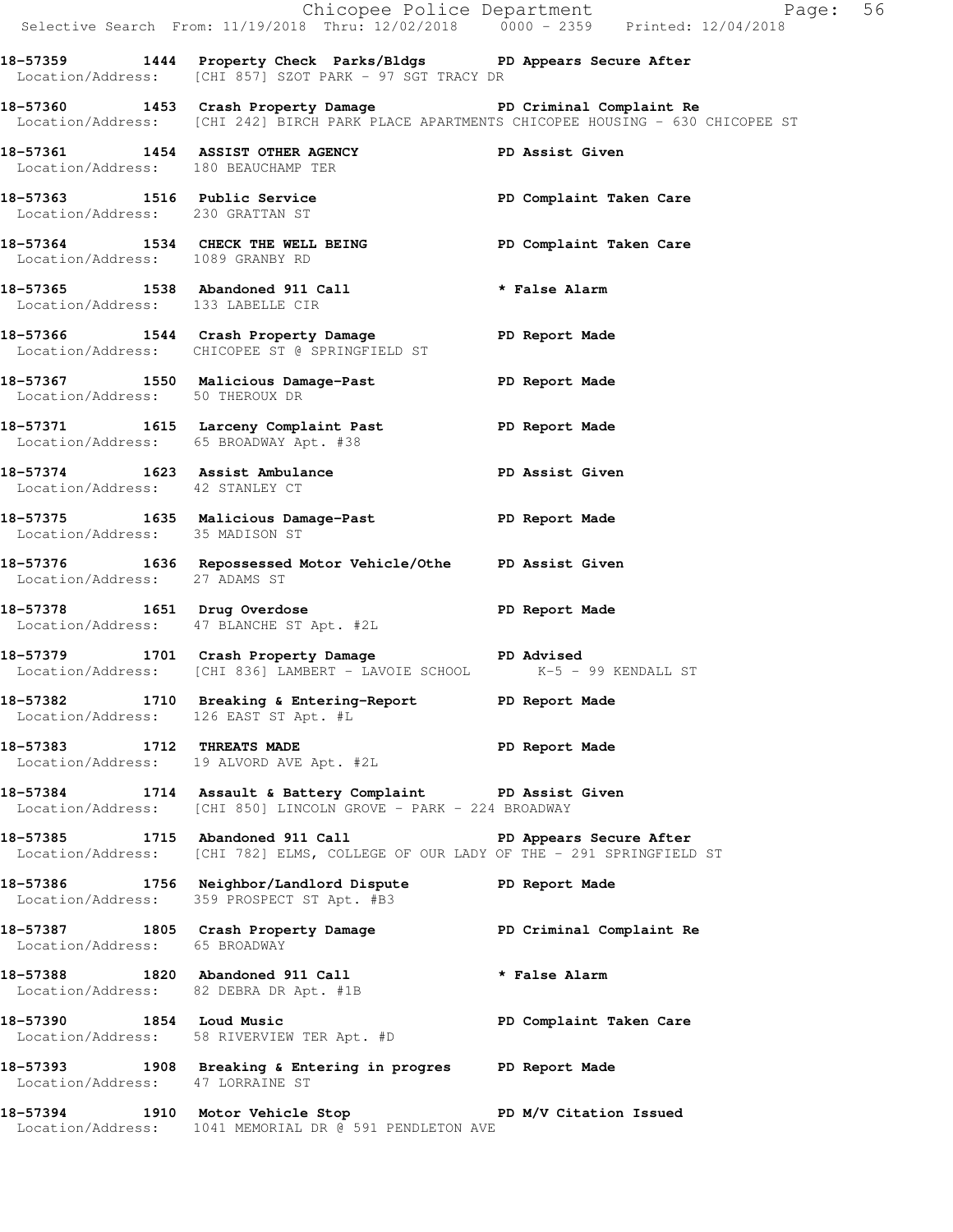**18-57359 1444 Property Check Parks/Bldgs PD Appears Secure After**
Location/Address: [CHI 857] SZOT PARK - 97 SGT TRACY DR

**18-57360 1453 Crash Property Damage PD Criminal Complaint Re**
Location/Address: [CHI 242] BIRCH PARK PLACE APARTMENTS CHICOPEE HOUSING - 630 CHICOPEE ST

**18-57361 1454 ASSIST OTHER AGENCY PD Assist Given**
Location/Address: 180 BEAUCHAMP TER

**18-57363 1516 Public Service PD Complaint Taken Care**
Location/Address: 230 GRATTAN ST

**18-57364 1534 CHECK THE WELL BEING PD Complaint Taken Care**
Location/Address: 1089 GRANBY RD

**18-57365 1538 Abandoned 911 Call * False Alarm**
Location/Address: 133 LABELLE CIR

**18-57366 1544 Crash Property Damage PD Report Made**
Location/Address: CHICOPEE ST @ SPRINGFIELD ST

**18-57367 1550 Malicious Damage-Past PD Report Made**
Location/Address: 50 THEROUX DR

**18-57371 1615 Larceny Complaint Past PD Report Made**
Location/Address: 65 BROADWAY Apt. #38

**18-57374 1623 Assist Ambulance PD Assist Given**
Location/Address: 42 STANLEY CT

**18-57375 1635 Malicious Damage-Past PD Report Made**
Location/Address: 35 MADISON ST

**18-57376 1636 Repossessed Motor Vehicle/Othe PD Assist Given**
Location/Address: 27 ADAMS ST

**18-57378 1651 Drug Overdose PD Report Made**
Location/Address: 47 BLANCHE ST Apt. #2L

**18-57379 1701 Crash Property Damage PD Advised**
Location/Address: [CHI 836] LAMBERT - LAVOIE SCHOOL K-5 - 99 KENDALL ST

**18-57382 1710 Breaking & Entering-Report PD Report Made**
Location/Address: 126 EAST ST Apt. #L

**18-57383 1712 THREATS MADE PD Report Made**
Location/Address: 19 ALVORD AVE Apt. #2L

**18-57384 1714 Assault & Battery Complaint PD Assist Given**
Location/Address: [CHI 850] LINCOLN GROVE - PARK - 224 BROADWAY

**18-57385 1715 Abandoned 911 Call PD Appears Secure After**
Location/Address: [CHI 782] ELMS, COLLEGE OF OUR LADY OF THE - 291 SPRINGFIELD ST

**18-57386 1756 Neighbor/Landlord Dispute PD Report Made**
Location/Address: 359 PROSPECT ST Apt. #B3

**18-57387 1805 Crash Property Damage PD Criminal Complaint Re**
Location/Address: 65 BROADWAY

**18-57388 1820 Abandoned 911 Call * False Alarm**
Location/Address: 82 DEBRA DR Apt. #1B

**18-57390 1854 Loud Music PD Complaint Taken Care**
Location/Address: 58 RIVERVIEW TER Apt. #D

**18-57393 1908 Breaking & Entering in progres PD Report Made**
Location/Address: 47 LORRAINE ST

**18-57394 1910 Motor Vehicle Stop PD M/V Citation Issued**
Location/Address: 1041 MEMORIAL DR @ 591 PENDLETON AVE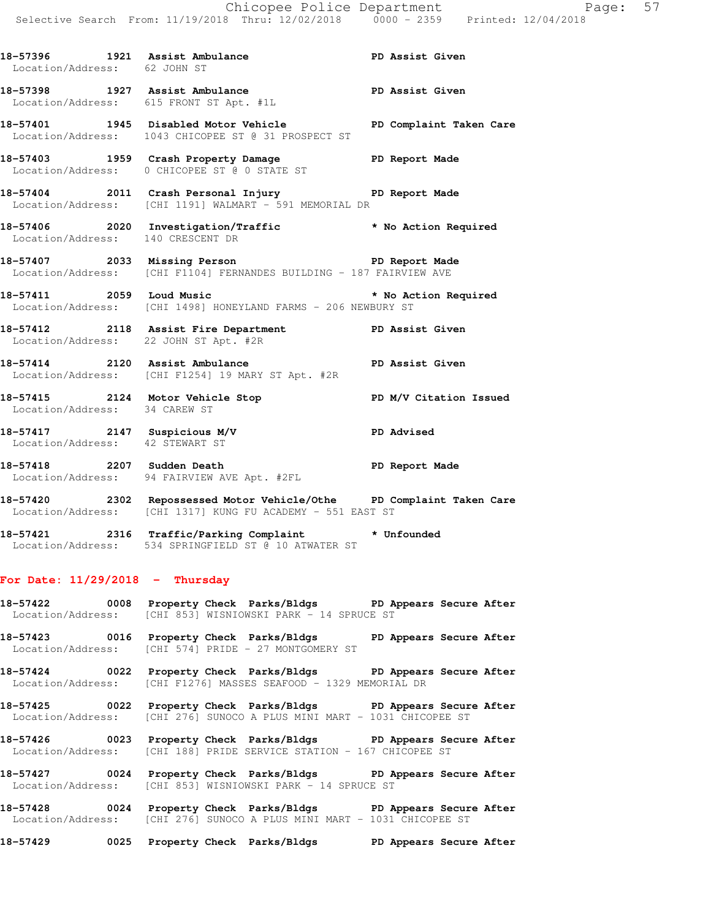18-57396 1921 Assist Ambulance PD Assist Given
Location/Address: 62 JOHN ST

18-57398 1927 Assist Ambulance PD Assist Given
Location/Address: 615 FRONT ST Apt. #1L

18-57401 1945 Disabled Motor Vehicle PD Complaint Taken Care
Location/Address: 1043 CHICOPEE ST @ 31 PROSPECT ST

18-57403 1959 Crash Property Damage PD Report Made
Location/Address: 0 CHICOPEE ST @ 0 STATE ST

18-57404 2011 Crash Personal Injury PD Report Made
Location/Address: [CHI 1191] WALMART - 591 MEMORIAL DR

18-57406 2020 Investigation/Traffic * No Action Required
Location/Address: 140 CRESCENT DR

18-57407 2033 Missing Person PD Report Made
Location/Address: [CHI F1104] FERNANDES BUILDING - 187 FAIRVIEW AVE

18-57411 2059 Loud Music * No Action Required
Location/Address: [CHI 1498] HONEYLAND FARMS - 206 NEWBURY ST

18-57412 2118 Assist Fire Department PD Assist Given
Location/Address: 22 JOHN ST Apt. #2R

18-57414 2120 Assist Ambulance PD Assist Given
Location/Address: [CHI F1254] 19 MARY ST Apt. #2R

18-57415 2124 Motor Vehicle Stop PD M/V Citation Issued
Location/Address: 34 CAREW ST

18-57417 2147 Suspicious M/V PD Advised
Location/Address: 42 STEWART ST

18-57418 2207 Sudden Death PD Report Made
Location/Address: 94 FAIRVIEW AVE Apt. #2FL

18-57420 2302 Repossessed Motor Vehicle/Othe PD Complaint Taken Care
Location/Address: [CHI 1317] KUNG FU ACADEMY - 551 EAST ST

18-57421 2316 Traffic/Parking Complaint * Unfounded
Location/Address: 534 SPRINGFIELD ST @ 10 ATWATER ST

**For Date: 11/29/2018 - Thursday**

18-57422 0008 Property Check Parks/Bldgs PD Appears Secure After
Location/Address: [CHI 853] WISNIOWSKI PARK - 14 SPRUCE ST

18-57423 0016 Property Check Parks/Bldgs PD Appears Secure After
Location/Address: [CHI 574] PRIDE - 27 MONTGOMERY ST

18-57424 0022 Property Check Parks/Bldgs PD Appears Secure After
Location/Address: [CHI F1276] MASSES SEAFOOD - 1329 MEMORIAL DR

18-57425 0022 Property Check Parks/Bldgs PD Appears Secure After
Location/Address: [CHI 276] SUNOCO A PLUS MINI MART - 1031 CHICOPEE ST

18-57426 0023 Property Check Parks/Bldgs PD Appears Secure After
Location/Address: [CHI 188] PRIDE SERVICE STATION - 167 CHICOPEE ST

18-57427 0024 Property Check Parks/Bldgs PD Appears Secure After
Location/Address: [CHI 853] WISNIOWSKI PARK - 14 SPRUCE ST

18-57428 0024 Property Check Parks/Bldgs PD Appears Secure After
Location/Address: [CHI 276] SUNOCO A PLUS MINI MART - 1031 CHICOPEE ST

18-57429 0025 Property Check Parks/Bldgs PD Appears Secure After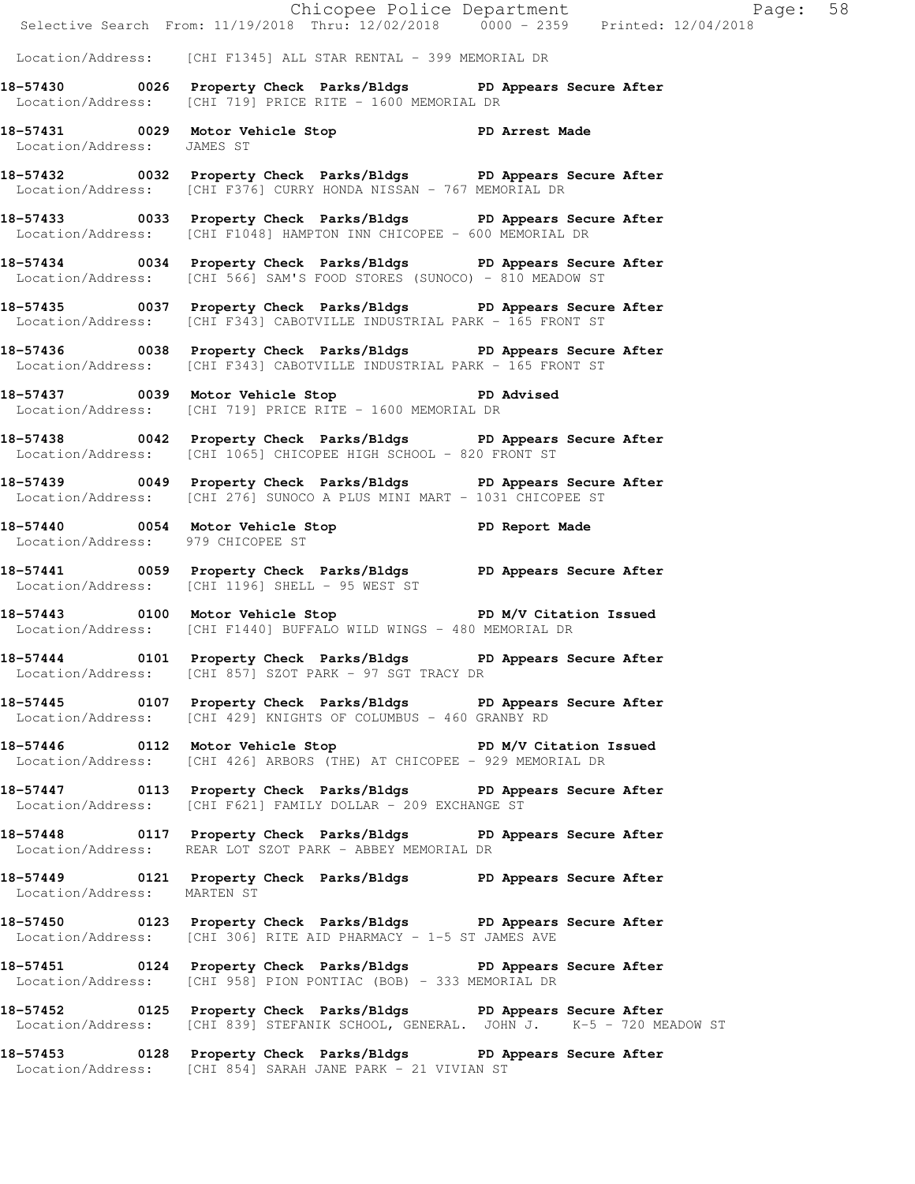Location/Address: [CHI F1345] ALL STAR RENTAL - 399 MEMORIAL DR

**18-57430 0026 Property Check Parks/Bldgs PD Appears Secure After**
Location/Address: [CHI 719] PRICE RITE - 1600 MEMORIAL DR

**18-57431 0029 Motor Vehicle Stop PD Arrest Made**
Location/Address: JAMES ST

**18-57432 0032 Property Check Parks/Bldgs PD Appears Secure After**
Location/Address: [CHI F376] CURRY HONDA NISSAN - 767 MEMORIAL DR

**18-57433 0033 Property Check Parks/Bldgs PD Appears Secure After**
Location/Address: [CHI F1048] HAMPTON INN CHICOPEE - 600 MEMORIAL DR

**18-57434 0034 Property Check Parks/Bldgs PD Appears Secure After**
Location/Address: [CHI 566] SAM'S FOOD STORES (SUNOCO) - 810 MEADOW ST

**18-57435 0037 Property Check Parks/Bldgs PD Appears Secure After**
Location/Address: [CHI F343] CABOTVILLE INDUSTRIAL PARK - 165 FRONT ST

**18-57436 0038 Property Check Parks/Bldgs PD Appears Secure After**
Location/Address: [CHI F343] CABOTVILLE INDUSTRIAL PARK - 165 FRONT ST

**18-57437 0039 Motor Vehicle Stop PD Advised**
Location/Address: [CHI 719] PRICE RITE - 1600 MEMORIAL DR

**18-57438 0042 Property Check Parks/Bldgs PD Appears Secure After**
Location/Address: [CHI 1065] CHICOPEE HIGH SCHOOL - 820 FRONT ST

**18-57439 0049 Property Check Parks/Bldgs PD Appears Secure After**
Location/Address: [CHI 276] SUNOCO A PLUS MINI MART - 1031 CHICOPEE ST

**18-57440 0054 Motor Vehicle Stop PD Report Made**
Location/Address: 979 CHICOPEE ST

**18-57441 0059 Property Check Parks/Bldgs PD Appears Secure After**
Location/Address: [CHI 1196] SHELL - 95 WEST ST

**18-57443 0100 Motor Vehicle Stop PD M/V Citation Issued**
Location/Address: [CHI F1440] BUFFALO WILD WINGS - 480 MEMORIAL DR

**18-57444 0101 Property Check Parks/Bldgs PD Appears Secure After**
Location/Address: [CHI 857] SZOT PARK - 97 SGT TRACY DR

**18-57445 0107 Property Check Parks/Bldgs PD Appears Secure After**
Location/Address: [CHI 429] KNIGHTS OF COLUMBUS - 460 GRANBY RD

**18-57446 0112 Motor Vehicle Stop PD M/V Citation Issued**
Location/Address: [CHI 426] ARBORS (THE) AT CHICOPEE - 929 MEMORIAL DR

**18-57447 0113 Property Check Parks/Bldgs PD Appears Secure After**
Location/Address: [CHI F621] FAMILY DOLLAR - 209 EXCHANGE ST

**18-57448 0117 Property Check Parks/Bldgs PD Appears Secure After**
Location/Address: REAR LOT SZOT PARK - ABBEY MEMORIAL DR

**18-57449 0121 Property Check Parks/Bldgs PD Appears Secure After**
Location/Address: MARTEN ST

**18-57450 0123 Property Check Parks/Bldgs PD Appears Secure After**
Location/Address: [CHI 306] RITE AID PHARMACY - 1-5 ST JAMES AVE

**18-57451 0124 Property Check Parks/Bldgs PD Appears Secure After**
Location/Address: [CHI 958] PION PONTIAC (BOB) - 333 MEMORIAL DR

**18-57452 0125 Property Check Parks/Bldgs PD Appears Secure After**
Location/Address: [CHI 839] STEFANIK SCHOOL, GENERAL. JOHN J. K-5 - 720 MEADOW ST

**18-57453 0128 Property Check Parks/Bldgs PD Appears Secure After**
Location/Address: [CHI 854] SARAH JANE PARK - 21 VIVIAN ST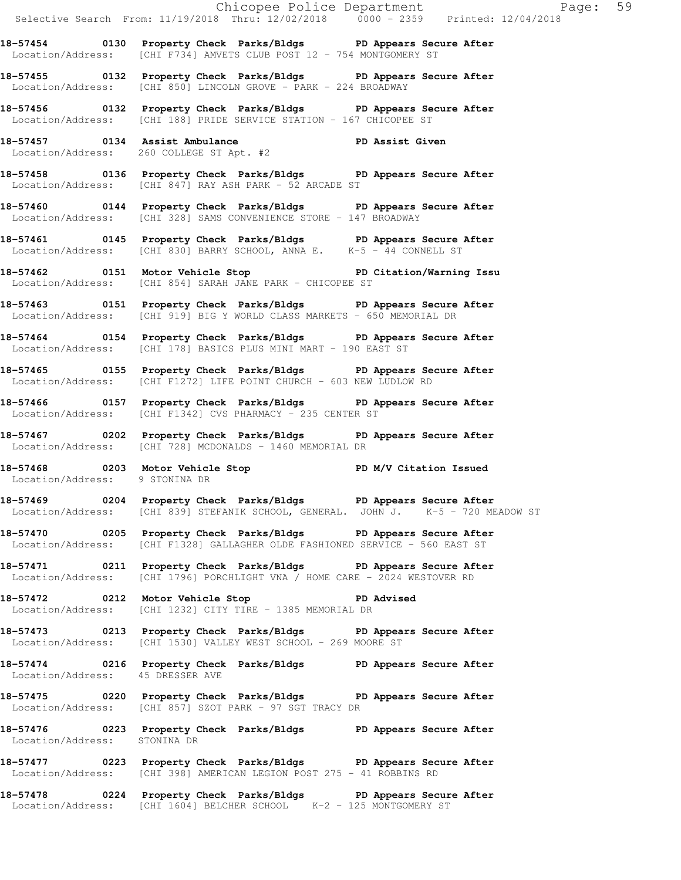**18-57454 0130 Property Check Parks/Bldgs PD Appears Secure After**
Location/Address: [CHI F734] AMVETS CLUB POST 12 - 754 MONTGOMERY ST

**18-57455 0132 Property Check Parks/Bldgs PD Appears Secure After**
Location/Address: [CHI 850] LINCOLN GROVE - PARK - 224 BROADWAY

**18-57456 0132 Property Check Parks/Bldgs PD Appears Secure After**
Location/Address: [CHI 188] PRIDE SERVICE STATION - 167 CHICOPEE ST

**18-57457 0134 Assist Ambulance PD Assist Given**
Location/Address: 260 COLLEGE ST Apt. #2

**18-57458 0136 Property Check Parks/Bldgs PD Appears Secure After**
Location/Address: [CHI 847] RAY ASH PARK - 52 ARCADE ST

**18-57460 0144 Property Check Parks/Bldgs PD Appears Secure After**
Location/Address: [CHI 328] SAMS CONVENIENCE STORE - 147 BROADWAY

**18-57461 0145 Property Check Parks/Bldgs PD Appears Secure After**
Location/Address: [CHI 830] BARRY SCHOOL, ANNA E. K-5 - 44 CONNELL ST

**18-57462 0151 Motor Vehicle Stop PD Citation/Warning Issu**
Location/Address: [CHI 854] SARAH JANE PARK - CHICOPEE ST

**18-57463 0151 Property Check Parks/Bldgs PD Appears Secure After**
Location/Address: [CHI 919] BIG Y WORLD CLASS MARKETS - 650 MEMORIAL DR

**18-57464 0154 Property Check Parks/Bldgs PD Appears Secure After**
Location/Address: [CHI 178] BASICS PLUS MINI MART - 190 EAST ST

**18-57465 0155 Property Check Parks/Bldgs PD Appears Secure After**
Location/Address: [CHI F1272] LIFE POINT CHURCH - 603 NEW LUDLOW RD

**18-57466 0157 Property Check Parks/Bldgs PD Appears Secure After**
Location/Address: [CHI F1342] CVS PHARMACY - 235 CENTER ST

**18-57467 0202 Property Check Parks/Bldgs PD Appears Secure After**
Location/Address: [CHI 728] MCDONALDS - 1460 MEMORIAL DR

**18-57468 0203 Motor Vehicle Stop PD M/V Citation Issued**
Location/Address: 9 STONINA DR

**18-57469 0204 Property Check Parks/Bldgs PD Appears Secure After**
Location/Address: [CHI 839] STEFANIK SCHOOL, GENERAL. JOHN J. K-5 - 720 MEADOW ST

**18-57470 0205 Property Check Parks/Bldgs PD Appears Secure After**
Location/Address: [CHI F1328] GALLAGHER OLDE FASHIONED SERVICE - 560 EAST ST

**18-57471 0211 Property Check Parks/Bldgs PD Appears Secure After**
Location/Address: [CHI 1796] PORCHLIGHT VNA / HOME CARE - 2024 WESTOVER RD

**18-57472 0212 Motor Vehicle Stop PD Advised**
Location/Address: [CHI 1232] CITY TIRE - 1385 MEMORIAL DR

**18-57473 0213 Property Check Parks/Bldgs PD Appears Secure After**
Location/Address: [CHI 1530] VALLEY WEST SCHOOL - 269 MOORE ST

**18-57474 0216 Property Check Parks/Bldgs PD Appears Secure After**
Location/Address: 45 DRESSER AVE

**18-57475 0220 Property Check Parks/Bldgs PD Appears Secure After**
Location/Address: [CHI 857] SZOT PARK - 97 SGT TRACY DR

**18-57476 0223 Property Check Parks/Bldgs PD Appears Secure After**
Location/Address: STONINA DR

**18-57477 0223 Property Check Parks/Bldgs PD Appears Secure After**
Location/Address: [CHI 398] AMERICAN LEGION POST 275 - 41 ROBBINS RD

**18-57478 0224 Property Check Parks/Bldgs PD Appears Secure After**
Location/Address: [CHI 1604] BELCHER SCHOOL K-2 - 125 MONTGOMERY ST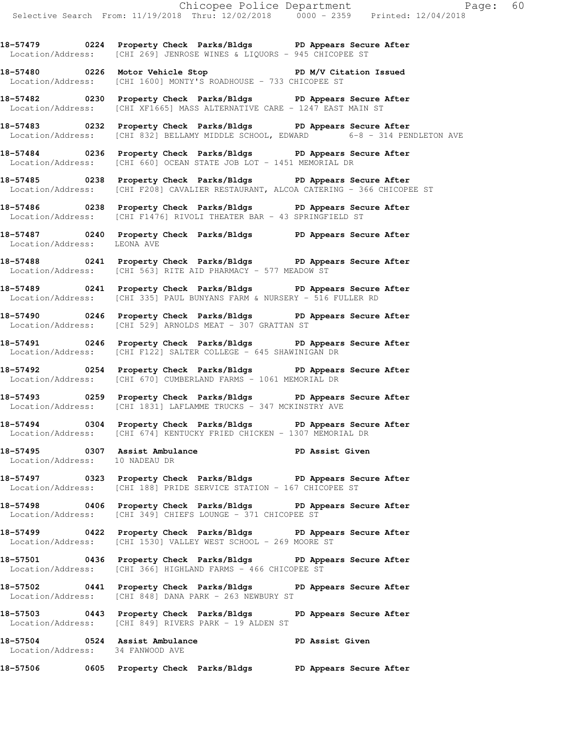18-57479 0224 Property Check Parks/Bldgs PD Appears Secure After
Location/Address: [CHI 269] JENROSE WINES & LIQUORS - 945 CHICOPEE ST

18-57480 0226 Motor Vehicle Stop PD M/V Citation Issued
Location/Address: [CHI 1600] MONTY'S ROADHOUSE - 733 CHICOPEE ST

18-57482 0230 Property Check Parks/Bldgs PD Appears Secure After
Location/Address: [CHI XF1665] MASS ALTERNATIVE CARE - 1247 EAST MAIN ST

18-57483 0232 Property Check Parks/Bldgs PD Appears Secure After
Location/Address: [CHI 832] BELLAMY MIDDLE SCHOOL, EDWARD 6-8 - 314 PENDLETON AVE

18-57484 0236 Property Check Parks/Bldgs PD Appears Secure After
Location/Address: [CHI 660] OCEAN STATE JOB LOT - 1451 MEMORIAL DR

18-57485 0238 Property Check Parks/Bldgs PD Appears Secure After
Location/Address: [CHI F208] CAVALIER RESTAURANT, ALCOA CATERING - 366 CHICOPEE ST

18-57486 0238 Property Check Parks/Bldgs PD Appears Secure After
Location/Address: [CHI F1476] RIVOLI THEATER BAR - 43 SPRINGFIELD ST

18-57487 0240 Property Check Parks/Bldgs PD Appears Secure After
Location/Address: LEONA AVE

18-57488 0241 Property Check Parks/Bldgs PD Appears Secure After
Location/Address: [CHI 563] RITE AID PHARMACY - 577 MEADOW ST

18-57489 0241 Property Check Parks/Bldgs PD Appears Secure After
Location/Address: [CHI 335] PAUL BUNYANS FARM & NURSERY - 516 FULLER RD

18-57490 0246 Property Check Parks/Bldgs PD Appears Secure After
Location/Address: [CHI 529] ARNOLDS MEAT - 307 GRATTAN ST

18-57491 0246 Property Check Parks/Bldgs PD Appears Secure After
Location/Address: [CHI F122] SALTER COLLEGE - 645 SHAWINIGAN DR

18-57492 0254 Property Check Parks/Bldgs PD Appears Secure After
Location/Address: [CHI 670] CUMBERLAND FARMS - 1061 MEMORIAL DR

18-57493 0259 Property Check Parks/Bldgs PD Appears Secure After
Location/Address: [CHI 1831] LAFLAMME TRUCKS - 347 MCKINSTRY AVE

18-57494 0304 Property Check Parks/Bldgs PD Appears Secure After
Location/Address: [CHI 674] KENTUCKY FRIED CHICKEN - 1307 MEMORIAL DR

18-57495 0307 Assist Ambulance PD Assist Given
Location/Address: 10 NADEAU DR

18-57497 0323 Property Check Parks/Bldgs PD Appears Secure After
Location/Address: [CHI 188] PRIDE SERVICE STATION - 167 CHICOPEE ST

18-57498 0406 Property Check Parks/Bldgs PD Appears Secure After
Location/Address: [CHI 349] CHIEFS LOUNGE - 371 CHICOPEE ST

18-57499 0422 Property Check Parks/Bldgs PD Appears Secure After
Location/Address: [CHI 1530] VALLEY WEST SCHOOL - 269 MOORE ST

18-57501 0436 Property Check Parks/Bldgs PD Appears Secure After
Location/Address: [CHI 366] HIGHLAND FARMS - 466 CHICOPEE ST

18-57502 0441 Property Check Parks/Bldgs PD Appears Secure After
Location/Address: [CHI 848] DANA PARK - 263 NEWBURY ST

18-57503 0443 Property Check Parks/Bldgs PD Appears Secure After
Location/Address: [CHI 849] RIVERS PARK - 19 ALDEN ST

18-57504 0524 Assist Ambulance PD Assist Given
Location/Address: 34 FANWOOD AVE

18-57506 0605 Property Check Parks/Bldgs PD Appears Secure After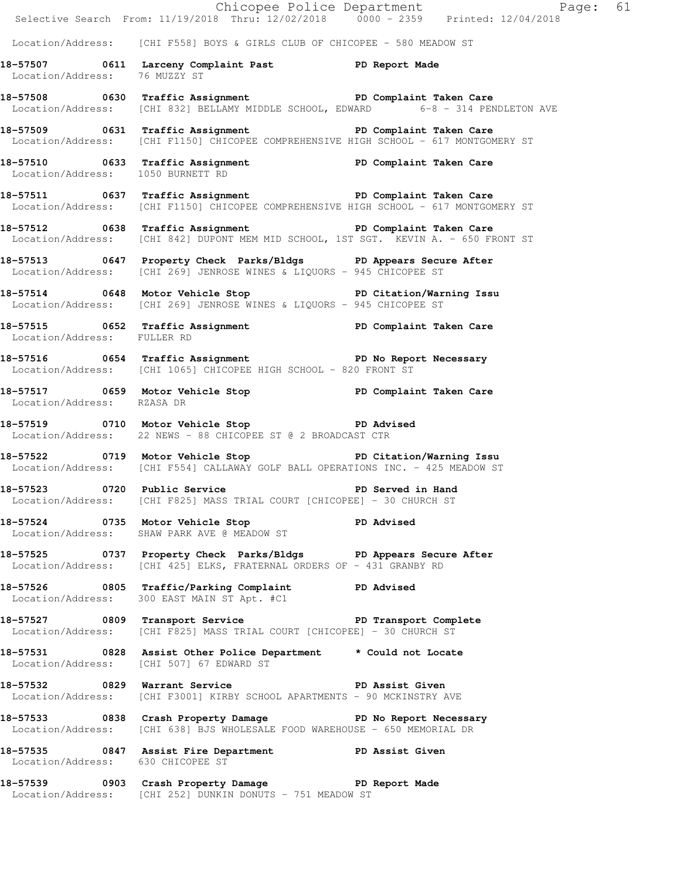Location/Address: [CHI F558] BOYS & GIRLS CLUB OF CHICOPEE - 580 MEADOW ST

**18-57507 0611 Larceny Complaint Past PD Report Made**
Location/Address: 76 MUZZY ST

**18-57508 0630 Traffic Assignment PD Complaint Taken Care**
Location/Address: [CHI 832] BELLAMY MIDDLE SCHOOL, EDWARD 6-8 - 314 PENDLETON AVE

**18-57509 0631 Traffic Assignment PD Complaint Taken Care**
Location/Address: [CHI F1150] CHICOPEE COMPREHENSIVE HIGH SCHOOL - 617 MONTGOMERY ST

**18-57510 0633 Traffic Assignment PD Complaint Taken Care**
Location/Address: 1050 BURNETT RD

**18-57511 0637 Traffic Assignment PD Complaint Taken Care**
Location/Address: [CHI F1150] CHICOPEE COMPREHENSIVE HIGH SCHOOL - 617 MONTGOMERY ST

**18-57512 0638 Traffic Assignment PD Complaint Taken Care**
Location/Address: [CHI 842] DUPONT MEM MID SCHOOL, 1ST SGT. KEVIN A. - 650 FRONT ST

**18-57513 0647 Property Check Parks/Bldgs PD Appears Secure After**
Location/Address: [CHI 269] JENROSE WINES & LIQUORS - 945 CHICOPEE ST

**18-57514 0648 Motor Vehicle Stop PD Citation/Warning Issu**
Location/Address: [CHI 269] JENROSE WINES & LIQUORS - 945 CHICOPEE ST

**18-57515 0652 Traffic Assignment PD Complaint Taken Care**
Location/Address: FULLER RD

**18-57516 0654 Traffic Assignment PD No Report Necessary**
Location/Address: [CHI 1065] CHICOPEE HIGH SCHOOL - 820 FRONT ST

**18-57517 0659 Motor Vehicle Stop PD Complaint Taken Care**
Location/Address: RZASA DR

**18-57519 0710 Motor Vehicle Stop PD Advised**
Location/Address: 22 NEWS - 88 CHICOPEE ST @ 2 BROADCAST CTR

**18-57522 0719 Motor Vehicle Stop PD Citation/Warning Issu**
Location/Address: [CHI F554] CALLAWAY GOLF BALL OPERATIONS INC. - 425 MEADOW ST

**18-57523 0720 Public Service PD Served in Hand**
Location/Address: [CHI F825] MASS TRIAL COURT [CHICOPEE] - 30 CHURCH ST

**18-57524 0735 Motor Vehicle Stop PD Advised**
Location/Address: SHAW PARK AVE @ MEADOW ST

**18-57525 0737 Property Check Parks/Bldgs PD Appears Secure After**
Location/Address: [CHI 425] ELKS, FRATERNAL ORDERS OF - 431 GRANBY RD

**18-57526 0805 Traffic/Parking Complaint PD Advised**
Location/Address: 300 EAST MAIN ST Apt. #C1

**18-57527 0809 Transport Service PD Transport Complete**
Location/Address: [CHI F825] MASS TRIAL COURT [CHICOPEE] - 30 CHURCH ST

**18-57531 0828 Assist Other Police Department * Could not Locate**
Location/Address: [CHI 507] 67 EDWARD ST

**18-57532 0829 Warrant Service PD Assist Given**
Location/Address: [CHI F3001] KIRBY SCHOOL APARTMENTS - 90 MCKINSTRY AVE

**18-57533 0838 Crash Property Damage PD No Report Necessary**
Location/Address: [CHI 638] BJS WHOLESALE FOOD WAREHOUSE - 650 MEMORIAL DR

**18-57535 0847 Assist Fire Department PD Assist Given**
Location/Address: 630 CHICOPEE ST

**18-57539 0903 Crash Property Damage PD Report Made**
Location/Address: [CHI 252] DUNKIN DONUTS - 751 MEADOW ST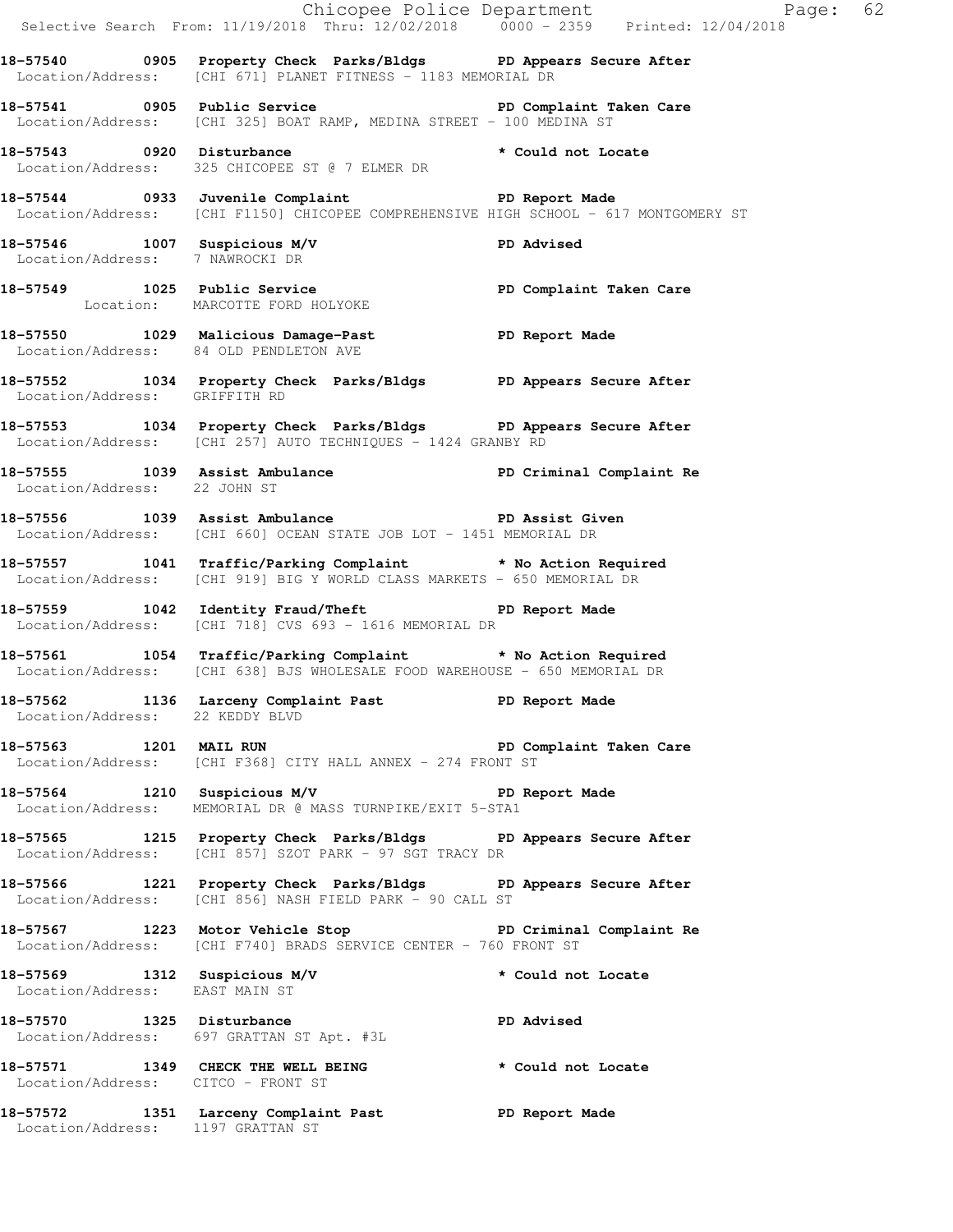**18-57540 0905 Property Check Parks/Bldgs PD Appears Secure After**
Location/Address: [CHI 671] PLANET FITNESS - 1183 MEMORIAL DR

**18-57541 0905 Public Service PD Complaint Taken Care**
Location/Address: [CHI 325] BOAT RAMP, MEDINA STREET - 100 MEDINA ST

**18-57543 0920 Disturbance * Could not Locate**
Location/Address: 325 CHICOPEE ST @ 7 ELMER DR

**18-57544 0933 Juvenile Complaint PD Report Made**
Location/Address: [CHI F1150] CHICOPEE COMPREHENSIVE HIGH SCHOOL - 617 MONTGOMERY ST

**18-57546 1007 Suspicious M/V PD Advised**
Location/Address: 7 NAWROCKI DR

**18-57549 1025 Public Service PD Complaint Taken Care**
Location: MARCOTTE FORD HOLYOKE

**18-57550 1029 Malicious Damage-Past PD Report Made**
Location/Address: 84 OLD PENDLETON AVE

**18-57552 1034 Property Check Parks/Bldgs PD Appears Secure After**
Location/Address: GRIFFITH RD

**18-57553 1034 Property Check Parks/Bldgs PD Appears Secure After**
Location/Address: [CHI 257] AUTO TECHNIQUES - 1424 GRANBY RD

**18-57555 1039 Assist Ambulance PD Criminal Complaint Re**
Location/Address: 22 JOHN ST

**18-57556 1039 Assist Ambulance PD Assist Given**
Location/Address: [CHI 660] OCEAN STATE JOB LOT - 1451 MEMORIAL DR

**18-57557 1041 Traffic/Parking Complaint * No Action Required**
Location/Address: [CHI 919] BIG Y WORLD CLASS MARKETS - 650 MEMORIAL DR

**18-57559 1042 Identity Fraud/Theft PD Report Made**
Location/Address: [CHI 718] CVS 693 - 1616 MEMORIAL DR

**18-57561 1054 Traffic/Parking Complaint * No Action Required**
Location/Address: [CHI 638] BJS WHOLESALE FOOD WAREHOUSE - 650 MEMORIAL DR

**18-57562 1136 Larceny Complaint Past PD Report Made**
Location/Address: 22 KEDDY BLVD

**18-57563 1201 MAIL RUN PD Complaint Taken Care**
Location/Address: [CHI F368] CITY HALL ANNEX - 274 FRONT ST

**18-57564 1210 Suspicious M/V PD Report Made**
Location/Address: MEMORIAL DR @ MASS TURNPIKE/EXIT 5-STA1

**18-57565 1215 Property Check Parks/Bldgs PD Appears Secure After**
Location/Address: [CHI 857] SZOT PARK - 97 SGT TRACY DR

**18-57566 1221 Property Check Parks/Bldgs PD Appears Secure After**
Location/Address: [CHI 856] NASH FIELD PARK - 90 CALL ST

**18-57567 1223 Motor Vehicle Stop PD Criminal Complaint Re**
Location/Address: [CHI F740] BRADS SERVICE CENTER - 760 FRONT ST

**18-57569 1312 Suspicious M/V * Could not Locate**
Location/Address: EAST MAIN ST

**18-57570 1325 Disturbance PD Advised**
Location/Address: 697 GRATTAN ST Apt. #3L

**18-57571 1349 CHECK THE WELL BEING * Could not Locate**
Location/Address: CITCO - FRONT ST

**18-57572 1351 Larceny Complaint Past PD Report Made**
Location/Address: 1197 GRATTAN ST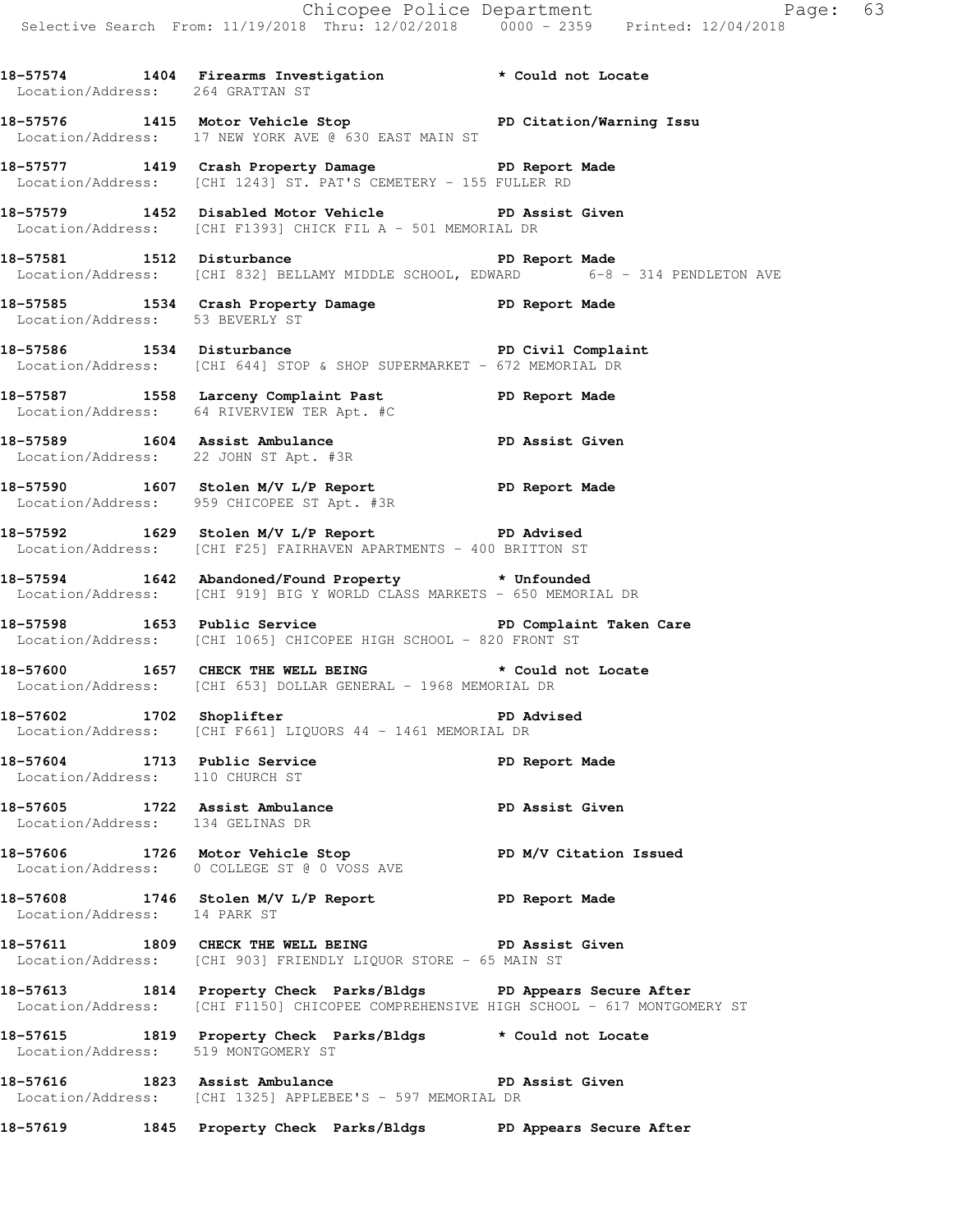18-57574 1404 Firearms Investigation * Could not Locate
Location/Address: 264 GRATTAN ST

18-57576 1415 Motor Vehicle Stop PD Citation/Warning Issu
Location/Address: 17 NEW YORK AVE @ 630 EAST MAIN ST

18-57577 1419 Crash Property Damage PD Report Made
Location/Address: [CHI 1243] ST. PAT'S CEMETERY - 155 FULLER RD

18-57579 1452 Disabled Motor Vehicle PD Assist Given
Location/Address: [CHI F1393] CHICK FIL A - 501 MEMORIAL DR

18-57581 1512 Disturbance PD Report Made
Location/Address: [CHI 832] BELLAMY MIDDLE SCHOOL, EDWARD 6-8 - 314 PENDLETON AVE

18-57585 1534 Crash Property Damage PD Report Made
Location/Address: 53 BEVERLY ST

18-57586 1534 Disturbance PD Civil Complaint
Location/Address: [CHI 644] STOP & SHOP SUPERMARKET - 672 MEMORIAL DR

18-57587 1558 Larceny Complaint Past PD Report Made
Location/Address: 64 RIVERVIEW TER Apt. #C

18-57589 1604 Assist Ambulance PD Assist Given
Location/Address: 22 JOHN ST Apt. #3R

18-57590 1607 Stolen M/V L/P Report PD Report Made
Location/Address: 959 CHICOPEE ST Apt. #3R

18-57592 1629 Stolen M/V L/P Report PD Advised
Location/Address: [CHI F25] FAIRHAVEN APARTMENTS - 400 BRITTON ST

18-57594 1642 Abandoned/Found Property * Unfounded
Location/Address: [CHI 919] BIG Y WORLD CLASS MARKETS - 650 MEMORIAL DR

18-57598 1653 Public Service PD Complaint Taken Care
Location/Address: [CHI 1065] CHICOPEE HIGH SCHOOL - 820 FRONT ST

18-57600 1657 CHECK THE WELL BEING * Could not Locate
Location/Address: [CHI 653] DOLLAR GENERAL - 1968 MEMORIAL DR

18-57602 1702 Shoplifter PD Advised
Location/Address: [CHI F661] LIQUORS 44 - 1461 MEMORIAL DR

18-57604 1713 Public Service PD Report Made
Location/Address: 110 CHURCH ST

18-57605 1722 Assist Ambulance PD Assist Given
Location/Address: 134 GELINAS DR

18-57606 1726 Motor Vehicle Stop PD M/V Citation Issued
Location/Address: 0 COLLEGE ST @ 0 VOSS AVE

18-57608 1746 Stolen M/V L/P Report PD Report Made
Location/Address: 14 PARK ST

18-57611 1809 CHECK THE WELL BEING PD Assist Given
Location/Address: [CHI 903] FRIENDLY LIQUOR STORE - 65 MAIN ST

18-57613 1814 Property Check Parks/Bldgs PD Appears Secure After
Location/Address: [CHI F1150] CHICOPEE COMPREHENSIVE HIGH SCHOOL - 617 MONTGOMERY ST

18-57615 1819 Property Check Parks/Bldgs * Could not Locate
Location/Address: 519 MONTGOMERY ST

18-57616 1823 Assist Ambulance PD Assist Given
Location/Address: [CHI 1325] APPLEBEE'S - 597 MEMORIAL DR

18-57619 1845 Property Check Parks/Bldgs PD Appears Secure After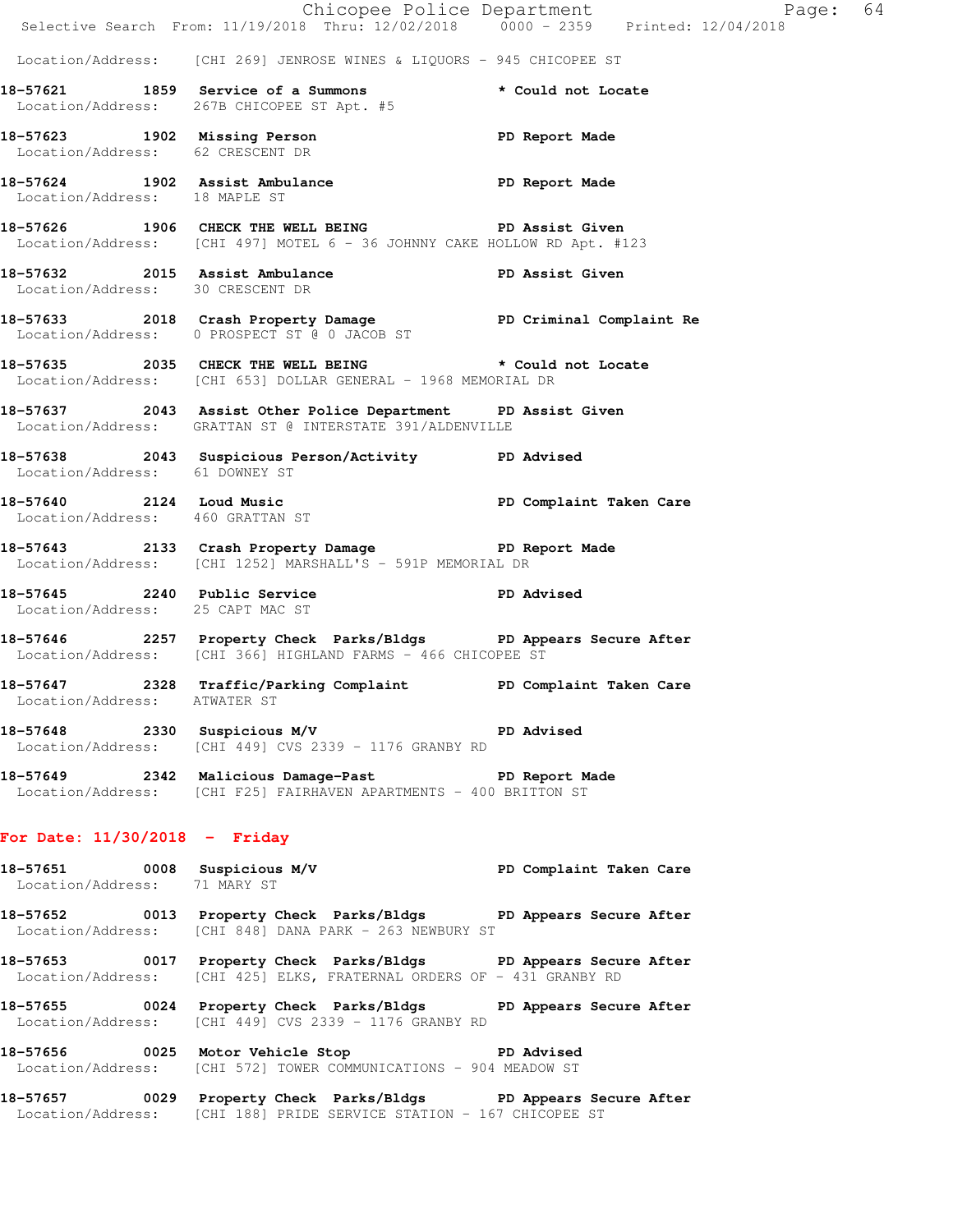Location/Address: [CHI 269] JENROSE WINES & LIQUORS - 945 CHICOPEE ST

**18-57621 1859 Service of a Summons** * Could not Locate
Location/Address: 267B CHICOPEE ST Apt. #5

**18-57623 1902 Missing Person** PD Report Made
Location/Address: 62 CRESCENT DR

**18-57624 1902 Assist Ambulance** PD Report Made
Location/Address: 18 MAPLE ST

**18-57626 1906 CHECK THE WELL BEING** PD Assist Given
Location/Address: [CHI 497] MOTEL 6 - 36 JOHNNY CAKE HOLLOW RD Apt. #123

**18-57632 2015 Assist Ambulance** PD Assist Given
Location/Address: 30 CRESCENT DR

**18-57633 2018 Crash Property Damage** PD Criminal Complaint Re
Location/Address: 0 PROSPECT ST @ 0 JACOB ST

**18-57635 2035 CHECK THE WELL BEING** * Could not Locate
Location/Address: [CHI 653] DOLLAR GENERAL - 1968 MEMORIAL DR

**18-57637 2043 Assist Other Police Department** PD Assist Given
Location/Address: GRATTAN ST @ INTERSTATE 391/ALDENVILLE

**18-57638 2043 Suspicious Person/Activity** PD Advised
Location/Address: 61 DOWNEY ST

**18-57640 2124 Loud Music** PD Complaint Taken Care
Location/Address: 460 GRATTAN ST

**18-57643 2133 Crash Property Damage** PD Report Made
Location/Address: [CHI 1252] MARSHALL'S - 591P MEMORIAL DR

**18-57645 2240 Public Service** PD Advised
Location/Address: 25 CAPT MAC ST

**18-57646 2257 Property Check Parks/Bldgs** PD Appears Secure After
Location/Address: [CHI 366] HIGHLAND FARMS - 466 CHICOPEE ST

**18-57647 2328 Traffic/Parking Complaint** PD Complaint Taken Care
Location/Address: ATWATER ST

**18-57648 2330 Suspicious M/V** PD Advised
Location/Address: [CHI 449] CVS 2339 - 1176 GRANBY RD

**18-57649 2342 Malicious Damage-Past** PD Report Made
Location/Address: [CHI F25] FAIRHAVEN APARTMENTS - 400 BRITTON ST

## For Date: 11/30/2018 - Friday

**18-57651 0008 Suspicious M/V** PD Complaint Taken Care
Location/Address: 71 MARY ST

**18-57652 0013 Property Check Parks/Bldgs** PD Appears Secure After
Location/Address: [CHI 848] DANA PARK - 263 NEWBURY ST

**18-57653 0017 Property Check Parks/Bldgs** PD Appears Secure After
Location/Address: [CHI 425] ELKS, FRATERNAL ORDERS OF - 431 GRANBY RD

**18-57655 0024 Property Check Parks/Bldgs** PD Appears Secure After
Location/Address: [CHI 449] CVS 2339 - 1176 GRANBY RD

**18-57656 0025 Motor Vehicle Stop** PD Advised
Location/Address: [CHI 572] TOWER COMMUNICATIONS - 904 MEADOW ST

**18-57657 0029 Property Check Parks/Bldgs** PD Appears Secure After
Location/Address: [CHI 188] PRIDE SERVICE STATION - 167 CHICOPEE ST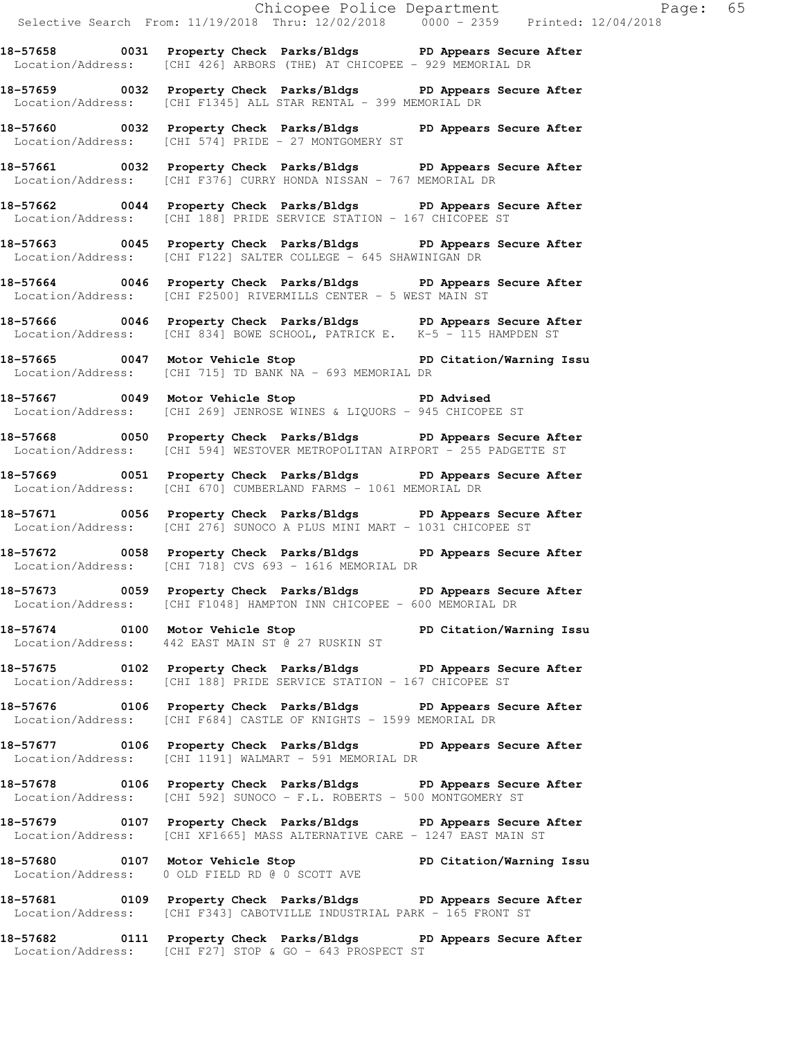**18-57658 0031 Property Check Parks/Bldgs PD Appears Secure After**
Location/Address: [CHI 426] ARBORS (THE) AT CHICOPEE - 929 MEMORIAL DR

**18-57659 0032 Property Check Parks/Bldgs PD Appears Secure After**
Location/Address: [CHI F1345] ALL STAR RENTAL - 399 MEMORIAL DR

**18-57660 0032 Property Check Parks/Bldgs PD Appears Secure After**
Location/Address: [CHI 574] PRIDE - 27 MONTGOMERY ST

**18-57661 0032 Property Check Parks/Bldgs PD Appears Secure After**
Location/Address: [CHI F376] CURRY HONDA NISSAN - 767 MEMORIAL DR

**18-57662 0044 Property Check Parks/Bldgs PD Appears Secure After**
Location/Address: [CHI 188] PRIDE SERVICE STATION - 167 CHICOPEE ST

**18-57663 0045 Property Check Parks/Bldgs PD Appears Secure After**
Location/Address: [CHI F122] SALTER COLLEGE - 645 SHAWINIGAN DR

**18-57664 0046 Property Check Parks/Bldgs PD Appears Secure After**
Location/Address: [CHI F2500] RIVERMILLS CENTER - 5 WEST MAIN ST

**18-57666 0046 Property Check Parks/Bldgs PD Appears Secure After**
Location/Address: [CHI 834] BOWE SCHOOL, PATRICK E. K-5 - 115 HAMPDEN ST

**18-57665 0047 Motor Vehicle Stop PD Citation/Warning Issu**
Location/Address: [CHI 715] TD BANK NA - 693 MEMORIAL DR

**18-57667 0049 Motor Vehicle Stop PD Advised**
Location/Address: [CHI 269] JENROSE WINES & LIQUORS - 945 CHICOPEE ST

**18-57668 0050 Property Check Parks/Bldgs PD Appears Secure After**
Location/Address: [CHI 594] WESTOVER METROPOLITAN AIRPORT - 255 PADGETTE ST

**18-57669 0051 Property Check Parks/Bldgs PD Appears Secure After**
Location/Address: [CHI 670] CUMBERLAND FARMS - 1061 MEMORIAL DR

**18-57671 0056 Property Check Parks/Bldgs PD Appears Secure After**
Location/Address: [CHI 276] SUNOCO A PLUS MINI MART - 1031 CHICOPEE ST

**18-57672 0058 Property Check Parks/Bldgs PD Appears Secure After**
Location/Address: [CHI 718] CVS 693 - 1616 MEMORIAL DR

**18-57673 0059 Property Check Parks/Bldgs PD Appears Secure After**
Location/Address: [CHI F1048] HAMPTON INN CHICOPEE - 600 MEMORIAL DR

**18-57674 0100 Motor Vehicle Stop PD Citation/Warning Issu**
Location/Address: 442 EAST MAIN ST @ 27 RUSKIN ST

**18-57675 0102 Property Check Parks/Bldgs PD Appears Secure After**
Location/Address: [CHI 188] PRIDE SERVICE STATION - 167 CHICOPEE ST

**18-57676 0106 Property Check Parks/Bldgs PD Appears Secure After**
Location/Address: [CHI F684] CASTLE OF KNIGHTS - 1599 MEMORIAL DR

**18-57677 0106 Property Check Parks/Bldgs PD Appears Secure After**
Location/Address: [CHI 1191] WALMART - 591 MEMORIAL DR

**18-57678 0106 Property Check Parks/Bldgs PD Appears Secure After**
Location/Address: [CHI 592] SUNOCO - F.L. ROBERTS - 500 MONTGOMERY ST

**18-57679 0107 Property Check Parks/Bldgs PD Appears Secure After**
Location/Address: [CHI XF1665] MASS ALTERNATIVE CARE - 1247 EAST MAIN ST

**18-57680 0107 Motor Vehicle Stop PD Citation/Warning Issu**
Location/Address: 0 OLD FIELD RD @ 0 SCOTT AVE

**18-57681 0109 Property Check Parks/Bldgs PD Appears Secure After**
Location/Address: [CHI F343] CABOTVILLE INDUSTRIAL PARK - 165 FRONT ST

**18-57682 0111 Property Check Parks/Bldgs PD Appears Secure After**
Location/Address: [CHI F27] STOP & GO - 643 PROSPECT ST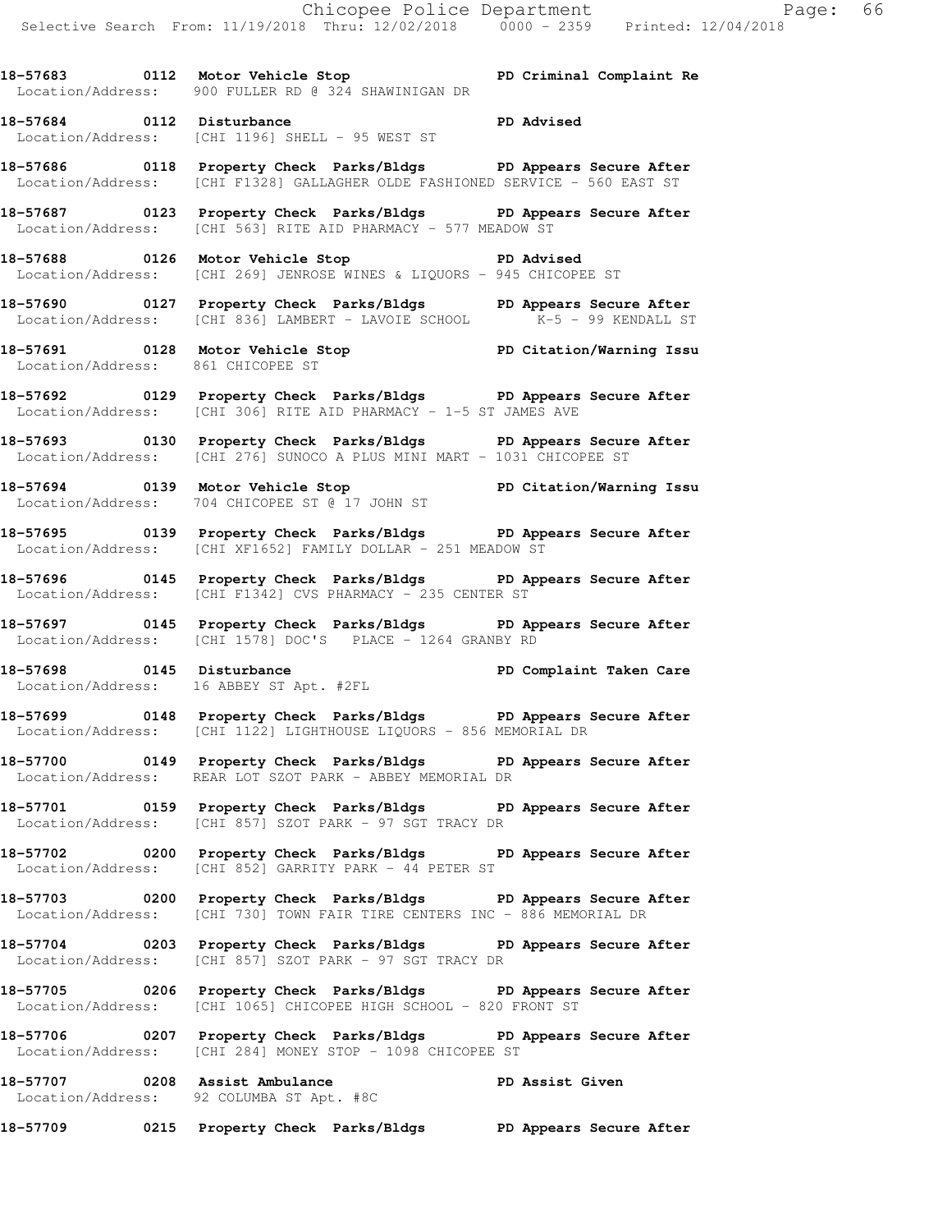**18-57683 0112 Motor Vehicle Stop PD Criminal Complaint Re**
Location/Address: 900 FULLER RD @ 324 SHAWINIGAN DR

**18-57684 0112 Disturbance PD Advised**
Location/Address: [CHI 1196] SHELL - 95 WEST ST

**18-57686 0118 Property Check Parks/Bldgs PD Appears Secure After**
Location/Address: [CHI F1328] GALLAGHER OLDE FASHIONED SERVICE - 560 EAST ST

**18-57687 0123 Property Check Parks/Bldgs PD Appears Secure After**
Location/Address: [CHI 563] RITE AID PHARMACY - 577 MEADOW ST

**18-57688 0126 Motor Vehicle Stop PD Advised**
Location/Address: [CHI 269] JENROSE WINES & LIQUORS - 945 CHICOPEE ST

**18-57690 0127 Property Check Parks/Bldgs PD Appears Secure After**
Location/Address: [CHI 836] LAMBERT - LAVOIE SCHOOL K-5 - 99 KENDALL ST

**18-57691 0128 Motor Vehicle Stop PD Citation/Warning Issu**
Location/Address: 861 CHICOPEE ST

**18-57692 0129 Property Check Parks/Bldgs PD Appears Secure After**
Location/Address: [CHI 306] RITE AID PHARMACY - 1-5 ST JAMES AVE

**18-57693 0130 Property Check Parks/Bldgs PD Appears Secure After**
Location/Address: [CHI 276] SUNOCO A PLUS MINI MART - 1031 CHICOPEE ST

**18-57694 0139 Motor Vehicle Stop PD Citation/Warning Issu**
Location/Address: 704 CHICOPEE ST @ 17 JOHN ST

**18-57695 0139 Property Check Parks/Bldgs PD Appears Secure After**
Location/Address: [CHI XF1652] FAMILY DOLLAR - 251 MEADOW ST

**18-57696 0145 Property Check Parks/Bldgs PD Appears Secure After**
Location/Address: [CHI F1342] CVS PHARMACY - 235 CENTER ST

**18-57697 0145 Property Check Parks/Bldgs PD Appears Secure After**
Location/Address: [CHI 1578] DOC'S PLACE - 1264 GRANBY RD

**18-57698 0145 Disturbance PD Complaint Taken Care**
Location/Address: 16 ABBEY ST Apt. #2FL

**18-57699 0148 Property Check Parks/Bldgs PD Appears Secure After**
Location/Address: [CHI 1122] LIGHTHOUSE LIQUORS - 856 MEMORIAL DR

**18-57700 0149 Property Check Parks/Bldgs PD Appears Secure After**
Location/Address: REAR LOT SZOT PARK - ABBEY MEMORIAL DR

**18-57701 0159 Property Check Parks/Bldgs PD Appears Secure After**
Location/Address: [CHI 857] SZOT PARK - 97 SGT TRACY DR

**18-57702 0200 Property Check Parks/Bldgs PD Appears Secure After**
Location/Address: [CHI 852] GARRITY PARK - 44 PETER ST

**18-57703 0200 Property Check Parks/Bldgs PD Appears Secure After**
Location/Address: [CHI 730] TOWN FAIR TIRE CENTERS INC - 886 MEMORIAL DR

**18-57704 0203 Property Check Parks/Bldgs PD Appears Secure After**
Location/Address: [CHI 857] SZOT PARK - 97 SGT TRACY DR

**18-57705 0206 Property Check Parks/Bldgs PD Appears Secure After**
Location/Address: [CHI 1065] CHICOPEE HIGH SCHOOL - 820 FRONT ST

**18-57706 0207 Property Check Parks/Bldgs PD Appears Secure After**
Location/Address: [CHI 284] MONEY STOP - 1098 CHICOPEE ST

**18-57707 0208 Assist Ambulance PD Assist Given**
Location/Address: 92 COLUMBA ST Apt. #8C

**18-57709 0215 Property Check Parks/Bldgs PD Appears Secure After**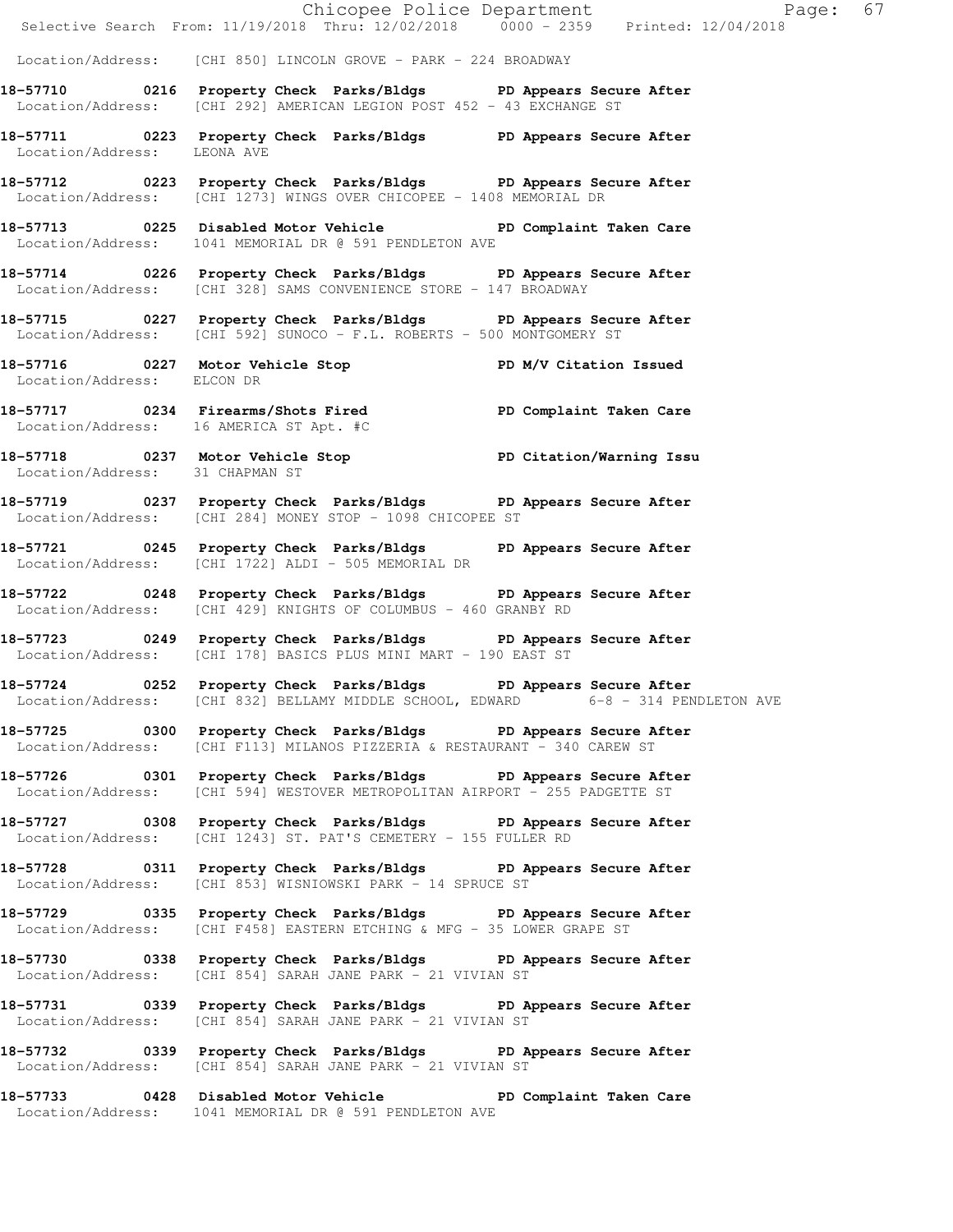Location/Address: [CHI 850] LINCOLN GROVE - PARK - 224 BROADWAY

**18-57710 0216 Property Check Parks/Bldgs PD Appears Secure After**
Location/Address: [CHI 292] AMERICAN LEGION POST 452 - 43 EXCHANGE ST

**18-57711 0223 Property Check Parks/Bldgs PD Appears Secure After**
Location/Address: LEONA AVE

**18-57712 0223 Property Check Parks/Bldgs PD Appears Secure After**
Location/Address: [CHI 1273] WINGS OVER CHICOPEE - 1408 MEMORIAL DR

**18-57713 0225 Disabled Motor Vehicle PD Complaint Taken Care**
Location/Address: 1041 MEMORIAL DR @ 591 PENDLETON AVE

**18-57714 0226 Property Check Parks/Bldgs PD Appears Secure After**
Location/Address: [CHI 328] SAMS CONVENIENCE STORE - 147 BROADWAY

**18-57715 0227 Property Check Parks/Bldgs PD Appears Secure After**
Location/Address: [CHI 592] SUNOCO - F.L. ROBERTS - 500 MONTGOMERY ST

**18-57716 0227 Motor Vehicle Stop PD M/V Citation Issued**
Location/Address: ELCON DR

**18-57717 0234 Firearms/Shots Fired PD Complaint Taken Care**
Location/Address: 16 AMERICA ST Apt. #C

**18-57718 0237 Motor Vehicle Stop PD Citation/Warning Issu**
Location/Address: 31 CHAPMAN ST

**18-57719 0237 Property Check Parks/Bldgs PD Appears Secure After**
Location/Address: [CHI 284] MONEY STOP - 1098 CHICOPEE ST

**18-57721 0245 Property Check Parks/Bldgs PD Appears Secure After**
Location/Address: [CHI 1722] ALDI - 505 MEMORIAL DR

**18-57722 0248 Property Check Parks/Bldgs PD Appears Secure After**
Location/Address: [CHI 429] KNIGHTS OF COLUMBUS - 460 GRANBY RD

**18-57723 0249 Property Check Parks/Bldgs PD Appears Secure After**
Location/Address: [CHI 178] BASICS PLUS MINI MART - 190 EAST ST

**18-57724 0252 Property Check Parks/Bldgs PD Appears Secure After**
Location/Address: [CHI 832] BELLAMY MIDDLE SCHOOL, EDWARD 6-8 - 314 PENDLETON AVE

**18-57725 0300 Property Check Parks/Bldgs PD Appears Secure After**
Location/Address: [CHI F113] MILANOS PIZZERIA & RESTAURANT - 340 CAREW ST

**18-57726 0301 Property Check Parks/Bldgs PD Appears Secure After**
Location/Address: [CHI 594] WESTOVER METROPOLITAN AIRPORT - 255 PADGETTE ST

**18-57727 0308 Property Check Parks/Bldgs PD Appears Secure After**
Location/Address: [CHI 1243] ST. PAT'S CEMETERY - 155 FULLER RD

**18-57728 0311 Property Check Parks/Bldgs PD Appears Secure After**
Location/Address: [CHI 853] WISNIOWSKI PARK - 14 SPRUCE ST

**18-57729 0335 Property Check Parks/Bldgs PD Appears Secure After**
Location/Address: [CHI F458] EASTERN ETCHING & MFG - 35 LOWER GRAPE ST

**18-57730 0338 Property Check Parks/Bldgs PD Appears Secure After**
Location/Address: [CHI 854] SARAH JANE PARK - 21 VIVIAN ST

**18-57731 0339 Property Check Parks/Bldgs PD Appears Secure After**
Location/Address: [CHI 854] SARAH JANE PARK - 21 VIVIAN ST

**18-57732 0339 Property Check Parks/Bldgs PD Appears Secure After**
Location/Address: [CHI 854] SARAH JANE PARK - 21 VIVIAN ST

**18-57733 0428 Disabled Motor Vehicle PD Complaint Taken Care**
Location/Address: 1041 MEMORIAL DR @ 591 PENDLETON AVE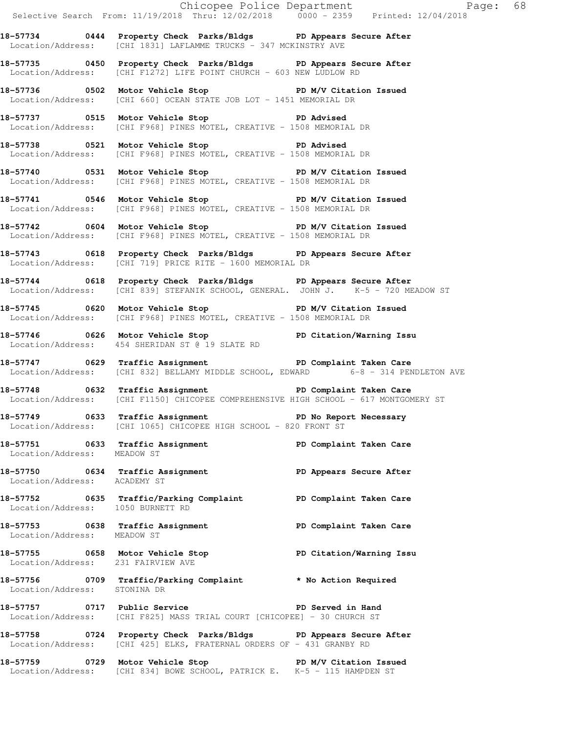**18-57734 0444 Property Check Parks/Bldgs PD Appears Secure After**
Location/Address: [CHI 1831] LAFLAMME TRUCKS - 347 MCKINSTRY AVE

**18-57735 0450 Property Check Parks/Bldgs PD Appears Secure After**
Location/Address: [CHI F1272] LIFE POINT CHURCH - 603 NEW LUDLOW RD

**18-57736 0502 Motor Vehicle Stop PD M/V Citation Issued**
Location/Address: [CHI 660] OCEAN STATE JOB LOT - 1451 MEMORIAL DR

**18-57737 0515 Motor Vehicle Stop PD Advised**
Location/Address: [CHI F968] PINES MOTEL, CREATIVE - 1508 MEMORIAL DR

**18-57738 0521 Motor Vehicle Stop PD Advised**
Location/Address: [CHI F968] PINES MOTEL, CREATIVE - 1508 MEMORIAL DR

**18-57740 0531 Motor Vehicle Stop PD M/V Citation Issued**
Location/Address: [CHI F968] PINES MOTEL, CREATIVE - 1508 MEMORIAL DR

**18-57741 0546 Motor Vehicle Stop PD M/V Citation Issued**
Location/Address: [CHI F968] PINES MOTEL, CREATIVE - 1508 MEMORIAL DR

**18-57742 0604 Motor Vehicle Stop PD M/V Citation Issued**
Location/Address: [CHI F968] PINES MOTEL, CREATIVE - 1508 MEMORIAL DR

**18-57743 0618 Property Check Parks/Bldgs PD Appears Secure After**
Location/Address: [CHI 719] PRICE RITE - 1600 MEMORIAL DR

**18-57744 0618 Property Check Parks/Bldgs PD Appears Secure After**
Location/Address: [CHI 839] STEFANIK SCHOOL, GENERAL. JOHN J. K-5 - 720 MEADOW ST

**18-57745 0620 Motor Vehicle Stop PD M/V Citation Issued**
Location/Address: [CHI F968] PINES MOTEL, CREATIVE - 1508 MEMORIAL DR

**18-57746 0626 Motor Vehicle Stop PD Citation/Warning Issu**
Location/Address: 454 SHERIDAN ST @ 19 SLATE RD

**18-57747 0629 Traffic Assignment PD Complaint Taken Care**
Location/Address: [CHI 832] BELLAMY MIDDLE SCHOOL, EDWARD 6-8 - 314 PENDLETON AVE

**18-57748 0632 Traffic Assignment PD Complaint Taken Care**
Location/Address: [CHI F1150] CHICOPEE COMPREHENSIVE HIGH SCHOOL - 617 MONTGOMERY ST

**18-57749 0633 Traffic Assignment PD No Report Necessary**
Location/Address: [CHI 1065] CHICOPEE HIGH SCHOOL - 820 FRONT ST

**18-57751 0633 Traffic Assignment PD Complaint Taken Care**
Location/Address: MEADOW ST

**18-57750 0634 Traffic Assignment PD Appears Secure After**
Location/Address: ACADEMY ST

**18-57752 0635 Traffic/Parking Complaint PD Complaint Taken Care**
Location/Address: 1050 BURNETT RD

**18-57753 0638 Traffic Assignment PD Complaint Taken Care**
Location/Address: MEADOW ST

**18-57755 0658 Motor Vehicle Stop PD Citation/Warning Issu**
Location/Address: 231 FAIRVIEW AVE

**18-57756 0709 Traffic/Parking Complaint * No Action Required**
Location/Address: STONINA DR

**18-57757 0717 Public Service PD Served in Hand**
Location/Address: [CHI F825] MASS TRIAL COURT [CHICOPEE] - 30 CHURCH ST

**18-57758 0724 Property Check Parks/Bldgs PD Appears Secure After**
Location/Address: [CHI 425] ELKS, FRATERNAL ORDERS OF - 431 GRANBY RD

**18-57759 0729 Motor Vehicle Stop PD M/V Citation Issued**
Location/Address: [CHI 834] BOWE SCHOOL, PATRICK E. K-5 - 115 HAMPDEN ST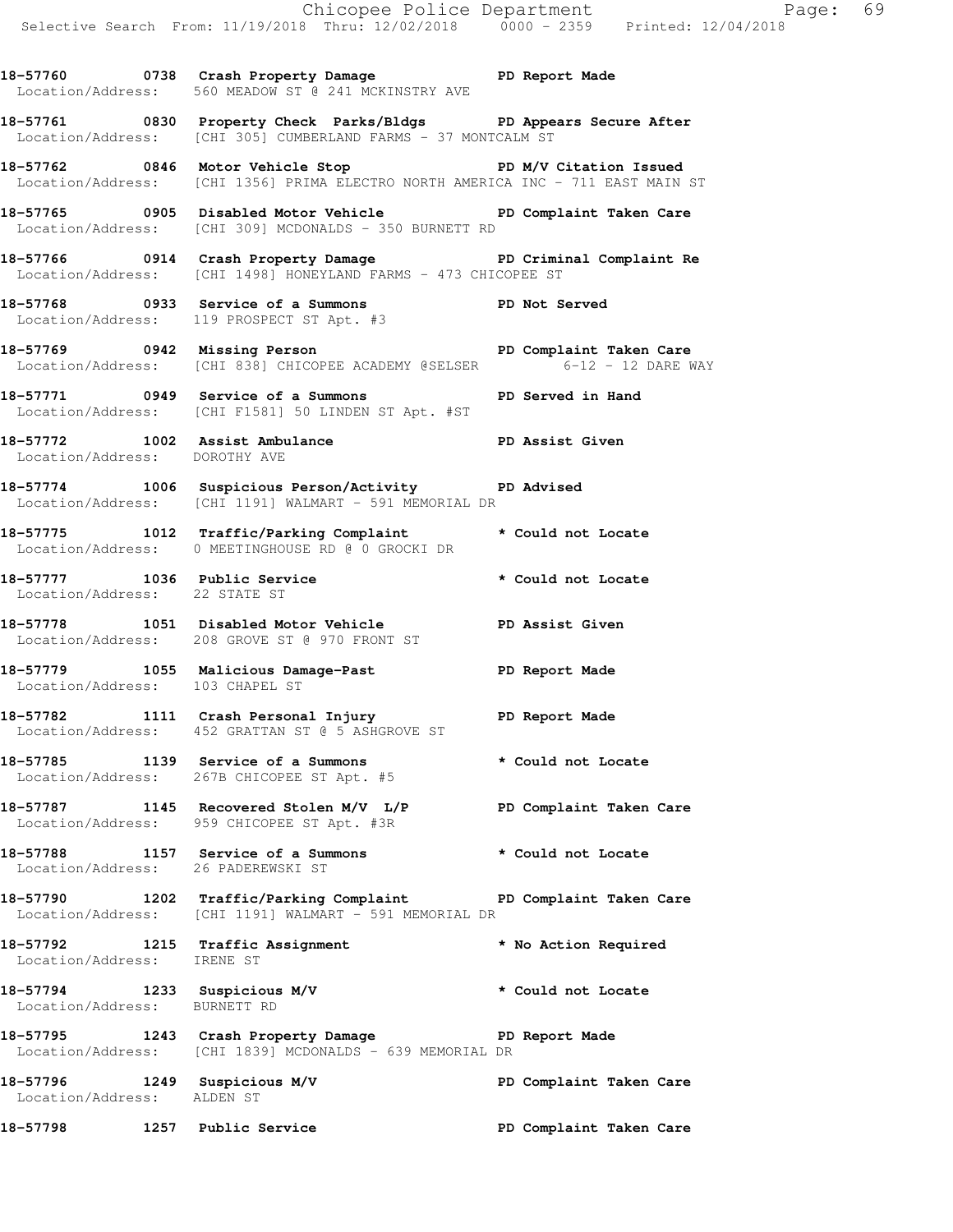18-57760 0738 Crash Property Damage PD Report Made
Location/Address: 560 MEADOW ST @ 241 MCKINSTRY AVE

18-57761 0830 Property Check Parks/Bldgs PD Appears Secure After
Location/Address: [CHI 305] CUMBERLAND FARMS - 37 MONTCALM ST

18-57762 0846 Motor Vehicle Stop PD M/V Citation Issued
Location/Address: [CHI 1356] PRIMA ELECTRO NORTH AMERICA INC - 711 EAST MAIN ST

18-57765 0905 Disabled Motor Vehicle PD Complaint Taken Care
Location/Address: [CHI 309] MCDONALDS - 350 BURNETT RD

18-57766 0914 Crash Property Damage PD Criminal Complaint Re
Location/Address: [CHI 1498] HONEYLAND FARMS - 473 CHICOPEE ST

18-57768 0933 Service of a Summons PD Not Served
Location/Address: 119 PROSPECT ST Apt. #3

18-57769 0942 Missing Person PD Complaint Taken Care
Location/Address: [CHI 838] CHICOPEE ACADEMY @SELSER 6-12 - 12 DARE WAY

18-57771 0949 Service of a Summons PD Served in Hand
Location/Address: [CHI F1581] 50 LINDEN ST Apt. #ST

18-57772 1002 Assist Ambulance PD Assist Given
Location/Address: DOROTHY AVE

18-57774 1006 Suspicious Person/Activity PD Advised
Location/Address: [CHI 1191] WALMART - 591 MEMORIAL DR

18-57775 1012 Traffic/Parking Complaint * Could not Locate
Location/Address: 0 MEETINGHOUSE RD @ 0 GROCKI DR

18-57777 1036 Public Service * Could not Locate
Location/Address: 22 STATE ST

18-57778 1051 Disabled Motor Vehicle PD Assist Given
Location/Address: 208 GROVE ST @ 970 FRONT ST

18-57779 1055 Malicious Damage-Past PD Report Made
Location/Address: 103 CHAPEL ST

18-57782 1111 Crash Personal Injury PD Report Made
Location/Address: 452 GRATTAN ST @ 5 ASHGROVE ST

18-57785 1139 Service of a Summons * Could not Locate
Location/Address: 267B CHICOPEE ST Apt. #5

18-57787 1145 Recovered Stolen M/V L/P PD Complaint Taken Care
Location/Address: 959 CHICOPEE ST Apt. #3R

18-57788 1157 Service of a Summons * Could not Locate
Location/Address: 26 PADEREWSKI ST

18-57790 1202 Traffic/Parking Complaint PD Complaint Taken Care
Location/Address: [CHI 1191] WALMART - 591 MEMORIAL DR

18-57792 1215 Traffic Assignment * No Action Required
Location/Address: IRENE ST

18-57794 1233 Suspicious M/V * Could not Locate
Location/Address: BURNETT RD

18-57795 1243 Crash Property Damage PD Report Made
Location/Address: [CHI 1839] MCDONALDS - 639 MEMORIAL DR

18-57796 1249 Suspicious M/V PD Complaint Taken Care
Location/Address: ALDEN ST

18-57798 1257 Public Service PD Complaint Taken Care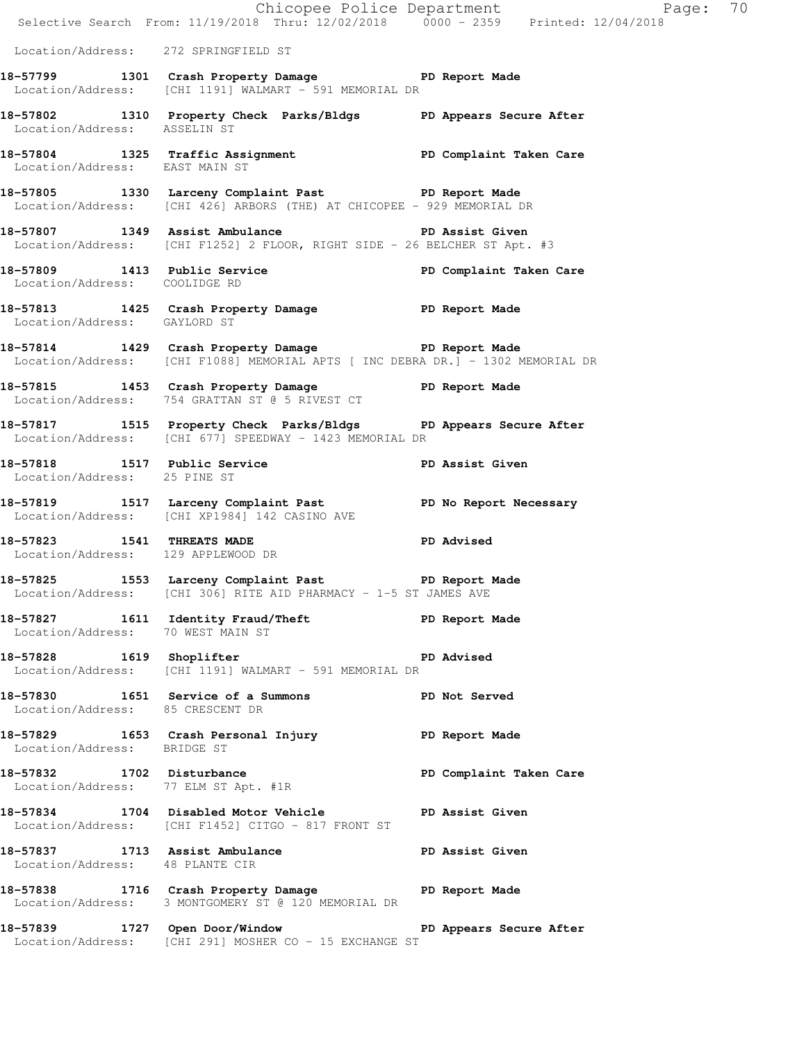Location/Address: 272 SPRINGFIELD ST

**18-57799 1301 Crash Property Damage PD Report Made**
Location/Address: [CHI 1191] WALMART - 591 MEMORIAL DR

**18-57802 1310 Property Check Parks/Bldgs PD Appears Secure After**
Location/Address: ASSELIN ST

**18-57804 1325 Traffic Assignment PD Complaint Taken Care**
Location/Address: EAST MAIN ST

**18-57805 1330 Larceny Complaint Past PD Report Made**
Location/Address: [CHI 426] ARBORS (THE) AT CHICOPEE - 929 MEMORIAL DR

**18-57807 1349 Assist Ambulance PD Assist Given**
Location/Address: [CHI F1252] 2 FLOOR, RIGHT SIDE - 26 BELCHER ST Apt. #3

**18-57809 1413 Public Service PD Complaint Taken Care**
Location/Address: COOLIDGE RD

**18-57813 1425 Crash Property Damage PD Report Made**
Location/Address: GAYLORD ST

**18-57814 1429 Crash Property Damage PD Report Made**
Location/Address: [CHI F1088] MEMORIAL APTS [ INC DEBRA DR.] - 1302 MEMORIAL DR

**18-57815 1453 Crash Property Damage PD Report Made**
Location/Address: 754 GRATTAN ST @ 5 RIVEST CT

**18-57817 1515 Property Check Parks/Bldgs PD Appears Secure After**
Location/Address: [CHI 677] SPEEDWAY - 1423 MEMORIAL DR

**18-57818 1517 Public Service PD Assist Given**
Location/Address: 25 PINE ST

**18-57819 1517 Larceny Complaint Past PD No Report Necessary**
Location/Address: [CHI XP1984] 142 CASINO AVE

**18-57823 1541 THREATS MADE PD Advised**
Location/Address: 129 APPLEWOOD DR

**18-57825 1553 Larceny Complaint Past PD Report Made**
Location/Address: [CHI 306] RITE AID PHARMACY - 1-5 ST JAMES AVE

**18-57827 1611 Identity Fraud/Theft PD Report Made**
Location/Address: 70 WEST MAIN ST

**18-57828 1619 Shoplifter PD Advised**
Location/Address: [CHI 1191] WALMART - 591 MEMORIAL DR

**18-57830 1651 Service of a Summons PD Not Served**
Location/Address: 85 CRESCENT DR

**18-57829 1653 Crash Personal Injury PD Report Made**
Location/Address: BRIDGE ST

**18-57832 1702 Disturbance PD Complaint Taken Care**
Location/Address: 77 ELM ST Apt. #1R

**18-57834 1704 Disabled Motor Vehicle PD Assist Given**
Location/Address: [CHI F1452] CITGO - 817 FRONT ST

**18-57837 1713 Assist Ambulance PD Assist Given**
Location/Address: 48 PLANTE CIR

**18-57838 1716 Crash Property Damage PD Report Made**
Location/Address: 3 MONTGOMERY ST @ 120 MEMORIAL DR

**18-57839 1727 Open Door/Window PD Appears Secure After**
Location/Address: [CHI 291] MOSHER CO - 15 EXCHANGE ST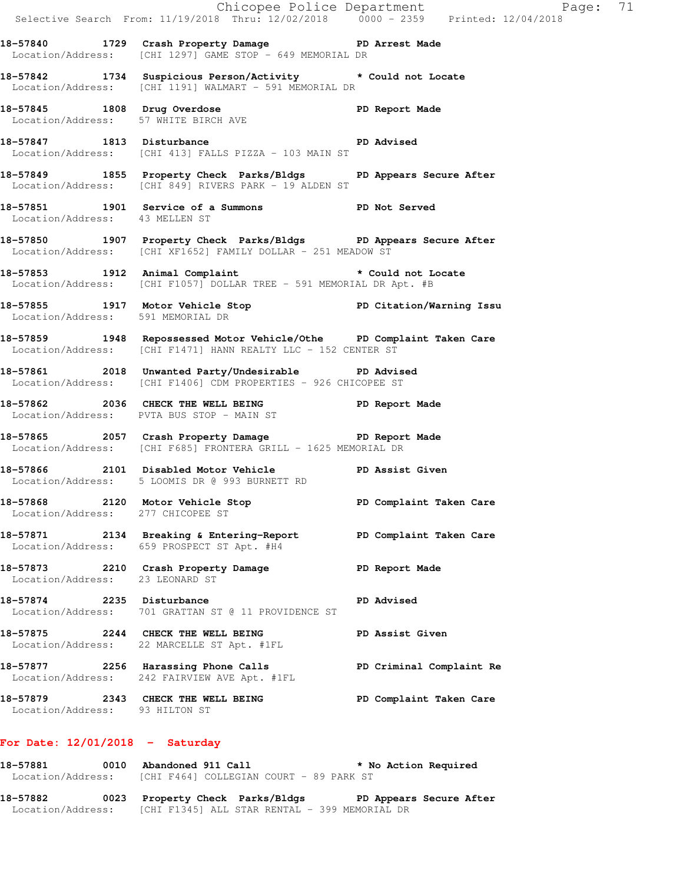**18-57840 1729 Crash Property Damage PD Arrest Made**
Location/Address: [CHI 1297] GAME STOP - 649 MEMORIAL DR

**18-57842 1734 Suspicious Person/Activity * Could not Locate**
Location/Address: [CHI 1191] WALMART - 591 MEMORIAL DR

**18-57845 1808 Drug Overdose PD Report Made**
Location/Address: 57 WHITE BIRCH AVE

**18-57847 1813 Disturbance PD Advised**
Location/Address: [CHI 413] FALLS PIZZA - 103 MAIN ST

**18-57849 1855 Property Check Parks/Bldgs PD Appears Secure After**
Location/Address: [CHI 849] RIVERS PARK - 19 ALDEN ST

**18-57851 1901 Service of a Summons PD Not Served**
Location/Address: 43 MELLEN ST

**18-57850 1907 Property Check Parks/Bldgs PD Appears Secure After**
Location/Address: [CHI XF1652] FAMILY DOLLAR - 251 MEADOW ST

**18-57853 1912 Animal Complaint * Could not Locate**
Location/Address: [CHI F1057] DOLLAR TREE - 591 MEMORIAL DR Apt. #B

**18-57855 1917 Motor Vehicle Stop PD Citation/Warning Issu**
Location/Address: 591 MEMORIAL DR

**18-57859 1948 Repossessed Motor Vehicle/Othe PD Complaint Taken Care**
Location/Address: [CHI F1471] HANN REALTY LLC - 152 CENTER ST

**18-57861 2018 Unwanted Party/Undesirable PD Advised**
Location/Address: [CHI F1406] CDM PROPERTIES - 926 CHICOPEE ST

**18-57862 2036 CHECK THE WELL BEING PD Report Made**
Location/Address: PVTA BUS STOP - MAIN ST

**18-57865 2057 Crash Property Damage PD Report Made**
Location/Address: [CHI F685] FRONTERA GRILL - 1625 MEMORIAL DR

**18-57866 2101 Disabled Motor Vehicle PD Assist Given**
Location/Address: 5 LOOMIS DR @ 993 BURNETT RD

**18-57868 2120 Motor Vehicle Stop PD Complaint Taken Care**
Location/Address: 277 CHICOPEE ST

**18-57871 2134 Breaking & Entering-Report PD Complaint Taken Care**
Location/Address: 659 PROSPECT ST Apt. #H4

**18-57873 2210 Crash Property Damage PD Report Made**
Location/Address: 23 LEONARD ST

**18-57874 2235 Disturbance PD Advised**
Location/Address: 701 GRATTAN ST @ 11 PROVIDENCE ST

**18-57875 2244 CHECK THE WELL BEING PD Assist Given**
Location/Address: 22 MARCELLE ST Apt. #1FL

**18-57877 2256 Harassing Phone Calls PD Criminal Complaint Re**
Location/Address: 242 FAIRVIEW AVE Apt. #1FL

**18-57879 2343 CHECK THE WELL BEING PD Complaint Taken Care**
Location/Address: 93 HILTON ST

## For Date: 12/01/2018 - Saturday

**18-57881 0010 Abandoned 911 Call * No Action Required**
Location/Address: [CHI F464] COLLEGIAN COURT - 89 PARK ST

**18-57882 0023 Property Check Parks/Bldgs PD Appears Secure After**
Location/Address: [CHI F1345] ALL STAR RENTAL - 399 MEMORIAL DR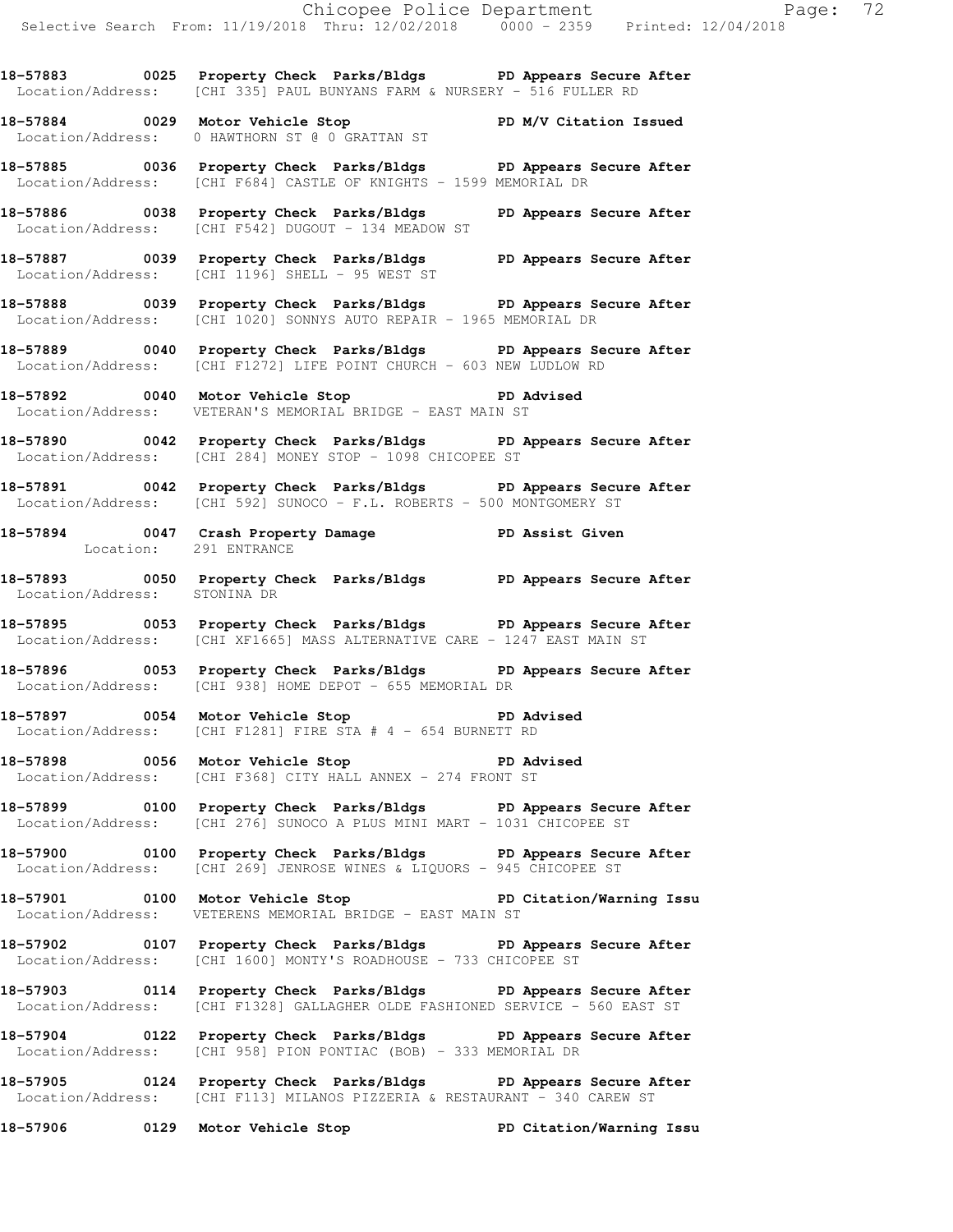**18-57883 0025 Property Check Parks/Bldgs PD Appears Secure After**
Location/Address: [CHI 335] PAUL BUNYANS FARM & NURSERY - 516 FULLER RD

**18-57884 0029 Motor Vehicle Stop PD M/V Citation Issued**
Location/Address: 0 HAWTHORN ST @ 0 GRATTAN ST

**18-57885 0036 Property Check Parks/Bldgs PD Appears Secure After**
Location/Address: [CHI F684] CASTLE OF KNIGHTS - 1599 MEMORIAL DR

**18-57886 0038 Property Check Parks/Bldgs PD Appears Secure After**
Location/Address: [CHI F542] DUGOUT - 134 MEADOW ST

**18-57887 0039 Property Check Parks/Bldgs PD Appears Secure After**
Location/Address: [CHI 1196] SHELL - 95 WEST ST

**18-57888 0039 Property Check Parks/Bldgs PD Appears Secure After**
Location/Address: [CHI 1020] SONNYS AUTO REPAIR - 1965 MEMORIAL DR

**18-57889 0040 Property Check Parks/Bldgs PD Appears Secure After**
Location/Address: [CHI F1272] LIFE POINT CHURCH - 603 NEW LUDLOW RD

**18-57892 0040 Motor Vehicle Stop PD Advised**
Location/Address: VETERAN'S MEMORIAL BRIDGE - EAST MAIN ST

**18-57890 0042 Property Check Parks/Bldgs PD Appears Secure After**
Location/Address: [CHI 284] MONEY STOP - 1098 CHICOPEE ST

**18-57891 0042 Property Check Parks/Bldgs PD Appears Secure After**
Location/Address: [CHI 592] SUNOCO - F.L. ROBERTS - 500 MONTGOMERY ST

**18-57894 0047 Crash Property Damage PD Assist Given**
Location: 291 ENTRANCE

**18-57893 0050 Property Check Parks/Bldgs PD Appears Secure After**
Location/Address: STONINA DR

**18-57895 0053 Property Check Parks/Bldgs PD Appears Secure After**
Location/Address: [CHI XF1665] MASS ALTERNATIVE CARE - 1247 EAST MAIN ST

**18-57896 0053 Property Check Parks/Bldgs PD Appears Secure After**
Location/Address: [CHI 938] HOME DEPOT - 655 MEMORIAL DR

**18-57897 0054 Motor Vehicle Stop PD Advised**
Location/Address: [CHI F1281] FIRE STA # 4 - 654 BURNETT RD

**18-57898 0056 Motor Vehicle Stop PD Advised**
Location/Address: [CHI F368] CITY HALL ANNEX - 274 FRONT ST

**18-57899 0100 Property Check Parks/Bldgs PD Appears Secure After**
Location/Address: [CHI 276] SUNOCO A PLUS MINI MART - 1031 CHICOPEE ST

**18-57900 0100 Property Check Parks/Bldgs PD Appears Secure After**
Location/Address: [CHI 269] JENROSE WINES & LIQUORS - 945 CHICOPEE ST

**18-57901 0100 Motor Vehicle Stop PD Citation/Warning Issu**
Location/Address: VETERENS MEMORIAL BRIDGE - EAST MAIN ST

**18-57902 0107 Property Check Parks/Bldgs PD Appears Secure After**
Location/Address: [CHI 1600] MONTY'S ROADHOUSE - 733 CHICOPEE ST

**18-57903 0114 Property Check Parks/Bldgs PD Appears Secure After**
Location/Address: [CHI F1328] GALLAGHER OLDE FASHIONED SERVICE - 560 EAST ST

**18-57904 0122 Property Check Parks/Bldgs PD Appears Secure After**
Location/Address: [CHI 958] PION PONTIAC (BOB) - 333 MEMORIAL DR

**18-57905 0124 Property Check Parks/Bldgs PD Appears Secure After**
Location/Address: [CHI F113] MILANOS PIZZERIA & RESTAURANT - 340 CAREW ST

**18-57906 0129 Motor Vehicle Stop PD Citation/Warning Issu**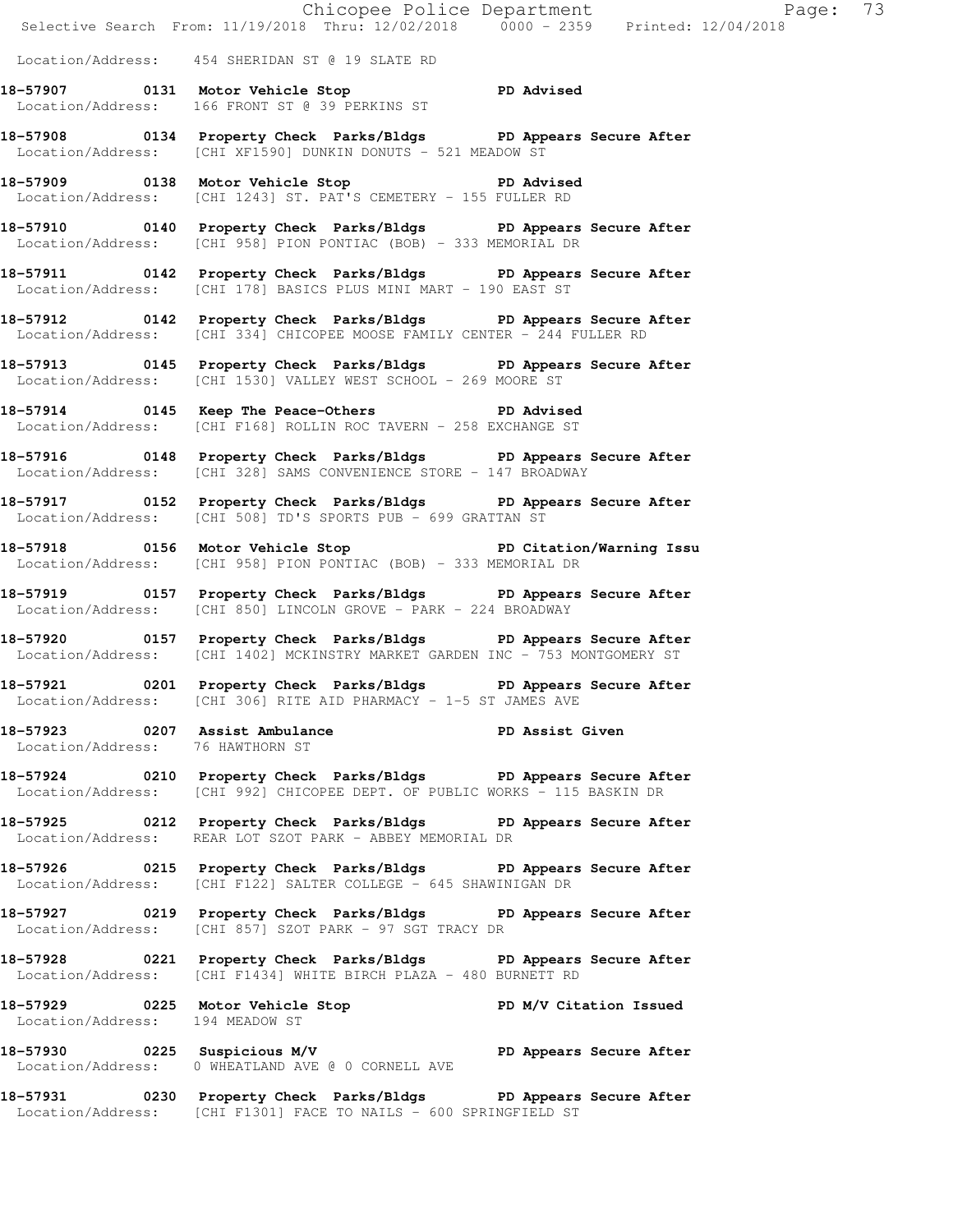Location/Address: 454 SHERIDAN ST @ 19 SLATE RD

**18-57907 0131 Motor Vehicle Stop PD Advised**
Location/Address: 166 FRONT ST @ 39 PERKINS ST

**18-57908 0134 Property Check Parks/Bldgs PD Appears Secure After**
Location/Address: [CHI XF1590] DUNKIN DONUTS - 521 MEADOW ST

**18-57909 0138 Motor Vehicle Stop PD Advised**
Location/Address: [CHI 1243] ST. PAT'S CEMETERY - 155 FULLER RD

**18-57910 0140 Property Check Parks/Bldgs PD Appears Secure After**
Location/Address: [CHI 958] PION PONTIAC (BOB) - 333 MEMORIAL DR

**18-57911 0142 Property Check Parks/Bldgs PD Appears Secure After**
Location/Address: [CHI 178] BASICS PLUS MINI MART - 190 EAST ST

**18-57912 0142 Property Check Parks/Bldgs PD Appears Secure After**
Location/Address: [CHI 334] CHICOPEE MOOSE FAMILY CENTER - 244 FULLER RD

**18-57913 0145 Property Check Parks/Bldgs PD Appears Secure After**
Location/Address: [CHI 1530] VALLEY WEST SCHOOL - 269 MOORE ST

**18-57914 0145 Keep The Peace-Others PD Advised**
Location/Address: [CHI F168] ROLLIN ROC TAVERN - 258 EXCHANGE ST

**18-57916 0148 Property Check Parks/Bldgs PD Appears Secure After**
Location/Address: [CHI 328] SAMS CONVENIENCE STORE - 147 BROADWAY

**18-57917 0152 Property Check Parks/Bldgs PD Appears Secure After**
Location/Address: [CHI 508] TD'S SPORTS PUB - 699 GRATTAN ST

**18-57918 0156 Motor Vehicle Stop PD Citation/Warning Issu**
Location/Address: [CHI 958] PION PONTIAC (BOB) - 333 MEMORIAL DR

**18-57919 0157 Property Check Parks/Bldgs PD Appears Secure After**
Location/Address: [CHI 850] LINCOLN GROVE - PARK - 224 BROADWAY

**18-57920 0157 Property Check Parks/Bldgs PD Appears Secure After**
Location/Address: [CHI 1402] MCKINSTRY MARKET GARDEN INC - 753 MONTGOMERY ST

**18-57921 0201 Property Check Parks/Bldgs PD Appears Secure After**
Location/Address: [CHI 306] RITE AID PHARMACY - 1-5 ST JAMES AVE

**18-57923 0207 Assist Ambulance PD Assist Given**
Location/Address: 76 HAWTHORN ST

**18-57924 0210 Property Check Parks/Bldgs PD Appears Secure After**
Location/Address: [CHI 992] CHICOPEE DEPT. OF PUBLIC WORKS - 115 BASKIN DR

**18-57925 0212 Property Check Parks/Bldgs PD Appears Secure After**
Location/Address: REAR LOT SZOT PARK - ABBEY MEMORIAL DR

**18-57926 0215 Property Check Parks/Bldgs PD Appears Secure After**
Location/Address: [CHI F122] SALTER COLLEGE - 645 SHAWINIGAN DR

**18-57927 0219 Property Check Parks/Bldgs PD Appears Secure After**
Location/Address: [CHI 857] SZOT PARK - 97 SGT TRACY DR

**18-57928 0221 Property Check Parks/Bldgs PD Appears Secure After**
Location/Address: [CHI F1434] WHITE BIRCH PLAZA - 480 BURNETT RD

**18-57929 0225 Motor Vehicle Stop PD M/V Citation Issued**
Location/Address: 194 MEADOW ST

**18-57930 0225 Suspicious M/V PD Appears Secure After**
Location/Address: 0 WHEATLAND AVE @ 0 CORNELL AVE

**18-57931 0230 Property Check Parks/Bldgs PD Appears Secure After**
Location/Address: [CHI F1301] FACE TO NAILS - 600 SPRINGFIELD ST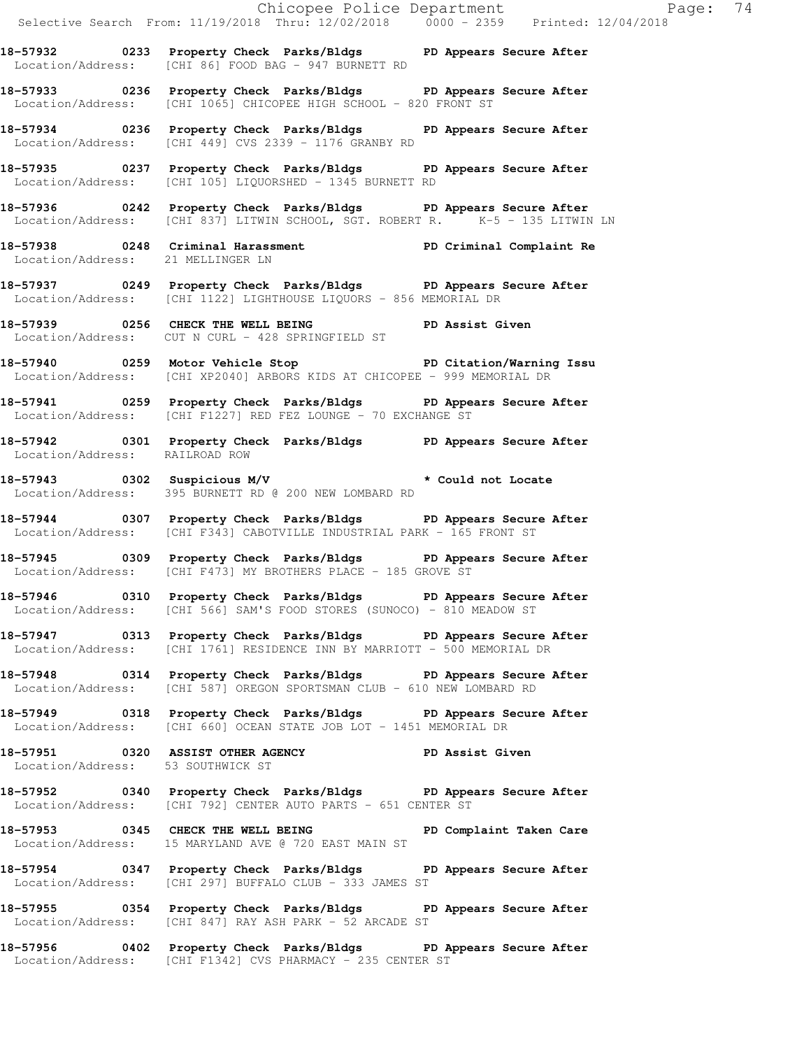**18-57932 0233 Property Check Parks/Bldgs PD Appears Secure After**
Location/Address: [CHI 86] FOOD BAG - 947 BURNETT RD

**18-57933 0236 Property Check Parks/Bldgs PD Appears Secure After**
Location/Address: [CHI 1065] CHICOPEE HIGH SCHOOL - 820 FRONT ST

**18-57934 0236 Property Check Parks/Bldgs PD Appears Secure After**
Location/Address: [CHI 449] CVS 2339 - 1176 GRANBY RD

**18-57935 0237 Property Check Parks/Bldgs PD Appears Secure After**
Location/Address: [CHI 105] LIQUORSHED - 1345 BURNETT RD

**18-57936 0242 Property Check Parks/Bldgs PD Appears Secure After**
Location/Address: [CHI 837] LITWIN SCHOOL, SGT. ROBERT R. K-5 - 135 LITWIN LN

**18-57938 0248 Criminal Harassment PD Criminal Complaint Re**
Location/Address: 21 MELLINGER LN

**18-57937 0249 Property Check Parks/Bldgs PD Appears Secure After**
Location/Address: [CHI 1122] LIGHTHOUSE LIQUORS - 856 MEMORIAL DR

**18-57939 0256 CHECK THE WELL BEING PD Assist Given**
Location/Address: CUT N CURL - 428 SPRINGFIELD ST

**18-57940 0259 Motor Vehicle Stop PD Citation/Warning Issu**
Location/Address: [CHI XP2040] ARBORS KIDS AT CHICOPEE - 999 MEMORIAL DR

**18-57941 0259 Property Check Parks/Bldgs PD Appears Secure After**
Location/Address: [CHI F1227] RED FEZ LOUNGE - 70 EXCHANGE ST

**18-57942 0301 Property Check Parks/Bldgs PD Appears Secure After**
Location/Address: RAILROAD ROW

**18-57943 0302 Suspicious M/V * Could not Locate**
Location/Address: 395 BURNETT RD @ 200 NEW LOMBARD RD

**18-57944 0307 Property Check Parks/Bldgs PD Appears Secure After**
Location/Address: [CHI F343] CABOTVILLE INDUSTRIAL PARK - 165 FRONT ST

**18-57945 0309 Property Check Parks/Bldgs PD Appears Secure After**
Location/Address: [CHI F473] MY BROTHERS PLACE - 185 GROVE ST

**18-57946 0310 Property Check Parks/Bldgs PD Appears Secure After**
Location/Address: [CHI 566] SAM'S FOOD STORES (SUNOCO) - 810 MEADOW ST

**18-57947 0313 Property Check Parks/Bldgs PD Appears Secure After**
Location/Address: [CHI 1761] RESIDENCE INN BY MARRIOTT - 500 MEMORIAL DR

**18-57948 0314 Property Check Parks/Bldgs PD Appears Secure After**
Location/Address: [CHI 587] OREGON SPORTSMAN CLUB - 610 NEW LOMBARD RD

**18-57949 0318 Property Check Parks/Bldgs PD Appears Secure After**
Location/Address: [CHI 660] OCEAN STATE JOB LOT - 1451 MEMORIAL DR

**18-57951 0320 ASSIST OTHER AGENCY PD Assist Given**
Location/Address: 53 SOUTHWICK ST

**18-57952 0340 Property Check Parks/Bldgs PD Appears Secure After**
Location/Address: [CHI 792] CENTER AUTO PARTS - 651 CENTER ST

**18-57953 0345 CHECK THE WELL BEING PD Complaint Taken Care**
Location/Address: 15 MARYLAND AVE @ 720 EAST MAIN ST

**18-57954 0347 Property Check Parks/Bldgs PD Appears Secure After**
Location/Address: [CHI 297] BUFFALO CLUB - 333 JAMES ST

**18-57955 0354 Property Check Parks/Bldgs PD Appears Secure After**
Location/Address: [CHI 847] RAY ASH PARK - 52 ARCADE ST

**18-57956 0402 Property Check Parks/Bldgs PD Appears Secure After**
Location/Address: [CHI F1342] CVS PHARMACY - 235 CENTER ST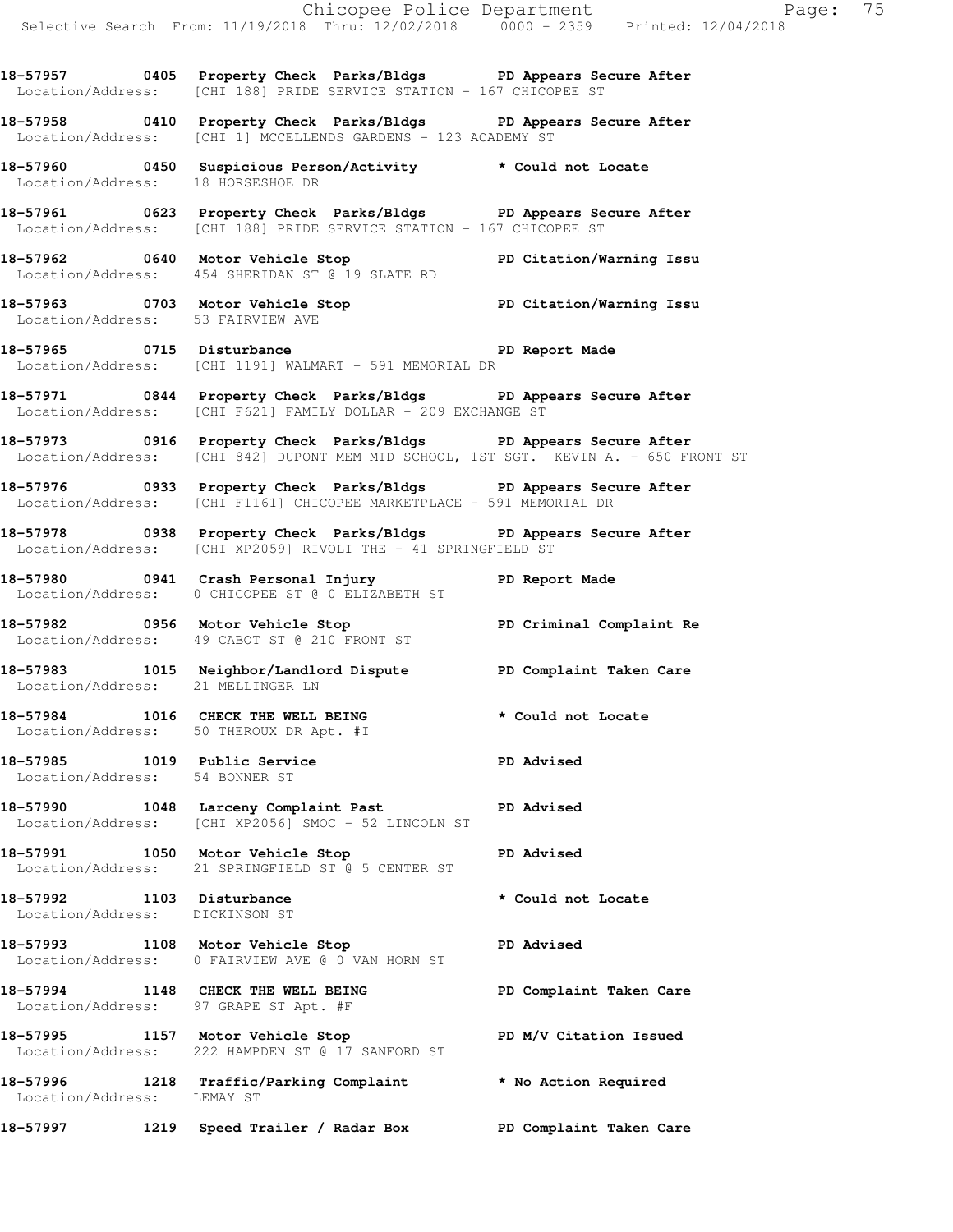**18-57957 0405 Property Check Parks/Bldgs PD Appears Secure After**
Location/Address: [CHI 188] PRIDE SERVICE STATION - 167 CHICOPEE ST

**18-57958 0410 Property Check Parks/Bldgs PD Appears Secure After**
Location/Address: [CHI 1] MCCELLENDS GARDENS - 123 ACADEMY ST

**18-57960 0450 Suspicious Person/Activity * Could not Locate**
Location/Address: 18 HORSESHOE DR

**18-57961 0623 Property Check Parks/Bldgs PD Appears Secure After**
Location/Address: [CHI 188] PRIDE SERVICE STATION - 167 CHICOPEE ST

**18-57962 0640 Motor Vehicle Stop PD Citation/Warning Issu**
Location/Address: 454 SHERIDAN ST @ 19 SLATE RD

**18-57963 0703 Motor Vehicle Stop PD Citation/Warning Issu**
Location/Address: 53 FAIRVIEW AVE

**18-57965 0715 Disturbance PD Report Made**
Location/Address: [CHI 1191] WALMART - 591 MEMORIAL DR

**18-57971 0844 Property Check Parks/Bldgs PD Appears Secure After**
Location/Address: [CHI F621] FAMILY DOLLAR - 209 EXCHANGE ST

**18-57973 0916 Property Check Parks/Bldgs PD Appears Secure After**
Location/Address: [CHI 842] DUPONT MEM MID SCHOOL, 1ST SGT. KEVIN A. - 650 FRONT ST

**18-57976 0933 Property Check Parks/Bldgs PD Appears Secure After**
Location/Address: [CHI F1161] CHICOPEE MARKETPLACE - 591 MEMORIAL DR

**18-57978 0938 Property Check Parks/Bldgs PD Appears Secure After**
Location/Address: [CHI XP2059] RIVOLI THE - 41 SPRINGFIELD ST

**18-57980 0941 Crash Personal Injury PD Report Made**
Location/Address: 0 CHICOPEE ST @ 0 ELIZABETH ST

**18-57982 0956 Motor Vehicle Stop PD Criminal Complaint Re**
Location/Address: 49 CABOT ST @ 210 FRONT ST

**18-57983 1015 Neighbor/Landlord Dispute PD Complaint Taken Care**
Location/Address: 21 MELLINGER LN

**18-57984 1016 CHECK THE WELL BEING * Could not Locate**
Location/Address: 50 THEROUX DR Apt. #I

**18-57985 1019 Public Service PD Advised**
Location/Address: 54 BONNER ST

**18-57990 1048 Larceny Complaint Past PD Advised**
Location/Address: [CHI XP2056] SMOC - 52 LINCOLN ST

**18-57991 1050 Motor Vehicle Stop PD Advised**
Location/Address: 21 SPRINGFIELD ST @ 5 CENTER ST

**18-57992 1103 Disturbance * Could not Locate**
Location/Address: DICKINSON ST

**18-57993 1108 Motor Vehicle Stop PD Advised**
Location/Address: 0 FAIRVIEW AVE @ 0 VAN HORN ST

**18-57994 1148 CHECK THE WELL BEING PD Complaint Taken Care**
Location/Address: 97 GRAPE ST Apt. #F

**18-57995 1157 Motor Vehicle Stop PD M/V Citation Issued**
Location/Address: 222 HAMPDEN ST @ 17 SANFORD ST

**18-57996 1218 Traffic/Parking Complaint * No Action Required**
Location/Address: LEMAY ST

**18-57997 1219 Speed Trailer / Radar Box PD Complaint Taken Care**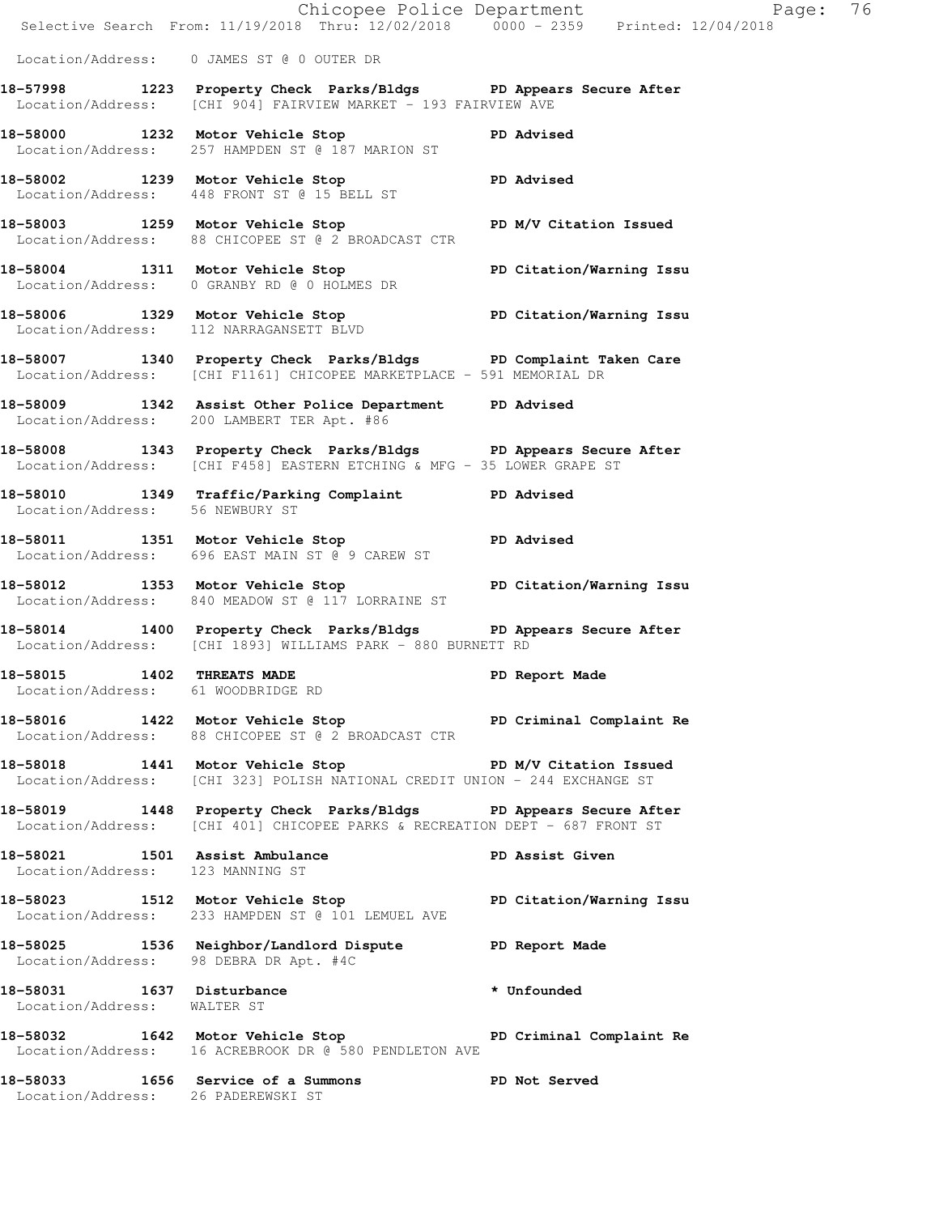Location/Address: 0 JAMES ST @ 0 OUTER DR

**18-57998 1223 Property Check Parks/Bldgs PD Appears Secure After**
Location/Address: [CHI 904] FAIRVIEW MARKET - 193 FAIRVIEW AVE

**18-58000 1232 Motor Vehicle Stop PD Advised**
Location/Address: 257 HAMPDEN ST @ 187 MARION ST

**18-58002 1239 Motor Vehicle Stop PD Advised**
Location/Address: 448 FRONT ST @ 15 BELL ST

**18-58003 1259 Motor Vehicle Stop PD M/V Citation Issued**
Location/Address: 88 CHICOPEE ST @ 2 BROADCAST CTR

**18-58004 1311 Motor Vehicle Stop PD Citation/Warning Issu**
Location/Address: 0 GRANBY RD @ 0 HOLMES DR

**18-58006 1329 Motor Vehicle Stop PD Citation/Warning Issu**
Location/Address: 112 NARRAGANSETT BLVD

**18-58007 1340 Property Check Parks/Bldgs PD Complaint Taken Care**
Location/Address: [CHI F1161] CHICOPEE MARKETPLACE - 591 MEMORIAL DR

**18-58009 1342 Assist Other Police Department PD Advised**
Location/Address: 200 LAMBERT TER Apt. #86

**18-58008 1343 Property Check Parks/Bldgs PD Appears Secure After**
Location/Address: [CHI F458] EASTERN ETCHING & MFG - 35 LOWER GRAPE ST

**18-58010 1349 Traffic/Parking Complaint PD Advised**
Location/Address: 56 NEWBURY ST

**18-58011 1351 Motor Vehicle Stop PD Advised**
Location/Address: 696 EAST MAIN ST @ 9 CAREW ST

**18-58012 1353 Motor Vehicle Stop PD Citation/Warning Issu**
Location/Address: 840 MEADOW ST @ 117 LORRAINE ST

**18-58014 1400 Property Check Parks/Bldgs PD Appears Secure After**
Location/Address: [CHI 1893] WILLIAMS PARK - 880 BURNETT RD

**18-58015 1402 THREATS MADE PD Report Made**
Location/Address: 61 WOODBRIDGE RD

**18-58016 1422 Motor Vehicle Stop PD Criminal Complaint Re**
Location/Address: 88 CHICOPEE ST @ 2 BROADCAST CTR

**18-58018 1441 Motor Vehicle Stop PD M/V Citation Issued**
Location/Address: [CHI 323] POLISH NATIONAL CREDIT UNION - 244 EXCHANGE ST

**18-58019 1448 Property Check Parks/Bldgs PD Appears Secure After**
Location/Address: [CHI 401] CHICOPEE PARKS & RECREATION DEPT - 687 FRONT ST

**18-58021 1501 Assist Ambulance PD Assist Given**
Location/Address: 123 MANNING ST

**18-58023 1512 Motor Vehicle Stop PD Citation/Warning Issu**
Location/Address: 233 HAMPDEN ST @ 101 LEMUEL AVE

**18-58025 1536 Neighbor/Landlord Dispute PD Report Made**
Location/Address: 98 DEBRA DR Apt. #4C

**18-58031 1637 Disturbance * Unfounded**
Location/Address: WALTER ST

**18-58032 1642 Motor Vehicle Stop PD Criminal Complaint Re**
Location/Address: 16 ACREBROOK DR @ 580 PENDLETON AVE

**18-58033 1656 Service of a Summons PD Not Served**
Location/Address: 26 PADEREWSKI ST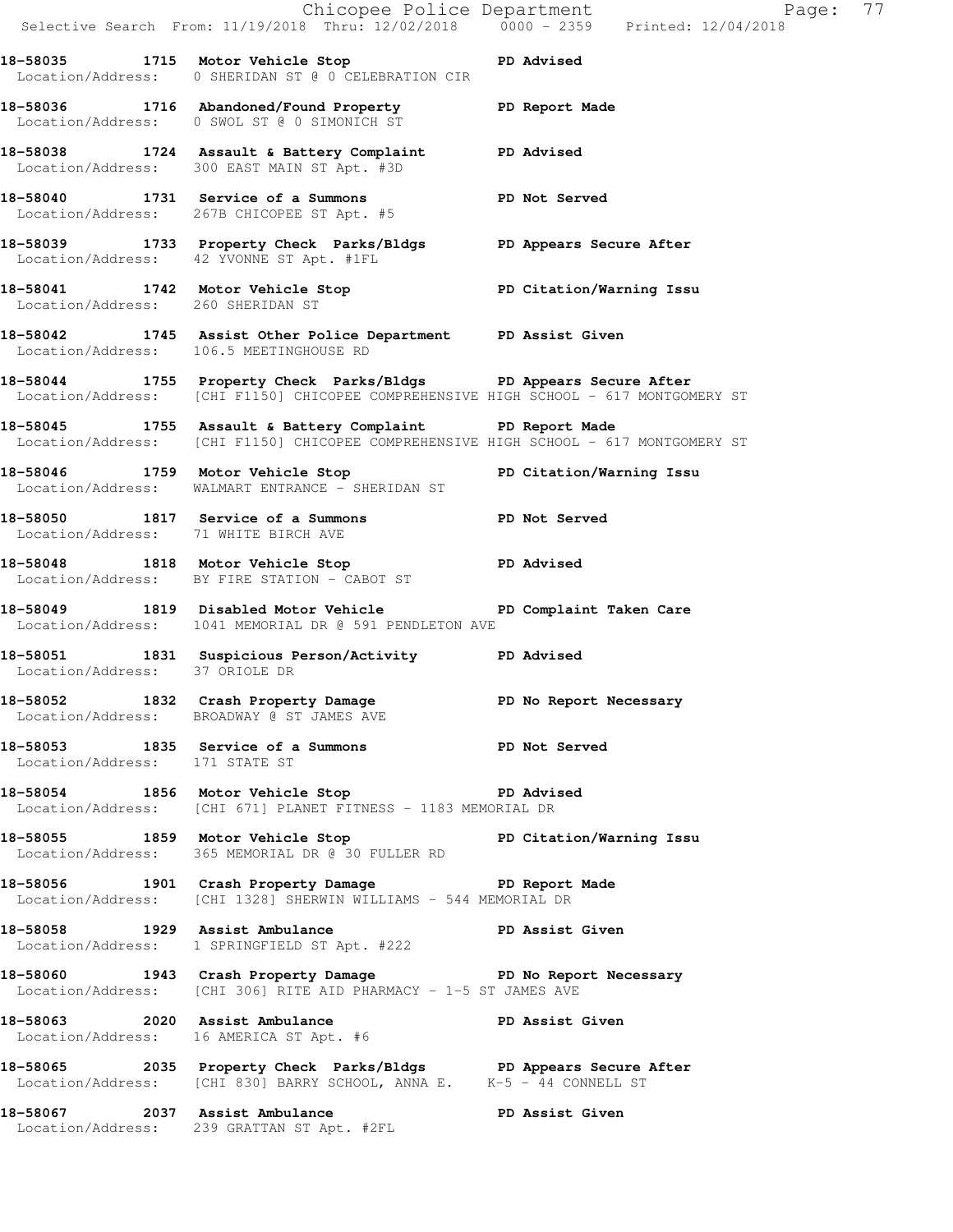18-58035 1715 Motor Vehicle Stop PD Advised
Location/Address: 0 SHERIDAN ST @ 0 CELEBRATION CIR

18-58036 1716 Abandoned/Found Property PD Report Made
Location/Address: 0 SWOL ST @ 0 SIMONICH ST

18-58038 1724 Assault & Battery Complaint PD Advised
Location/Address: 300 EAST MAIN ST Apt. #3D

18-58040 1731 Service of a Summons PD Not Served
Location/Address: 267B CHICOPEE ST Apt. #5

18-58039 1733 Property Check Parks/Bldgs PD Appears Secure After
Location/Address: 42 YVONNE ST Apt. #1FL

18-58041 1742 Motor Vehicle Stop PD Citation/Warning Issu
Location/Address: 260 SHERIDAN ST

18-58042 1745 Assist Other Police Department PD Assist Given
Location/Address: 106.5 MEETINGHOUSE RD

18-58044 1755 Property Check Parks/Bldgs PD Appears Secure After
Location/Address: [CHI F1150] CHICOPEE COMPREHENSIVE HIGH SCHOOL - 617 MONTGOMERY ST

18-58045 1755 Assault & Battery Complaint PD Report Made
Location/Address: [CHI F1150] CHICOPEE COMPREHENSIVE HIGH SCHOOL - 617 MONTGOMERY ST

18-58046 1759 Motor Vehicle Stop PD Citation/Warning Issu
Location/Address: WALMART ENTRANCE - SHERIDAN ST

18-58050 1817 Service of a Summons PD Not Served
Location/Address: 71 WHITE BIRCH AVE

18-58048 1818 Motor Vehicle Stop PD Advised
Location/Address: BY FIRE STATION - CABOT ST

18-58049 1819 Disabled Motor Vehicle PD Complaint Taken Care
Location/Address: 1041 MEMORIAL DR @ 591 PENDLETON AVE

18-58051 1831 Suspicious Person/Activity PD Advised
Location/Address: 37 ORIOLE DR

18-58052 1832 Crash Property Damage PD No Report Necessary
Location/Address: BROADWAY @ ST JAMES AVE

18-58053 1835 Service of a Summons PD Not Served
Location/Address: 171 STATE ST

18-58054 1856 Motor Vehicle Stop PD Advised
Location/Address: [CHI 671] PLANET FITNESS - 1183 MEMORIAL DR

18-58055 1859 Motor Vehicle Stop PD Citation/Warning Issu
Location/Address: 365 MEMORIAL DR @ 30 FULLER RD

18-58056 1901 Crash Property Damage PD Report Made
Location/Address: [CHI 1328] SHERWIN WILLIAMS - 544 MEMORIAL DR

18-58058 1929 Assist Ambulance PD Assist Given
Location/Address: 1 SPRINGFIELD ST Apt. #222

18-58060 1943 Crash Property Damage PD No Report Necessary
Location/Address: [CHI 306] RITE AID PHARMACY - 1-5 ST JAMES AVE

18-58063 2020 Assist Ambulance PD Assist Given
Location/Address: 16 AMERICA ST Apt. #6

18-58065 2035 Property Check Parks/Bldgs PD Appears Secure After
Location/Address: [CHI 830] BARRY SCHOOL, ANNA E. K-5 - 44 CONNELL ST

18-58067 2037 Assist Ambulance PD Assist Given
Location/Address: 239 GRATTAN ST Apt. #2FL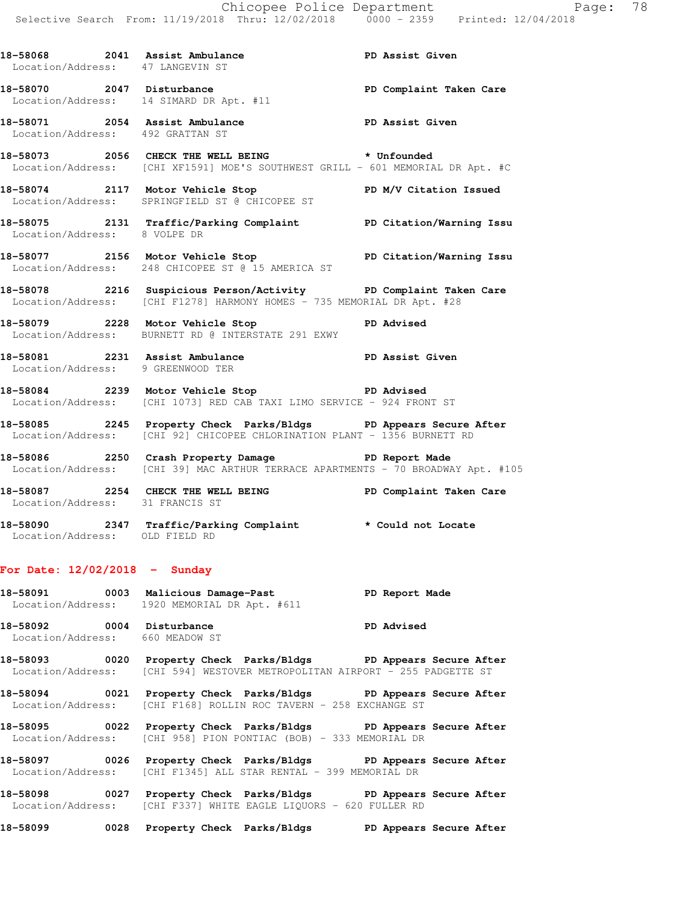18-58068 2041 **Assist Ambulance** PD Assist Given
Location/Address: 47 LANGEVIN ST

18-58070 2047 **Disturbance** PD Complaint Taken Care
Location/Address: 14 SIMARD DR Apt. #11

18-58071 2054 **Assist Ambulance** PD Assist Given
Location/Address: 492 GRATTAN ST

18-58073 2056 **CHECK THE WELL BEING** * Unfounded
Location/Address: [CHI XF1591] MOE'S SOUTHWEST GRILL - 601 MEMORIAL DR Apt. #C

18-58074 2117 **Motor Vehicle Stop** PD M/V Citation Issued
Location/Address: SPRINGFIELD ST @ CHICOPEE ST

18-58075 2131 **Traffic/Parking Complaint** PD Citation/Warning Issu
Location/Address: 8 VOLPE DR

18-58077 2156 **Motor Vehicle Stop** PD Citation/Warning Issu
Location/Address: 248 CHICOPEE ST @ 15 AMERICA ST

18-58078 2216 **Suspicious Person/Activity** PD Complaint Taken Care
Location/Address: [CHI F1278] HARMONY HOMES - 735 MEMORIAL DR Apt. #28

18-58079 2228 **Motor Vehicle Stop** PD Advised
Location/Address: BURNETT RD @ INTERSTATE 291 EXWY

18-58081 2231 **Assist Ambulance** PD Assist Given
Location/Address: 9 GREENWOOD TER

18-58084 2239 **Motor Vehicle Stop** PD Advised
Location/Address: [CHI 1073] RED CAB TAXI LIMO SERVICE - 924 FRONT ST

18-58085 2245 **Property Check Parks/Bldgs** PD Appears Secure After
Location/Address: [CHI 92] CHICOPEE CHLORINATION PLANT - 1356 BURNETT RD

18-58086 2250 **Crash Property Damage** PD Report Made
Location/Address: [CHI 39] MAC ARTHUR TERRACE APARTMENTS - 70 BROADWAY Apt. #105

18-58087 2254 **CHECK THE WELL BEING** PD Complaint Taken Care
Location/Address: 31 FRANCIS ST

18-58090 2347 **Traffic/Parking Complaint** * Could not Locate
Location/Address: OLD FIELD RD

## For Date: 12/02/2018 - Sunday

18-58091 0003 **Malicious Damage-Past** PD Report Made
Location/Address: 1920 MEMORIAL DR Apt. #611

18-58092 0004 **Disturbance** PD Advised
Location/Address: 660 MEADOW ST

18-58093 0020 **Property Check Parks/Bldgs** PD Appears Secure After
Location/Address: [CHI 594] WESTOVER METROPOLITAN AIRPORT - 255 PADGETTE ST

18-58094 0021 **Property Check Parks/Bldgs** PD Appears Secure After
Location/Address: [CHI F168] ROLLIN ROC TAVERN - 258 EXCHANGE ST

18-58095 0022 **Property Check Parks/Bldgs** PD Appears Secure After
Location/Address: [CHI 958] PION PONTIAC (BOB) - 333 MEMORIAL DR

18-58097 0026 **Property Check Parks/Bldgs** PD Appears Secure After
Location/Address: [CHI F1345] ALL STAR RENTAL - 399 MEMORIAL DR

18-58098 0027 **Property Check Parks/Bldgs** PD Appears Secure After
Location/Address: [CHI F337] WHITE EAGLE LIQUORS - 620 FULLER RD

18-58099 0028 **Property Check Parks/Bldgs** PD Appears Secure After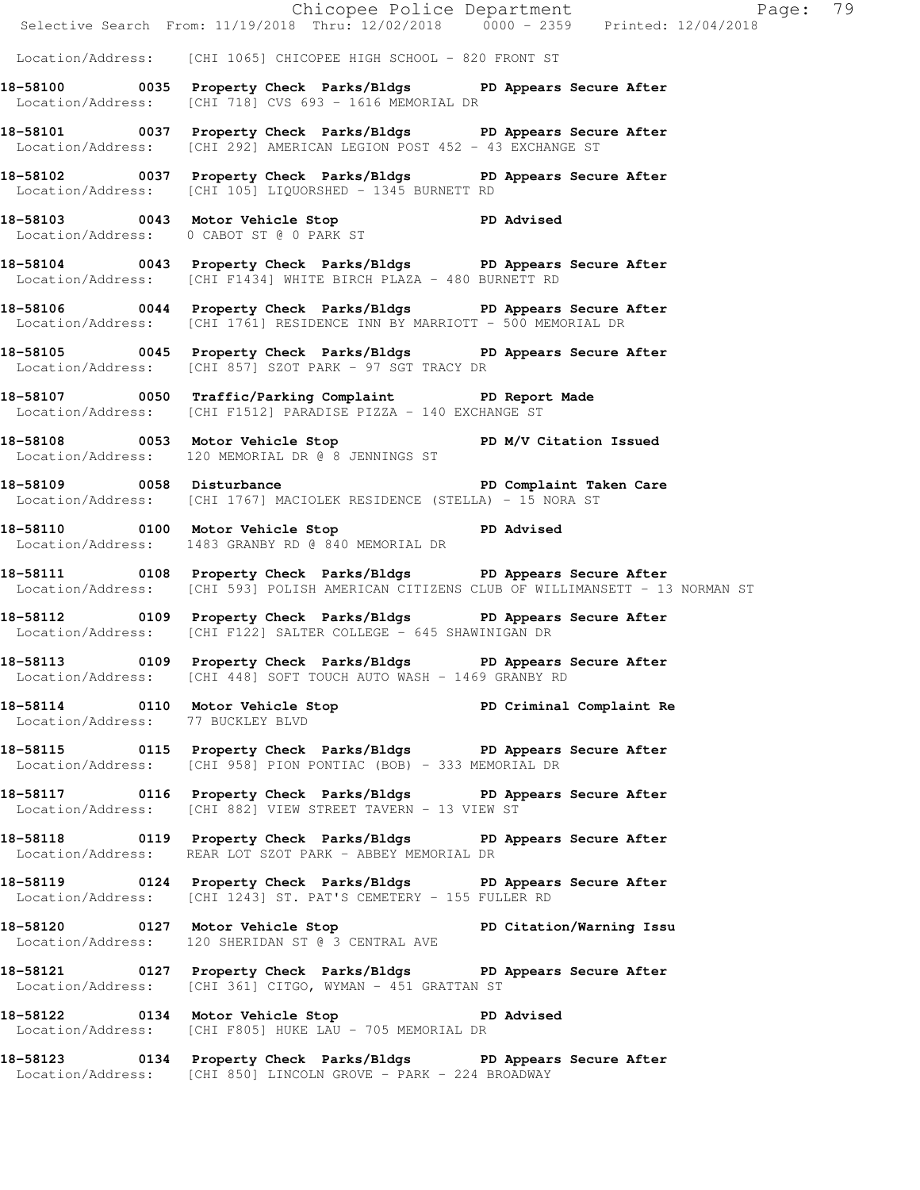Location/Address: [CHI 1065] CHICOPEE HIGH SCHOOL - 820 FRONT ST

**18-58100 0035 Property Check Parks/Bldgs PD Appears Secure After**
Location/Address: [CHI 718] CVS 693 - 1616 MEMORIAL DR

**18-58101 0037 Property Check Parks/Bldgs PD Appears Secure After**
Location/Address: [CHI 292] AMERICAN LEGION POST 452 - 43 EXCHANGE ST

**18-58102 0037 Property Check Parks/Bldgs PD Appears Secure After**
Location/Address: [CHI 105] LIQUORSHED - 1345 BURNETT RD

**18-58103 0043 Motor Vehicle Stop PD Advised**
Location/Address: 0 CABOT ST @ 0 PARK ST

**18-58104 0043 Property Check Parks/Bldgs PD Appears Secure After**
Location/Address: [CHI F1434] WHITE BIRCH PLAZA - 480 BURNETT RD

**18-58106 0044 Property Check Parks/Bldgs PD Appears Secure After**
Location/Address: [CHI 1761] RESIDENCE INN BY MARRIOTT - 500 MEMORIAL DR

**18-58105 0045 Property Check Parks/Bldgs PD Appears Secure After**
Location/Address: [CHI 857] SZOT PARK - 97 SGT TRACY DR

**18-58107 0050 Traffic/Parking Complaint PD Report Made**
Location/Address: [CHI F1512] PARADISE PIZZA - 140 EXCHANGE ST

**18-58108 0053 Motor Vehicle Stop PD M/V Citation Issued**
Location/Address: 120 MEMORIAL DR @ 8 JENNINGS ST

**18-58109 0058 Disturbance PD Complaint Taken Care**
Location/Address: [CHI 1767] MACIOLEK RESIDENCE (STELLA) - 15 NORA ST

**18-58110 0100 Motor Vehicle Stop PD Advised**
Location/Address: 1483 GRANBY RD @ 840 MEMORIAL DR

**18-58111 0108 Property Check Parks/Bldgs PD Appears Secure After**
Location/Address: [CHI 593] POLISH AMERICAN CITIZENS CLUB OF WILLIMANSETT - 13 NORMAN ST

**18-58112 0109 Property Check Parks/Bldgs PD Appears Secure After**
Location/Address: [CHI F122] SALTER COLLEGE - 645 SHAWINIGAN DR

**18-58113 0109 Property Check Parks/Bldgs PD Appears Secure After**
Location/Address: [CHI 448] SOFT TOUCH AUTO WASH - 1469 GRANBY RD

**18-58114 0110 Motor Vehicle Stop PD Criminal Complaint Re**
Location/Address: 77 BUCKLEY BLVD

**18-58115 0115 Property Check Parks/Bldgs PD Appears Secure After**
Location/Address: [CHI 958] PION PONTIAC (BOB) - 333 MEMORIAL DR

**18-58117 0116 Property Check Parks/Bldgs PD Appears Secure After**
Location/Address: [CHI 882] VIEW STREET TAVERN - 13 VIEW ST

**18-58118 0119 Property Check Parks/Bldgs PD Appears Secure After**
Location/Address: REAR LOT SZOT PARK - ABBEY MEMORIAL DR

**18-58119 0124 Property Check Parks/Bldgs PD Appears Secure After**
Location/Address: [CHI 1243] ST. PAT'S CEMETERY - 155 FULLER RD

**18-58120 0127 Motor Vehicle Stop PD Citation/Warning Issu**
Location/Address: 120 SHERIDAN ST @ 3 CENTRAL AVE

**18-58121 0127 Property Check Parks/Bldgs PD Appears Secure After**
Location/Address: [CHI 361] CITGO, WYMAN - 451 GRATTAN ST

**18-58122 0134 Motor Vehicle Stop PD Advised**
Location/Address: [CHI F805] HUKE LAU - 705 MEMORIAL DR

**18-58123 0134 Property Check Parks/Bldgs PD Appears Secure After**
Location/Address: [CHI 850] LINCOLN GROVE - PARK - 224 BROADWAY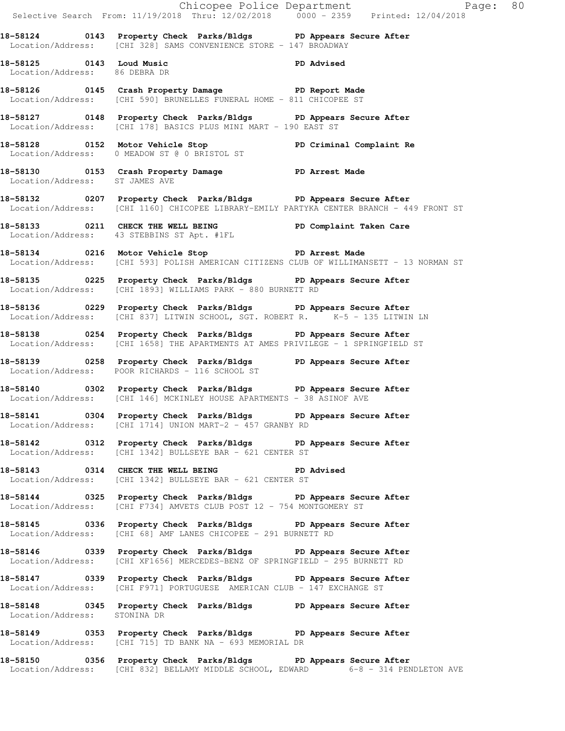18-58124 0143 **Property Check Parks/Bldgs** PD Appears Secure After
Location/Address: [CHI 328] SAMS CONVENIENCE STORE - 147 BROADWAY

18-58125 0143 **Loud Music** PD Advised
Location/Address: 86 DEBRA DR

18-58126 0145 **Crash Property Damage** PD Report Made
Location/Address: [CHI 590] BRUNELLES FUNERAL HOME - 811 CHICOPEE ST

18-58127 0148 **Property Check Parks/Bldgs** PD Appears Secure After
Location/Address: [CHI 178] BASICS PLUS MINI MART - 190 EAST ST

18-58128 0152 **Motor Vehicle Stop** PD Criminal Complaint Re
Location/Address: 0 MEADOW ST @ 0 BRISTOL ST

18-58130 0153 **Crash Property Damage** PD Arrest Made
Location/Address: ST JAMES AVE

18-58132 0207 **Property Check Parks/Bldgs** PD Appears Secure After
Location/Address: [CHI 1160] CHICOPEE LIBRARY-EMILY PARTYKA CENTER BRANCH - 449 FRONT ST

18-58133 0211 **CHECK THE WELL BEING** PD Complaint Taken Care
Location/Address: 43 STEBBINS ST Apt. #1FL

18-58134 0216 **Motor Vehicle Stop** PD Arrest Made
Location/Address: [CHI 593] POLISH AMERICAN CITIZENS CLUB OF WILLIMANSETT - 13 NORMAN ST

18-58135 0225 **Property Check Parks/Bldgs** PD Appears Secure After
Location/Address: [CHI 1893] WILLIAMS PARK - 880 BURNETT RD

18-58136 0229 **Property Check Parks/Bldgs** PD Appears Secure After
Location/Address: [CHI 837] LITWIN SCHOOL, SGT. ROBERT R. K-5 - 135 LITWIN LN

18-58138 0254 **Property Check Parks/Bldgs** PD Appears Secure After
Location/Address: [CHI 1658] THE APARTMENTS AT AMES PRIVILEGE - 1 SPRINGFIELD ST

18-58139 0258 **Property Check Parks/Bldgs** PD Appears Secure After
Location/Address: POOR RICHARDS - 116 SCHOOL ST

18-58140 0302 **Property Check Parks/Bldgs** PD Appears Secure After
Location/Address: [CHI 146] MCKINLEY HOUSE APARTMENTS - 38 ASINOF AVE

18-58141 0304 **Property Check Parks/Bldgs** PD Appears Secure After
Location/Address: [CHI 1714] UNION MART-2 - 457 GRANBY RD

18-58142 0312 **Property Check Parks/Bldgs** PD Appears Secure After
Location/Address: [CHI 1342] BULLSEYE BAR - 621 CENTER ST

18-58143 0314 **CHECK THE WELL BEING** PD Advised
Location/Address: [CHI 1342] BULLSEYE BAR - 621 CENTER ST

18-58144 0325 **Property Check Parks/Bldgs** PD Appears Secure After
Location/Address: [CHI F734] AMVETS CLUB POST 12 - 754 MONTGOMERY ST

18-58145 0336 **Property Check Parks/Bldgs** PD Appears Secure After
Location/Address: [CHI 68] AMF LANES CHICOPEE - 291 BURNETT RD

18-58146 0339 **Property Check Parks/Bldgs** PD Appears Secure After
Location/Address: [CHI XF1656] MERCEDES-BENZ OF SPRINGFIELD - 295 BURNETT RD

18-58147 0339 **Property Check Parks/Bldgs** PD Appears Secure After
Location/Address: [CHI F971] PORTUGUESE AMERICAN CLUB - 147 EXCHANGE ST

18-58148 0345 **Property Check Parks/Bldgs** PD Appears Secure After
Location/Address: STONINA DR

18-58149 0353 **Property Check Parks/Bldgs** PD Appears Secure After
Location/Address: [CHI 715] TD BANK NA - 693 MEMORIAL DR

18-58150 0356 **Property Check Parks/Bldgs** PD Appears Secure After
Location/Address: [CHI 832] BELLAMY MIDDLE SCHOOL, EDWARD 6-8 - 314 PENDLETON AVE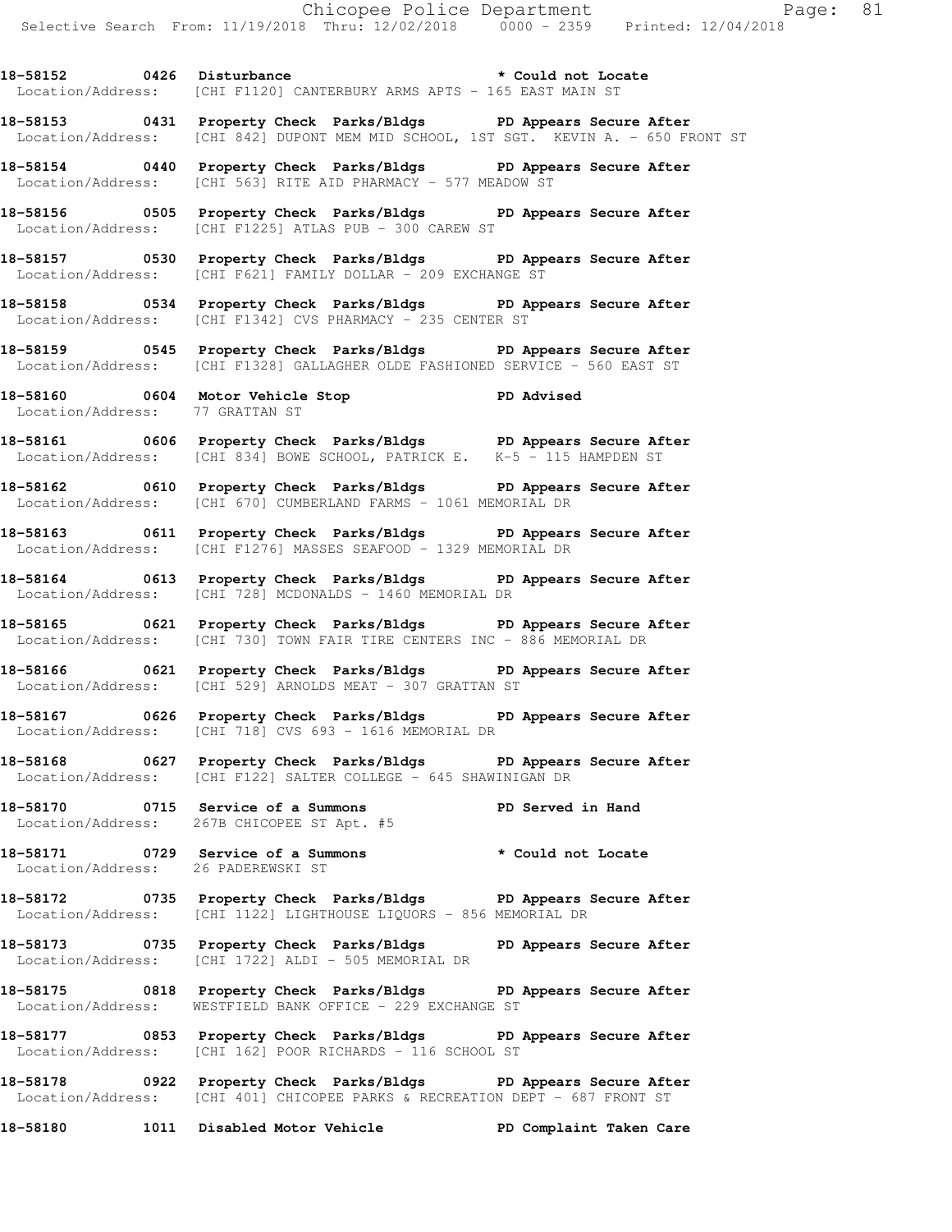**18-58152 0426 Disturbance * Could not Locate**
Location/Address: [CHI F1120] CANTERBURY ARMS APTS - 165 EAST MAIN ST

**18-58153 0431 Property Check Parks/Bldgs PD Appears Secure After**
Location/Address: [CHI 842] DUPONT MEM MID SCHOOL, 1ST SGT. KEVIN A. - 650 FRONT ST

**18-58154 0440 Property Check Parks/Bldgs PD Appears Secure After**
Location/Address: [CHI 563] RITE AID PHARMACY - 577 MEADOW ST

**18-58156 0505 Property Check Parks/Bldgs PD Appears Secure After**
Location/Address: [CHI F1225] ATLAS PUB - 300 CAREW ST

**18-58157 0530 Property Check Parks/Bldgs PD Appears Secure After**
Location/Address: [CHI F621] FAMILY DOLLAR - 209 EXCHANGE ST

**18-58158 0534 Property Check Parks/Bldgs PD Appears Secure After**
Location/Address: [CHI F1342] CVS PHARMACY - 235 CENTER ST

**18-58159 0545 Property Check Parks/Bldgs PD Appears Secure After**
Location/Address: [CHI F1328] GALLAGHER OLDE FASHIONED SERVICE - 560 EAST ST

**18-58160 0604 Motor Vehicle Stop PD Advised**
Location/Address: 77 GRATTAN ST

**18-58161 0606 Property Check Parks/Bldgs PD Appears Secure After**
Location/Address: [CHI 834] BOWE SCHOOL, PATRICK E. K-5 - 115 HAMPDEN ST

**18-58162 0610 Property Check Parks/Bldgs PD Appears Secure After**
Location/Address: [CHI 670] CUMBERLAND FARMS - 1061 MEMORIAL DR

**18-58163 0611 Property Check Parks/Bldgs PD Appears Secure After**
Location/Address: [CHI F1276] MASSES SEAFOOD - 1329 MEMORIAL DR

**18-58164 0613 Property Check Parks/Bldgs PD Appears Secure After**
Location/Address: [CHI 728] MCDONALDS - 1460 MEMORIAL DR

**18-58165 0621 Property Check Parks/Bldgs PD Appears Secure After**
Location/Address: [CHI 730] TOWN FAIR TIRE CENTERS INC - 886 MEMORIAL DR

**18-58166 0621 Property Check Parks/Bldgs PD Appears Secure After**
Location/Address: [CHI 529] ARNOLDS MEAT - 307 GRATTAN ST

**18-58167 0626 Property Check Parks/Bldgs PD Appears Secure After**
Location/Address: [CHI 718] CVS 693 - 1616 MEMORIAL DR

**18-58168 0627 Property Check Parks/Bldgs PD Appears Secure After**
Location/Address: [CHI F122] SALTER COLLEGE - 645 SHAWINIGAN DR

**18-58170 0715 Service of a Summons PD Served in Hand**
Location/Address: 267B CHICOPEE ST Apt. #5

**18-58171 0729 Service of a Summons * Could not Locate**
Location/Address: 26 PADEREWSKI ST

**18-58172 0735 Property Check Parks/Bldgs PD Appears Secure After**
Location/Address: [CHI 1122] LIGHTHOUSE LIQUORS - 856 MEMORIAL DR

**18-58173 0735 Property Check Parks/Bldgs PD Appears Secure After**
Location/Address: [CHI 1722] ALDI - 505 MEMORIAL DR

**18-58175 0818 Property Check Parks/Bldgs PD Appears Secure After**
Location/Address: WESTFIELD BANK OFFICE - 229 EXCHANGE ST

**18-58177 0853 Property Check Parks/Bldgs PD Appears Secure After**
Location/Address: [CHI 162] POOR RICHARDS - 116 SCHOOL ST

**18-58178 0922 Property Check Parks/Bldgs PD Appears Secure After**
Location/Address: [CHI 401] CHICOPEE PARKS & RECREATION DEPT - 687 FRONT ST

**18-58180 1011 Disabled Motor Vehicle PD Complaint Taken Care**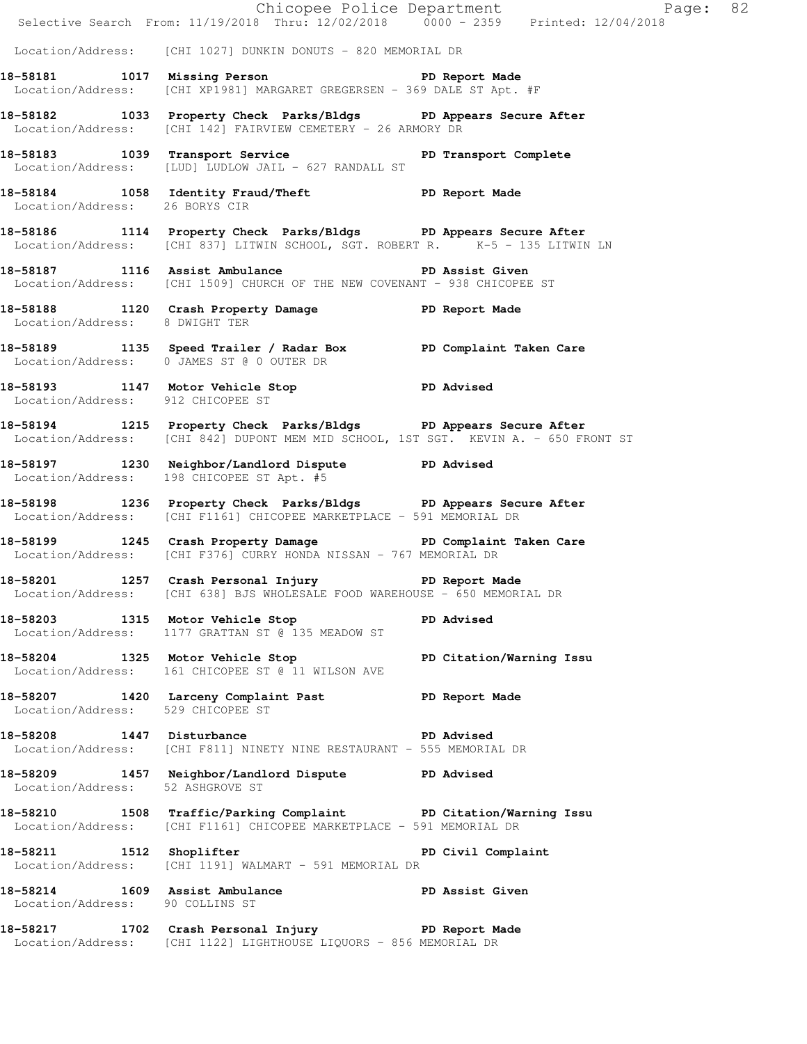Location/Address: [CHI 1027] DUNKIN DONUTS - 820 MEMORIAL DR

**18-58181 1017 Missing Person PD Report Made**
Location/Address: [CHI XP1981] MARGARET GREGERSEN - 369 DALE ST Apt. #F

**18-58182 1033 Property Check Parks/Bldgs PD Appears Secure After**
Location/Address: [CHI 142] FAIRVIEW CEMETERY - 26 ARMORY DR

**18-58183 1039 Transport Service PD Transport Complete**
Location/Address: [LUD] LUDLOW JAIL - 627 RANDALL ST

**18-58184 1058 Identity Fraud/Theft PD Report Made**
Location/Address: 26 BORYS CIR

**18-58186 1114 Property Check Parks/Bldgs PD Appears Secure After**
Location/Address: [CHI 837] LITWIN SCHOOL, SGT. ROBERT R. K-5 - 135 LITWIN LN

**18-58187 1116 Assist Ambulance PD Assist Given**
Location/Address: [CHI 1509] CHURCH OF THE NEW COVENANT - 938 CHICOPEE ST

**18-58188 1120 Crash Property Damage PD Report Made**
Location/Address: 8 DWIGHT TER

**18-58189 1135 Speed Trailer / Radar Box PD Complaint Taken Care**
Location/Address: 0 JAMES ST @ 0 OUTER DR

**18-58193 1147 Motor Vehicle Stop PD Advised**
Location/Address: 912 CHICOPEE ST

**18-58194 1215 Property Check Parks/Bldgs PD Appears Secure After**
Location/Address: [CHI 842] DUPONT MEM MID SCHOOL, 1ST SGT. KEVIN A. - 650 FRONT ST

**18-58197 1230 Neighbor/Landlord Dispute PD Advised**
Location/Address: 198 CHICOPEE ST Apt. #5

**18-58198 1236 Property Check Parks/Bldgs PD Appears Secure After**
Location/Address: [CHI F1161] CHICOPEE MARKETPLACE - 591 MEMORIAL DR

**18-58199 1245 Crash Property Damage PD Complaint Taken Care**
Location/Address: [CHI F376] CURRY HONDA NISSAN - 767 MEMORIAL DR

**18-58201 1257 Crash Personal Injury PD Report Made**
Location/Address: [CHI 638] BJS WHOLESALE FOOD WAREHOUSE - 650 MEMORIAL DR

**18-58203 1315 Motor Vehicle Stop PD Advised**
Location/Address: 1177 GRATTAN ST @ 135 MEADOW ST

**18-58204 1325 Motor Vehicle Stop PD Citation/Warning Issu**
Location/Address: 161 CHICOPEE ST @ 11 WILSON AVE

**18-58207 1420 Larceny Complaint Past PD Report Made**
Location/Address: 529 CHICOPEE ST

**18-58208 1447 Disturbance PD Advised**
Location/Address: [CHI F811] NINETY NINE RESTAURANT - 555 MEMORIAL DR

**18-58209 1457 Neighbor/Landlord Dispute PD Advised**
Location/Address: 52 ASHGROVE ST

**18-58210 1508 Traffic/Parking Complaint PD Citation/Warning Issu**
Location/Address: [CHI F1161] CHICOPEE MARKETPLACE - 591 MEMORIAL DR

**18-58211 1512 Shoplifter PD Civil Complaint**
Location/Address: [CHI 1191] WALMART - 591 MEMORIAL DR

**18-58214 1609 Assist Ambulance PD Assist Given**
Location/Address: 90 COLLINS ST

**18-58217 1702 Crash Personal Injury PD Report Made**
Location/Address: [CHI 1122] LIGHTHOUSE LIQUORS - 856 MEMORIAL DR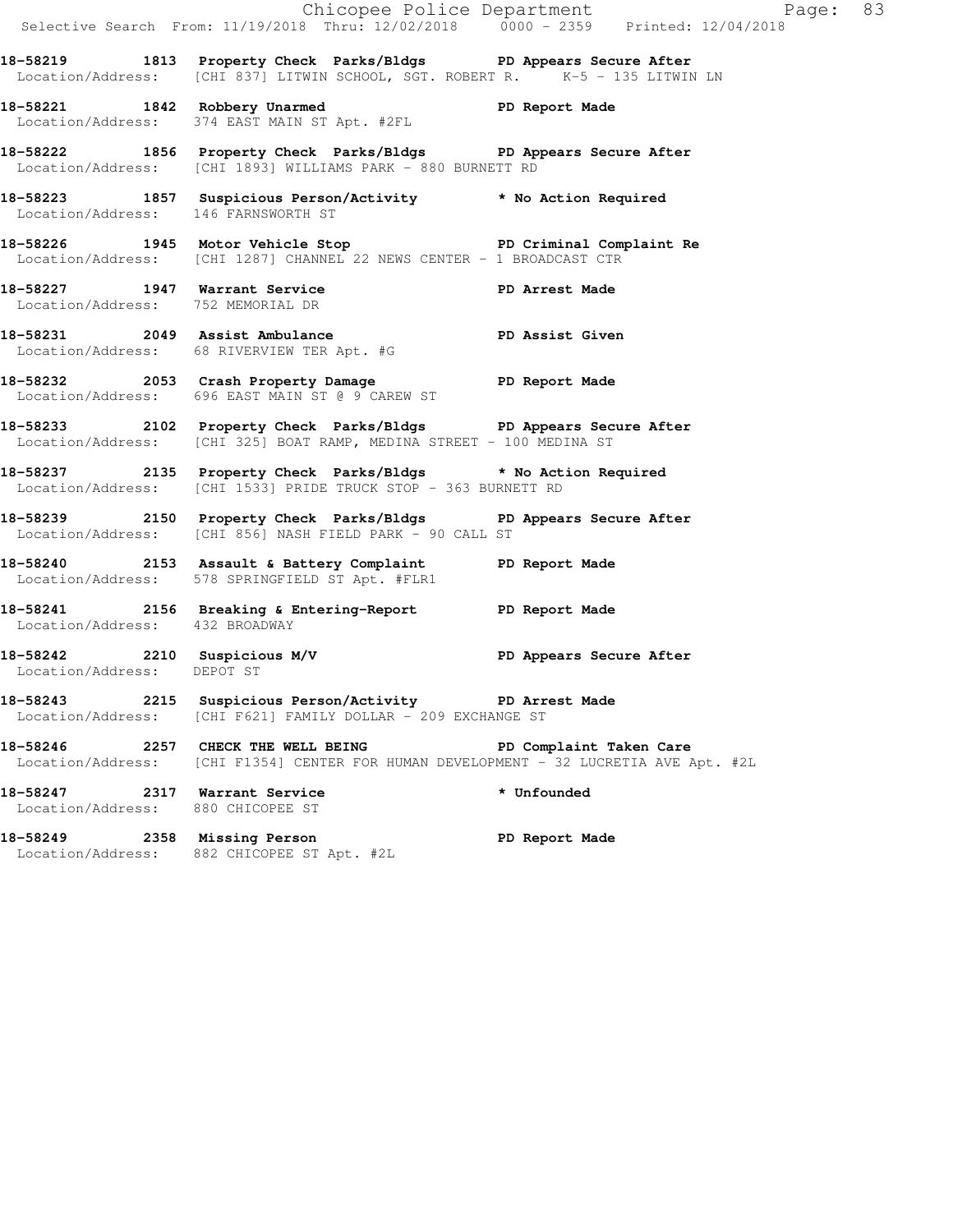**18-58219 1813 Property Check Parks/Bldgs PD Appears Secure After**
Location/Address: [CHI 837] LITWIN SCHOOL, SGT. ROBERT R. K-5 - 135 LITWIN LN

**18-58221 1842 Robbery Unarmed PD Report Made**
Location/Address: 374 EAST MAIN ST Apt. #2FL

**18-58222 1856 Property Check Parks/Bldgs PD Appears Secure After**
Location/Address: [CHI 1893] WILLIAMS PARK - 880 BURNETT RD

**18-58223 1857 Suspicious Person/Activity * No Action Required**
Location/Address: 146 FARNSWORTH ST

**18-58226 1945 Motor Vehicle Stop PD Criminal Complaint Re**
Location/Address: [CHI 1287] CHANNEL 22 NEWS CENTER - 1 BROADCAST CTR

**18-58227 1947 Warrant Service PD Arrest Made**
Location/Address: 752 MEMORIAL DR

**18-58231 2049 Assist Ambulance PD Assist Given**
Location/Address: 68 RIVERVIEW TER Apt. #G

**18-58232 2053 Crash Property Damage PD Report Made**
Location/Address: 696 EAST MAIN ST @ 9 CAREW ST

**18-58233 2102 Property Check Parks/Bldgs PD Appears Secure After**
Location/Address: [CHI 325] BOAT RAMP, MEDINA STREET - 100 MEDINA ST

**18-58237 2135 Property Check Parks/Bldgs * No Action Required**
Location/Address: [CHI 1533] PRIDE TRUCK STOP - 363 BURNETT RD

**18-58239 2150 Property Check Parks/Bldgs PD Appears Secure After**
Location/Address: [CHI 856] NASH FIELD PARK - 90 CALL ST

**18-58240 2153 Assault & Battery Complaint PD Report Made**
Location/Address: 578 SPRINGFIELD ST Apt. #FLR1

**18-58241 2156 Breaking & Entering-Report PD Report Made**
Location/Address: 432 BROADWAY

**18-58242 2210 Suspicious M/V PD Appears Secure After**
Location/Address: DEPOT ST

**18-58243 2215 Suspicious Person/Activity PD Arrest Made**
Location/Address: [CHI F621] FAMILY DOLLAR - 209 EXCHANGE ST

**18-58246 2257 CHECK THE WELL BEING PD Complaint Taken Care**
Location/Address: [CHI F1354] CENTER FOR HUMAN DEVELOPMENT - 32 LUCRETIA AVE Apt. #2L

**18-58247 2317 Warrant Service * Unfounded**
Location/Address: 880 CHICOPEE ST

**18-58249 2358 Missing Person PD Report Made**
Location/Address: 882 CHICOPEE ST Apt. #2L